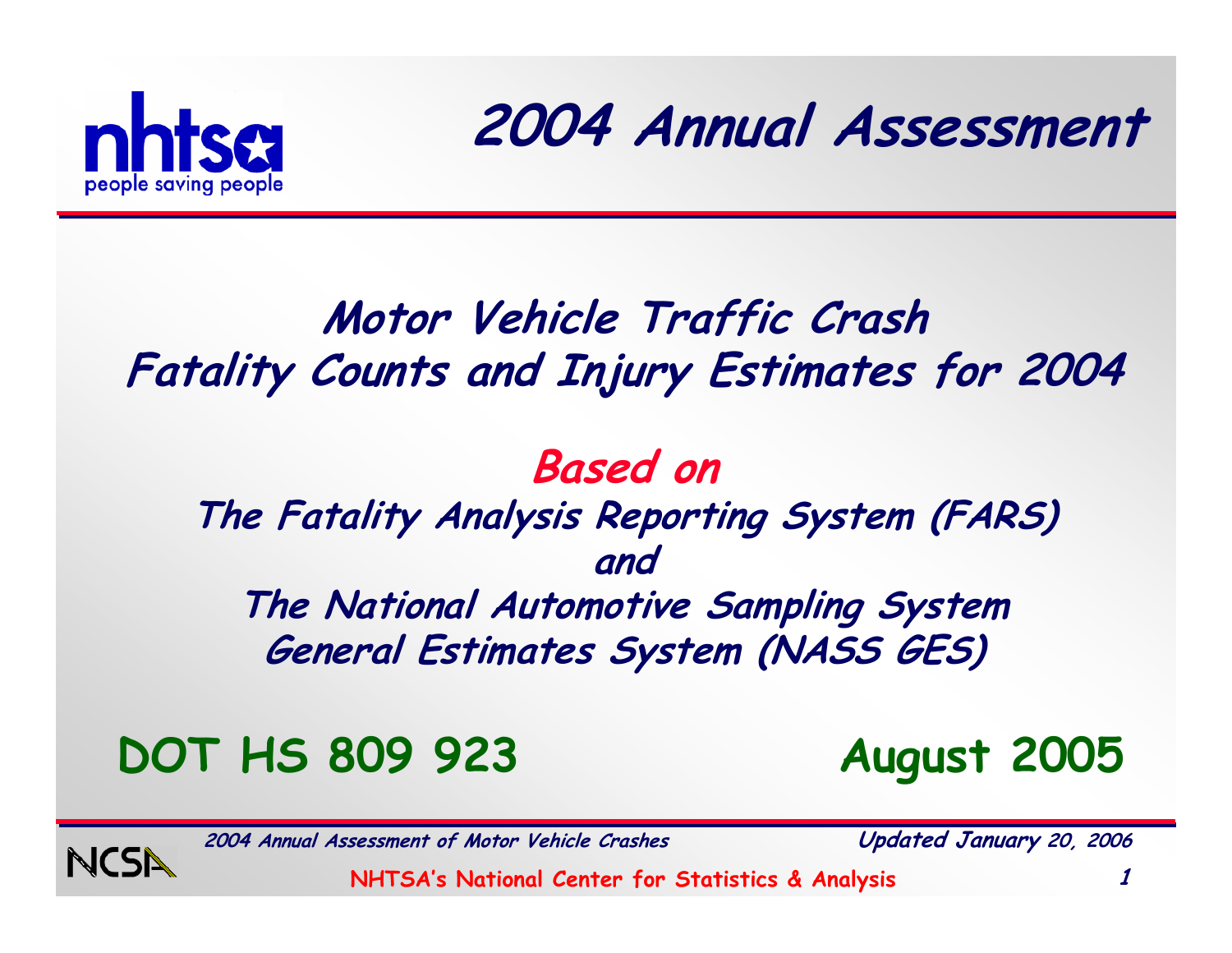# 2004 Annual Assessment

## Motor Vehicle Traffic Crash Fatality Counts and Injury Estimates for 2004

**Based on**

**The Fatality Analysis Reporting System (FARS)**

**and**

**The National Automotive Sampling System General Estimates System (NASS GES)**

**DOT HS 809 923** **August 2005**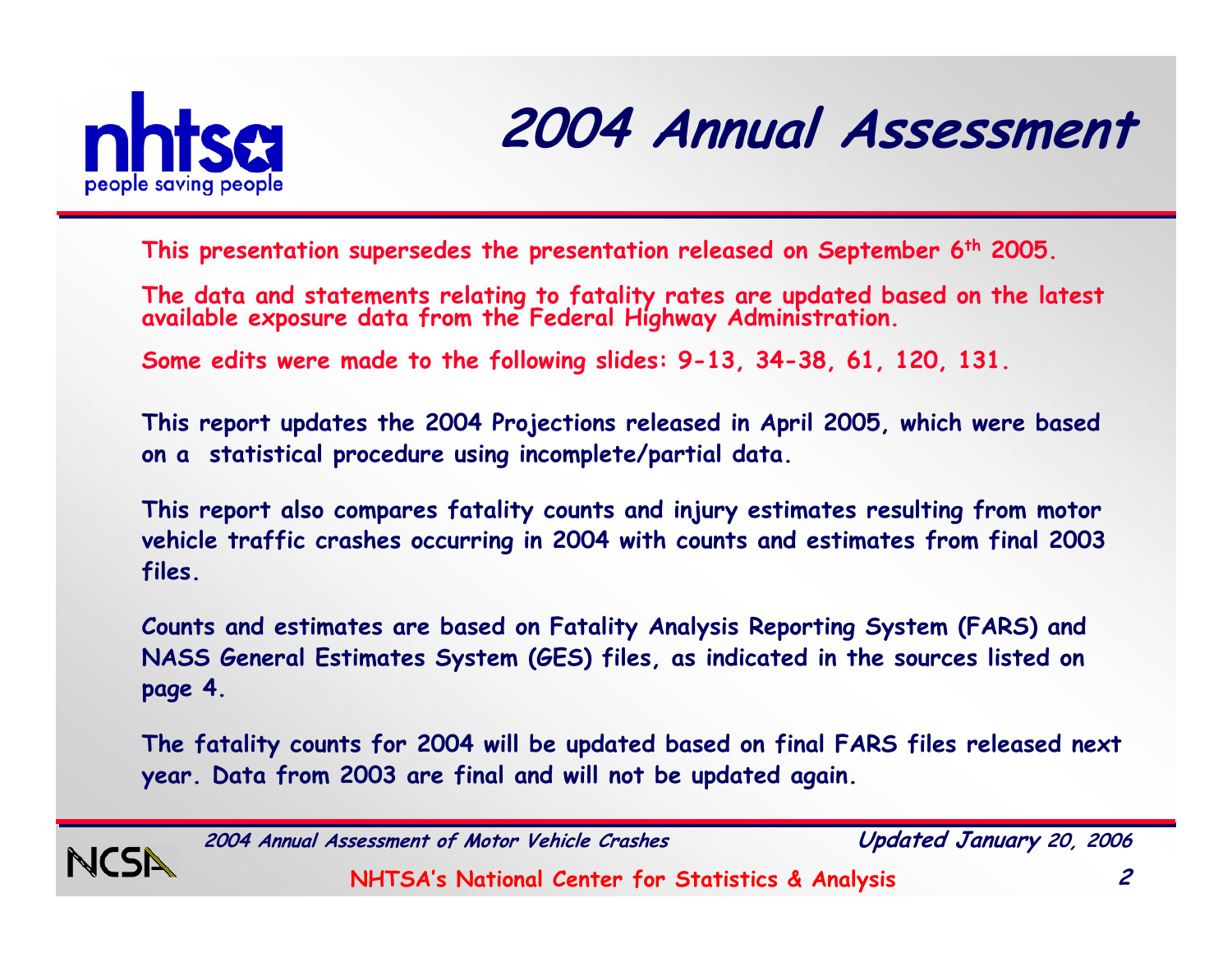# 2004 Annual Assessment

**This presentation supersedes the presentation released on September 6th 2005.**

**The data and statements relating to fatality rates are updated based on the latest available exposure data from the Federal Highway Administration.**

**Some edits were made to the following slides: 9-13, 34-38, 61, 120, 131.**

**This report updates the 2004 Projections released in April 2005, which were based on a statistical procedure using incomplete/partial data.**

**This report also compares fatality counts and injury estimates resulting from motor vehicle traffic crashes occurring in 2004 with counts and estimates from final 2003 files.**

**Counts and estimates are based on Fatality Analysis Reporting System (FARS) and NASS General Estimates System (GES) files, as indicated in the sources listed on page 4.**

**The fatality counts for 2004 will be updated based on final FARS files released next year. Data from 2003 are final and will not be updated again.**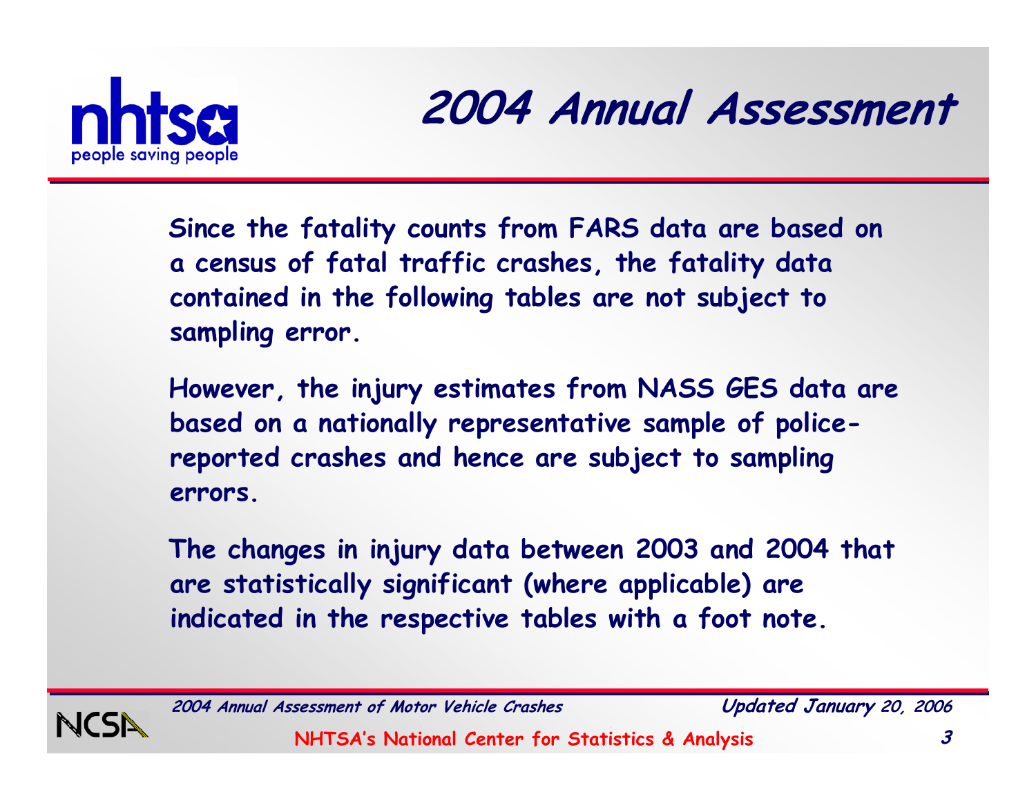# 2004 Annual Assessment

Since the fatality counts from FARS data are based on a census of fatal traffic crashes, the fatality data contained in the following tables are not subject to sampling error.

However, the injury estimates from NASS GES data are based on a nationally representative sample of police-reported crashes and hence are subject to sampling errors.

The changes in injury data between 2003 and 2004 that are statistically significant (where applicable) are indicated in the respective tables with a foot note.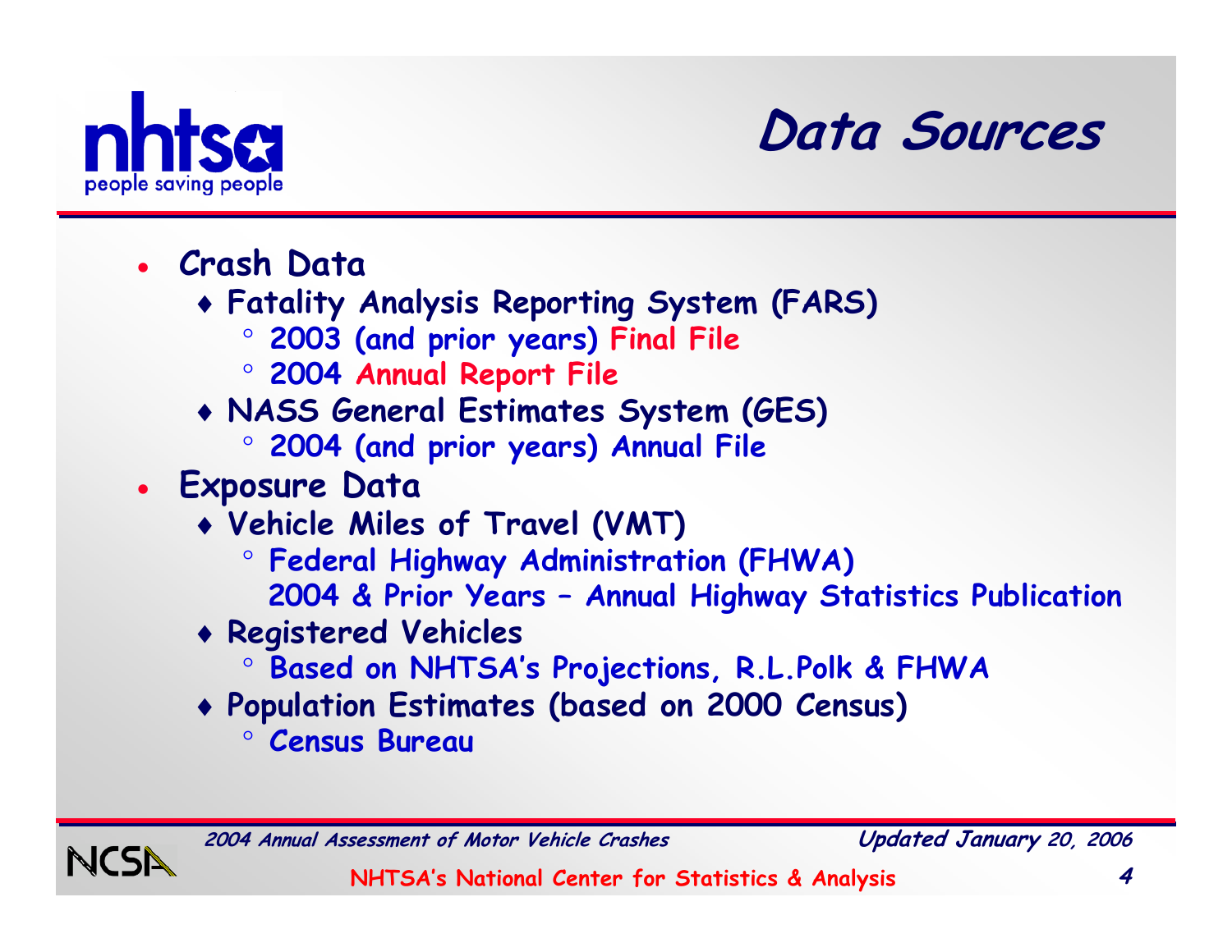# Data Sources

- **Crash Data**
  - **Fatality Analysis Reporting System (FARS)**
    - **2003 (and prior years) Final File**
    - **2004 Annual Report File**
  - **NASS General Estimates System (GES)**
    - **2004 (and prior years) Annual File**
- **Exposure Data**
  - **Vehicle Miles of Travel (VMT)**
    - **Federal Highway Administration (FHWA)**
      **2004 & Prior Years – Annual Highway Statistics Publication**
  - **Registered Vehicles**
    - **Based on NHTSA's Projections, R.L.Polk & FHWA**
  - **Population Estimates (based on 2000 Census)**
    - **Census Bureau**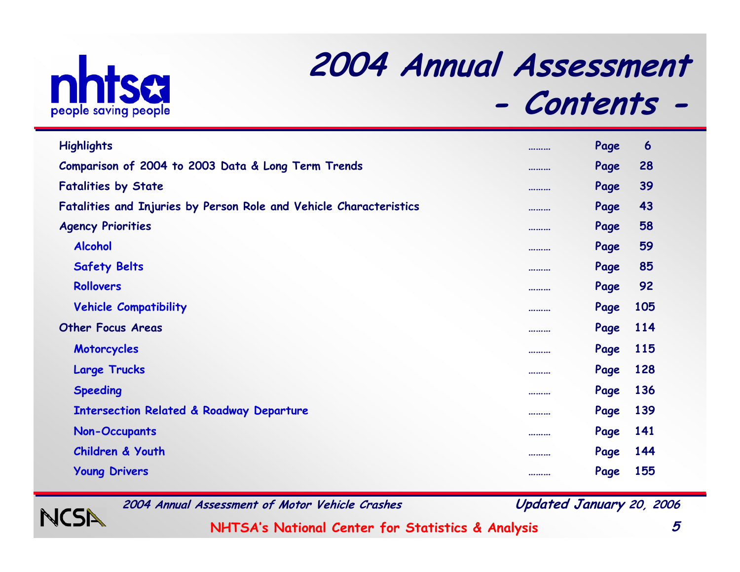# 2004 Annual Assessment - Contents -

- Highlights ......... Page 6
- Comparison of 2004 to 2003 Data & Long Term Trends ......... Page 28
- Fatalities by State ......... Page 39
- Fatalities and Injuries by Person Role and Vehicle Characteristics ......... Page 43
- Agency Priorities ......... Page 58
  - Alcohol ......... Page 59
  - Safety Belts ......... Page 85
  - Rollovers ......... Page 92
  - Vehicle Compatibility ......... Page 105
- Other Focus Areas ......... Page 114
  - Motorcycles ......... Page 115
  - Large Trucks ......... Page 128
  - Speeding ......... Page 136
  - Intersection Related & Roadway Departure ......... Page 139
  - Non-Occupants ......... Page 141
  - Children & Youth ......... Page 144
  - Young Drivers ......... Page 155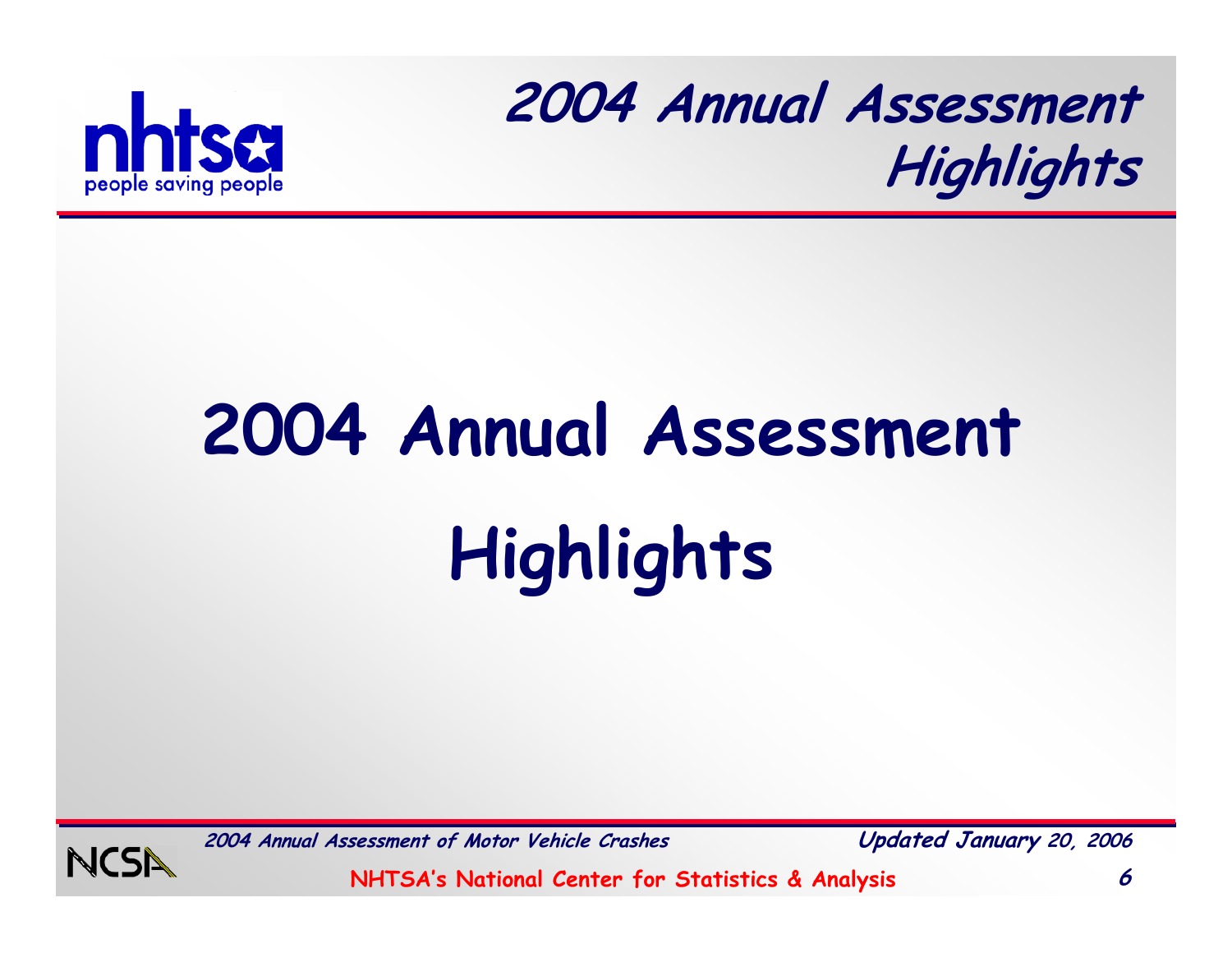# 2004 Annual Assessment Highlights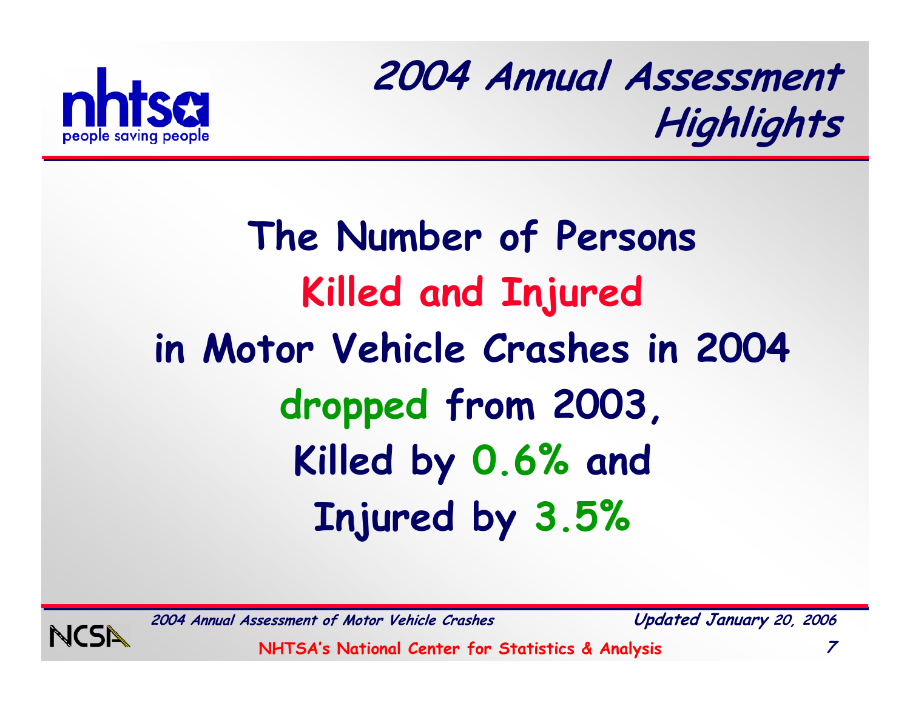# 2004 Annual Assessment Highlights

The Number of Persons Killed and Injured in Motor Vehicle Crashes in 2004 dropped from 2003, Killed by 0.6% and Injured by 3.5%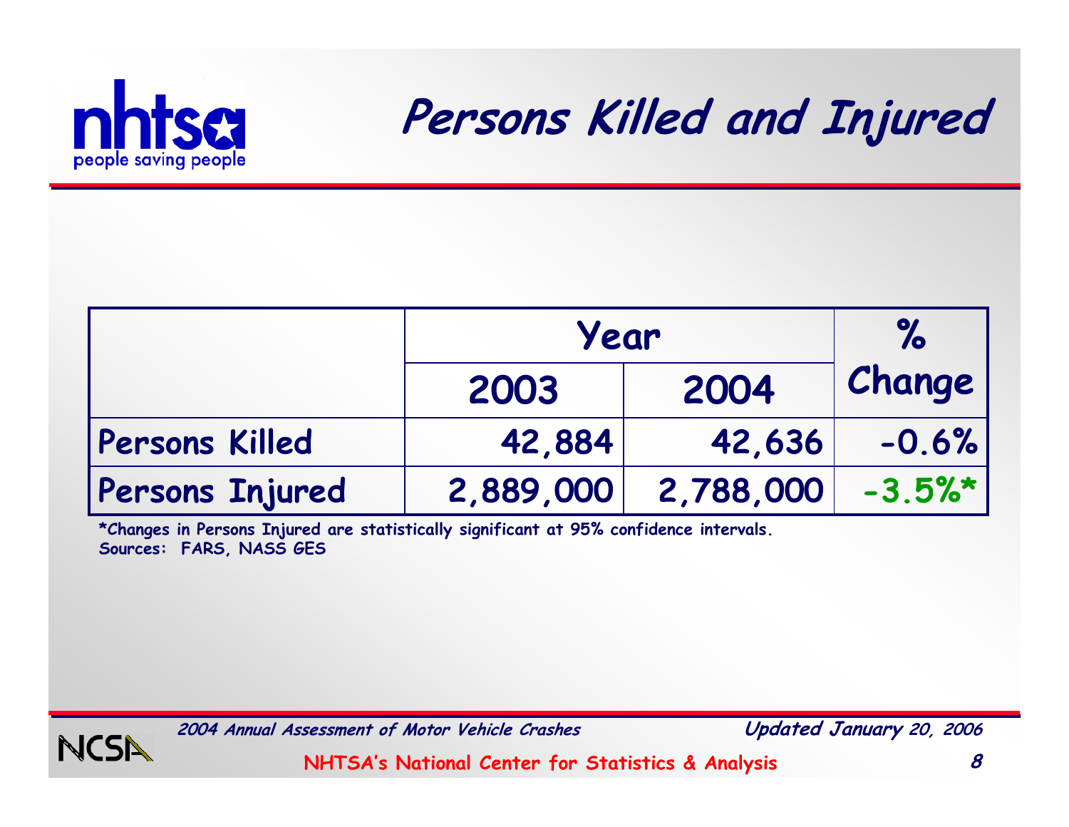# Persons Killed and Injured

| | Year | | % Change |
|---|---|---|---|
| | 2003 | 2004 | |
| Persons Killed | 42,884 | 42,636 | -0.6% |
| Persons Injured | 2,889,000 | 2,788,000 | -3.5%* |

*Changes in Persons Injured are statistically significant at 95% confidence intervals.
Sources: FARS, NASS GES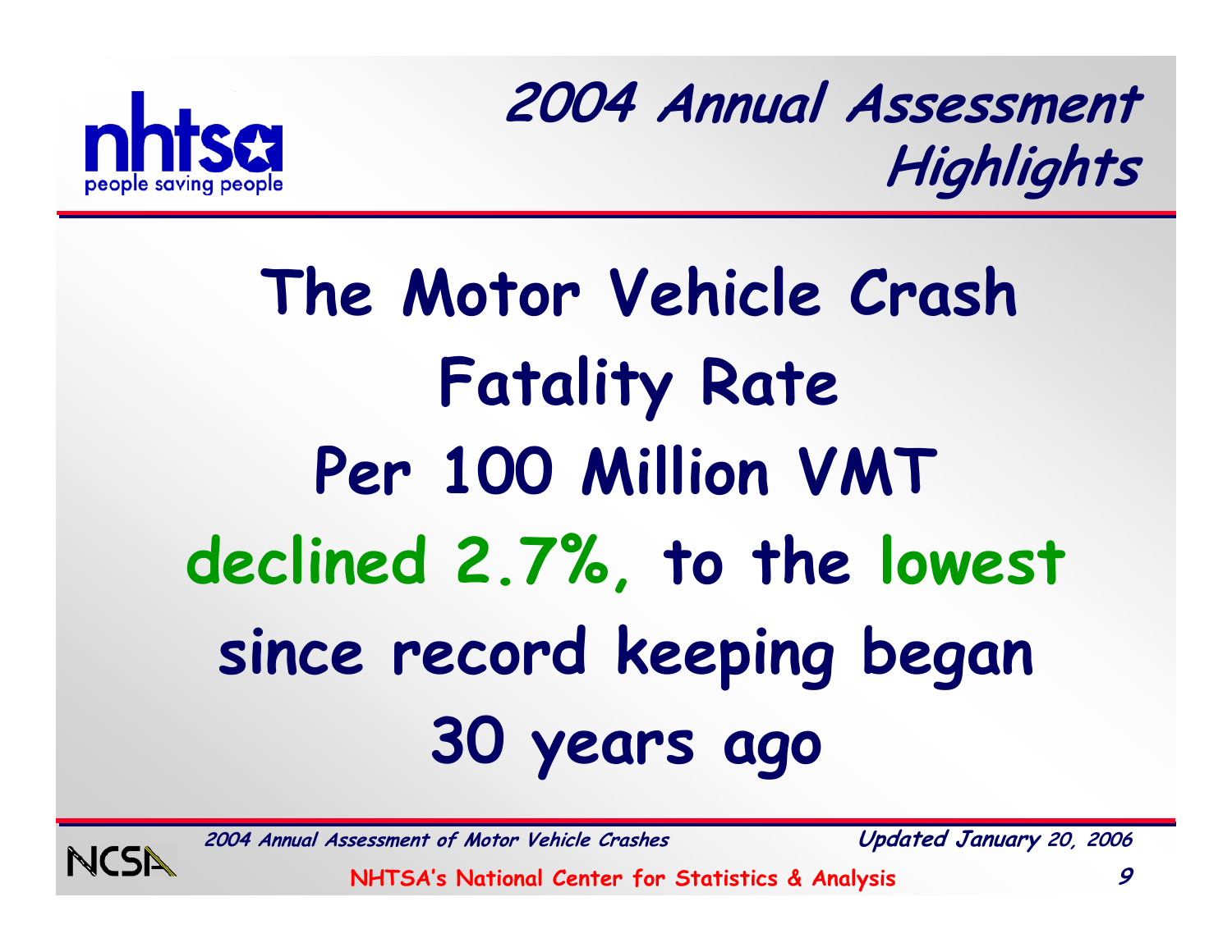## 2004 Annual Assessment Highlights

**The Motor Vehicle Crash Fatality Rate Per 100 Million VMT declined 2.7%, to the lowest since record keeping began 30 years ago**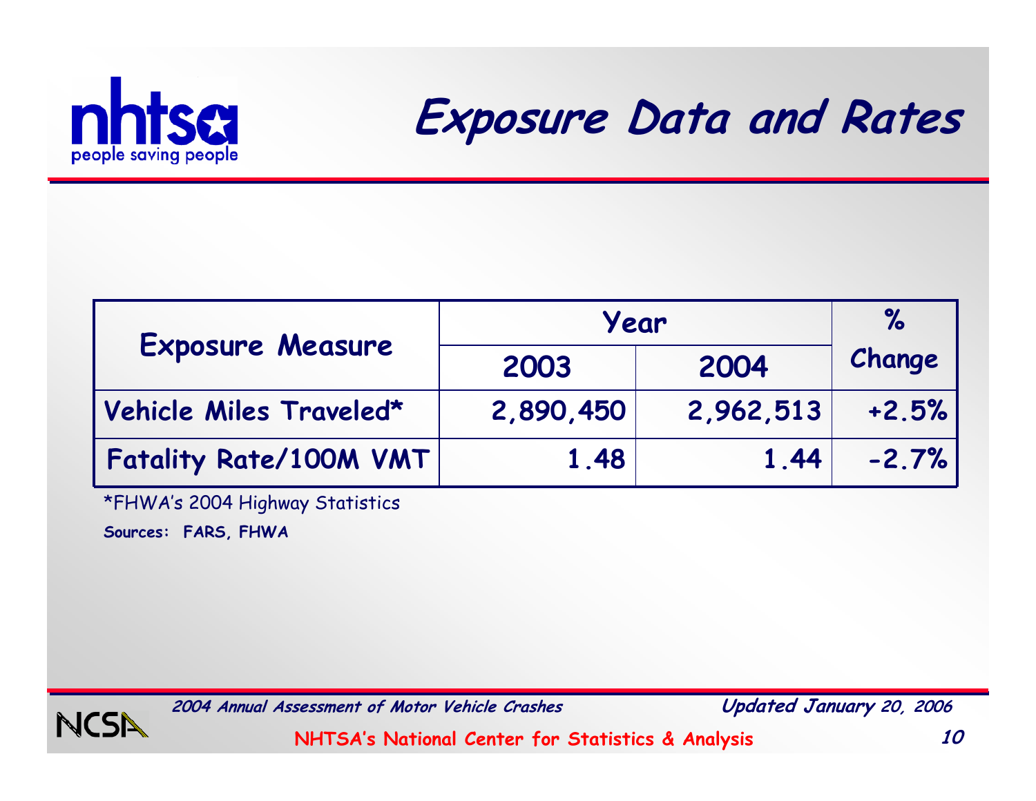# Exposure Data and Rates

| Exposure Measure | Year | | % Change |
|---|---|---|---|
| | 2003 | 2004 | |
| Vehicle Miles Traveled* | 2,890,450 | 2,962,513 | +2.5% |
| Fatality Rate/100M VMT | 1.48 | 1.44 | -2.7% |

*FHWA's 2004 Highway Statistics

**Sources: FARS, FHWA**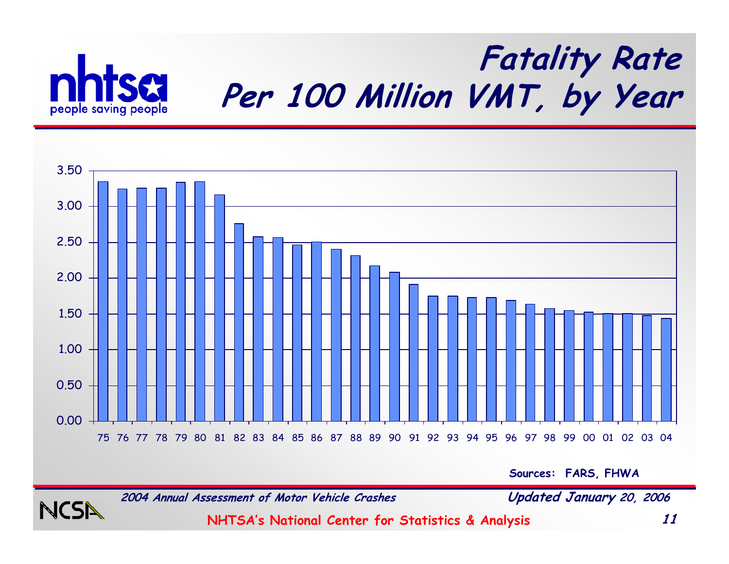# Fatality Rate Per 100 Million VMT, by Year

Sources: FARS, FHWA

*2004 Annual Assessment of Motor Vehicle Crashes* — *Updated January 20, 2006*

NHTSA's National Center for Statistics & Analysis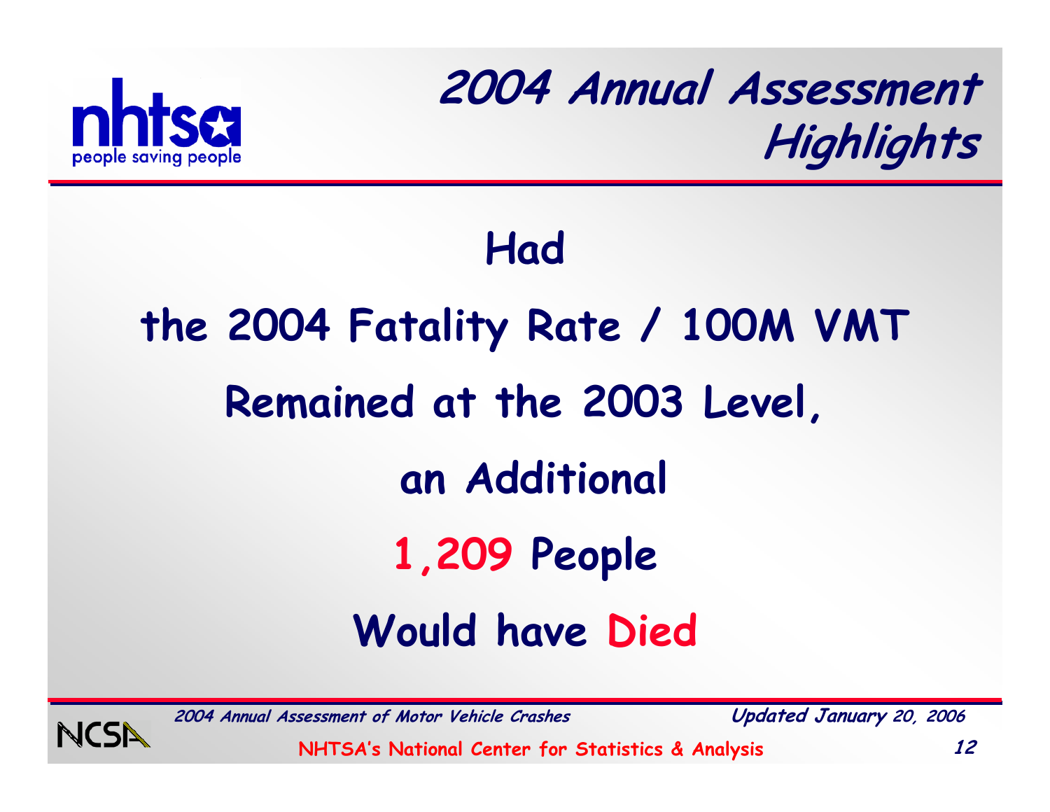# 2004 Annual Assessment Highlights

Had

the 2004 Fatality Rate / 100M VMT

Remained at the 2003 Level,

an Additional

**1,209** People

Would have **Died**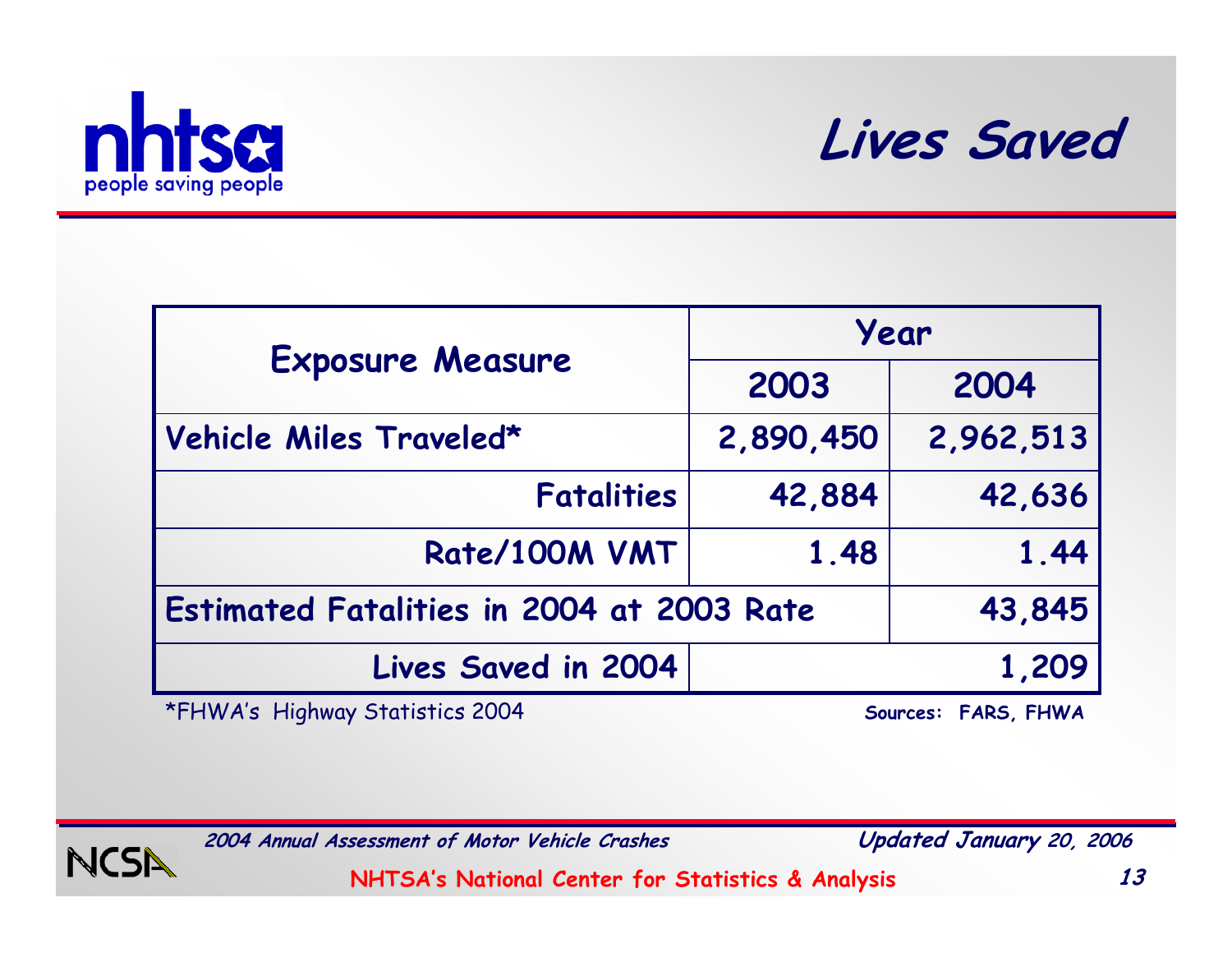# Lives Saved

| Exposure Measure | Year | |
|---|---|---|
| | 2003 | 2004 |
| Vehicle Miles Traveled* | 2,890,450 | 2,962,513 |
| Fatalities | 42,884 | 42,636 |
| Rate/100M VMT | 1.48 | 1.44 |
| Estimated Fatalities in 2004 at 2003 Rate | | 43,845 |
| Lives Saved in 2004 | | 1,209 |

*FHWA's Highway Statistics 2004

Sources: FARS, FHWA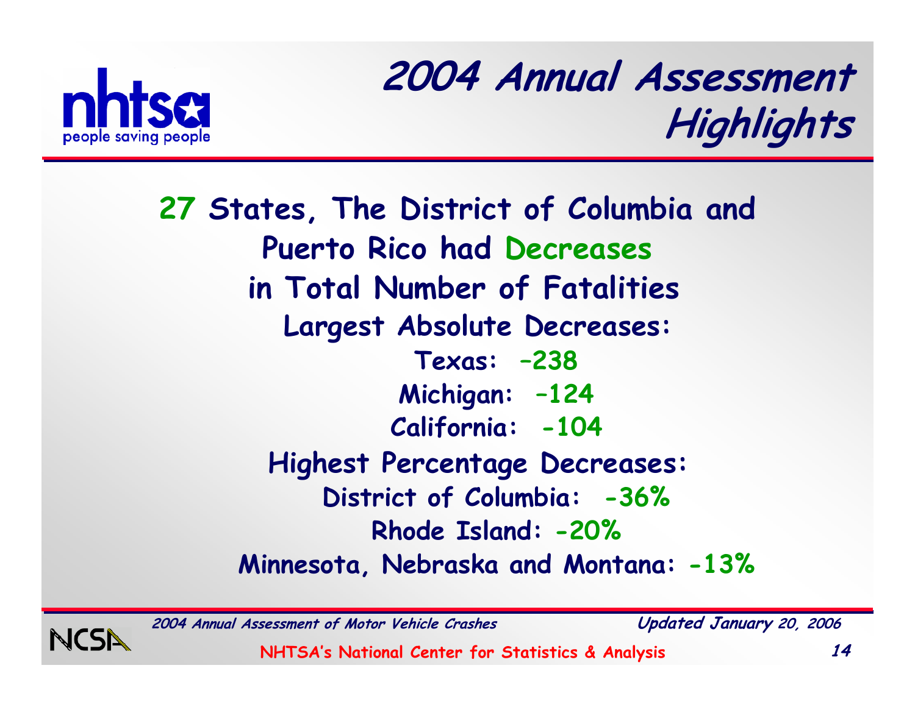# 2004 Annual Assessment Highlights

**27 States, The District of Columbia and Puerto Rico had Decreases in Total Number of Fatalities**

**Largest Absolute Decreases:**

- Texas: –238
- Michigan: –124
- California: -104

**Highest Percentage Decreases:**

- District of Columbia: -36%
- Rhode Island: -20%
- Minnesota, Nebraska and Montana: -13%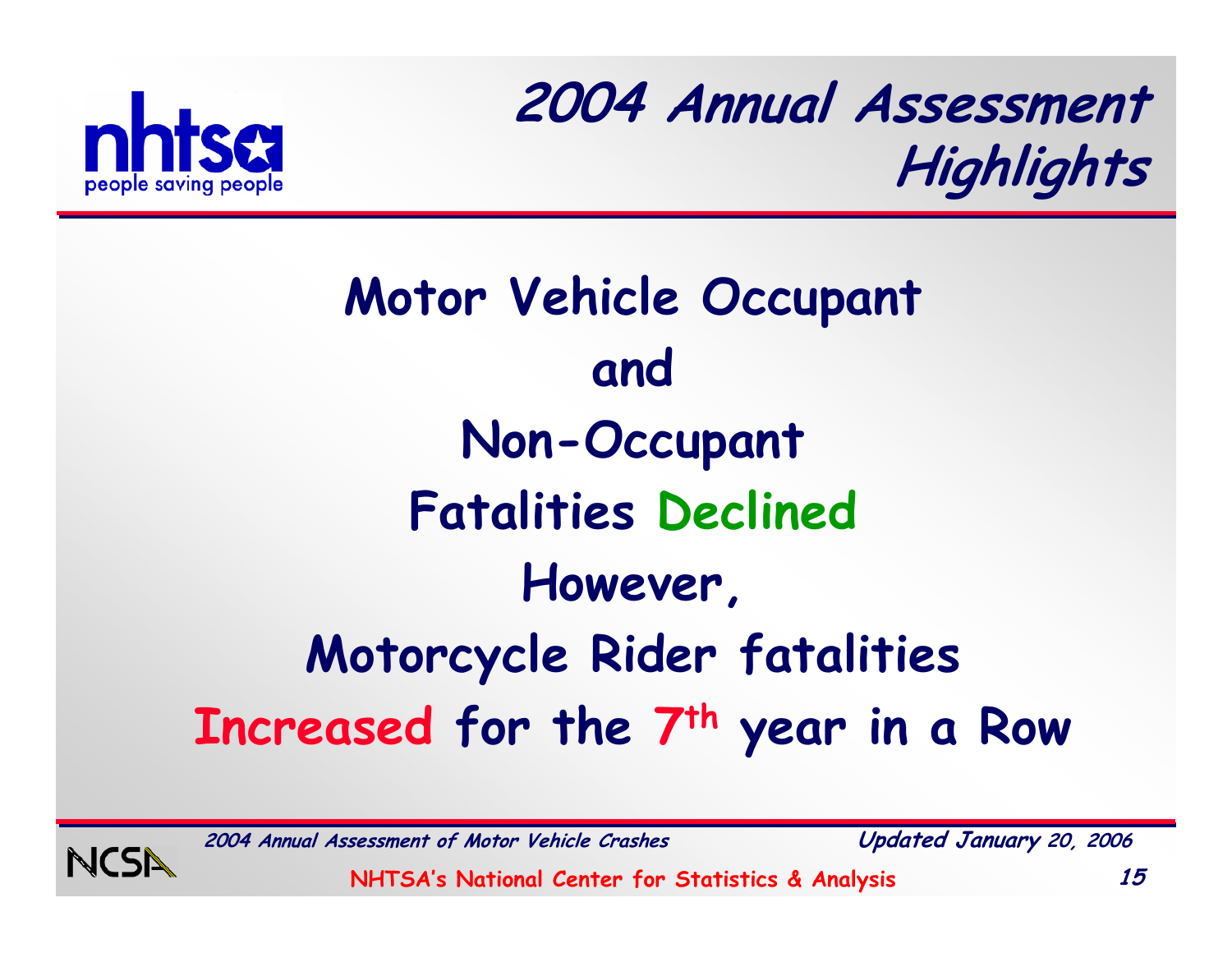# 2004 Annual Assessment Highlights

**Motor Vehicle Occupant**

**and**

**Non-Occupant**

**Fatalities Declined**

**However,**

**Motorcycle Rider fatalities**

**Increased for the 7th year in a Row**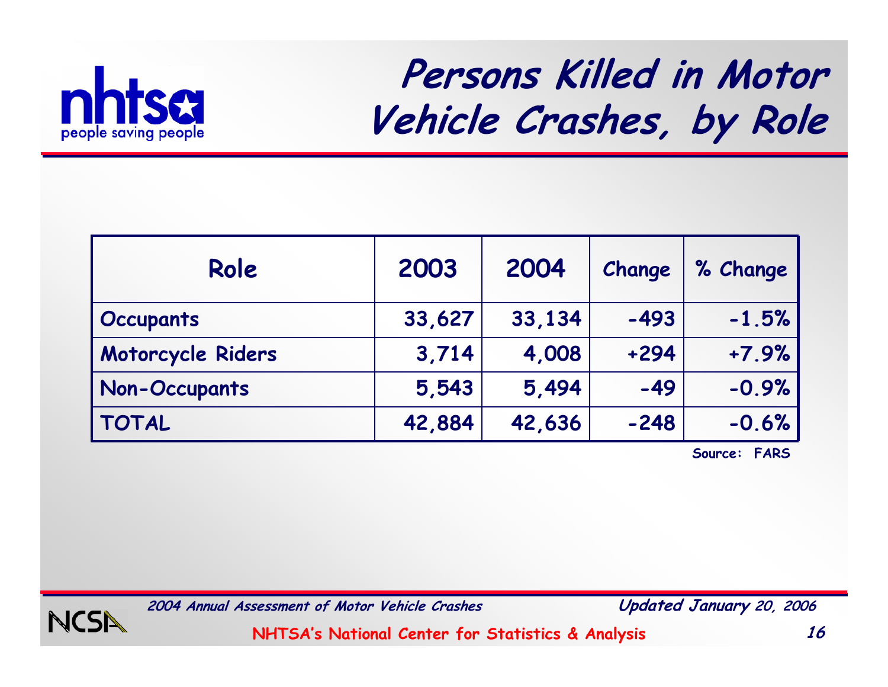# Persons Killed in Motor Vehicle Crashes, by Role

| Role | 2003 | 2004 | Change | % Change |
|---|---|---|---|---|
| Occupants | 33,627 | 33,134 | -493 | -1.5% |
| Motorcycle Riders | 3,714 | 4,008 | +294 | +7.9% |
| Non-Occupants | 5,543 | 5,494 | -49 | -0.9% |
| TOTAL | 42,884 | 42,636 | -248 | -0.6% |

Source: FARS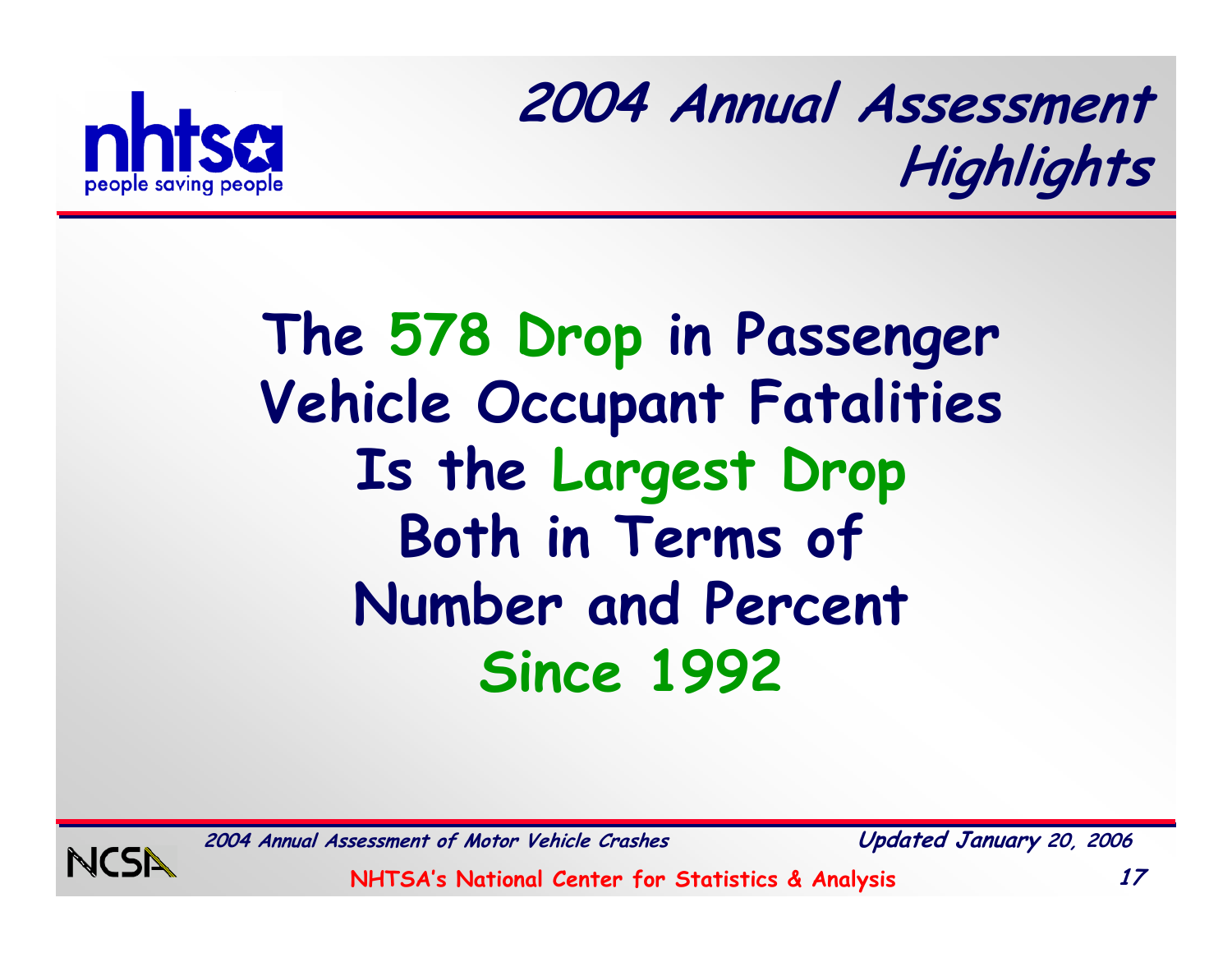## 2004 Annual Assessment Highlights

# The 578 Drop in Passenger Vehicle Occupant Fatalities Is the Largest Drop Both in Terms of Number and Percent Since 1992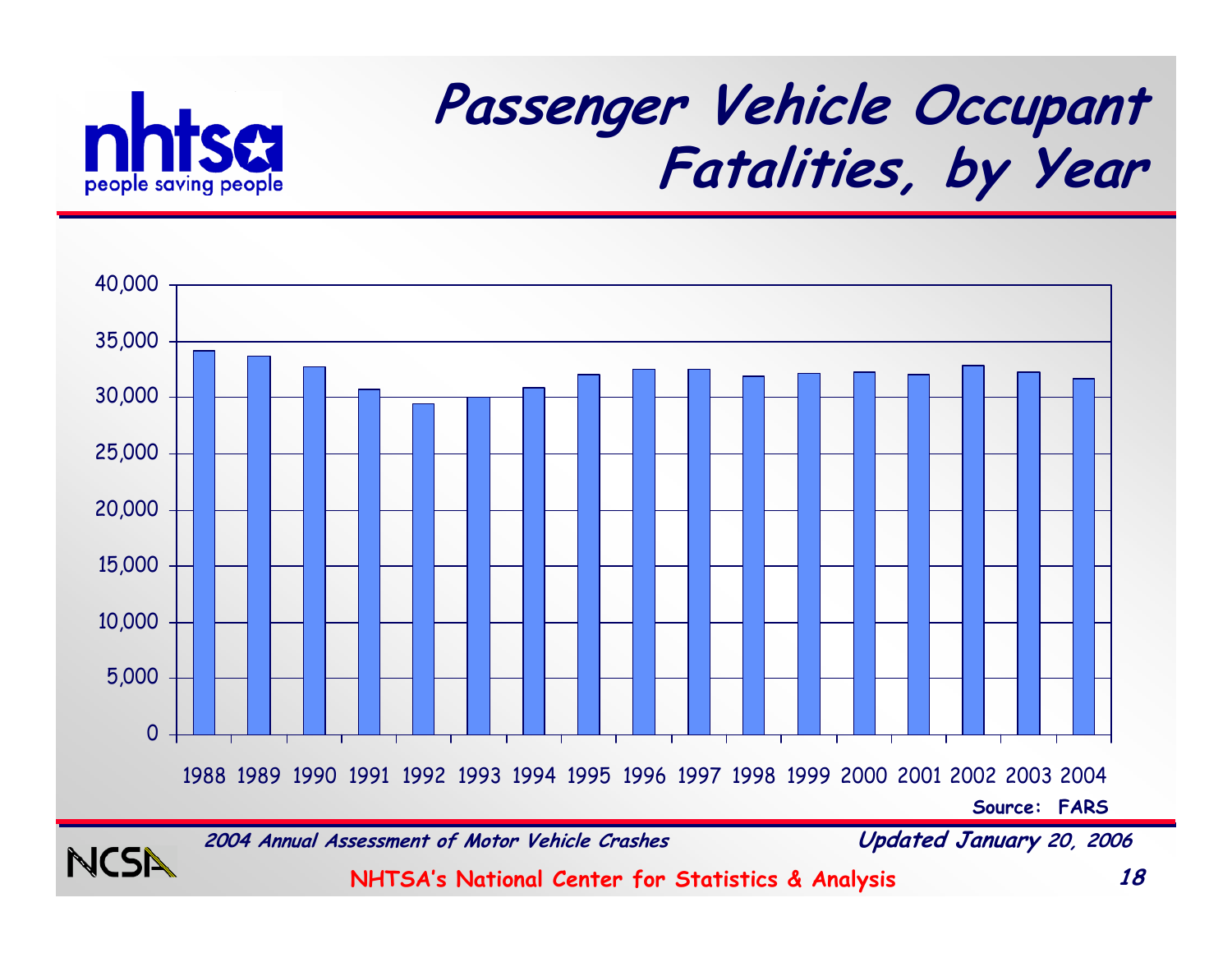# Passenger Vehicle Occupant Fatalities, by Year

| Year | Fatalities |
|---|---|
| 1988 | ~34,100 |
| 1989 | ~33,700 |
| 1990 | ~32,700 |
| 1991 | ~30,700 |
| 1992 | ~29,400 |
| 1993 | ~30,000 |
| 1994 | ~30,900 |
| 1995 | ~32,000 |
| 1996 | ~32,500 |
| 1997 | ~32,500 |
| 1998 | ~31,900 |
| 1999 | ~32,100 |
| 2000 | ~32,200 |
| 2001 | ~32,000 |
| 2002 | ~32,800 |
| 2003 | ~32,200 |
| 2004 | ~31,700 |

Source: FARS

*2004 Annual Assessment of Motor Vehicle Crashes* — *Updated January 20, 2006*

NHTSA's National Center for Statistics & Analysis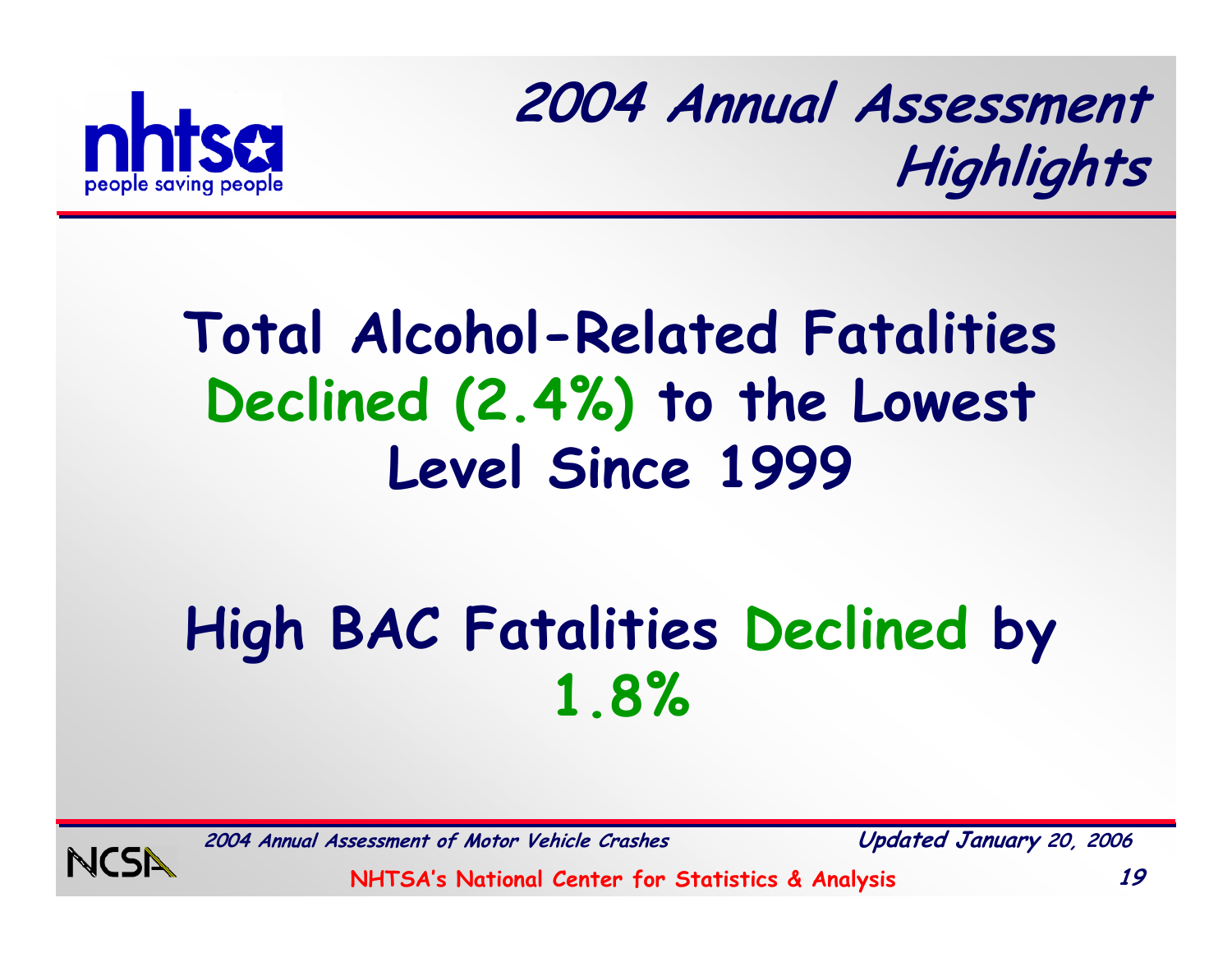# 2004 Annual Assessment Highlights

## Total Alcohol-Related Fatalities Declined (2.4%) to the Lowest Level Since 1999

## High BAC Fatalities Declined by 1.8%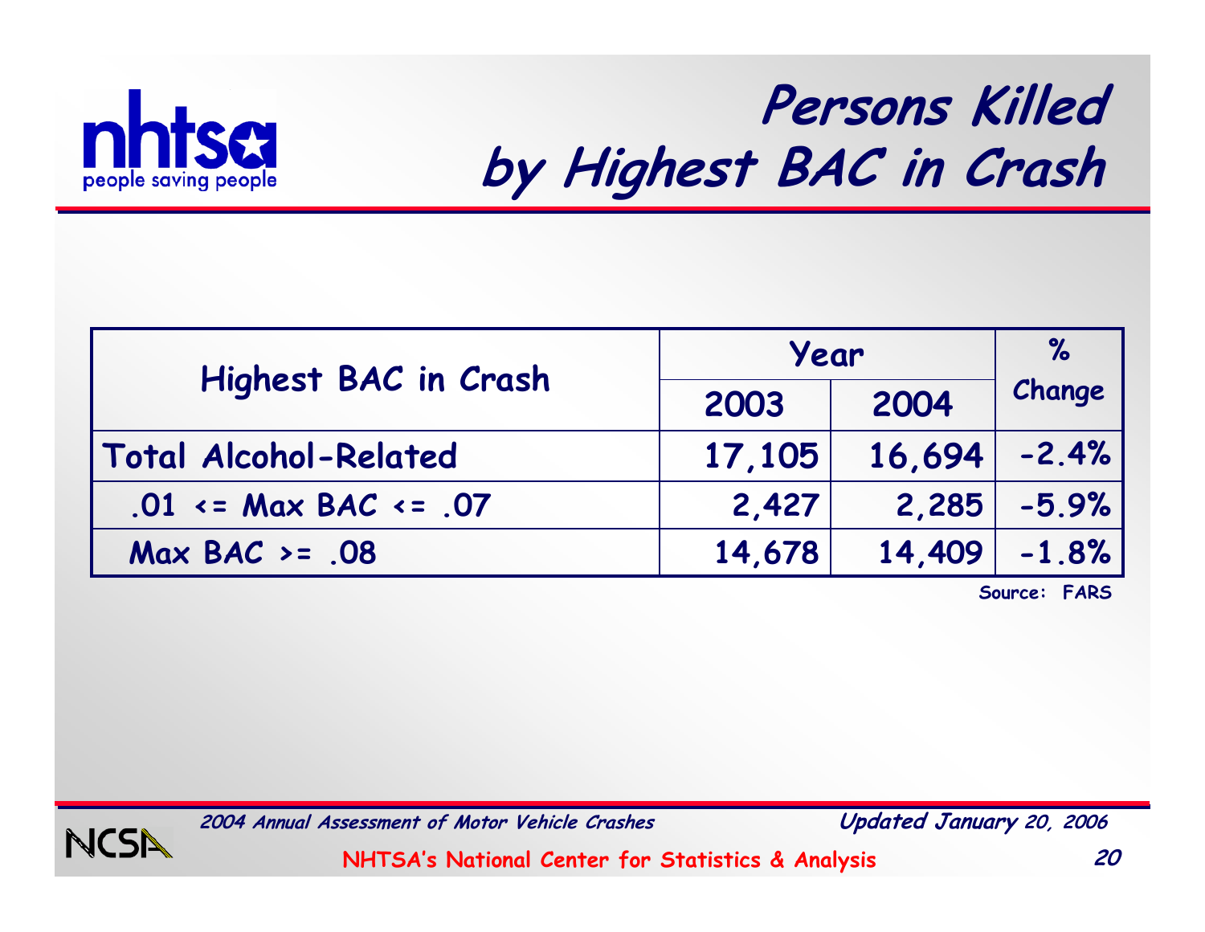# Persons Killed by Highest BAC in Crash

| Highest BAC in Crash | Year | | % Change |
|---|---|---|---|
| | 2003 | 2004 | |
| Total Alcohol-Related | 17,105 | 16,694 | -2.4% |
| .01 <= Max BAC <= .07 | 2,427 | 2,285 | -5.9% |
| Max BAC >= .08 | 14,678 | 14,409 | -1.8% |

Source: FARS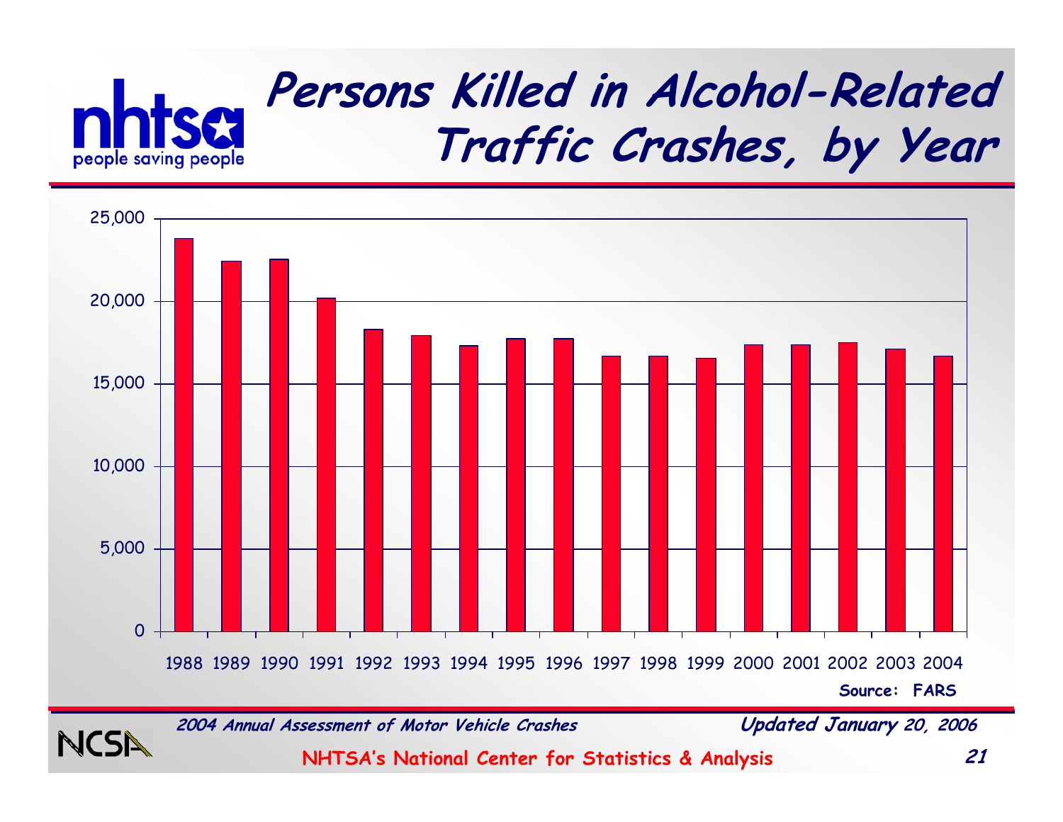# Persons Killed in Alcohol-Related Traffic Crashes, by Year

Source: FARS

2004 Annual Assessment of Motor Vehicle Crashes

Updated January 20, 2006

NHTSA's National Center for Statistics & Analysis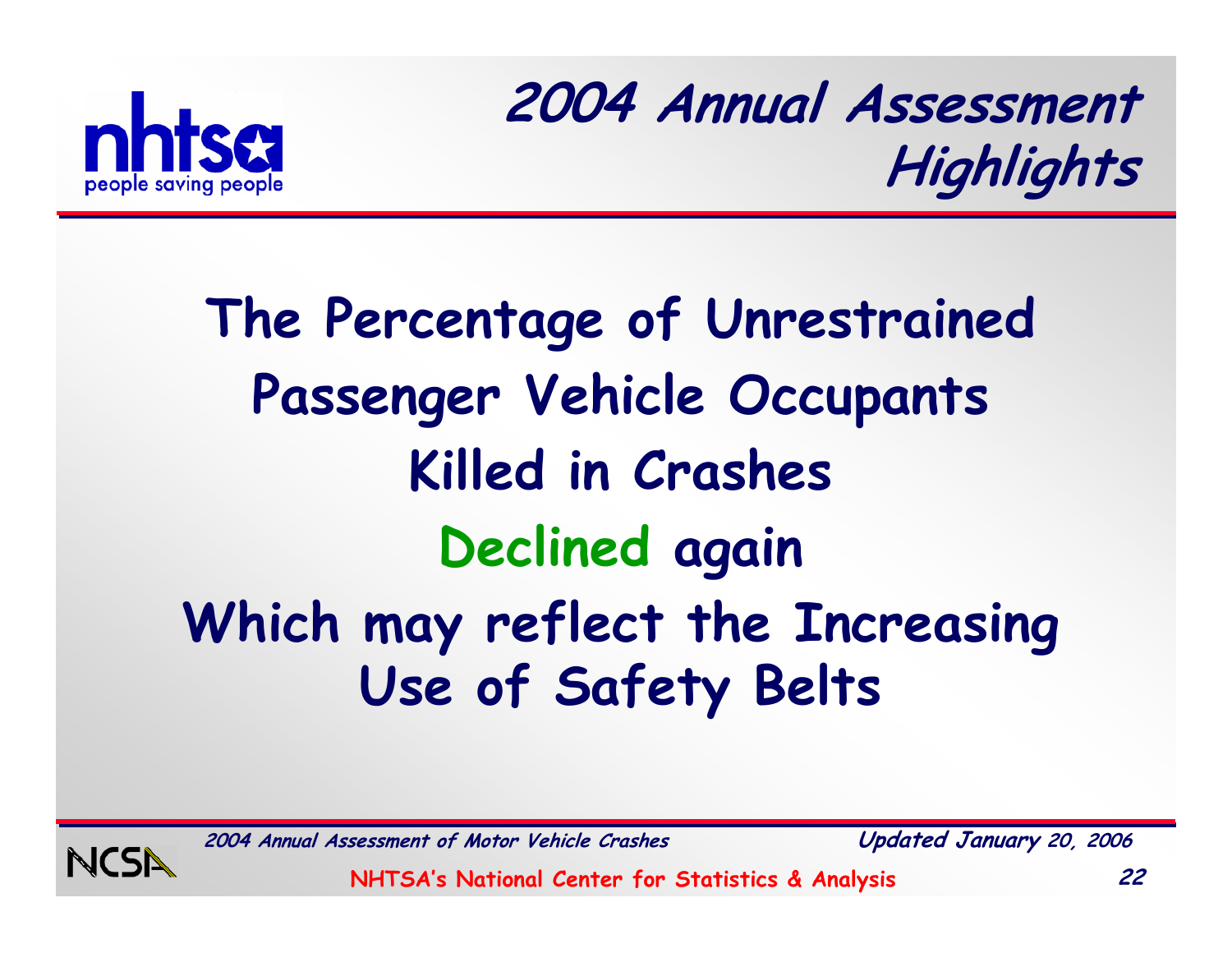## 2004 Annual Assessment Highlights

**The Percentage of Unrestrained Passenger Vehicle Occupants Killed in Crashes Declined again Which may reflect the Increasing Use of Safety Belts**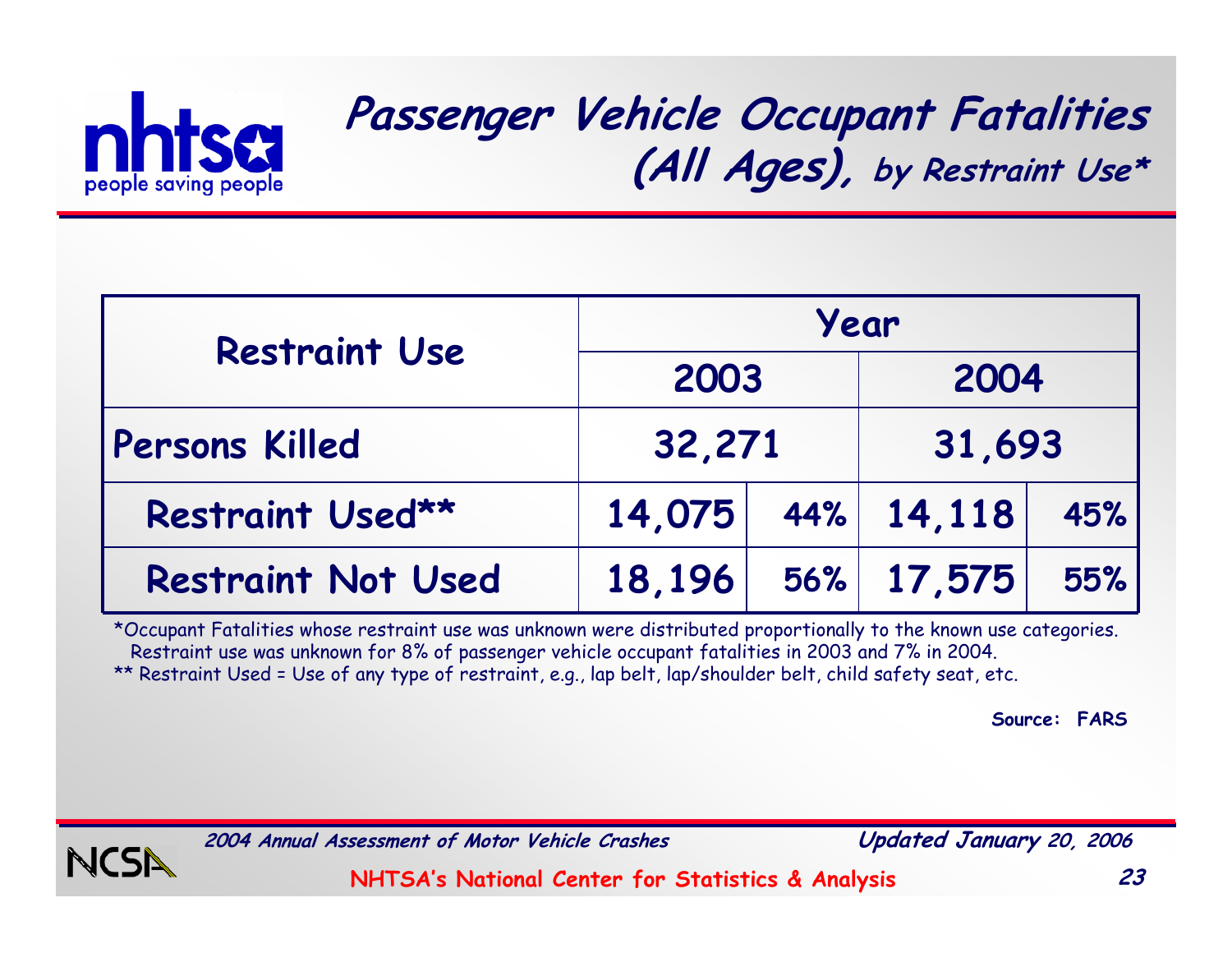# Passenger Vehicle Occupant Fatalities (All Ages), by Restraint Use*

| Restraint Use | Year | | | |
|---|---|---|---|---|
| | 2003 | | 2004 | |
| Persons Killed | 32,271 | | 31,693 | |
| Restraint Used** | 14,075 | 44% | 14,118 | 45% |
| Restraint Not Used | 18,196 | 56% | 17,575 | 55% |

*Occupant Fatalities whose restraint use was unknown were distributed proportionally to the known use categories. Restraint use was unknown for 8% of passenger vehicle occupant fatalities in 2003 and 7% in 2004.

** Restraint Used = Use of any type of restraint, e.g., lap belt, lap/shoulder belt, child safety seat, etc.

**Source: FARS**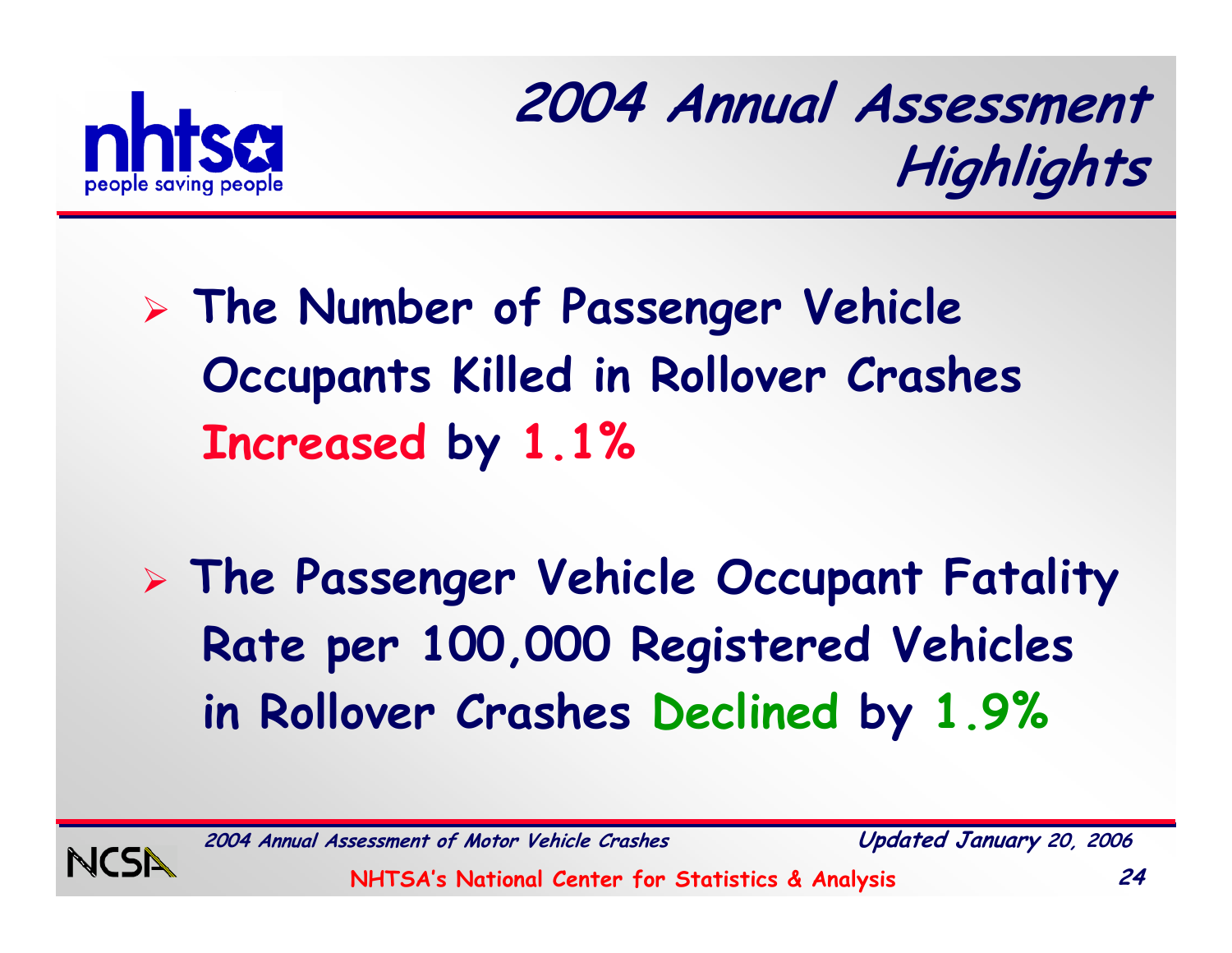# 2004 Annual Assessment Highlights

- **The Number of Passenger Vehicle Occupants Killed in Rollover Crashes Increased by 1.1%**

- **The Passenger Vehicle Occupant Fatality Rate per 100,000 Registered Vehicles in Rollover Crashes Declined by 1.9%**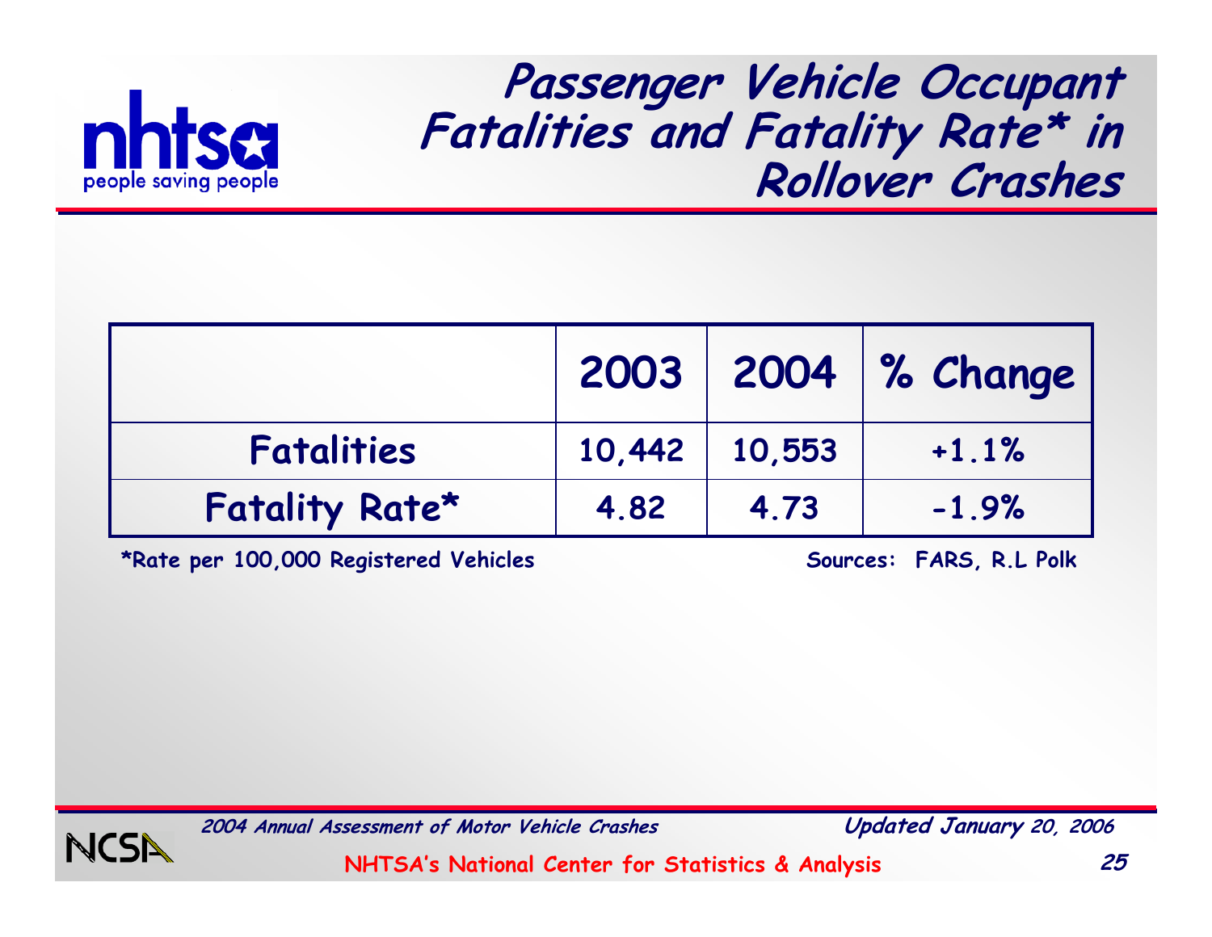# Passenger Vehicle Occupant Fatalities and Fatality Rate* in Rollover Crashes

| | 2003 | 2004 | % Change |
|---|---|---|---|
| Fatalities | 10,442 | 10,553 | +1.1% |
| Fatality Rate* | 4.82 | 4.73 | -1.9% |

*Rate per 100,000 Registered Vehicles

Sources: FARS, R.L Polk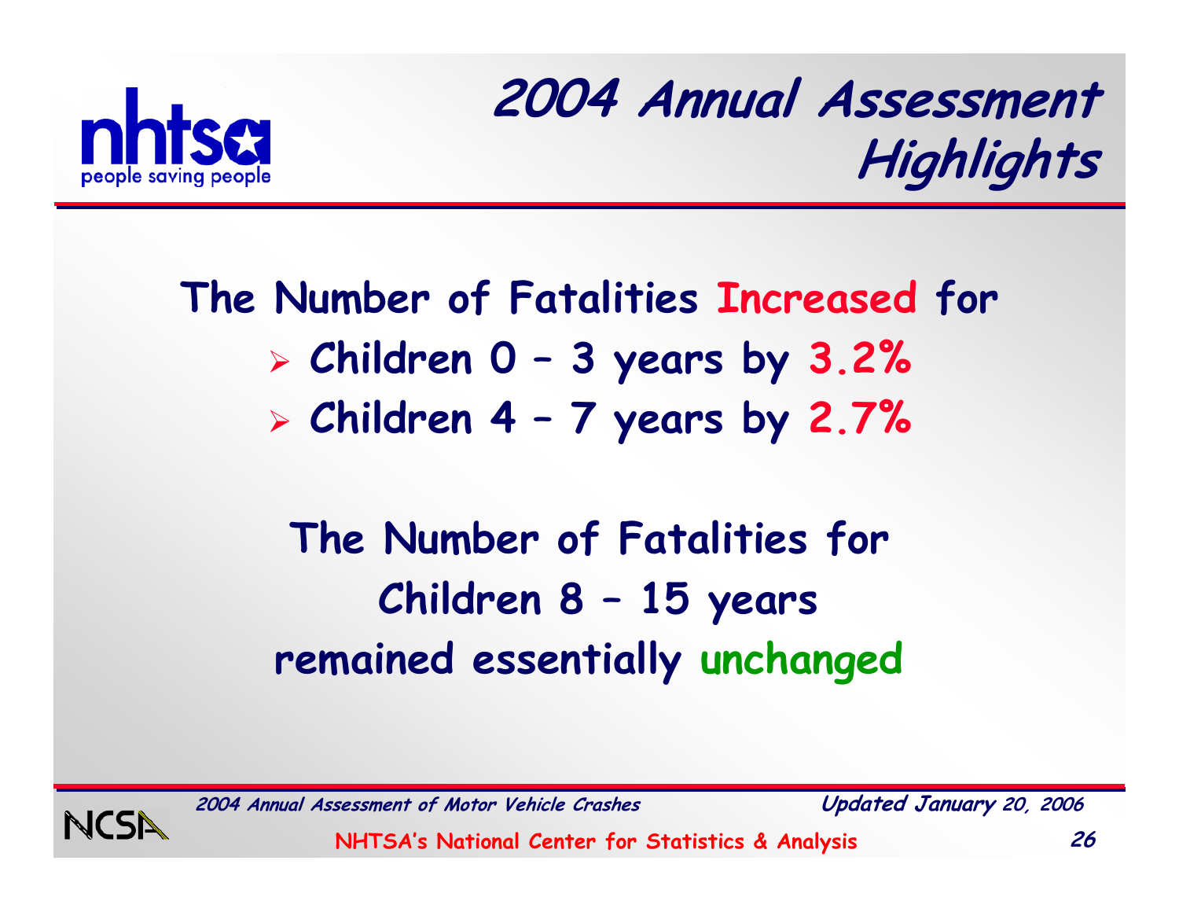# 2004 Annual Assessment Highlights

**The Number of Fatalities Increased for**

- **Children 0 – 3 years by 3.2%**
- **Children 4 – 7 years by 2.7%**

**The Number of Fatalities for Children 8 – 15 years remained essentially unchanged**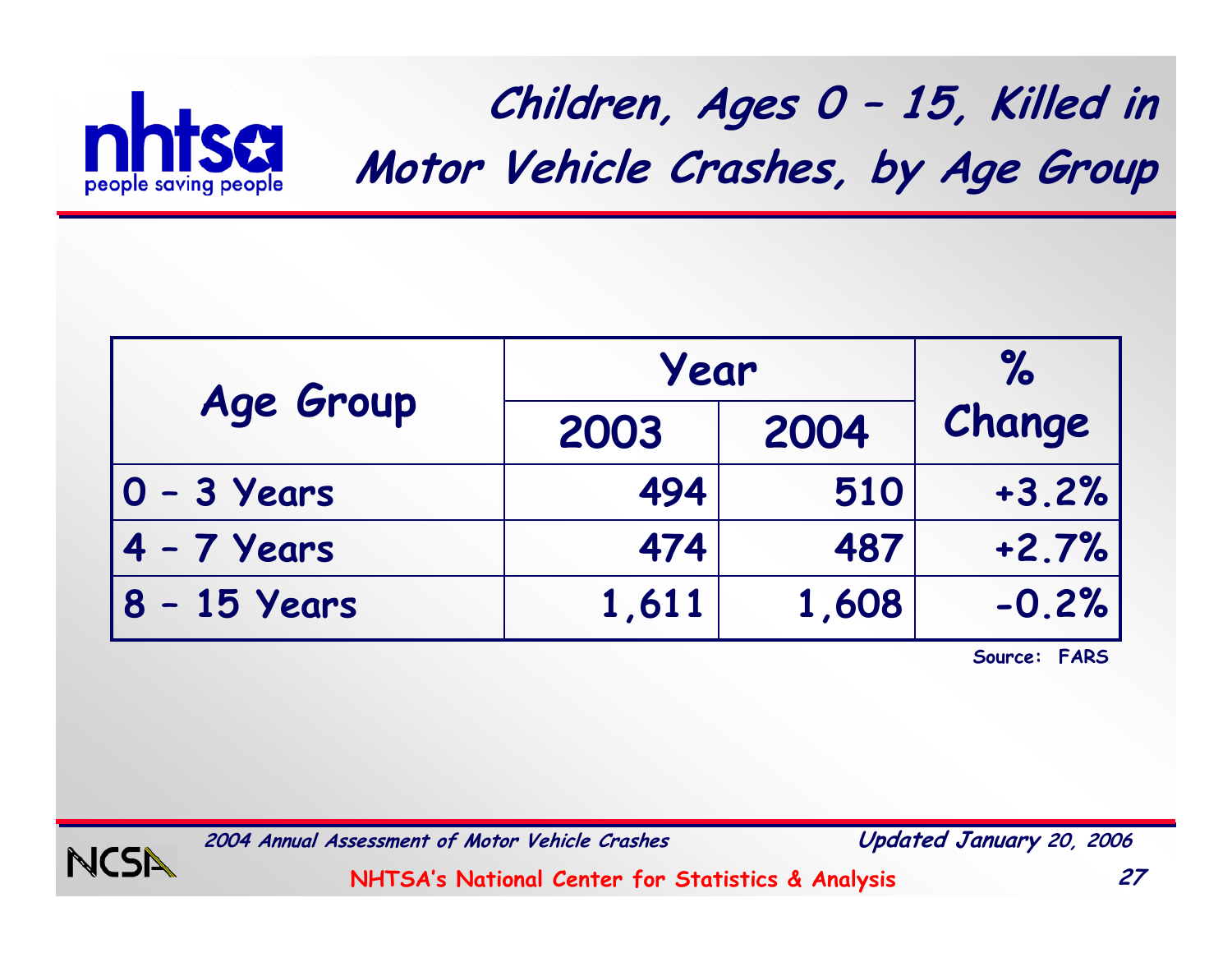# Children, Ages 0 – 15, Killed in Motor Vehicle Crashes, by Age Group

| Age Group | Year | | % Change |
|---|---|---|---|
| | 2003 | 2004 | |
| 0 – 3 Years | 494 | 510 | +3.2% |
| 4 – 7 Years | 474 | 487 | +2.7% |
| 8 – 15 Years | 1,611 | 1,608 | -0.2% |

Source: FARS

*2004 Annual Assessment of Motor Vehicle Crashes*

*Updated January 20, 2006*

NHTSA's National Center for Statistics & Analysis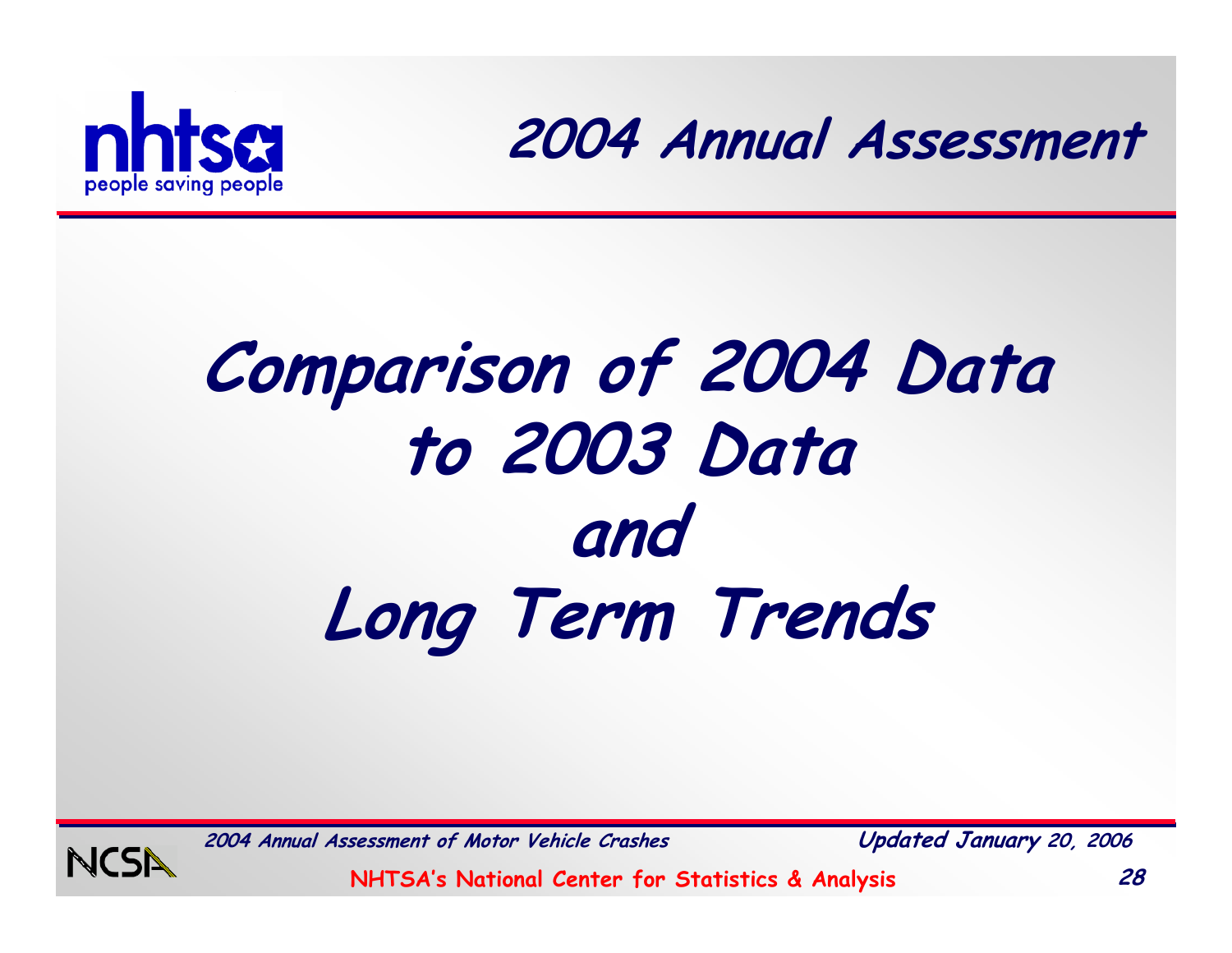# Comparison of 2004 Data to 2003 Data and Long Term Trends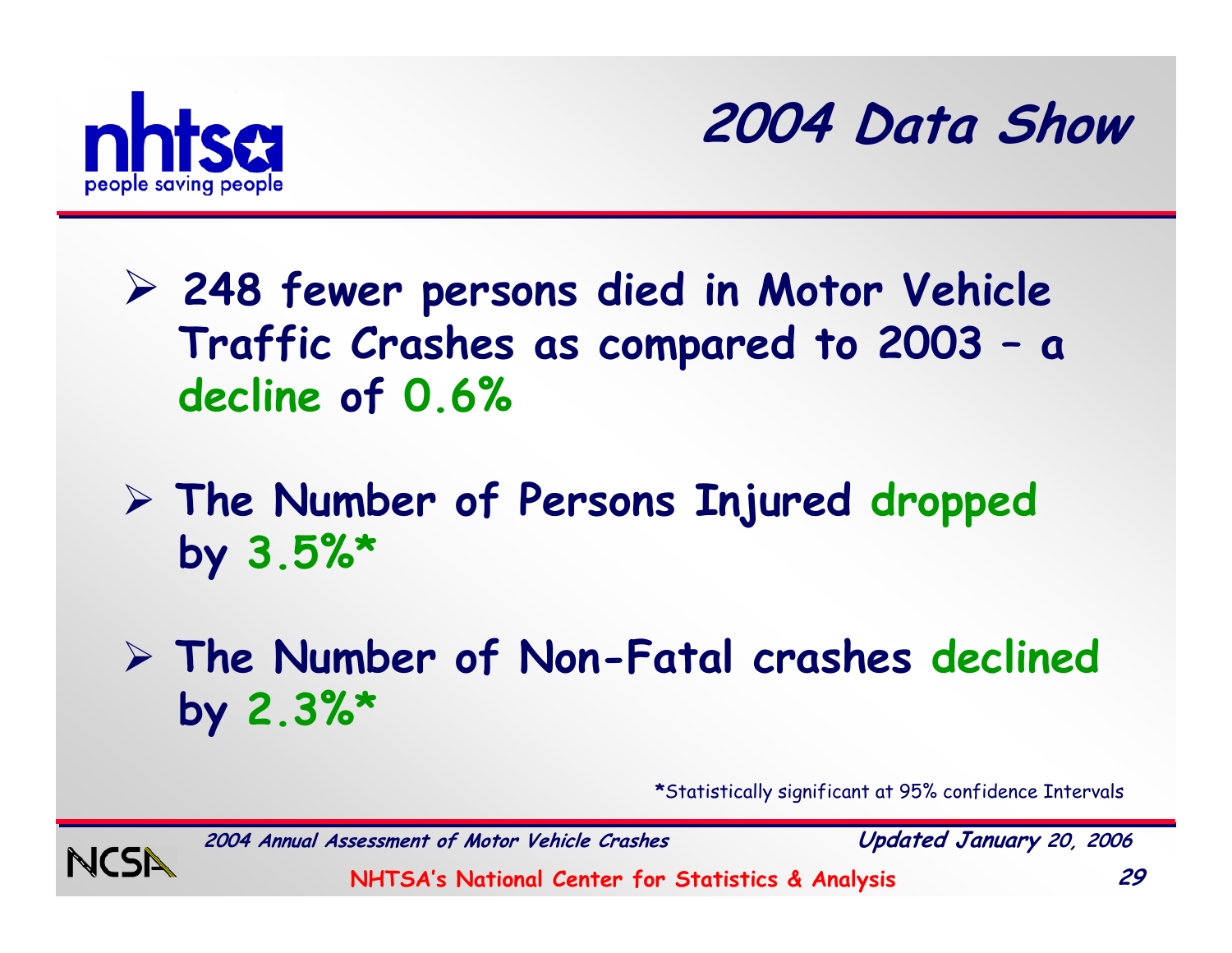# 2004 Data Show

- **248 fewer persons died in Motor Vehicle Traffic Crashes as compared to 2003 – a decline of 0.6%**

- **The Number of Persons Injured dropped by 3.5%***

- **The Number of Non-Fatal crashes declined by 2.3%***

*Statistically significant at 95% confidence Intervals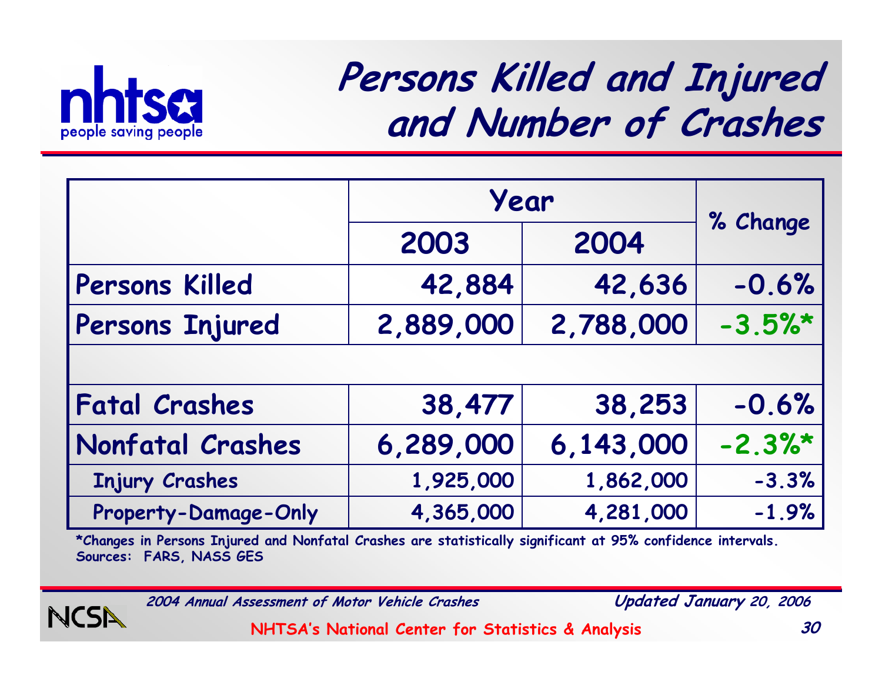# Persons Killed and Injured and Number of Crashes

| | Year | | % Change |
|---|---|---|---|
| | 2003 | 2004 | |
| Persons Killed | 42,884 | 42,636 | -0.6% |
| Persons Injured | 2,889,000 | 2,788,000 | -3.5%* |
| | | | |
| Fatal Crashes | 38,477 | 38,253 | -0.6% |
| Nonfatal Crashes | 6,289,000 | 6,143,000 | -2.3%* |
| Injury Crashes | 1,925,000 | 1,862,000 | -3.3% |
| Property-Damage-Only | 4,365,000 | 4,281,000 | -1.9% |

*Changes in Persons Injured and Nonfatal Crashes are statistically significant at 95% confidence intervals.
Sources: FARS, NASS GES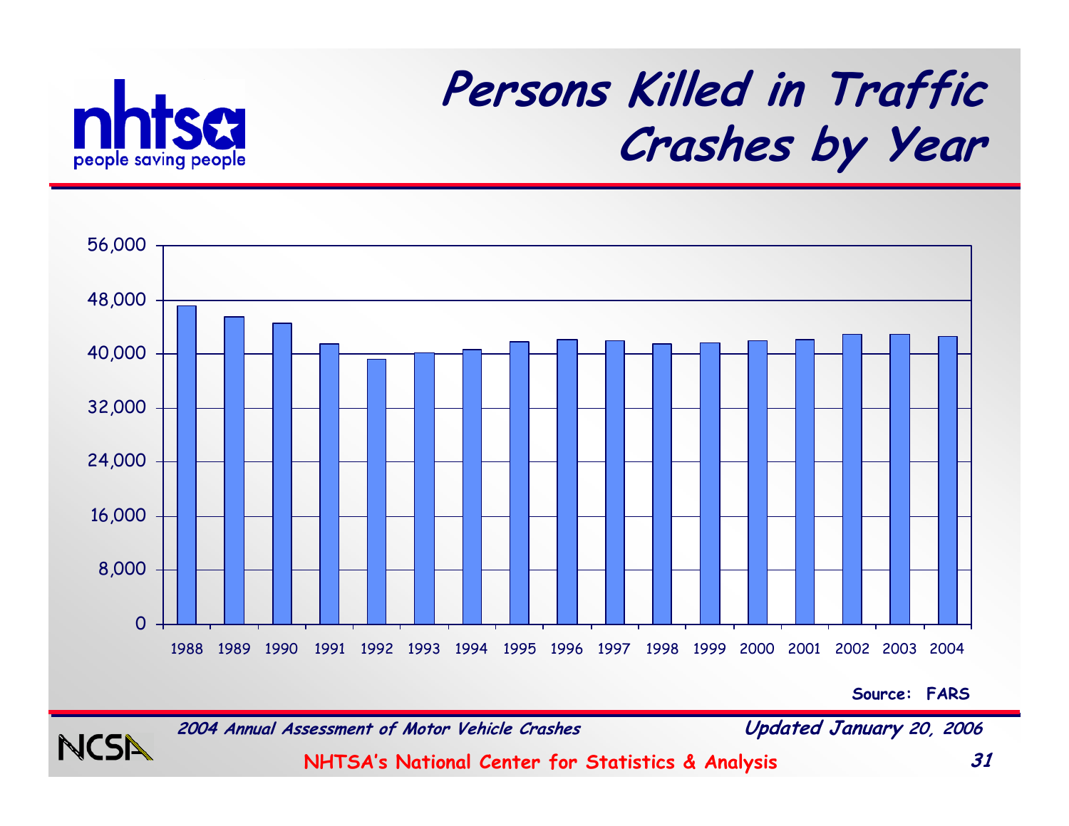# Persons Killed in Traffic Crashes by Year

| Year | Persons Killed (approx.) |
|---|---|
| 1988 | 47,087 |
| 1989 | 45,582 |
| 1990 | 44,599 |
| 1991 | 41,508 |
| 1992 | 39,250 |
| 1993 | 40,150 |
| 1994 | 40,716 |
| 1995 | 41,817 |
| 1996 | 42,065 |
| 1997 | 42,013 |
| 1998 | 41,501 |
| 1999 | 41,717 |
| 2000 | 41,945 |
| 2001 | 42,196 |
| 2002 | 43,005 |
| 2003 | 42,884 |
| 2004 | 42,636 |

Y-axis: 0 to 56,000 (gridlines at 8,000 intervals). Values are approximate readings from the bar chart; exact figures are not labeled on the page.

Source: FARS

*2004 Annual Assessment of Motor Vehicle Crashes*

*Updated January 20, 2006*

NHTSA's National Center for Statistics & Analysis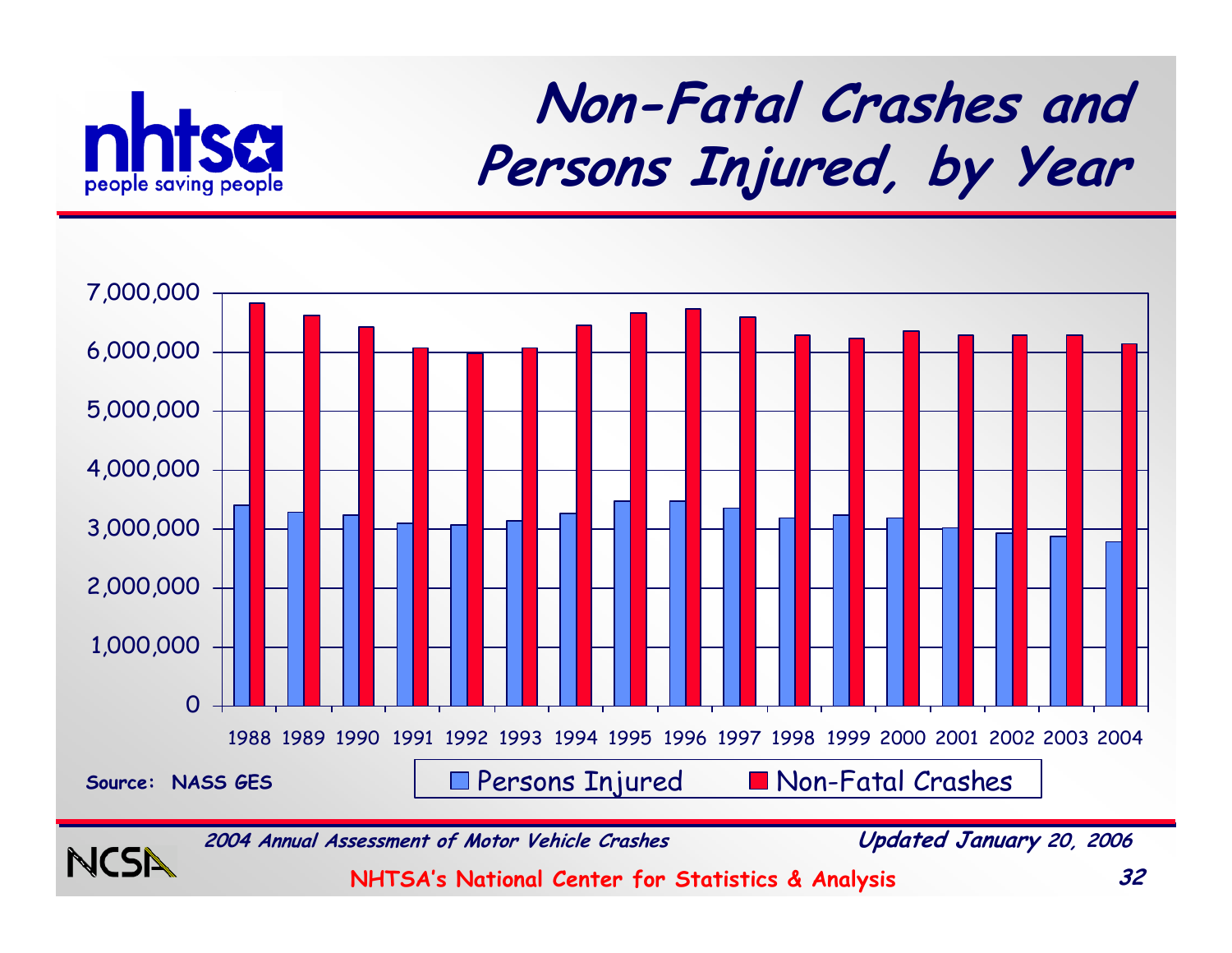# Non-Fatal Crashes and Persons Injured, by Year

Source: NASS GES

2004 Annual Assessment of Motor Vehicle Crashes

Updated January 20, 2006

NHTSA's National Center for Statistics & Analysis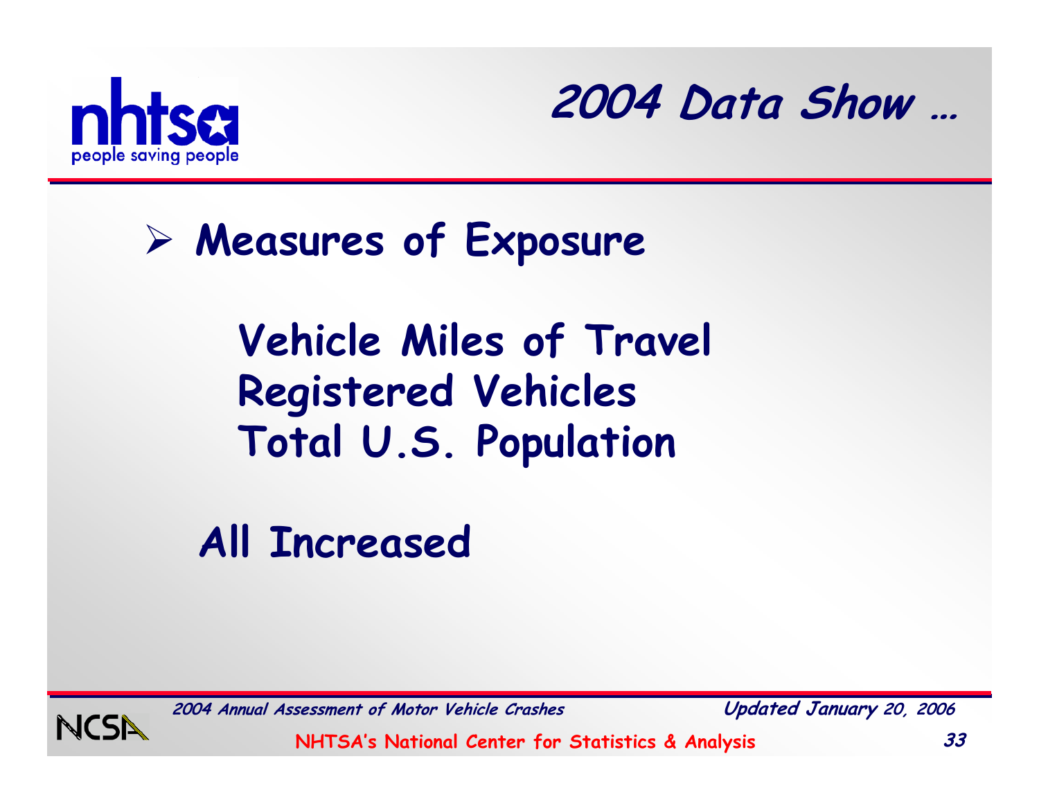# 2004 Data Show …

- **Measures of Exposure**

  **Vehicle Miles of Travel**
  **Registered Vehicles**
  **Total U.S. Population**

**All Increased**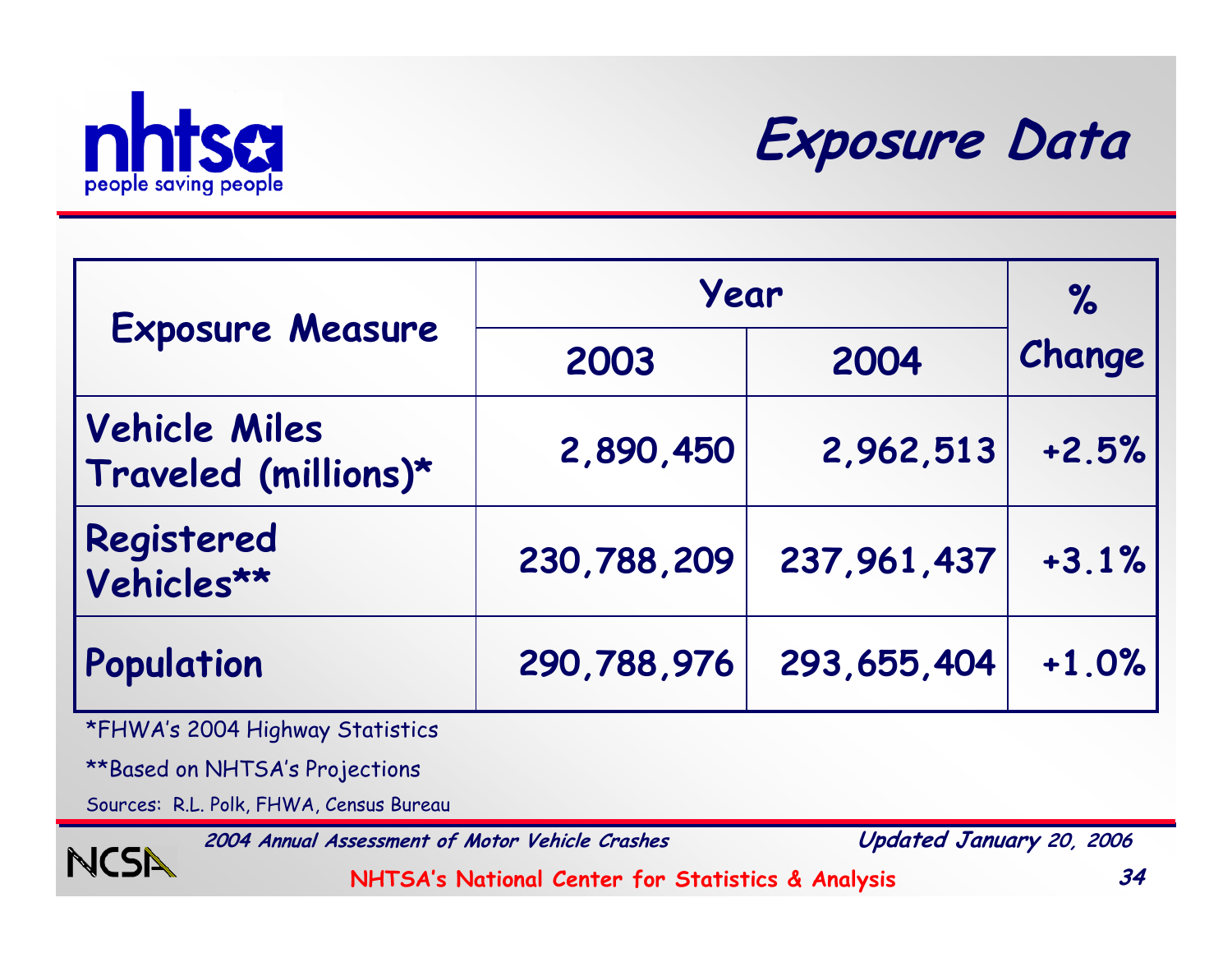# Exposure Data

| Exposure Measure | Year | | % Change |
|---|---|---|---|
| | 2003 | 2004 | |
| Vehicle Miles Traveled (millions)* | 2,890,450 | 2,962,513 | +2.5% |
| Registered Vehicles** | 230,788,209 | 237,961,437 | +3.1% |
| Population | 290,788,976 | 293,655,404 | +1.0% |

*FHWA's 2004 Highway Statistics

**Based on NHTSA's Projections

Sources: R.L. Polk, FHWA, Census Bureau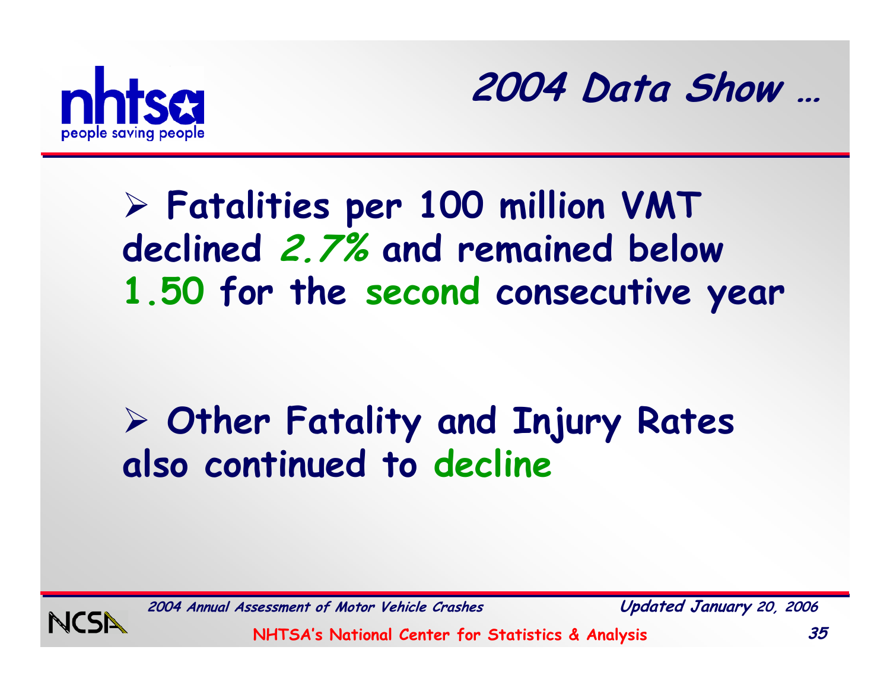# 2004 Data Show …

- **Fatalities per 100 million VMT declined *2.7%* and remained below 1.50 for the second consecutive year**

- **Other Fatality and Injury Rates also continued to decline**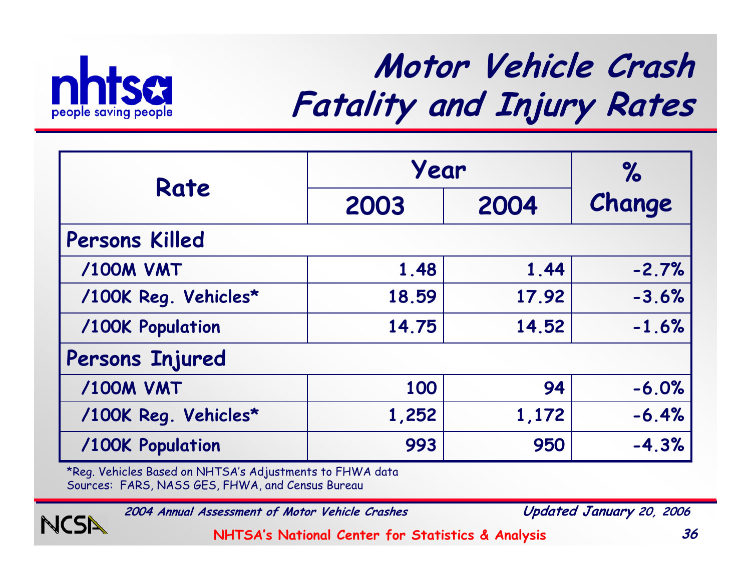# Motor Vehicle Crash Fatality and Injury Rates

| Rate | Year | | % Change |
|---|---|---|---|
| | 2003 | 2004 | |
| **Persons Killed** | | | |
| /100M VMT | 1.48 | 1.44 | -2.7% |
| /100K Reg. Vehicles* | 18.59 | 17.92 | -3.6% |
| /100K Population | 14.75 | 14.52 | -1.6% |
| **Persons Injured** | | | |
| /100M VMT | 100 | 94 | -6.0% |
| /100K Reg. Vehicles* | 1,252 | 1,172 | -6.4% |
| /100K Population | 993 | 950 | -4.3% |

*Reg. Vehicles Based on NHTSA's Adjustments to FHWA data
Sources: FARS, NASS GES, FHWA, and Census Bureau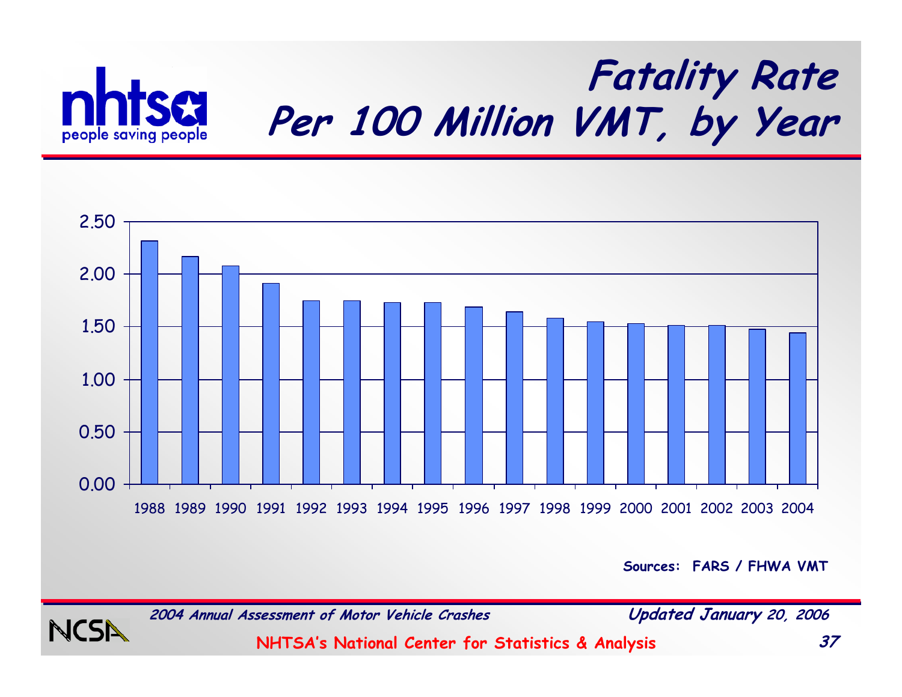# Fatality Rate Per 100 Million VMT, by Year

| Year | Fatality Rate |
|---|---|
| 1988 | 2.32 |
| 1989 | 2.17 |
| 1990 | 2.08 |
| 1991 | 1.91 |
| 1992 | 1.75 |
| 1993 | 1.75 |
| 1994 | 1.73 |
| 1995 | 1.73 |
| 1996 | 1.69 |
| 1997 | 1.64 |
| 1998 | 1.58 |
| 1999 | 1.55 |
| 2000 | 1.53 |
| 2001 | 1.51 |
| 2002 | 1.51 |
| 2003 | 1.48 |
| 2004 | 1.44 |

Sources: FARS / FHWA VMT

*2004 Annual Assessment of Motor Vehicle Crashes* — *Updated January 20, 2006*

NHTSA's National Center for Statistics & Analysis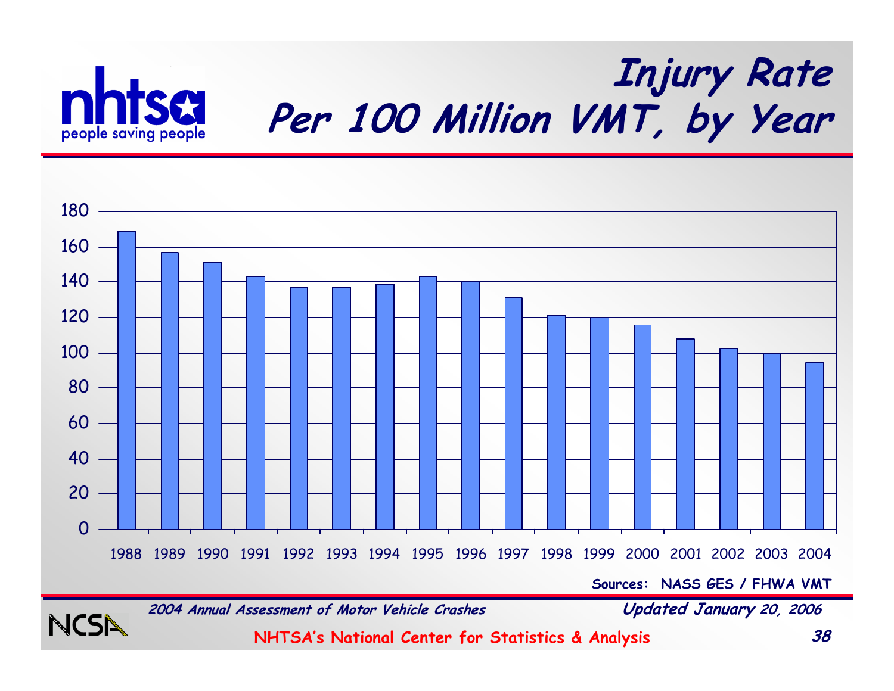# Injury Rate Per 100 Million VMT, by Year

| Year | Injury Rate |
|---|---|
| 1988 | 169 |
| 1989 | 157 |
| 1990 | 151 |
| 1991 | 143 |
| 1992 | 137 |
| 1993 | 137 |
| 1994 | 139 |
| 1995 | 143 |
| 1996 | 140 |
| 1997 | 131 |
| 1998 | 121 |
| 1999 | 120 |
| 2000 | 116 |
| 2001 | 108 |
| 2002 | 102 |
| 2003 | 100 |
| 2004 | 94 |

**Sources: NASS GES / FHWA VMT**

*2004 Annual Assessment of Motor Vehicle Crashes*

*Updated January 20, 2006*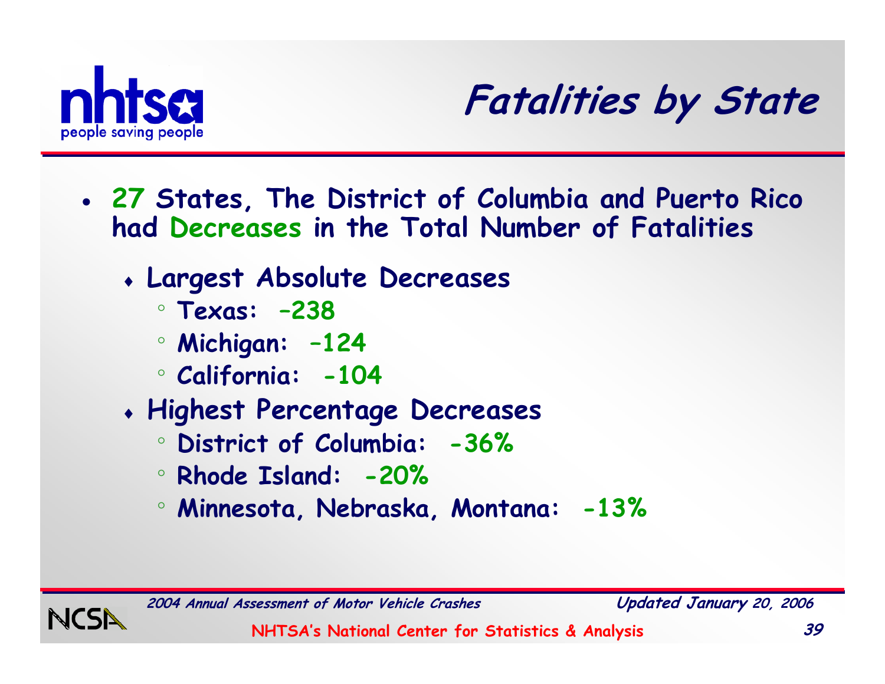# Fatalities by State

- 27 States, The District of Columbia and Puerto Rico had Decreases in the Total Number of Fatalities
  - Largest Absolute Decreases
    - Texas: –238
    - Michigan: –124
    - California: -104
  - Highest Percentage Decreases
    - District of Columbia: -36%
    - Rhode Island: -20%
    - Minnesota, Nebraska, Montana: -13%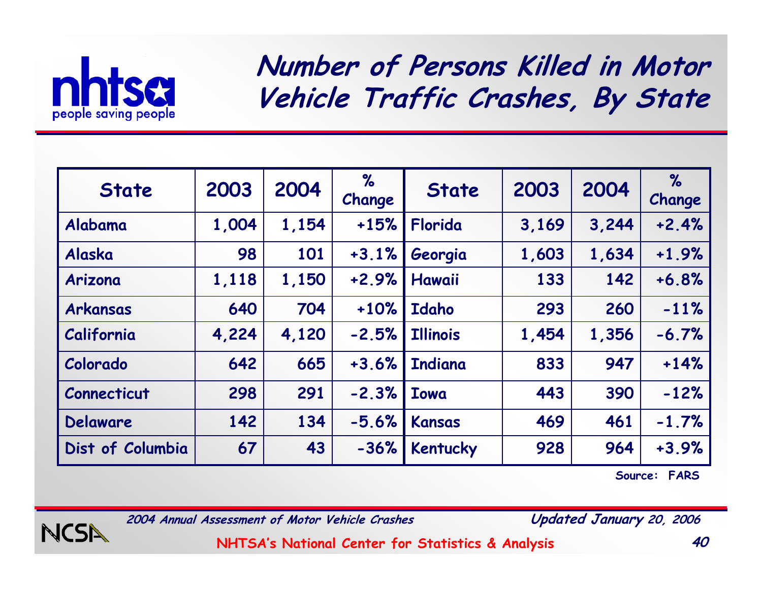# Number of Persons Killed in Motor Vehicle Traffic Crashes, By State

| State | 2003 | 2004 | % Change | State | 2003 | 2004 | % Change |
|---|---|---|---|---|---|---|---|
| Alabama | 1,004 | 1,154 | +15% | Florida | 3,169 | 3,244 | +2.4% |
| Alaska | 98 | 101 | +3.1% | Georgia | 1,603 | 1,634 | +1.9% |
| Arizona | 1,118 | 1,150 | +2.9% | Hawaii | 133 | 142 | +6.8% |
| Arkansas | 640 | 704 | +10% | Idaho | 293 | 260 | -11% |
| California | 4,224 | 4,120 | -2.5% | Illinois | 1,454 | 1,356 | -6.7% |
| Colorado | 642 | 665 | +3.6% | Indiana | 833 | 947 | +14% |
| Connecticut | 298 | 291 | -2.3% | Iowa | 443 | 390 | -12% |
| Delaware | 142 | 134 | -5.6% | Kansas | 469 | 461 | -1.7% |
| Dist of Columbia | 67 | 43 | -36% | Kentucky | 928 | 964 | +3.9% |

Source: FARS

*2004 Annual Assessment of Motor Vehicle Crashes* — *Updated January 20, 2006*

NHTSA's National Center for Statistics & Analysis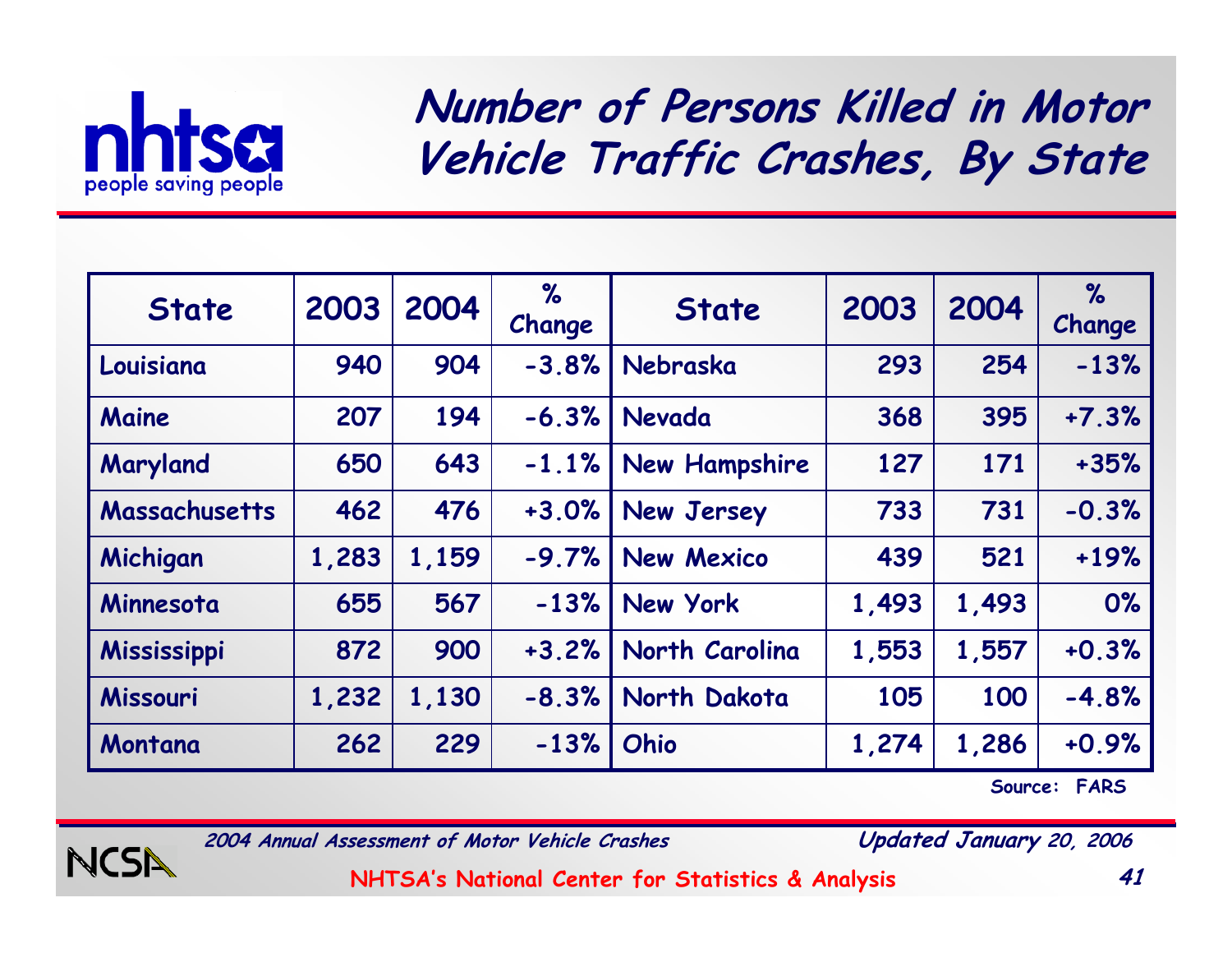# Number of Persons Killed in Motor Vehicle Traffic Crashes, By State

| State | 2003 | 2004 | % Change | State | 2003 | 2004 | % Change |
|---|---|---|---|---|---|---|---|
| Louisiana | 940 | 904 | -3.8% | Nebraska | 293 | 254 | -13% |
| Maine | 207 | 194 | -6.3% | Nevada | 368 | 395 | +7.3% |
| Maryland | 650 | 643 | -1.1% | New Hampshire | 127 | 171 | +35% |
| Massachusetts | 462 | 476 | +3.0% | New Jersey | 733 | 731 | -0.3% |
| Michigan | 1,283 | 1,159 | -9.7% | New Mexico | 439 | 521 | +19% |
| Minnesota | 655 | 567 | -13% | New York | 1,493 | 1,493 | 0% |
| Mississippi | 872 | 900 | +3.2% | North Carolina | 1,553 | 1,557 | +0.3% |
| Missouri | 1,232 | 1,130 | -8.3% | North Dakota | 105 | 100 | -4.8% |
| Montana | 262 | 229 | -13% | Ohio | 1,274 | 1,286 | +0.9% |

Source: FARS

*2004 Annual Assessment of Motor Vehicle Crashes* — *Updated January 20, 2006*

NHTSA's National Center for Statistics & Analysis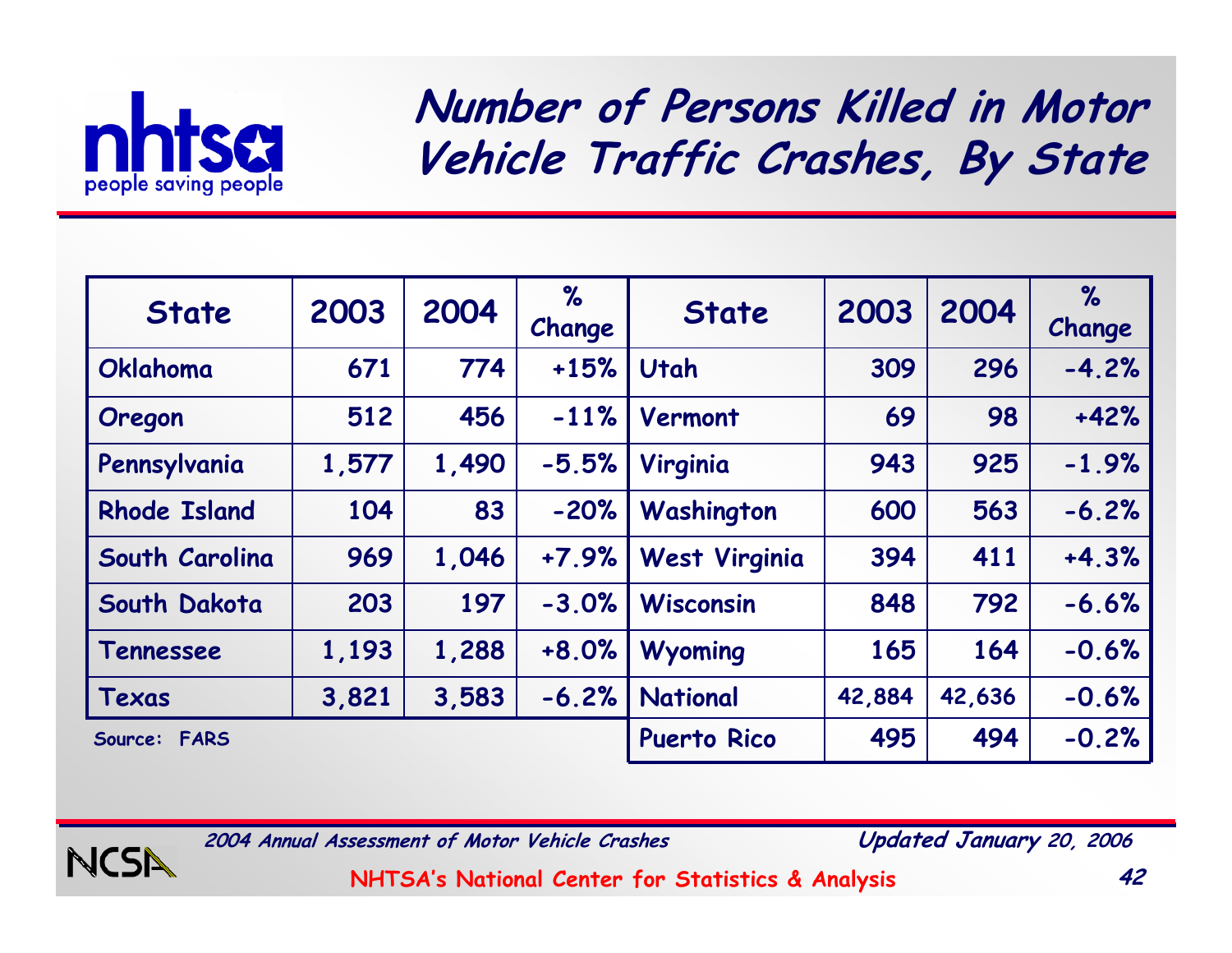# Number of Persons Killed in Motor Vehicle Traffic Crashes, By State

| State | 2003 | 2004 | % Change | State | 2003 | 2004 | % Change |
|---|---|---|---|---|---|---|---|
| Oklahoma | 671 | 774 | +15% | Utah | 309 | 296 | -4.2% |
| Oregon | 512 | 456 | -11% | Vermont | 69 | 98 | +42% |
| Pennsylvania | 1,577 | 1,490 | -5.5% | Virginia | 943 | 925 | -1.9% |
| Rhode Island | 104 | 83 | -20% | Washington | 600 | 563 | -6.2% |
| South Carolina | 969 | 1,046 | +7.9% | West Virginia | 394 | 411 | +4.3% |
| South Dakota | 203 | 197 | -3.0% | Wisconsin | 848 | 792 | -6.6% |
| Tennessee | 1,193 | 1,288 | +8.0% | Wyoming | 165 | 164 | -0.6% |
| Texas | 3,821 | 3,583 | -6.2% | National | 42,884 | 42,636 | -0.6% |
| | | | | Puerto Rico | 495 | 494 | -0.2% |

Source: FARS

*2004 Annual Assessment of Motor Vehicle Crashes* — *Updated January 20, 2006*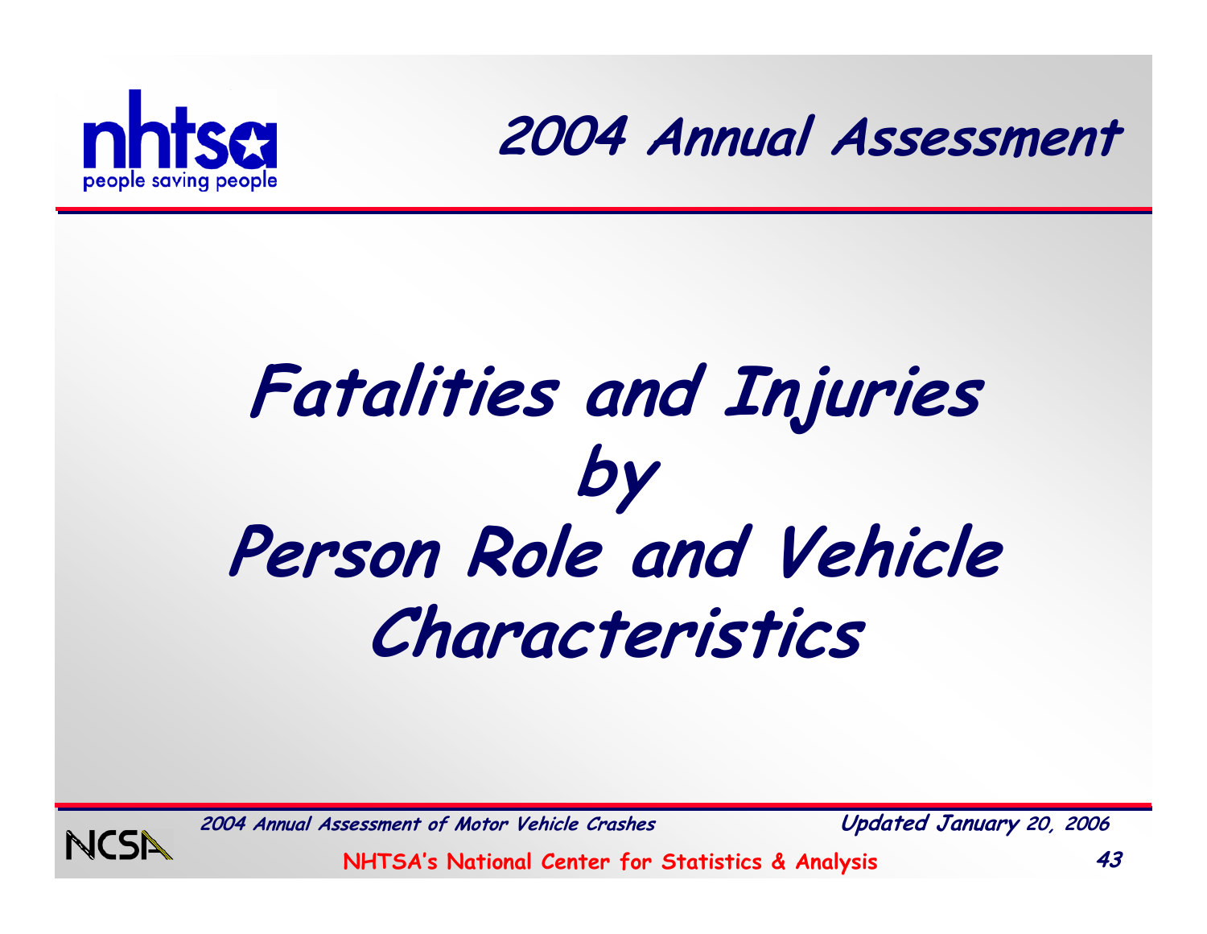# Fatalities and Injuries by Person Role and Vehicle Characteristics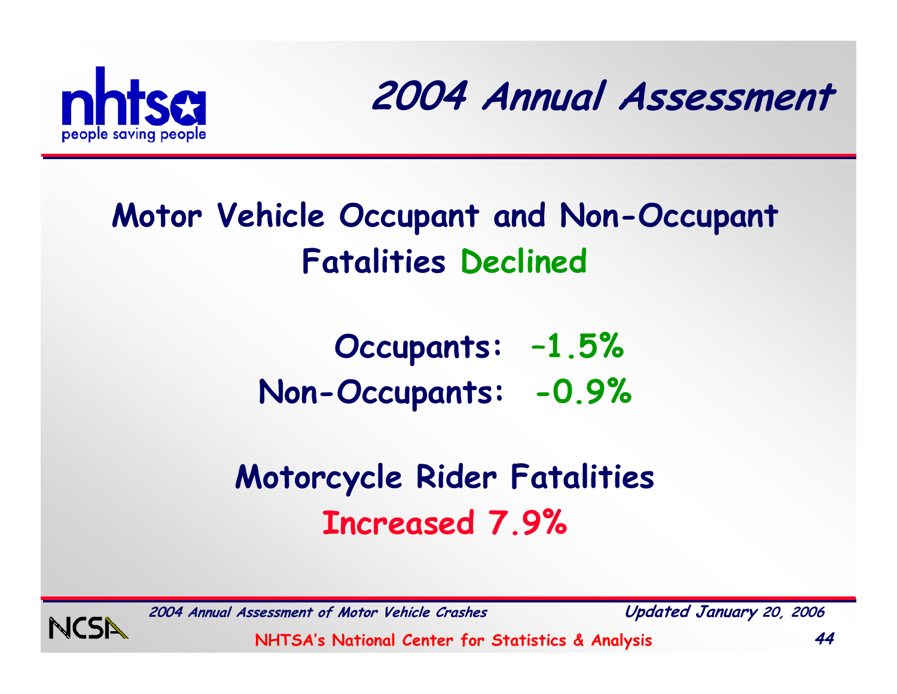# Motor Vehicle Occupant and Non-Occupant Fatalities Declined

**Occupants: –1.5%**

**Non-Occupants: -0.9%**

## Motorcycle Rider Fatalities Increased 7.9%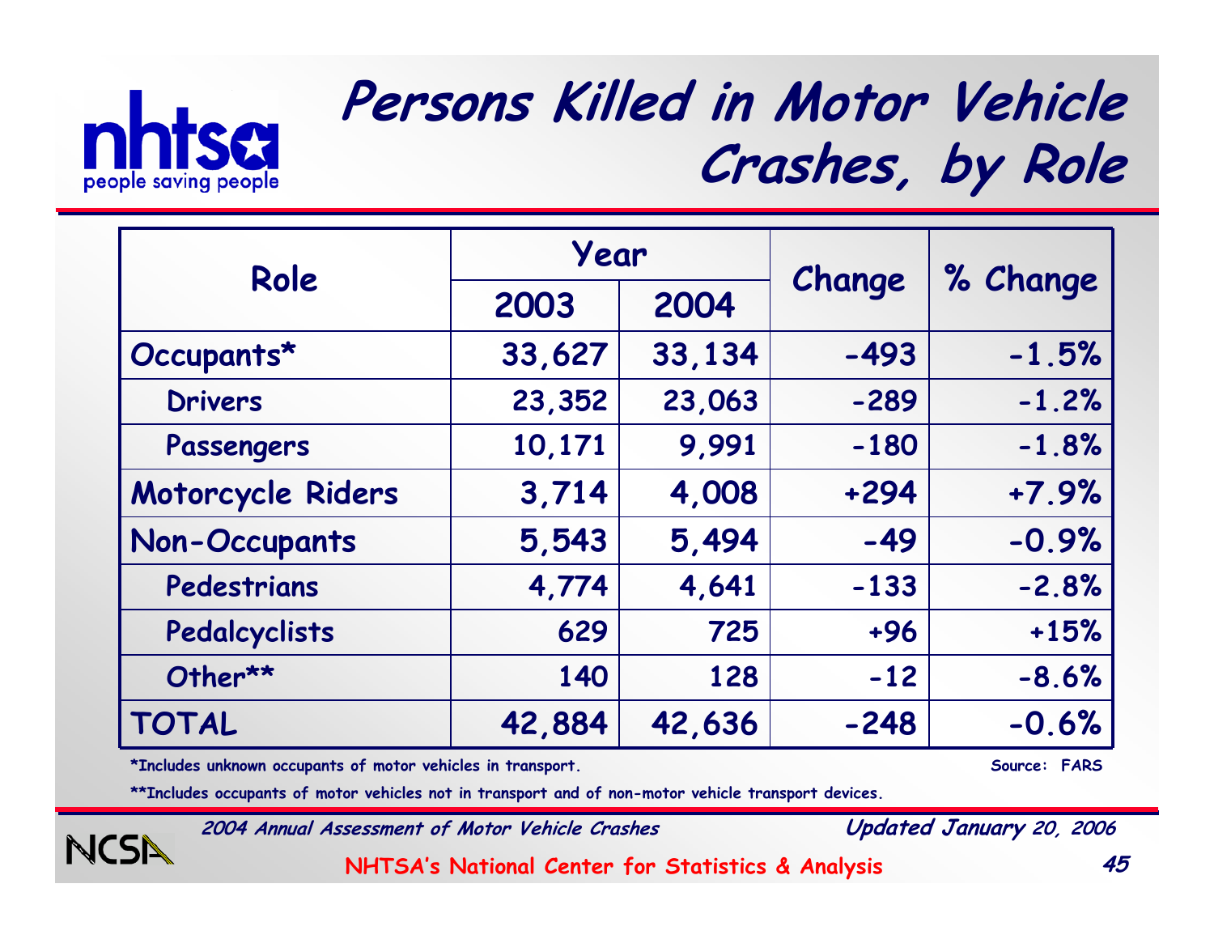# Persons Killed in Motor Vehicle Crashes, by Role

| Role | Year | | Change | % Change |
|---|---|---|---|---|
| | 2003 | 2004 | | |
| Occupants* | 33,627 | 33,134 | -493 | -1.5% |
| Drivers | 23,352 | 23,063 | -289 | -1.2% |
| Passengers | 10,171 | 9,991 | -180 | -1.8% |
| Motorcycle Riders | 3,714 | 4,008 | +294 | +7.9% |
| Non-Occupants | 5,543 | 5,494 | -49 | -0.9% |
| Pedestrians | 4,774 | 4,641 | -133 | -2.8% |
| Pedalcyclists | 629 | 725 | +96 | +15% |
| Other** | 140 | 128 | -12 | -8.6% |
| TOTAL | 42,884 | 42,636 | -248 | -0.6% |

*Includes unknown occupants of motor vehicles in transport.

**Includes occupants of motor vehicles not in transport and of non-motor vehicle transport devices.

Source: FARS

*2004 Annual Assessment of Motor Vehicle Crashes* — *Updated January 20, 2006*

NHTSA's National Center for Statistics & Analysis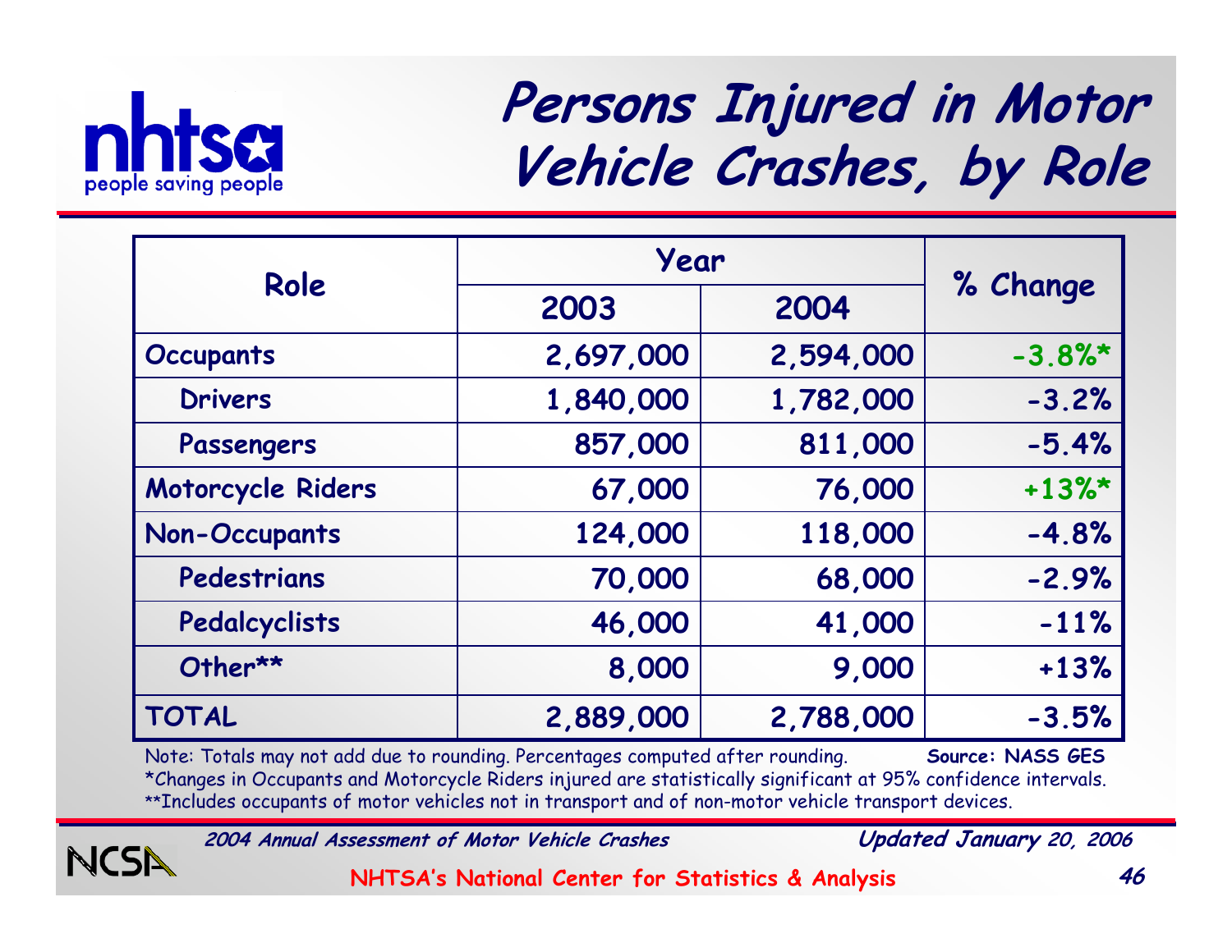# Persons Injured in Motor Vehicle Crashes, by Role

| Role | Year | | % Change |
|---|---|---|---|
| | 2003 | 2004 | |
| Occupants | 2,697,000 | 2,594,000 | -3.8%* |
| Drivers | 1,840,000 | 1,782,000 | -3.2% |
| Passengers | 857,000 | 811,000 | -5.4% |
| Motorcycle Riders | 67,000 | 76,000 | +13%* |
| Non-Occupants | 124,000 | 118,000 | -4.8% |
| Pedestrians | 70,000 | 68,000 | -2.9% |
| Pedalcyclists | 46,000 | 41,000 | -11% |
| Other** | 8,000 | 9,000 | +13% |
| TOTAL | 2,889,000 | 2,788,000 | -3.5% |

Note: Totals may not add due to rounding. Percentages computed after rounding. **Source: NASS GES**

*Changes in Occupants and Motorcycle Riders injured are statistically significant at 95% confidence intervals.

**Includes occupants of motor vehicles not in transport and of non-motor vehicle transport devices.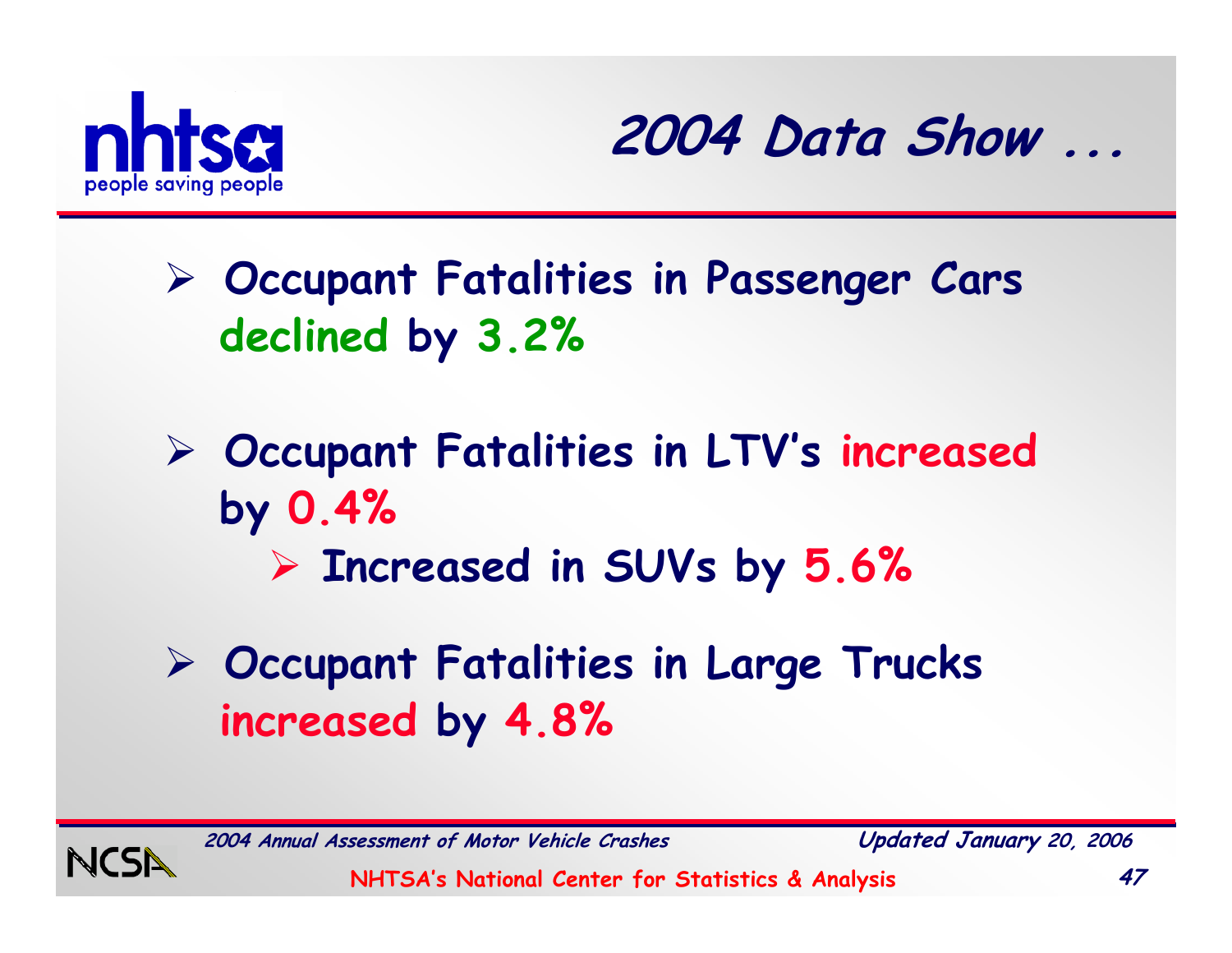# 2004 Data Show ...

- Occupant Fatalities in Passenger Cars declined by 3.2%
- Occupant Fatalities in LTV's increased by 0.4%
  - Increased in SUVs by 5.6%
- Occupant Fatalities in Large Trucks increased by 4.8%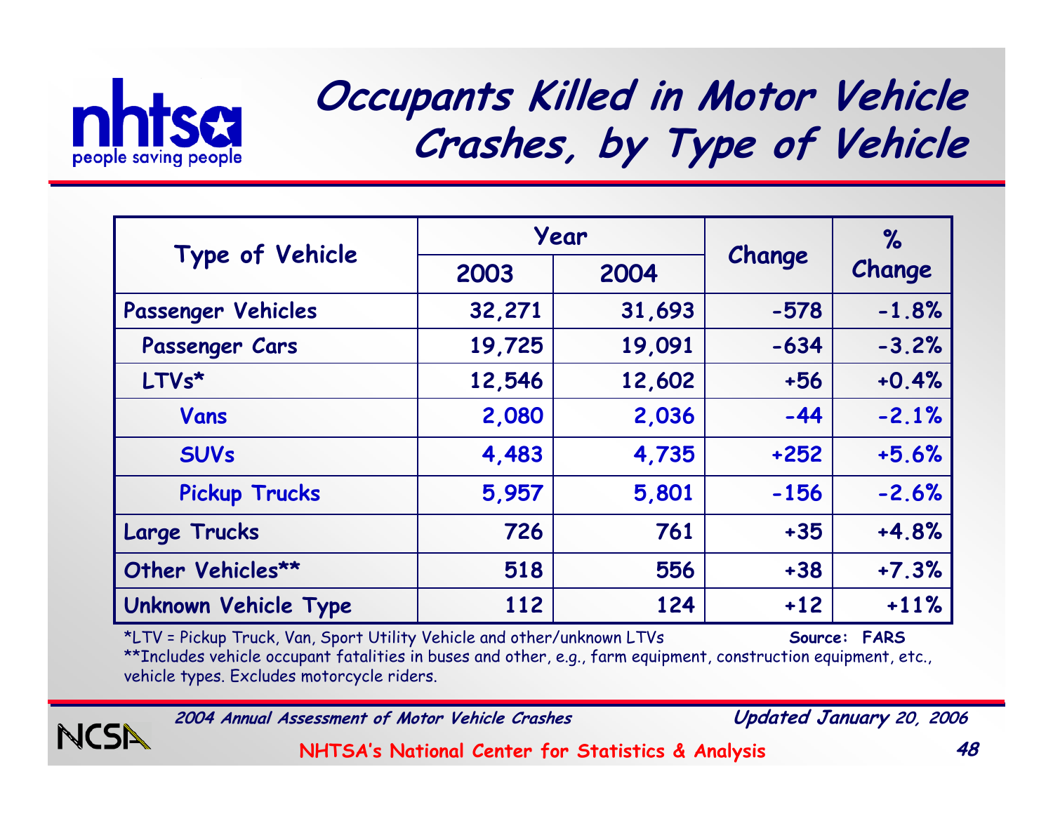# Occupants Killed in Motor Vehicle Crashes, by Type of Vehicle

| Type of Vehicle | Year | | Change | % Change |
|---|---|---|---|---|
| | 2003 | 2004 | | |
| **Passenger Vehicles** | 32,271 | 31,693 | -578 | -1.8% |
| Passenger Cars | 19,725 | 19,091 | -634 | -3.2% |
| LTVs* | 12,546 | 12,602 | +56 | +0.4% |
| Vans | 2,080 | 2,036 | -44 | -2.1% |
| SUVs | 4,483 | 4,735 | +252 | +5.6% |
| Pickup Trucks | 5,957 | 5,801 | -156 | -2.6% |
| **Large Trucks** | 726 | 761 | +35 | +4.8% |
| **Other Vehicles**** | 518 | 556 | +38 | +7.3% |
| **Unknown Vehicle Type** | 112 | 124 | +12 | +11% |

*LTV = Pickup Truck, Van, Sport Utility Vehicle and other/unknown LTVs

**Source: FARS**

**Includes vehicle occupant fatalities in buses and other, e.g., farm equipment, construction equipment, etc., vehicle types. Excludes motorcycle riders.

*2004 Annual Assessment of Motor Vehicle Crashes* — *Updated January 20, 2006*

NHTSA's National Center for Statistics & Analysis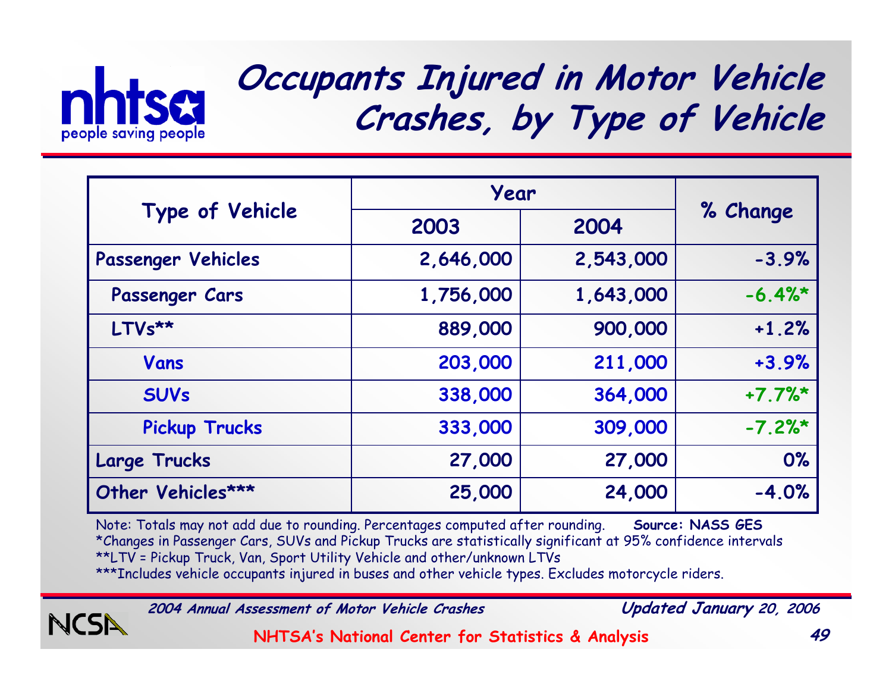# Occupants Injured in Motor Vehicle Crashes, by Type of Vehicle

| Type of Vehicle | Year | | % Change |
|---|---|---|---|
| | 2003 | 2004 | |
| Passenger Vehicles | 2,646,000 | 2,543,000 | -3.9% |
| Passenger Cars | 1,756,000 | 1,643,000 | -6.4%* |
| LTVs** | 889,000 | 900,000 | +1.2% |
| Vans | 203,000 | 211,000 | +3.9% |
| SUVs | 338,000 | 364,000 | +7.7%* |
| Pickup Trucks | 333,000 | 309,000 | -7.2%* |
| Large Trucks | 27,000 | 27,000 | 0% |
| Other Vehicles*** | 25,000 | 24,000 | -4.0% |

Note: Totals may not add due to rounding. Percentages computed after rounding. **Source: NASS GES**

*Changes in Passenger Cars, SUVs and Pickup Trucks are statistically significant at 95% confidence intervals

**LTV = Pickup Truck, Van, Sport Utility Vehicle and other/unknown LTVs

***Includes vehicle occupants injured in buses and other vehicle types. Excludes motorcycle riders.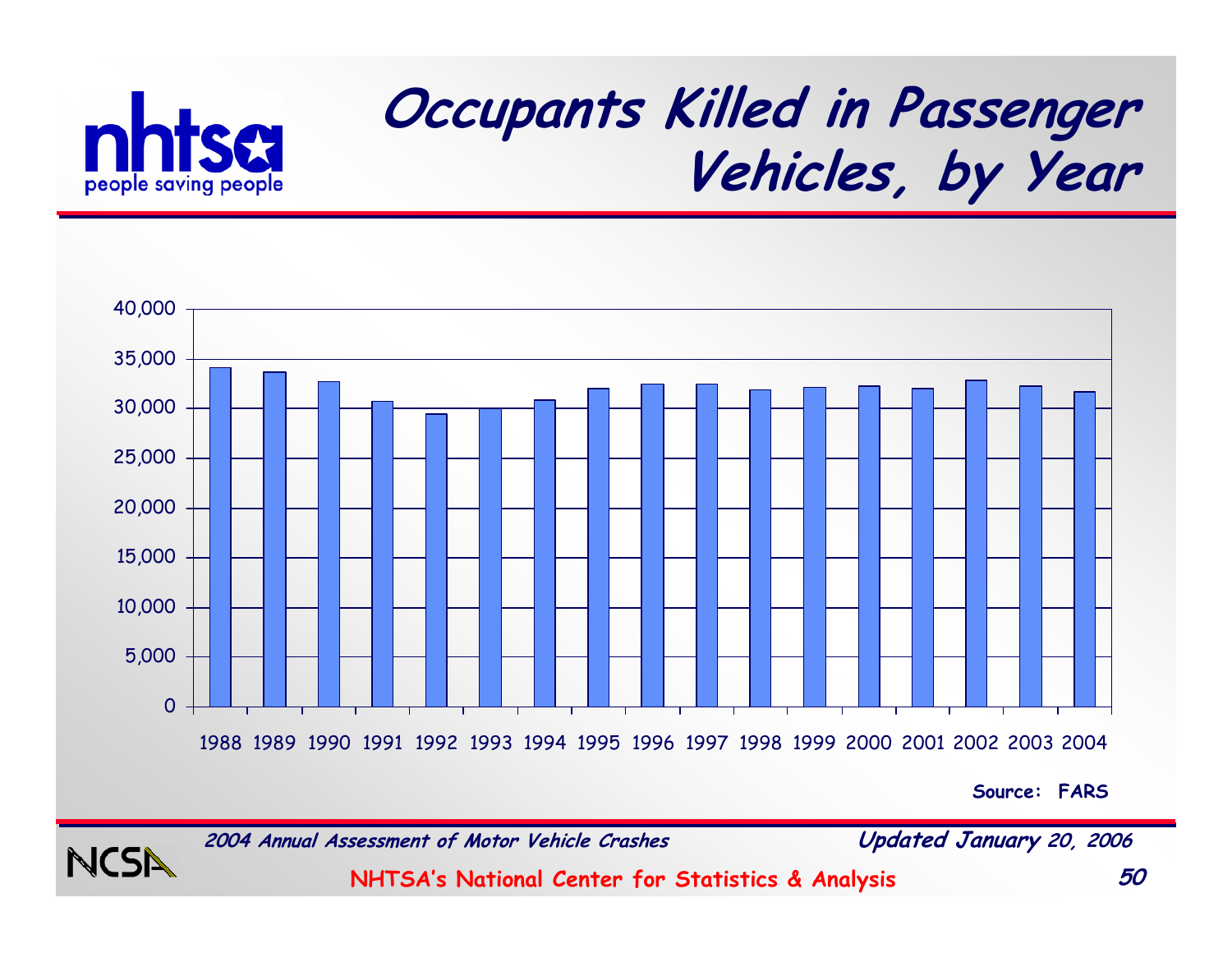# Occupants Killed in Passenger Vehicles, by Year

| Year | Occupants Killed |
|---|---|
| 1988 | ~34,100 |
| 1989 | ~33,700 |
| 1990 | ~32,700 |
| 1991 | ~30,700 |
| 1992 | ~29,400 |
| 1993 | ~30,000 |
| 1994 | ~30,900 |
| 1995 | ~32,000 |
| 1996 | ~32,400 |
| 1997 | ~32,400 |
| 1998 | ~31,900 |
| 1999 | ~32,100 |
| 2000 | ~32,200 |
| 2001 | ~32,000 |
| 2002 | ~32,800 |
| 2003 | ~32,200 |
| 2004 | ~31,700 |

Values are approximate readings from a bar chart (y-axis: 0 to 40,000 in increments of 5,000).

**Source: FARS**

*2004 Annual Assessment of Motor Vehicle Crashes* — ***Updated January 20, 2006***

**NHTSA's National Center for Statistics & Analysis**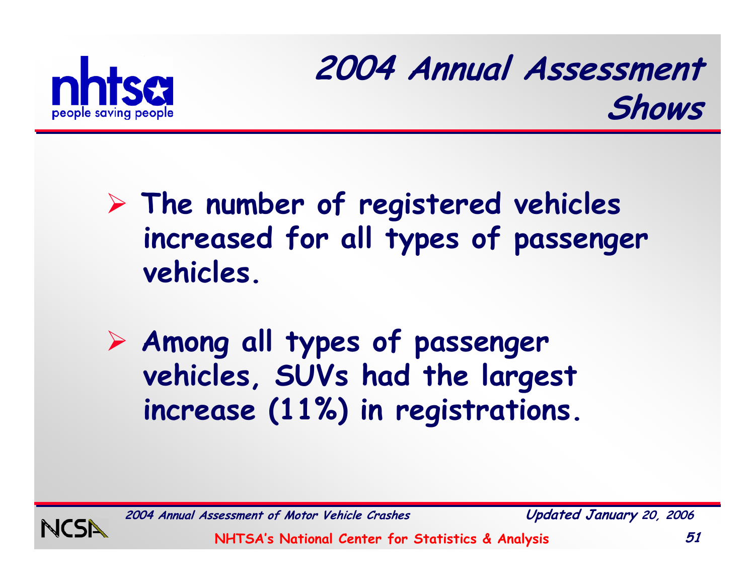# 2004 Annual Assessment Shows

- **The number of registered vehicles increased for all types of passenger vehicles.**
- **Among all types of passenger vehicles, SUVs had the largest increase (11%) in registrations.**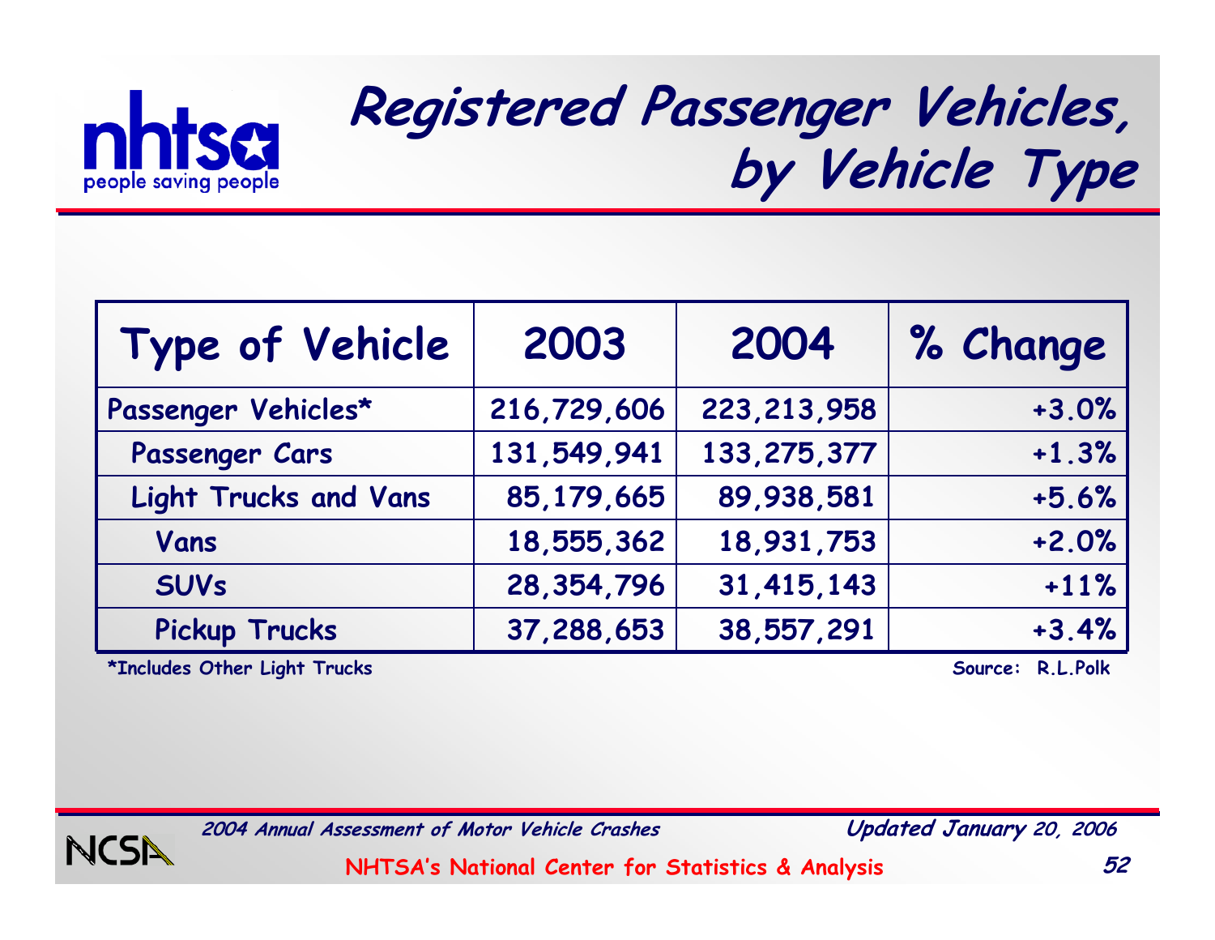# Registered Passenger Vehicles, by Vehicle Type

| Type of Vehicle | 2003 | 2004 | % Change |
|---|---|---|---|
| Passenger Vehicles* | 216,729,606 | 223,213,958 | +3.0% |
| Passenger Cars | 131,549,941 | 133,275,377 | +1.3% |
| Light Trucks and Vans | 85,179,665 | 89,938,581 | +5.6% |
| Vans | 18,555,362 | 18,931,753 | +2.0% |
| SUVs | 28,354,796 | 31,415,143 | +11% |
| Pickup Trucks | 37,288,653 | 38,557,291 | +3.4% |

*Includes Other Light Trucks

Source: R.L.Polk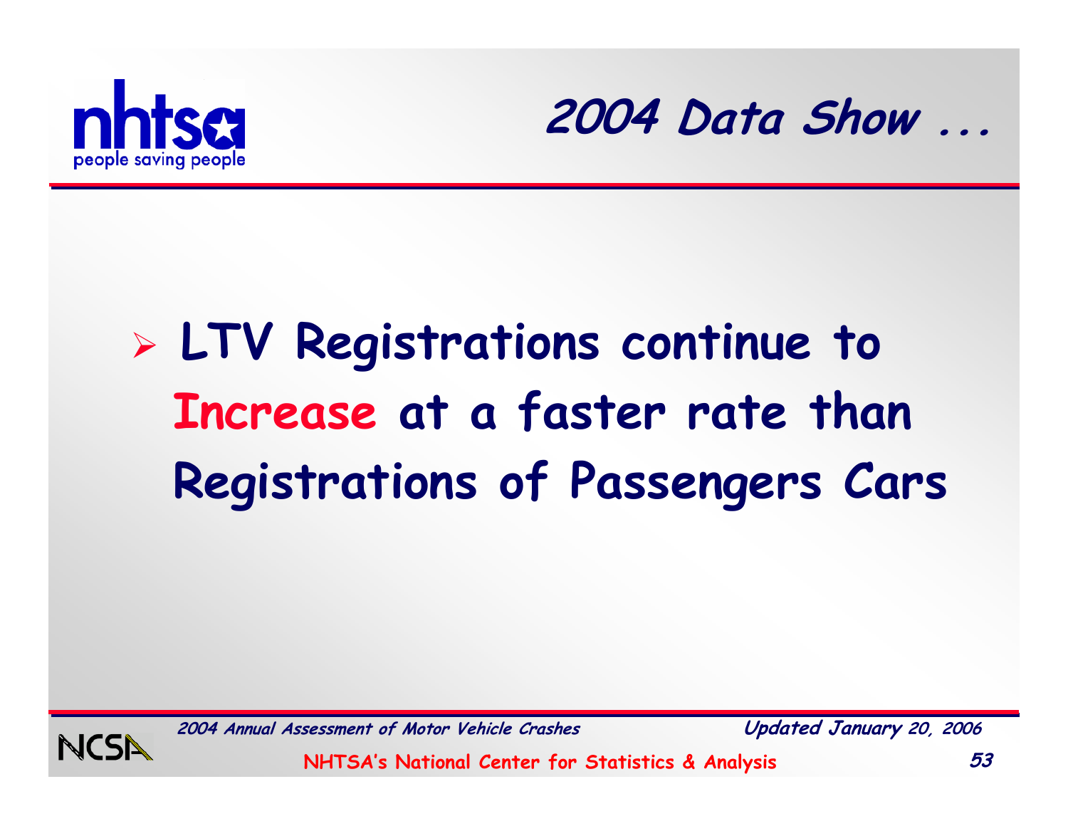## 2004 Data Show ...

- **LTV Registrations continue to Increase at a faster rate than Registrations of Passengers Cars**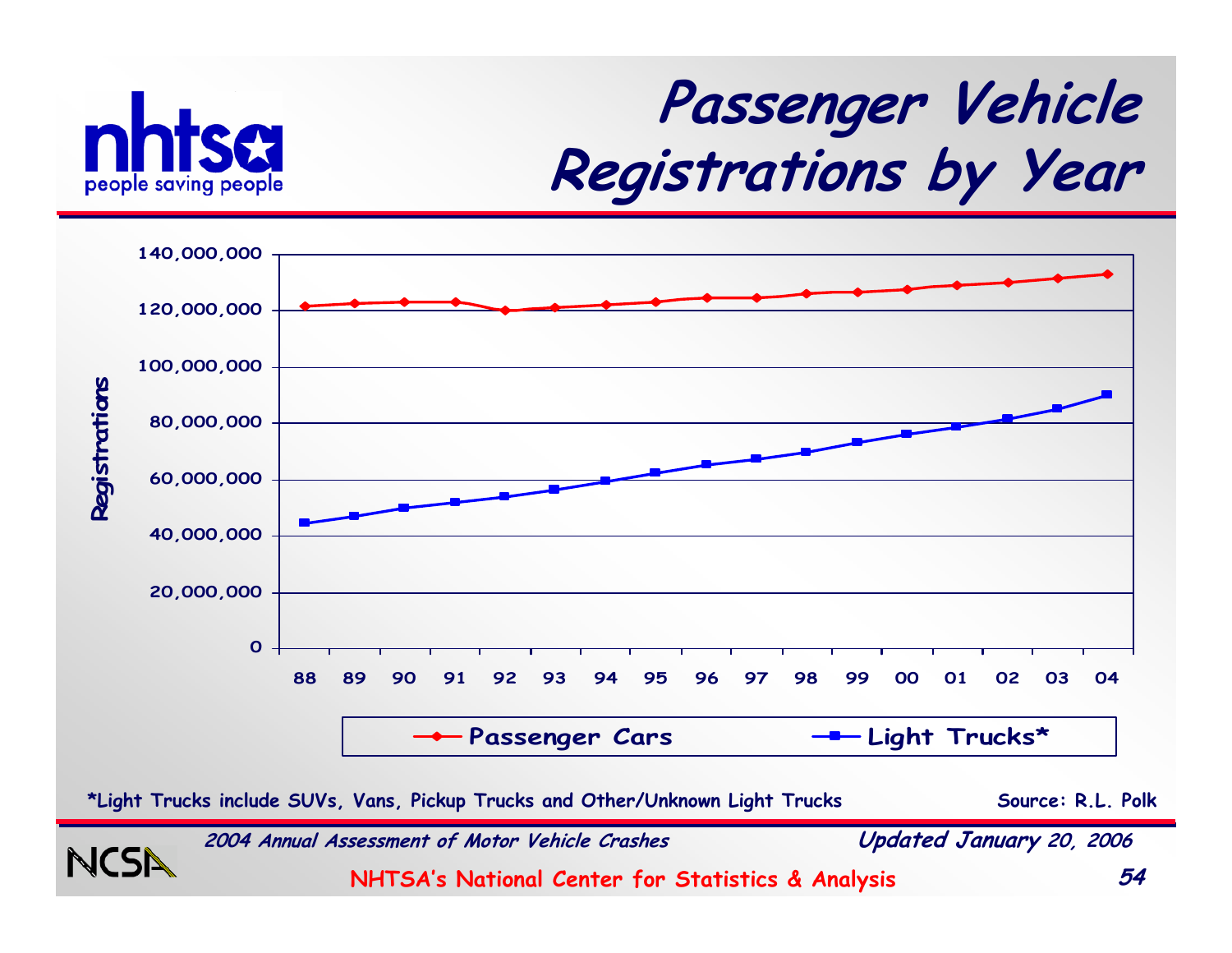# Passenger Vehicle Registrations by Year

Registrations

| | 88 | 89 | 90 | 91 | 92 | 93 | 94 | 95 | 96 | 97 | 98 | 99 | 00 | 01 | 02 | 03 | 04 |
|---|---|---|---|---|---|---|---|---|---|---|---|---|---|---|---|---|---|
| Passenger Cars | | | | | | | | | | | | | | | | | |
| Light Trucks* | | | | | | | | | | | | | | | | | |

*Light Trucks include SUVs, Vans, Pickup Trucks and Other/Unknown Light Trucks

Source: R.L. Polk

*2004 Annual Assessment of Motor Vehicle Crashes* — *Updated January 20, 2006*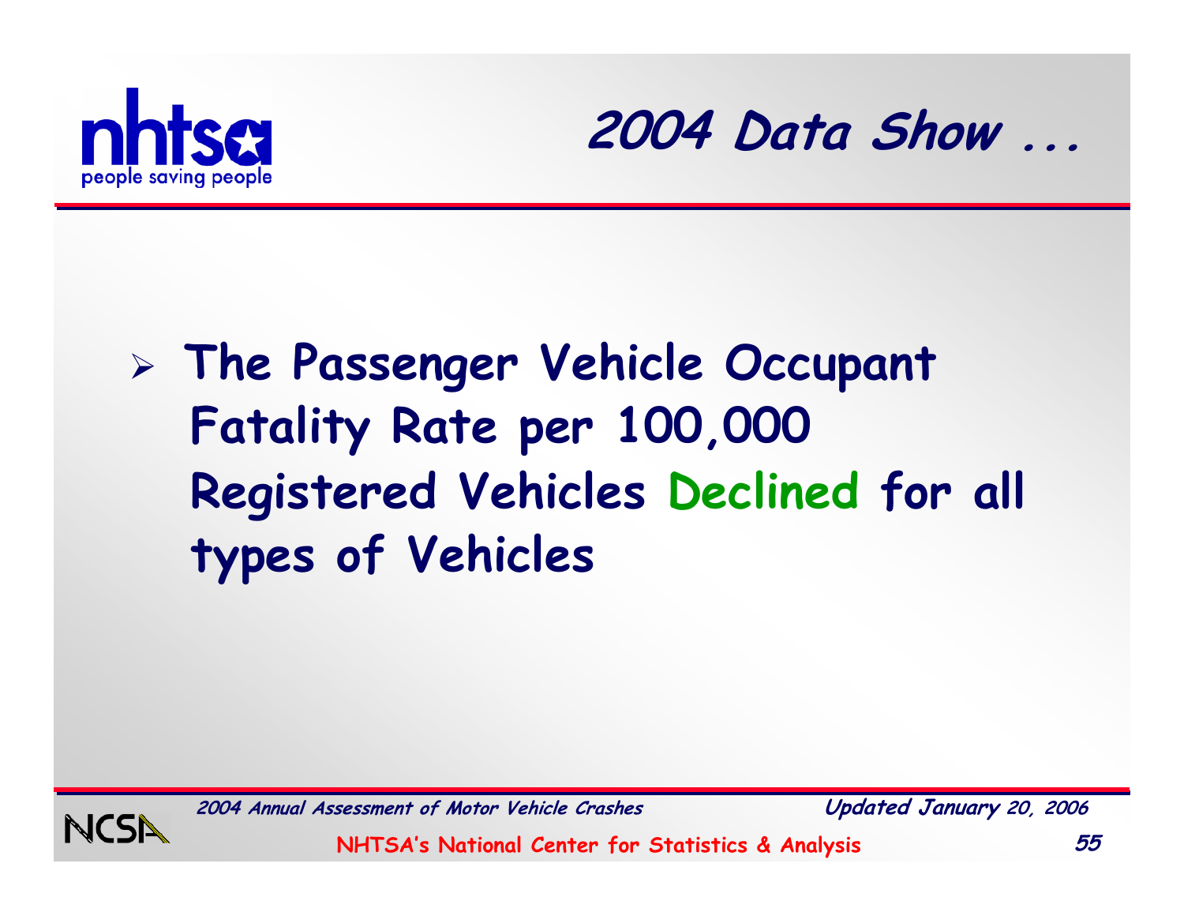## 2004 Data Show ...

- **The Passenger Vehicle Occupant Fatality Rate per 100,000 Registered Vehicles Declined for all types of Vehicles**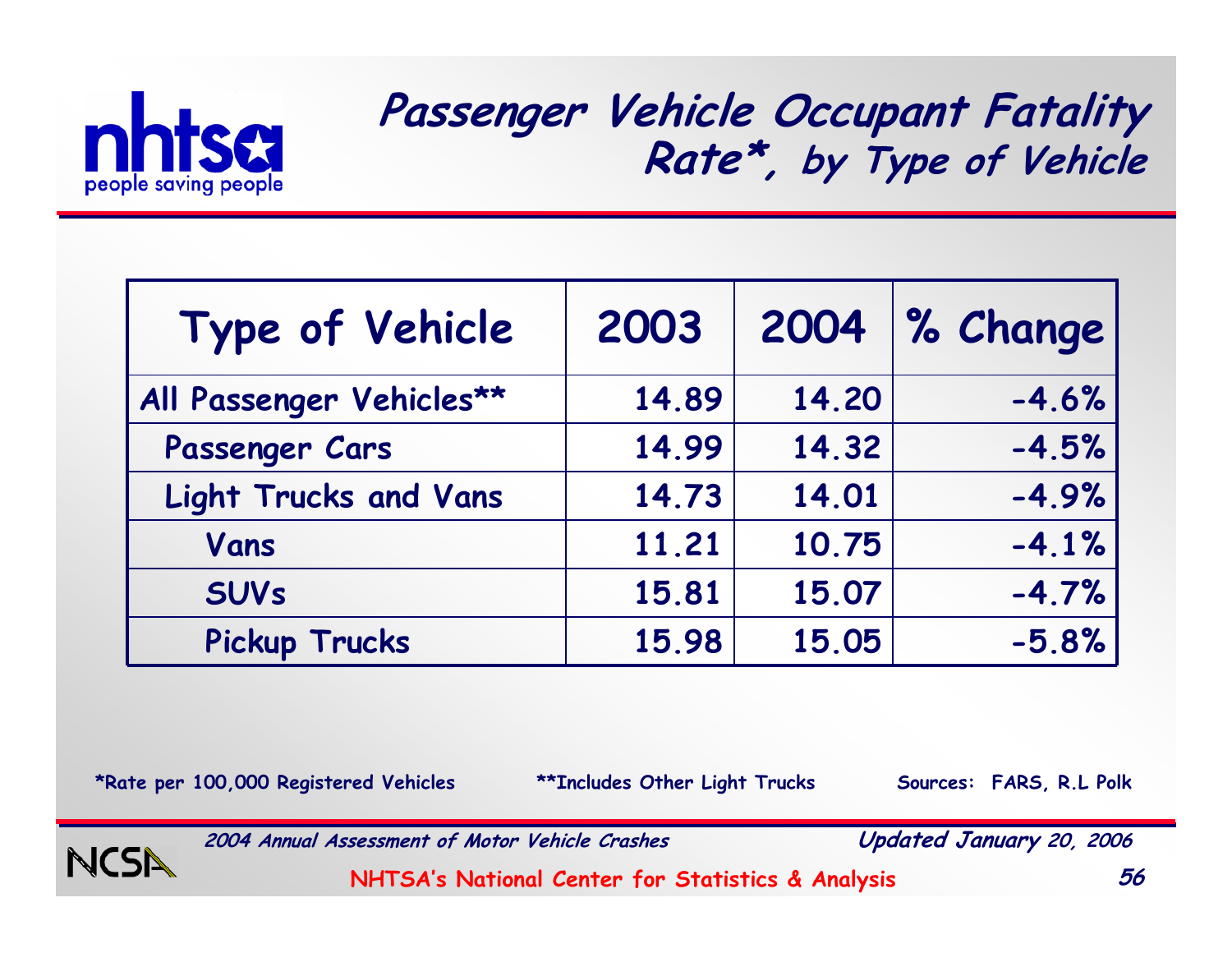# Passenger Vehicle Occupant Fatality Rate*, by Type of Vehicle

| Type of Vehicle | 2003 | 2004 | % Change |
|---|---|---|---|
| All Passenger Vehicles** | 14.89 | 14.20 | -4.6% |
| Passenger Cars | 14.99 | 14.32 | -4.5% |
| Light Trucks and Vans | 14.73 | 14.01 | -4.9% |
| Vans | 11.21 | 10.75 | -4.1% |
| SUVs | 15.81 | 15.07 | -4.7% |
| Pickup Trucks | 15.98 | 15.05 | -5.8% |

*Rate per 100,000 Registered Vehicles

**Includes Other Light Trucks

Sources: FARS, R.L Polk

*2004 Annual Assessment of Motor Vehicle Crashes*

*Updated January 20, 2006*

NHTSA's National Center for Statistics & Analysis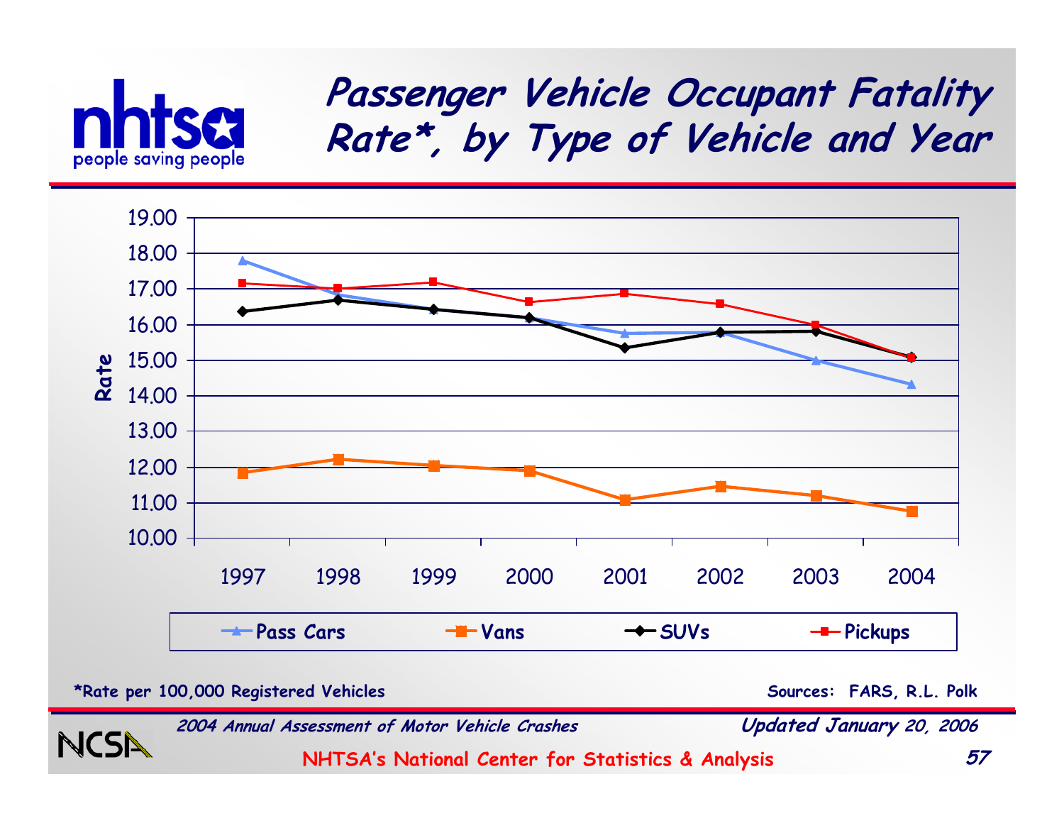# Passenger Vehicle Occupant Fatality Rate*, by Type of Vehicle and Year

Rate

19.00
18.00
17.00
16.00
15.00
14.00
13.00
12.00
11.00
10.00

1997 1998 1999 2000 2001 2002 2003 2004

Pass Cars — Vans — SUVs — Pickups

*Rate per 100,000 Registered Vehicles

Sources: FARS, R.L. Polk

*2004 Annual Assessment of Motor Vehicle Crashes*

*Updated January 20, 2006*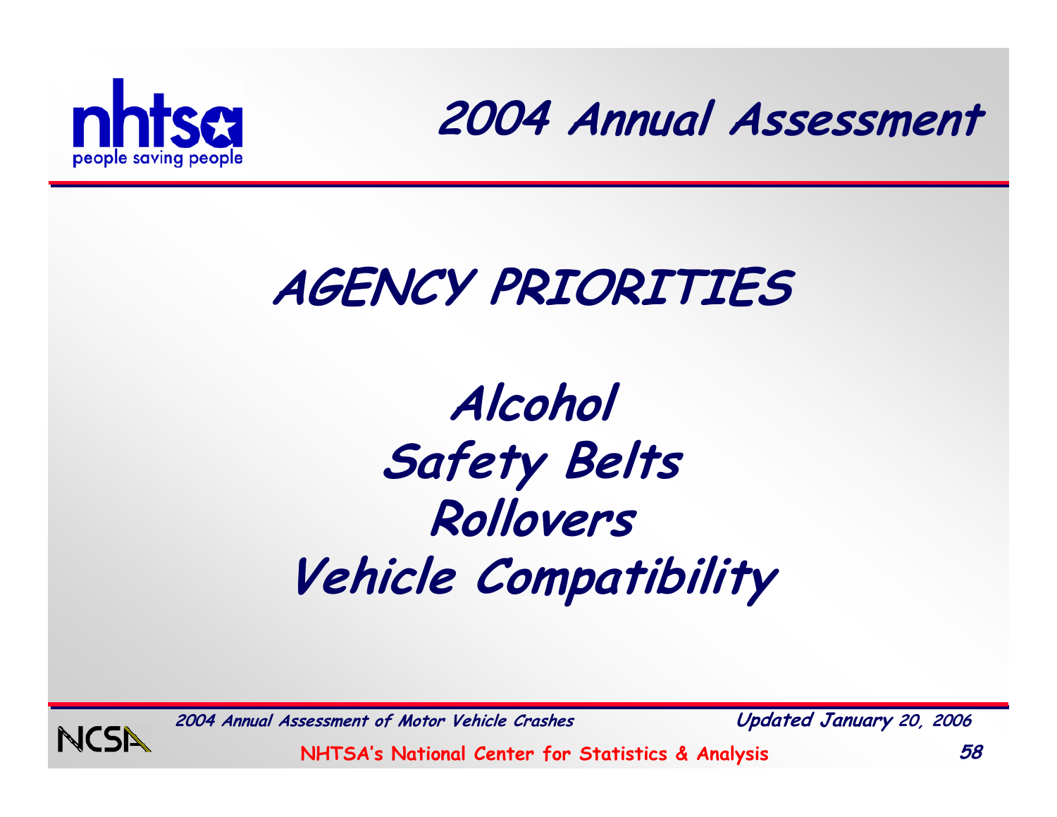# AGENCY PRIORITIES

## Alcohol
## Safety Belts
## Rollovers
## Vehicle Compatibility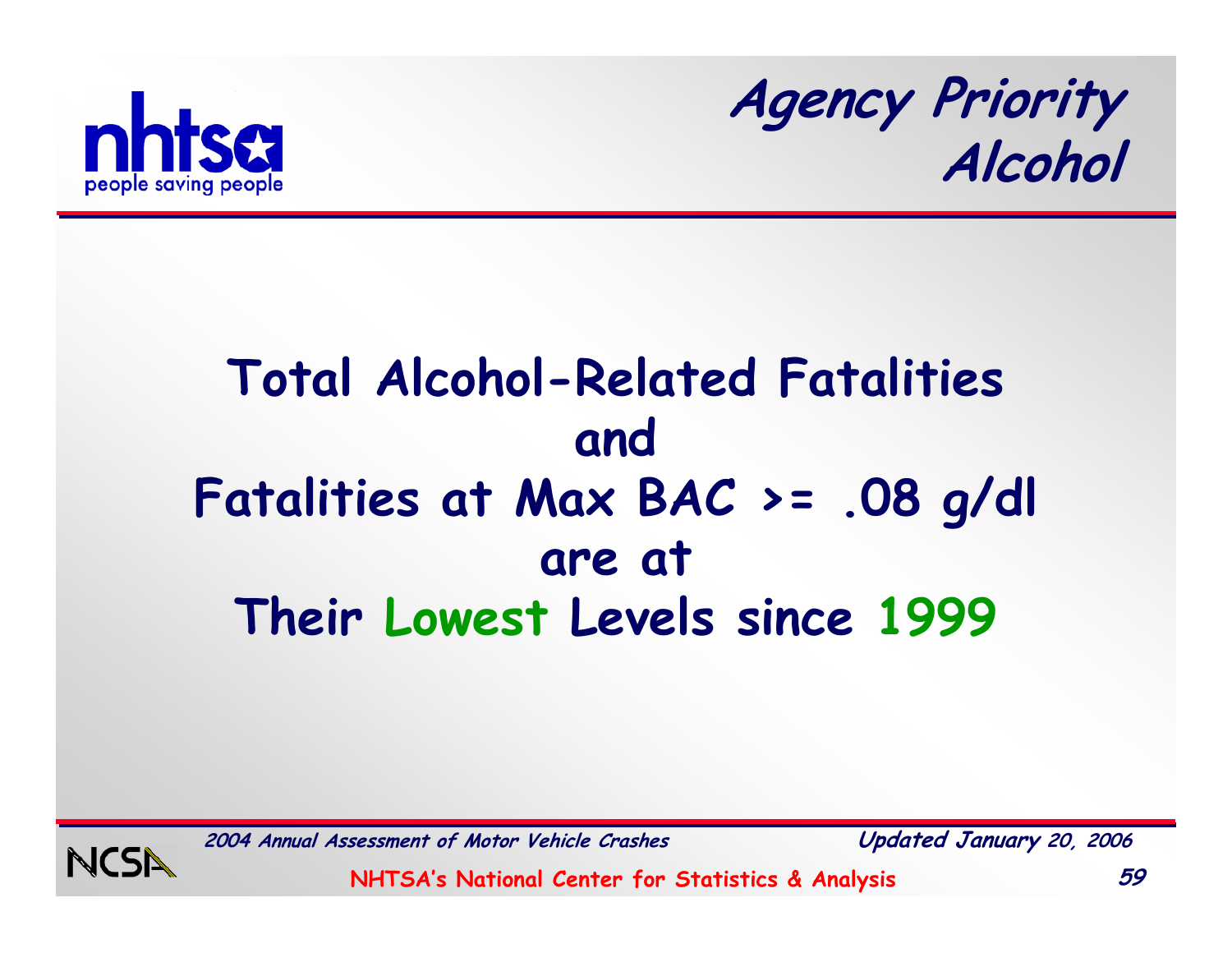## Agency Priority
## Alcohol

# Total Alcohol-Related Fatalities and Fatalities at Max BAC >= .08 g/dl are at Their Lowest Levels since 1999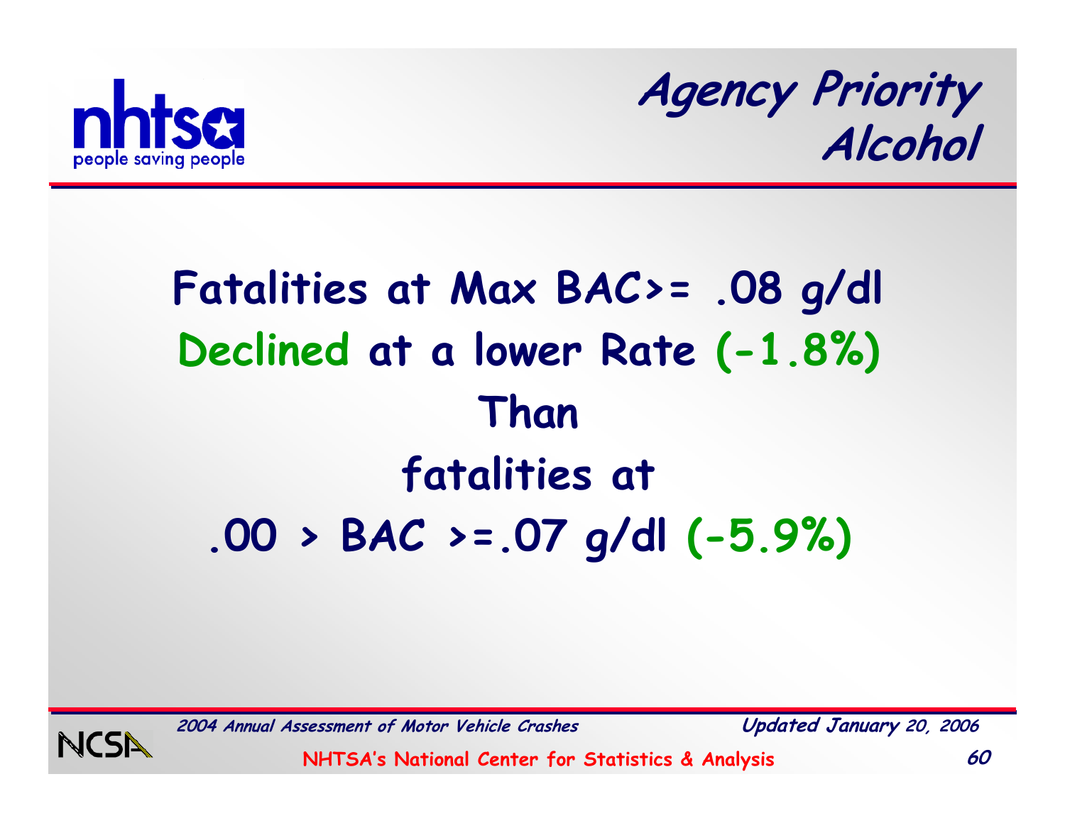# Agency Priority Alcohol

**Fatalities at Max BAC>= .08 g/dl Declined at a lower Rate (-1.8%) Than fatalities at .00 > BAC >=.07 g/dl (-5.9%)**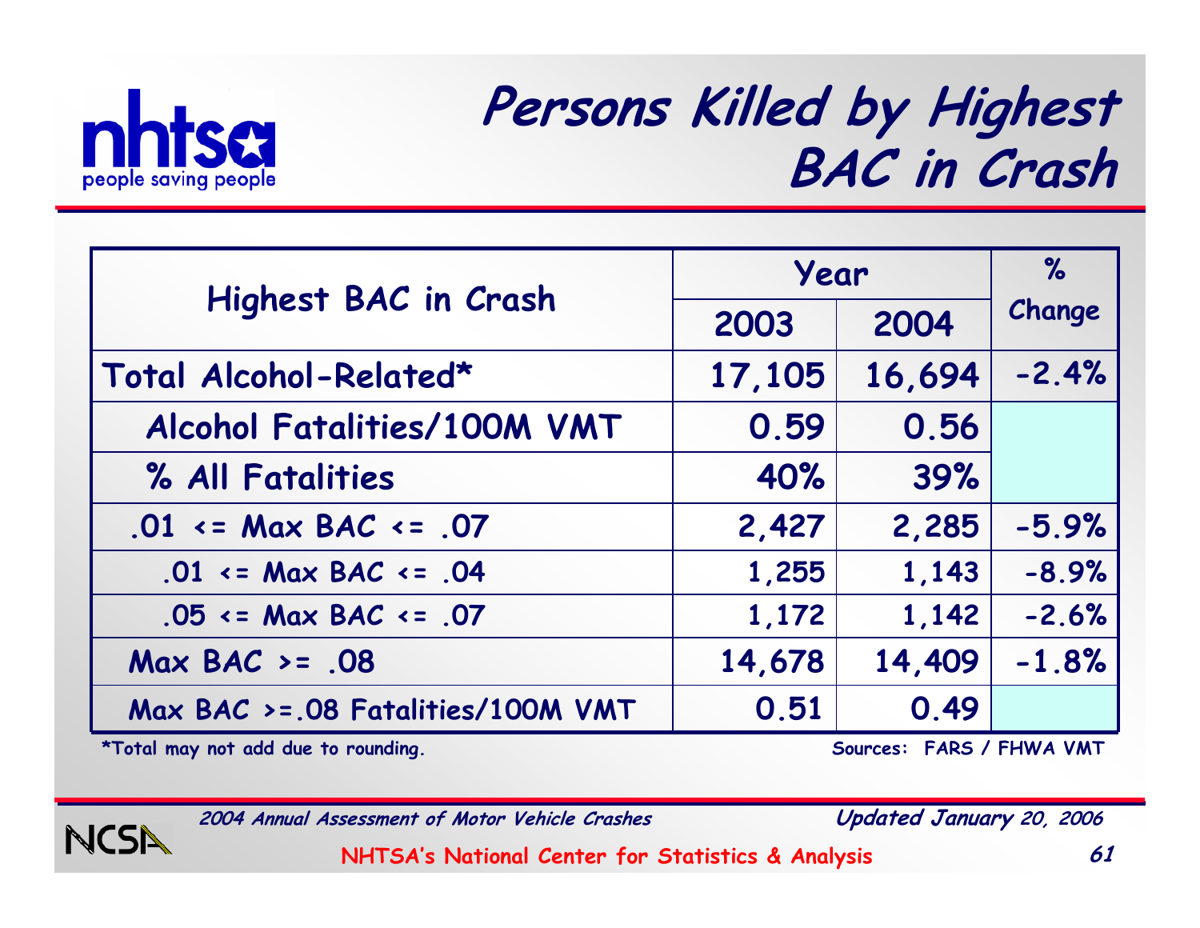# Persons Killed by Highest BAC in Crash

| Highest BAC in Crash | Year | | % Change |
|---|---|---|---|
| | 2003 | 2004 | |
| Total Alcohol-Related* | 17,105 | 16,694 | -2.4% |
| Alcohol Fatalities/100M VMT | 0.59 | 0.56 | |
| % All Fatalities | 40% | 39% | |
| .01 <= Max BAC <= .07 | 2,427 | 2,285 | -5.9% |
| .01 <= Max BAC <= .04 | 1,255 | 1,143 | -8.9% |
| .05 <= Max BAC <= .07 | 1,172 | 1,142 | -2.6% |
| Max BAC >= .08 | 14,678 | 14,409 | -1.8% |
| Max BAC >=.08 Fatalities/100M VMT | 0.51 | 0.49 | |

*Total may not add due to rounding.

Sources: FARS / FHWA VMT

*2004 Annual Assessment of Motor Vehicle Crashes*

*Updated January 20, 2006*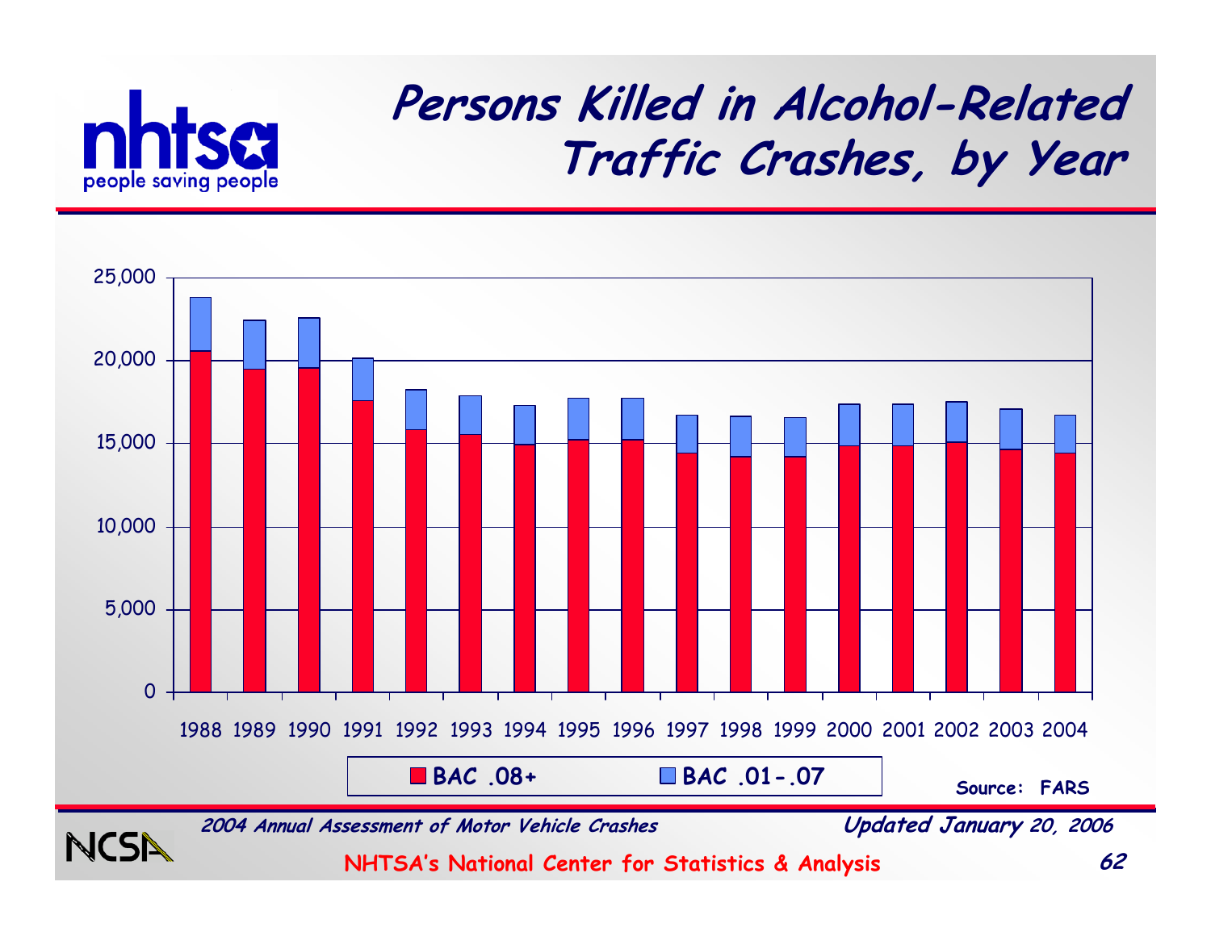# Persons Killed in Alcohol-Related Traffic Crashes, by Year

BAC .08+ | BAC .01-.07

Source: FARS

*2004 Annual Assessment of Motor Vehicle Crashes*

*Updated January 20, 2006*

NHTSA's National Center for Statistics & Analysis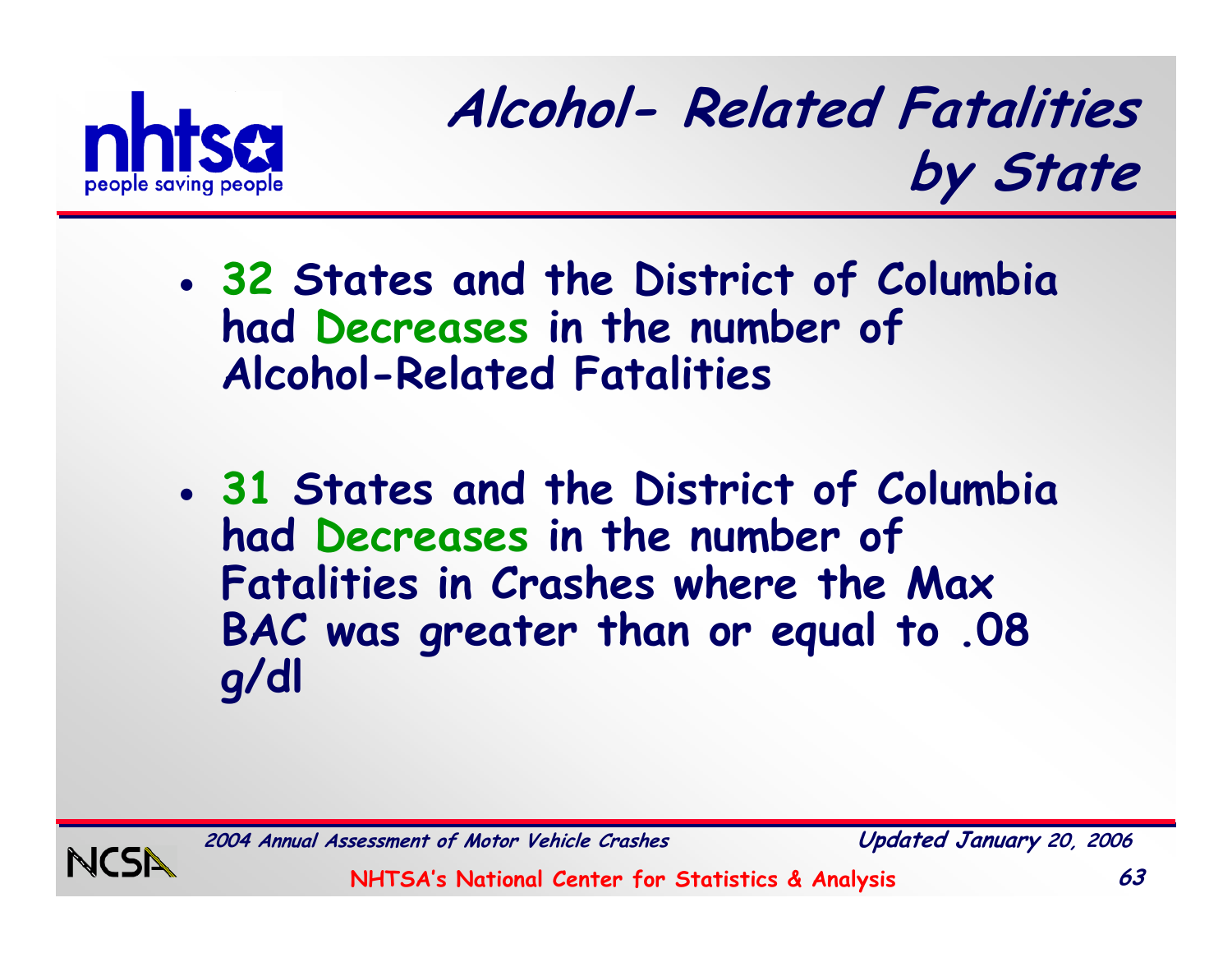# Alcohol- Related Fatalities by State

- **32 States and the District of Columbia had Decreases in the number of Alcohol-Related Fatalities**

- **31 States and the District of Columbia had Decreases in the number of Fatalities in Crashes where the Max BAC was greater than or equal to .08 g/dl**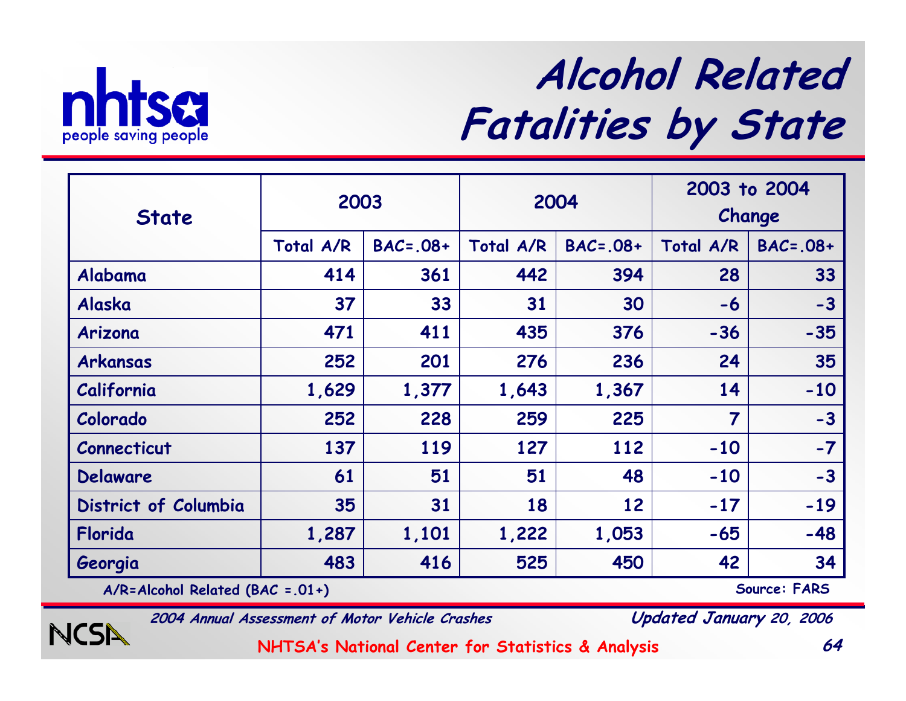# Alcohol Related Fatalities by State

| State | 2003 | | 2004 | | 2003 to 2004 Change | |
|---|---|---|---|---|---|---|
| | Total A/R | BAC=.08+ | Total A/R | BAC=.08+ | Total A/R | BAC=.08+ |
| Alabama | 414 | 361 | 442 | 394 | 28 | 33 |
| Alaska | 37 | 33 | 31 | 30 | -6 | -3 |
| Arizona | 471 | 411 | 435 | 376 | -36 | -35 |
| Arkansas | 252 | 201 | 276 | 236 | 24 | 35 |
| California | 1,629 | 1,377 | 1,643 | 1,367 | 14 | -10 |
| Colorado | 252 | 228 | 259 | 225 | 7 | -3 |
| Connecticut | 137 | 119 | 127 | 112 | -10 | -7 |
| Delaware | 61 | 51 | 51 | 48 | -10 | -3 |
| District of Columbia | 35 | 31 | 18 | 12 | -17 | -19 |
| Florida | 1,287 | 1,101 | 1,222 | 1,053 | -65 | -48 |
| Georgia | 483 | 416 | 525 | 450 | 42 | 34 |

A/R=Alcohol Related (BAC =.01+)

Source: FARS

*2004 Annual Assessment of Motor Vehicle Crashes*

*Updated January 20, 2006*

NHTSA's National Center for Statistics & Analysis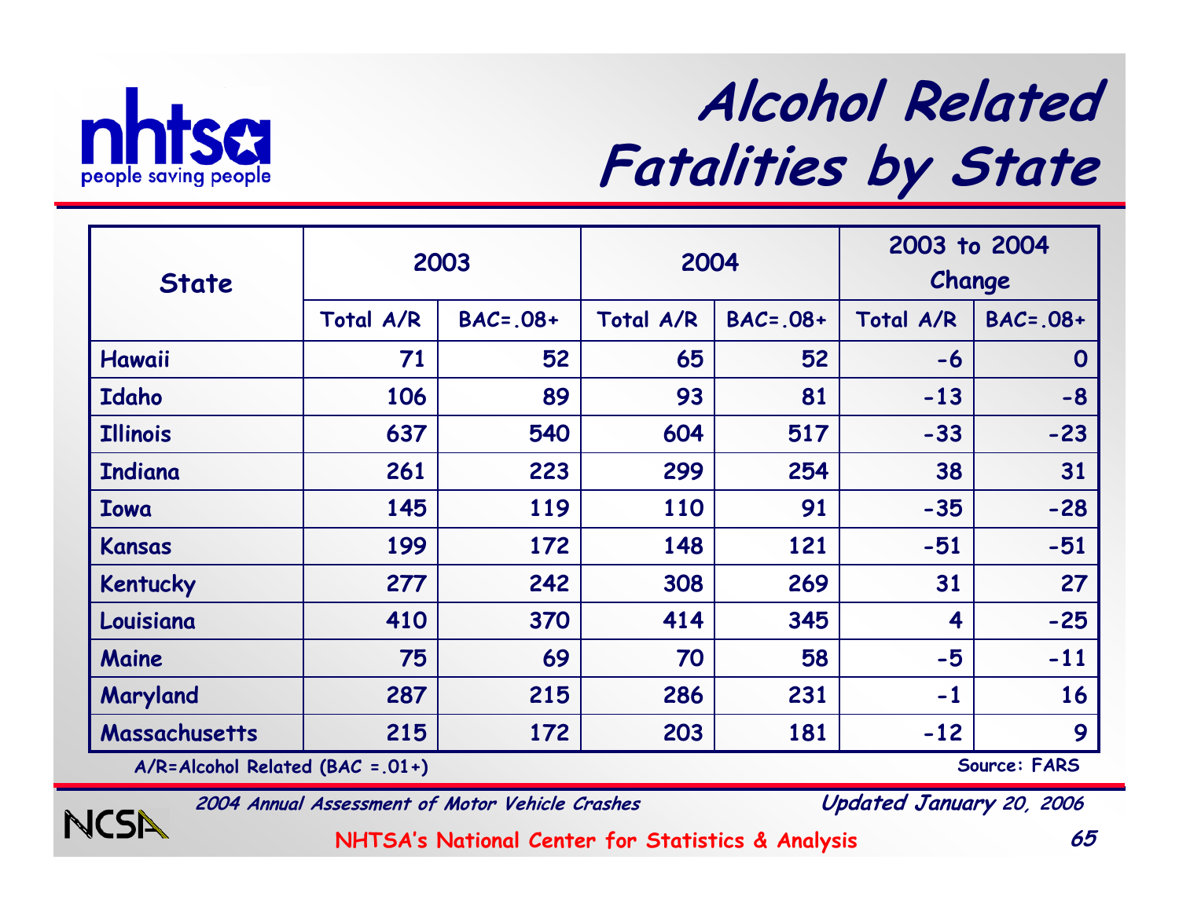# Alcohol Related Fatalities by State

| State | 2003 | | 2004 | | 2003 to 2004 Change | |
|---|---|---|---|---|---|---|
| | Total A/R | BAC=.08+ | Total A/R | BAC=.08+ | Total A/R | BAC=.08+ |
| Hawaii | 71 | 52 | 65 | 52 | -6 | 0 |
| Idaho | 106 | 89 | 93 | 81 | -13 | -8 |
| Illinois | 637 | 540 | 604 | 517 | -33 | -23 |
| Indiana | 261 | 223 | 299 | 254 | 38 | 31 |
| Iowa | 145 | 119 | 110 | 91 | -35 | -28 |
| Kansas | 199 | 172 | 148 | 121 | -51 | -51 |
| Kentucky | 277 | 242 | 308 | 269 | 31 | 27 |
| Louisiana | 410 | 370 | 414 | 345 | 4 | -25 |
| Maine | 75 | 69 | 70 | 58 | -5 | -11 |
| Maryland | 287 | 215 | 286 | 231 | -1 | 16 |
| Massachusetts | 215 | 172 | 203 | 181 | -12 | 9 |

A/R=Alcohol Related (BAC =.01+)

Source: FARS

*2004 Annual Assessment of Motor Vehicle Crashes* — *Updated January 20, 2006*

NHTSA's National Center for Statistics & Analysis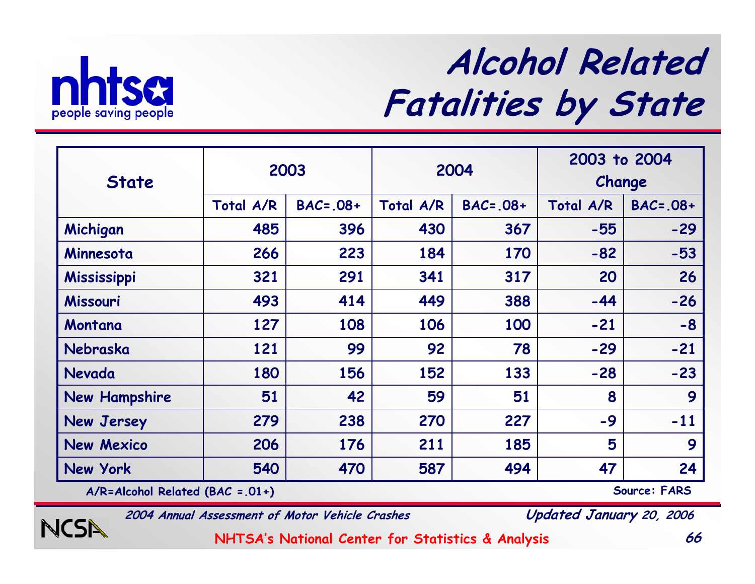# Alcohol Related Fatalities by State

| State | 2003 | | 2004 | | 2003 to 2004 Change | |
|---|---|---|---|---|---|---|
| | Total A/R | BAC=.08+ | Total A/R | BAC=.08+ | Total A/R | BAC=.08+ |
| Michigan | 485 | 396 | 430 | 367 | -55 | -29 |
| Minnesota | 266 | 223 | 184 | 170 | -82 | -53 |
| Mississippi | 321 | 291 | 341 | 317 | 20 | 26 |
| Missouri | 493 | 414 | 449 | 388 | -44 | -26 |
| Montana | 127 | 108 | 106 | 100 | -21 | -8 |
| Nebraska | 121 | 99 | 92 | 78 | -29 | -21 |
| Nevada | 180 | 156 | 152 | 133 | -28 | -23 |
| New Hampshire | 51 | 42 | 59 | 51 | 8 | 9 |
| New Jersey | 279 | 238 | 270 | 227 | -9 | -11 |
| New Mexico | 206 | 176 | 211 | 185 | 5 | 9 |
| New York | 540 | 470 | 587 | 494 | 47 | 24 |

A/R=Alcohol Related (BAC =.01+)

Source: FARS

*2004 Annual Assessment of Motor Vehicle Crashes*

*Updated January 20, 2006*

NHTSA's National Center for Statistics & Analysis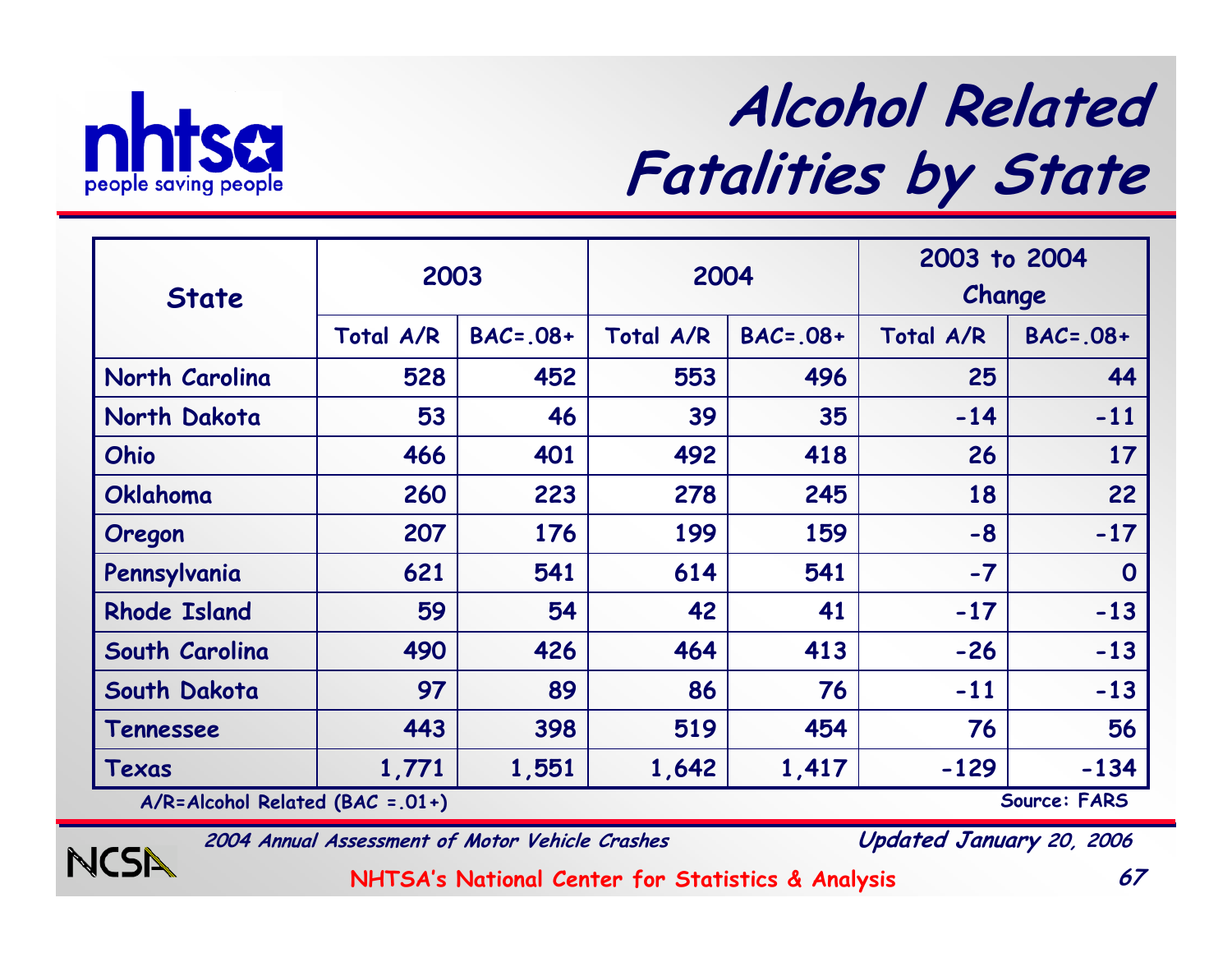# Alcohol Related Fatalities by State

| State | 2003 | | 2004 | | 2003 to 2004 Change | |
|---|---|---|---|---|---|---|
| | Total A/R | BAC=.08+ | Total A/R | BAC=.08+ | Total A/R | BAC=.08+ |
| North Carolina | 528 | 452 | 553 | 496 | 25 | 44 |
| North Dakota | 53 | 46 | 39 | 35 | -14 | -11 |
| Ohio | 466 | 401 | 492 | 418 | 26 | 17 |
| Oklahoma | 260 | 223 | 278 | 245 | 18 | 22 |
| Oregon | 207 | 176 | 199 | 159 | -8 | -17 |
| Pennsylvania | 621 | 541 | 614 | 541 | -7 | 0 |
| Rhode Island | 59 | 54 | 42 | 41 | -17 | -13 |
| South Carolina | 490 | 426 | 464 | 413 | -26 | -13 |
| South Dakota | 97 | 89 | 86 | 76 | -11 | -13 |
| Tennessee | 443 | 398 | 519 | 454 | 76 | 56 |
| Texas | 1,771 | 1,551 | 1,642 | 1,417 | -129 | -134 |

A/R=Alcohol Related (BAC =.01+)

Source: FARS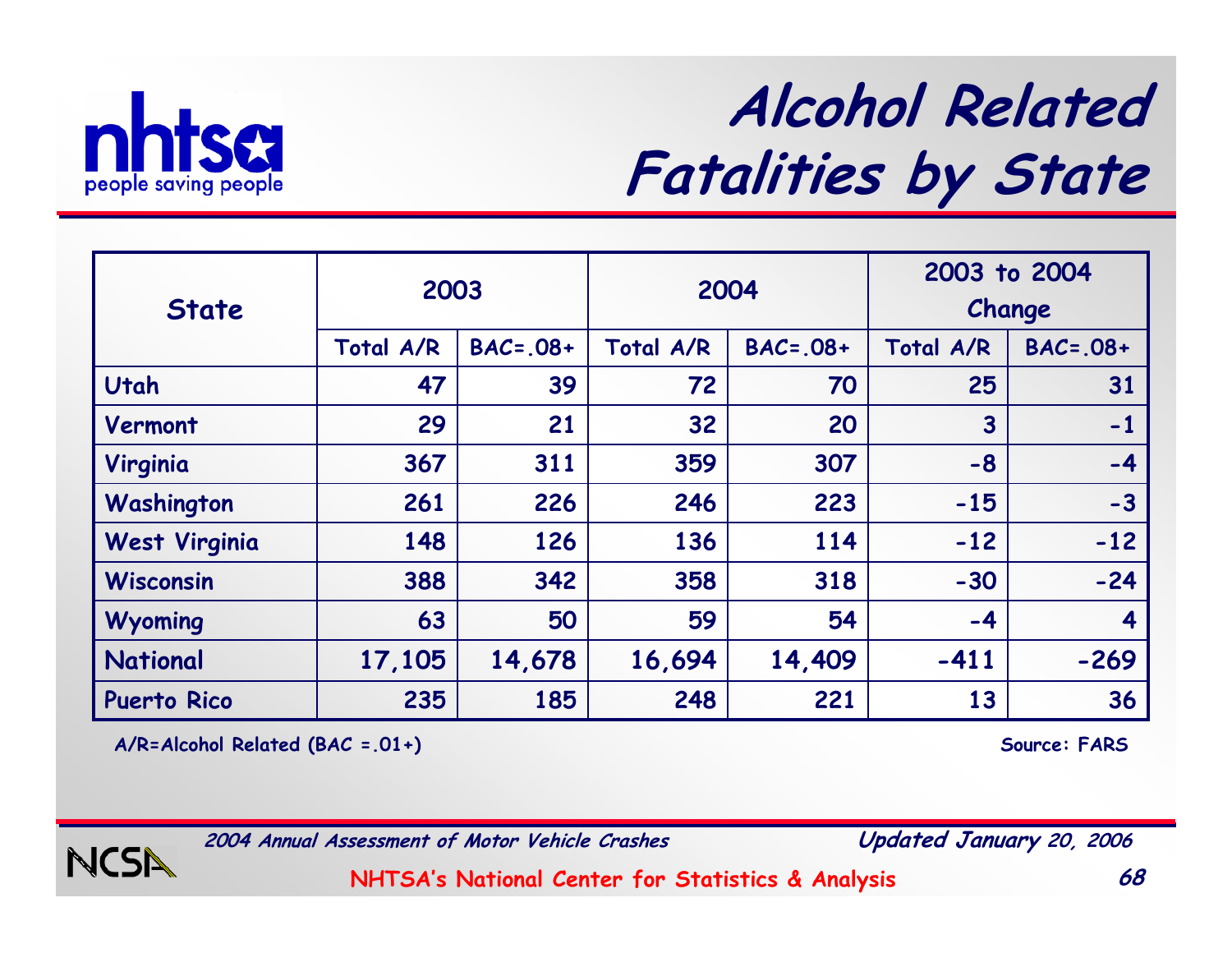# Alcohol Related Fatalities by State

| State | 2003 | | 2004 | | 2003 to 2004 Change | |
|---|---|---|---|---|---|---|
| | Total A/R | BAC=.08+ | Total A/R | BAC=.08+ | Total A/R | BAC=.08+ |
| Utah | 47 | 39 | 72 | 70 | 25 | 31 |
| Vermont | 29 | 21 | 32 | 20 | 3 | -1 |
| Virginia | 367 | 311 | 359 | 307 | -8 | -4 |
| Washington | 261 | 226 | 246 | 223 | -15 | -3 |
| West Virginia | 148 | 126 | 136 | 114 | -12 | -12 |
| Wisconsin | 388 | 342 | 358 | 318 | -30 | -24 |
| Wyoming | 63 | 50 | 59 | 54 | -4 | 4 |
| National | 17,105 | 14,678 | 16,694 | 14,409 | -411 | -269 |
| Puerto Rico | 235 | 185 | 248 | 221 | 13 | 36 |

A/R=Alcohol Related (BAC =.01+)

Source: FARS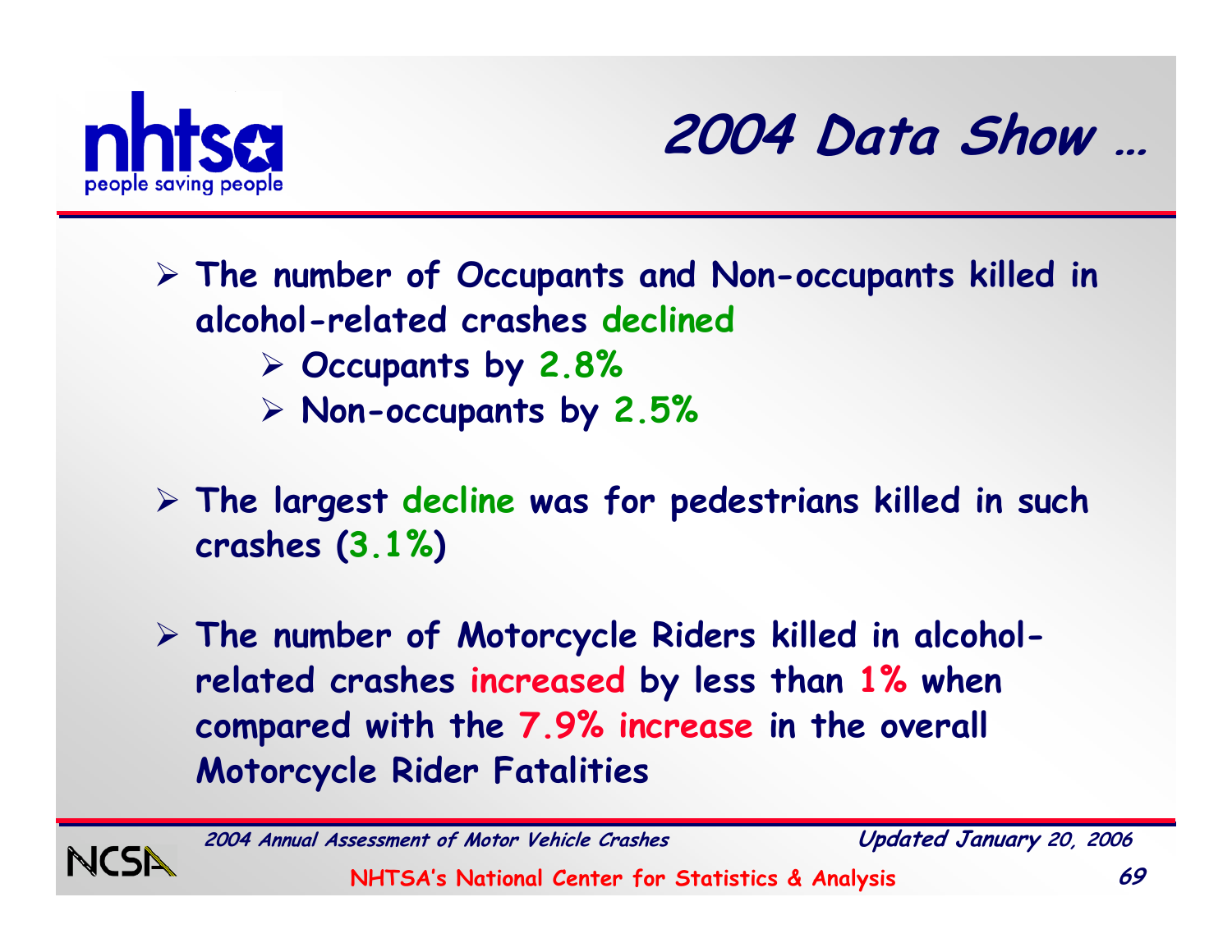# 2004 Data Show …

- The number of Occupants and Non-occupants killed in alcohol-related crashes declined
  - Occupants by 2.8%
  - Non-occupants by 2.5%

- The largest decline was for pedestrians killed in such crashes (3.1%)

- The number of Motorcycle Riders killed in alcohol-related crashes increased by less than 1% when compared with the 7.9% increase in the overall Motorcycle Rider Fatalities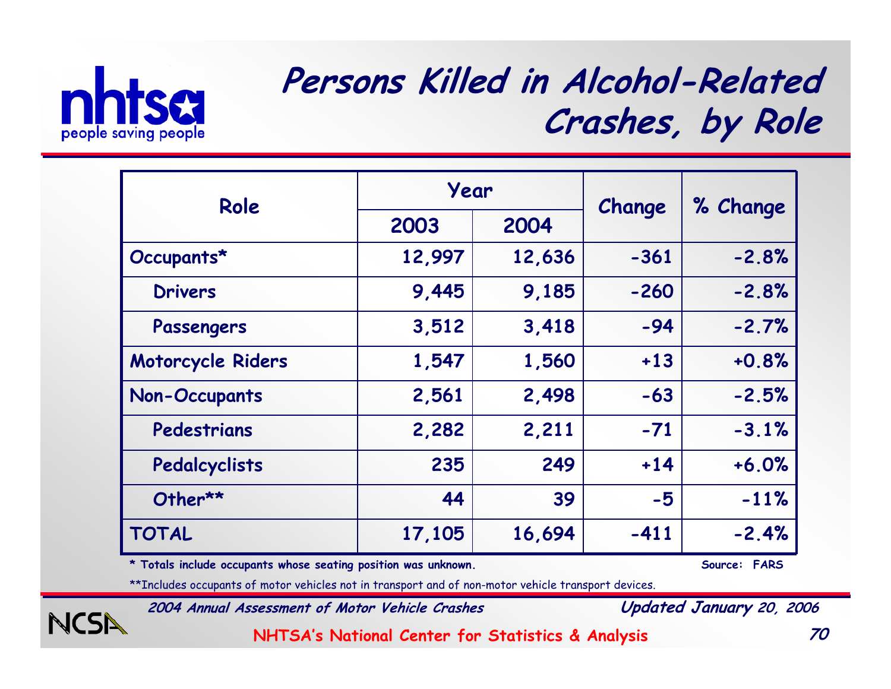# Persons Killed in Alcohol-Related Crashes, by Role

| Role | Year | | Change | % Change |
|---|---|---|---|---|
| | 2003 | 2004 | | |
| Occupants* | 12,997 | 12,636 | -361 | -2.8% |
| Drivers | 9,445 | 9,185 | -260 | -2.8% |
| Passengers | 3,512 | 3,418 | -94 | -2.7% |
| Motorcycle Riders | 1,547 | 1,560 | +13 | +0.8% |
| Non-Occupants | 2,561 | 2,498 | -63 | -2.5% |
| Pedestrians | 2,282 | 2,211 | -71 | -3.1% |
| Pedalcyclists | 235 | 249 | +14 | +6.0% |
| Other** | 44 | 39 | -5 | -11% |
| TOTAL | 17,105 | 16,694 | -411 | -2.4% |

* Totals include occupants whose seating position was unknown.

Source: FARS

**Includes occupants of motor vehicles not in transport and of non-motor vehicle transport devices.

*2004 Annual Assessment of Motor Vehicle Crashes*

*Updated January 20, 2006*

NHTSA's National Center for Statistics & Analysis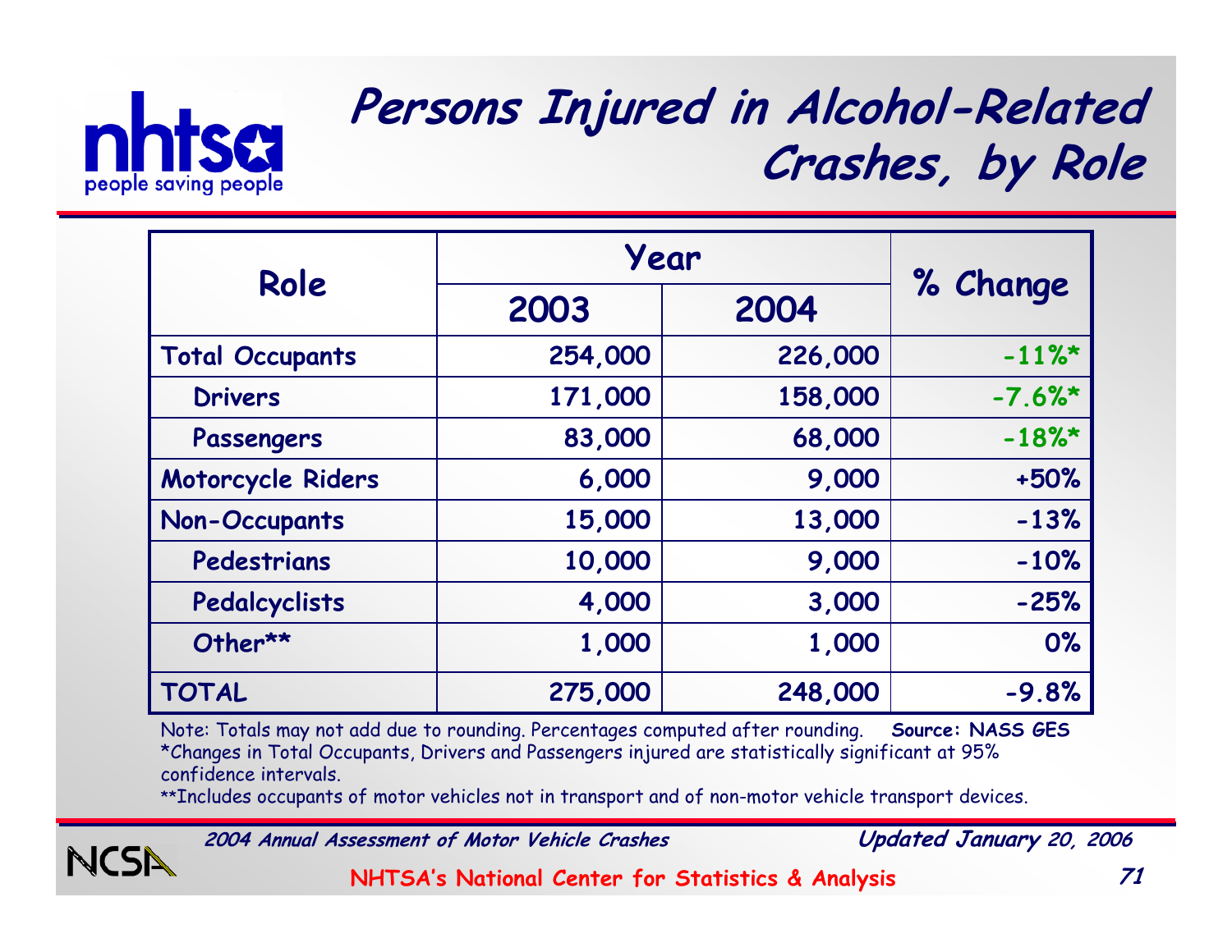# Persons Injured in Alcohol-Related Crashes, by Role

| Role | Year | | % Change |
|---|---|---|---|
| | 2003 | 2004 | |
| **Total Occupants** | 254,000 | 226,000 | -11%* |
| Drivers | 171,000 | 158,000 | -7.6%* |
| Passengers | 83,000 | 68,000 | -18%* |
| **Motorcycle Riders** | 6,000 | 9,000 | +50% |
| **Non-Occupants** | 15,000 | 13,000 | -13% |
| Pedestrians | 10,000 | 9,000 | -10% |
| Pedalcyclists | 4,000 | 3,000 | -25% |
| Other** | 1,000 | 1,000 | 0% |
| **TOTAL** | 275,000 | 248,000 | -9.8% |

Note: Totals may not add due to rounding. Percentages computed after rounding. **Source: NASS GES**

*Changes in Total Occupants, Drivers and Passengers injured are statistically significant at 95% confidence intervals.

**Includes occupants of motor vehicles not in transport and of non-motor vehicle transport devices.

*2004 Annual Assessment of Motor Vehicle Crashes* — *Updated January 20, 2006*

NHTSA's National Center for Statistics & Analysis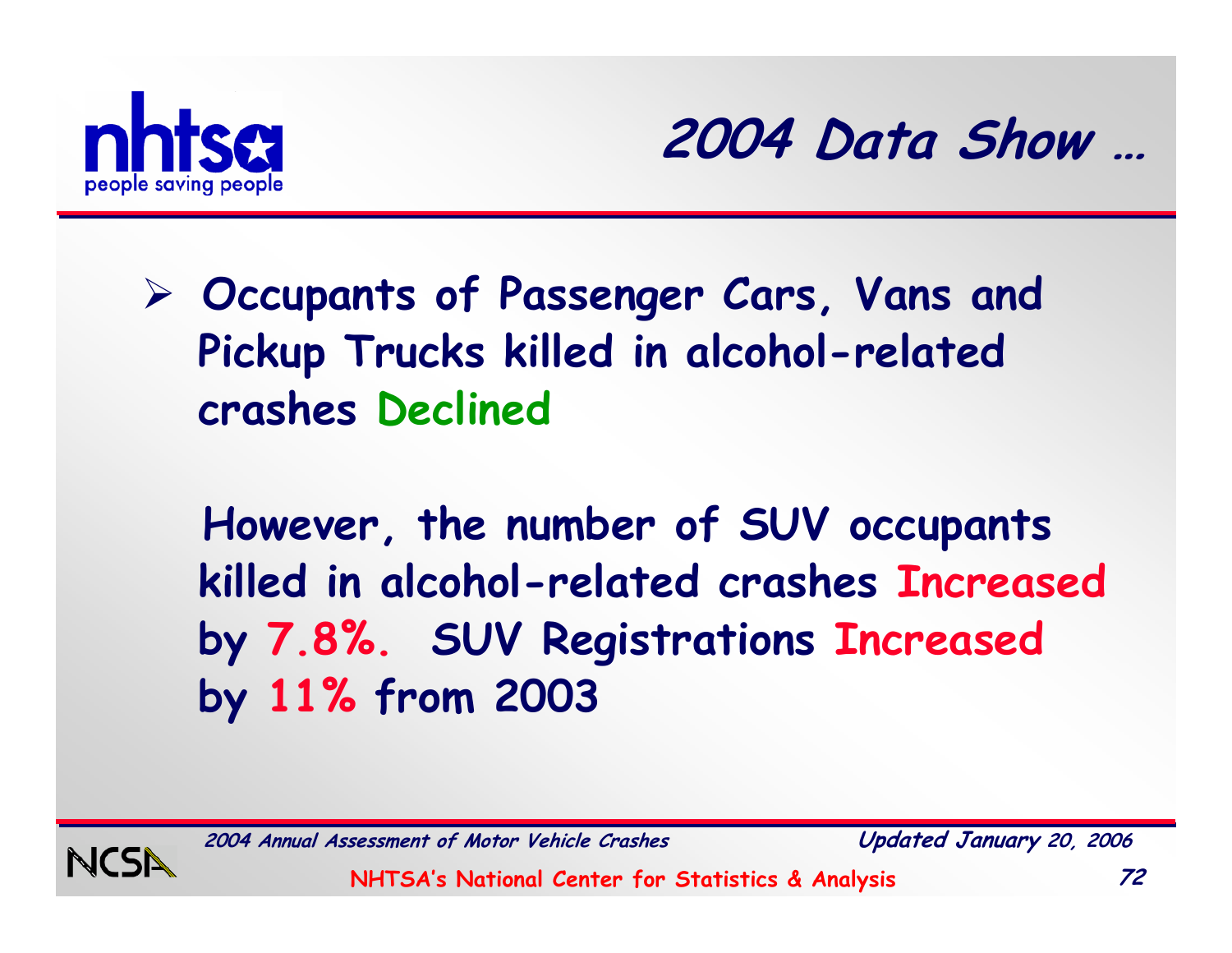# 2004 Data Show …

- Occupants of Passenger Cars, Vans and Pickup Trucks killed in alcohol-related crashes Declined

However, the number of SUV occupants killed in alcohol-related crashes Increased by 7.8%. SUV Registrations Increased by 11% from 2003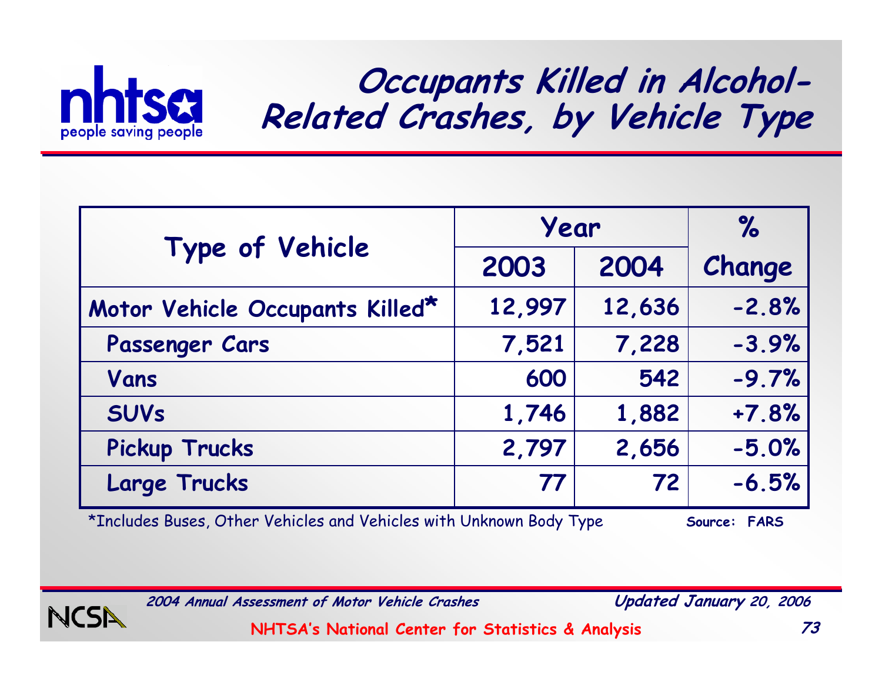# Occupants Killed in Alcohol-Related Crashes, by Vehicle Type

| Type of Vehicle | Year | | % |
|---|---|---|---|
| | 2003 | 2004 | Change |
| Motor Vehicle Occupants Killed* | 12,997 | 12,636 | -2.8% |
| Passenger Cars | 7,521 | 7,228 | -3.9% |
| Vans | 600 | 542 | -9.7% |
| SUVs | 1,746 | 1,882 | +7.8% |
| Pickup Trucks | 2,797 | 2,656 | -5.0% |
| Large Trucks | 77 | 72 | -6.5% |

*Includes Buses, Other Vehicles and Vehicles with Unknown Body Type

Source: FARS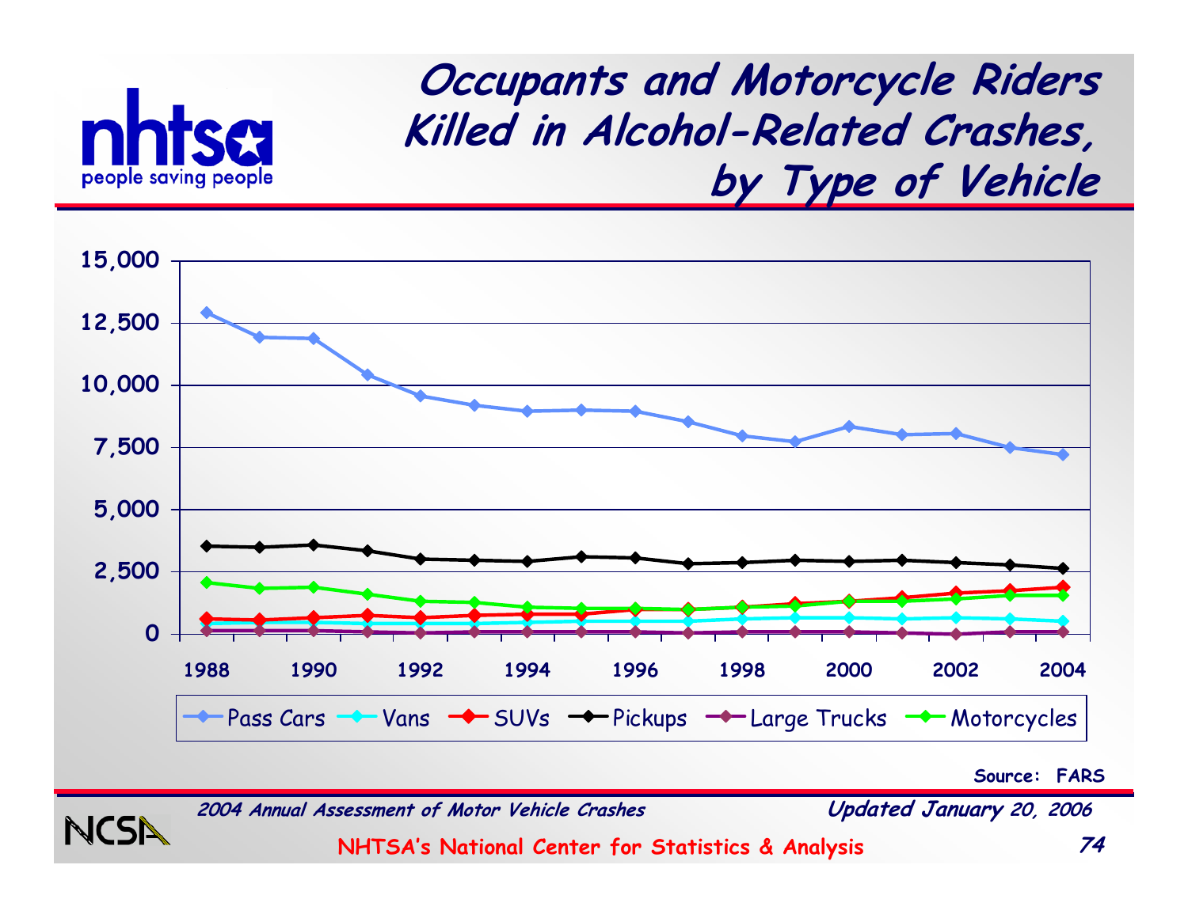# Occupants and Motorcycle Riders Killed in Alcohol-Related Crashes, by Type of Vehicle

Legend: Pass Cars, Vans, SUVs, Pickups, Large Trucks, Motorcycles

Y-axis: 0, 2,500, 5,000, 7,500, 10,000, 12,500, 15,000

X-axis: 1988, 1990, 1992, 1994, 1996, 1998, 2000, 2002, 2004

Source: FARS

*2004 Annual Assessment of Motor Vehicle Crashes*

*Updated January 20, 2006*

NHTSA's National Center for Statistics & Analysis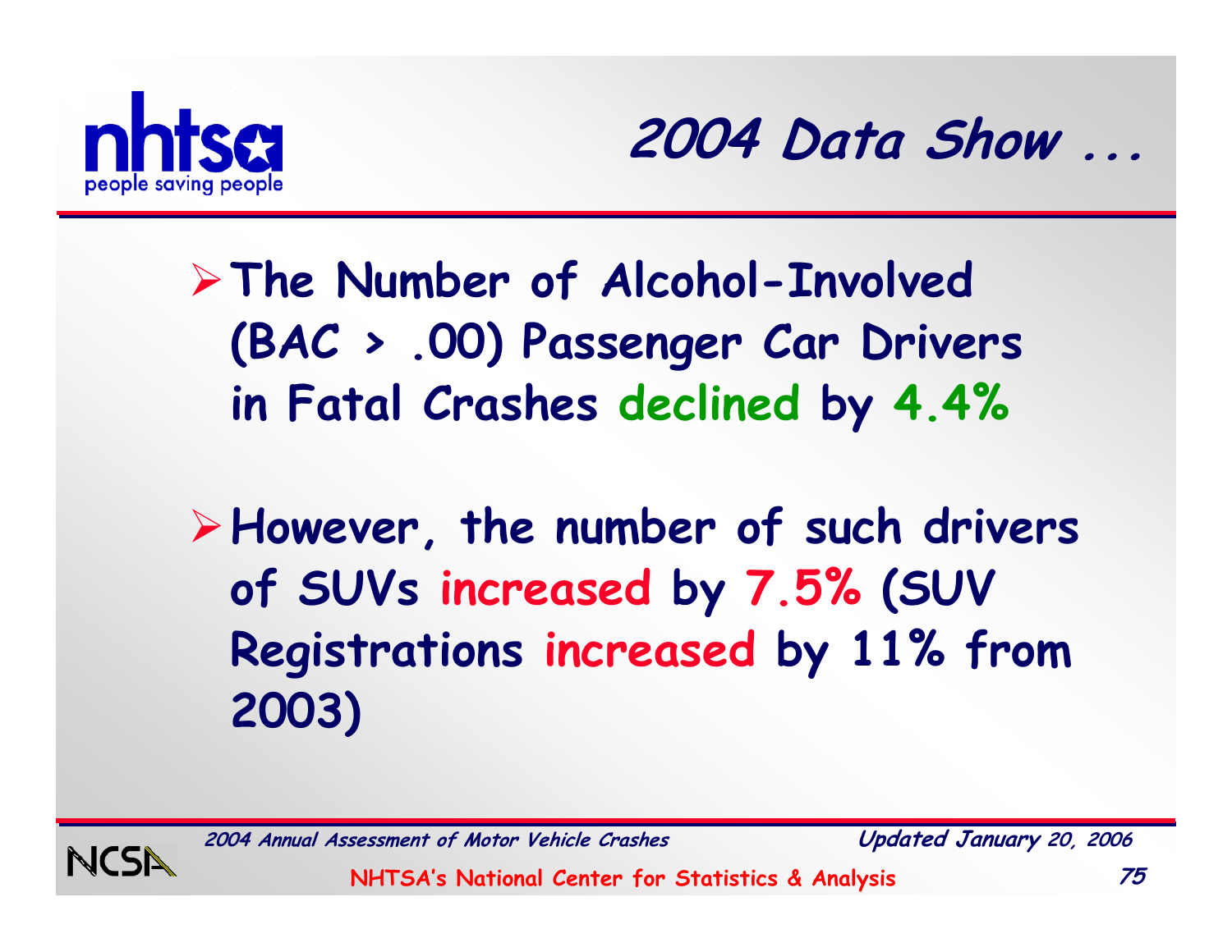# 2004 Data Show ...

- **The Number of Alcohol-Involved (BAC > .00) Passenger Car Drivers in Fatal Crashes declined by 4.4%**

- **However, the number of such drivers of SUVs increased by 7.5% (SUV Registrations increased by 11% from 2003)**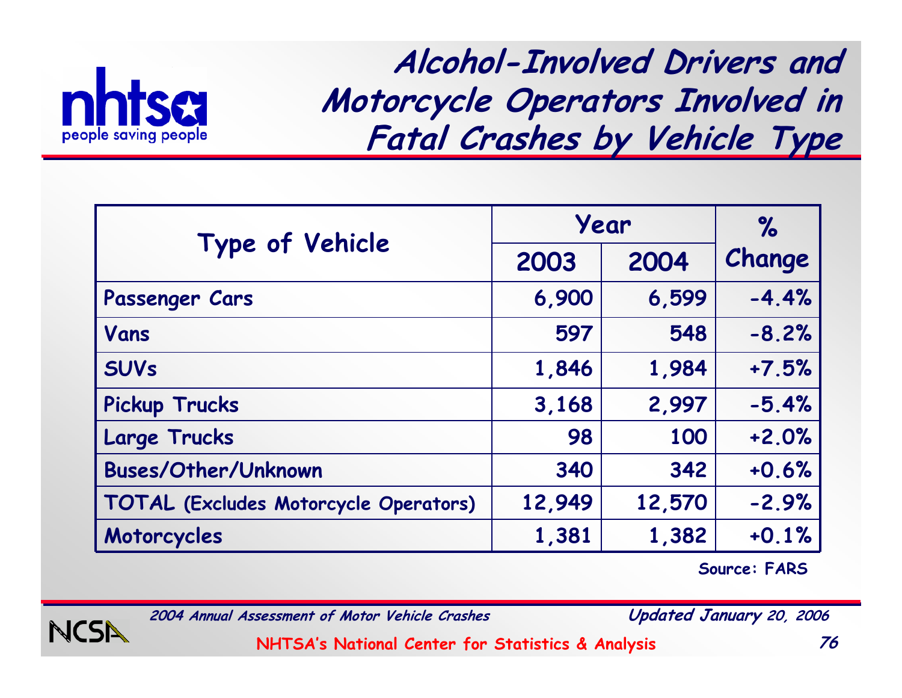# Alcohol-Involved Drivers and Motorcycle Operators Involved in Fatal Crashes by Vehicle Type

| Type of Vehicle | Year | | % Change |
|---|---|---|---|
| | 2003 | 2004 | |
| Passenger Cars | 6,900 | 6,599 | -4.4% |
| Vans | 597 | 548 | -8.2% |
| SUVs | 1,846 | 1,984 | +7.5% |
| Pickup Trucks | 3,168 | 2,997 | -5.4% |
| Large Trucks | 98 | 100 | +2.0% |
| Buses/Other/Unknown | 340 | 342 | +0.6% |
| TOTAL (Excludes Motorcycle Operators) | 12,949 | 12,570 | -2.9% |
| Motorcycles | 1,381 | 1,382 | +0.1% |

Source: FARS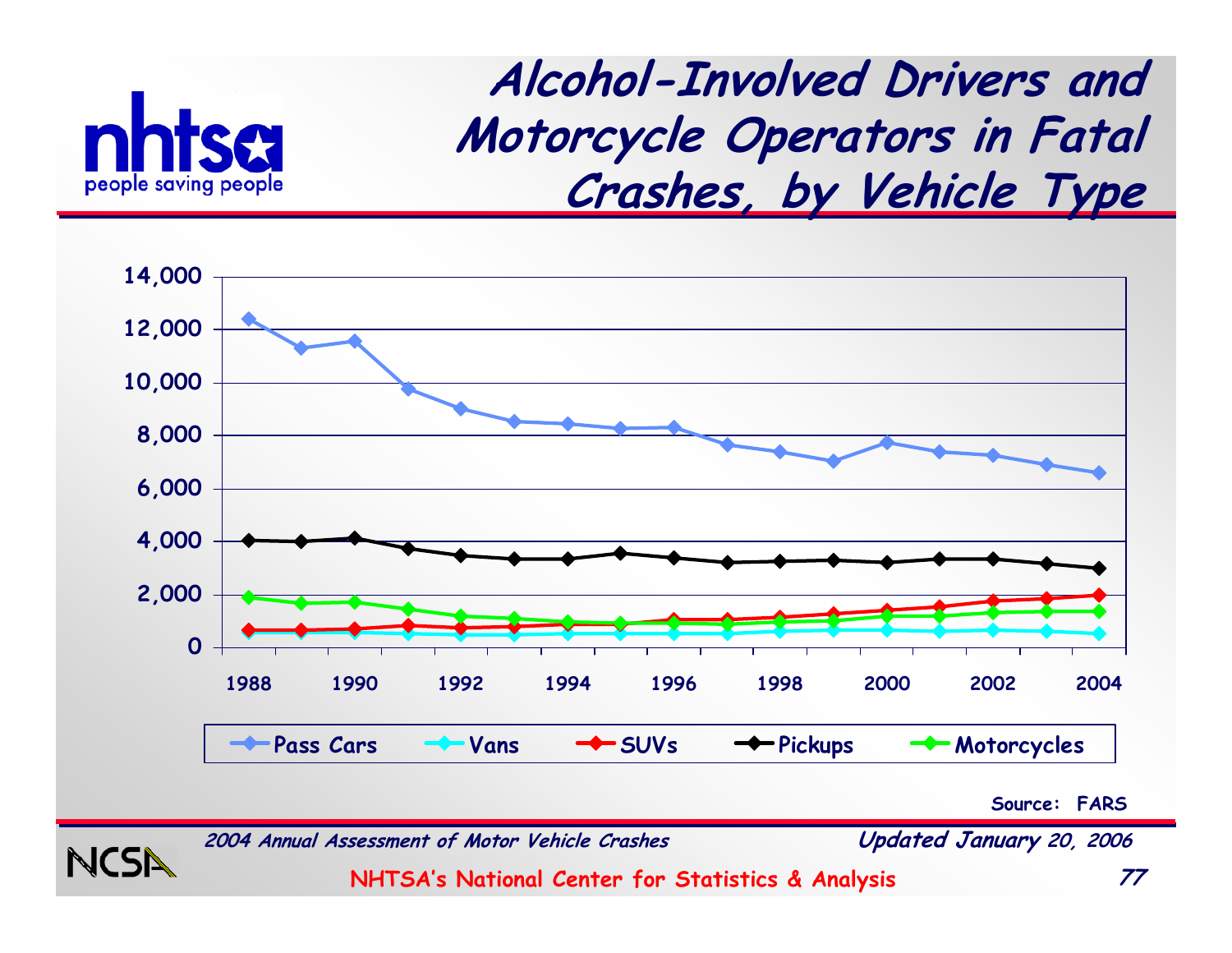# Alcohol-Involved Drivers and Motorcycle Operators in Fatal Crashes, by Vehicle Type

Source: FARS

*2004 Annual Assessment of Motor Vehicle Crashes* *Updated January 20, 2006*

NHTSA's National Center for Statistics & Analysis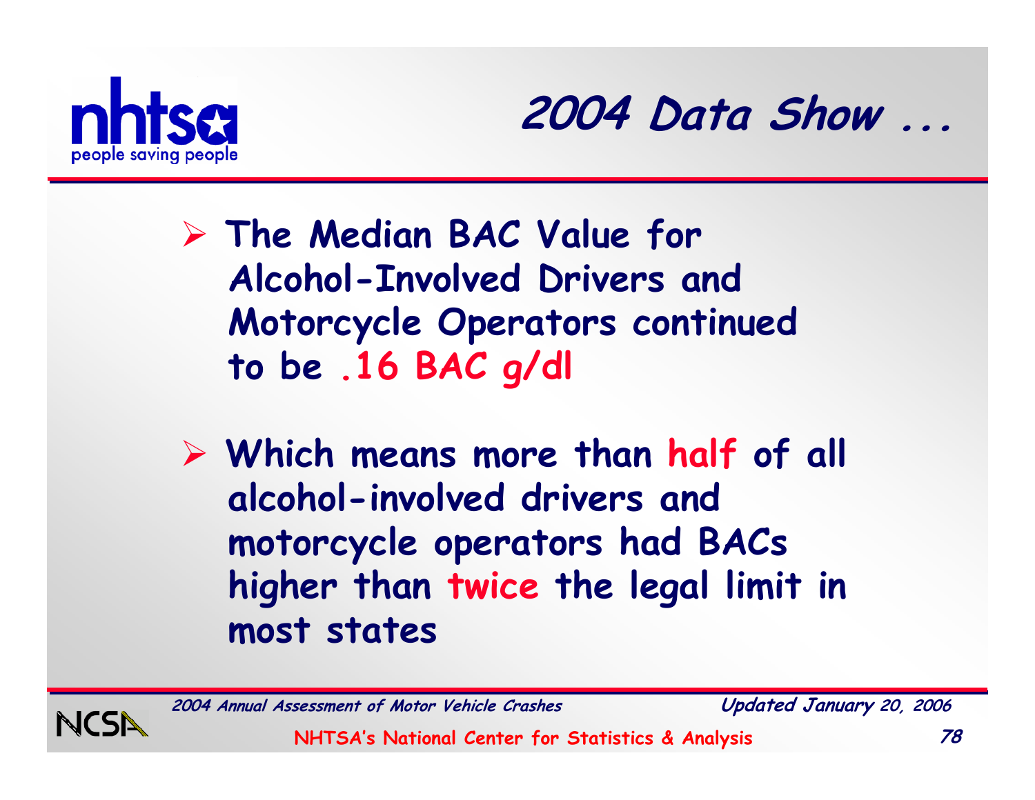# 2004 Data Show ...

- **The Median BAC Value for Alcohol-Involved Drivers and Motorcycle Operators continued to be .16 BAC g/dl**

- **Which means more than half of all alcohol-involved drivers and motorcycle operators had BACs higher than twice the legal limit in most states**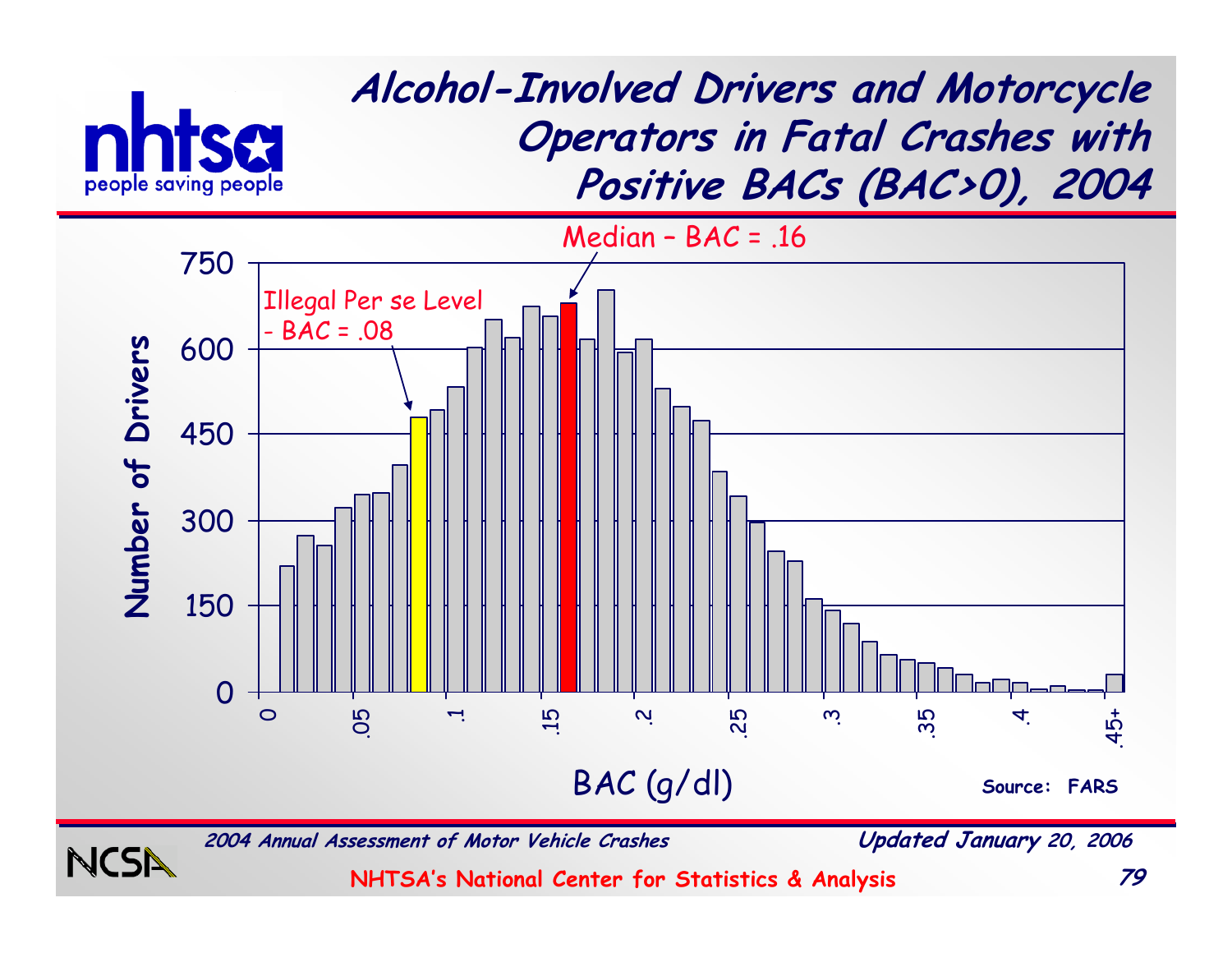# Alcohol-Involved Drivers and Motorcycle Operators in Fatal Crashes with Positive BACs (BAC>0), 2004

Median – BAC = .16

Illegal Per se Level - BAC = .08

Number of Drivers

BAC (g/dl)

Source: FARS

*2004 Annual Assessment of Motor Vehicle Crashes*

*Updated January 20, 2006*

**NHTSA's National Center for Statistics & Analysis**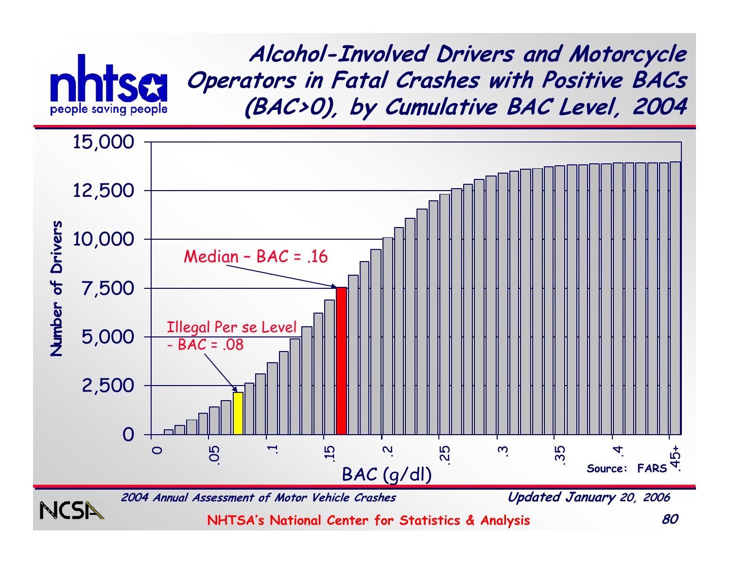# Alcohol-Involved Drivers and Motorcycle Operators in Fatal Crashes with Positive BACs (BAC>0), by Cumulative BAC Level, 2004

Number of Drivers

15,000
12,500
10,000
7,500
5,000
2,500
0

Median – BAC = .16

Illegal Per se Level - BAC = .08

0 | .05 | .1 | .15 | .2 | .25 | .3 | .35 | .4 | .45+

BAC (g/dl)

Source: FARS

*2004 Annual Assessment of Motor Vehicle Crashes*

*Updated January 20, 2006*

**NHTSA's National Center for Statistics & Analysis**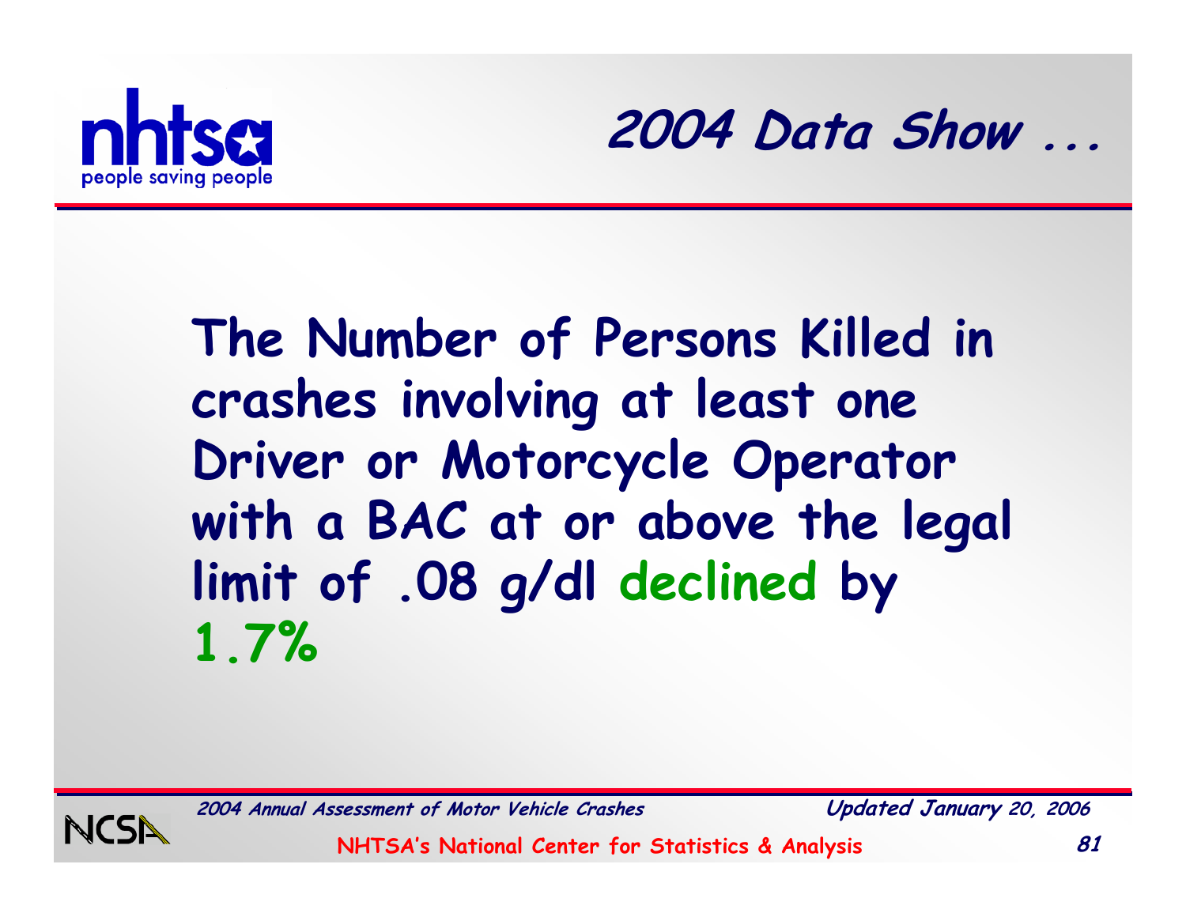## 2004 Data Show ...

**The Number of Persons Killed in crashes involving at least one Driver or Motorcycle Operator with a BAC at or above the legal limit of .08 g/dl declined by 1.7%**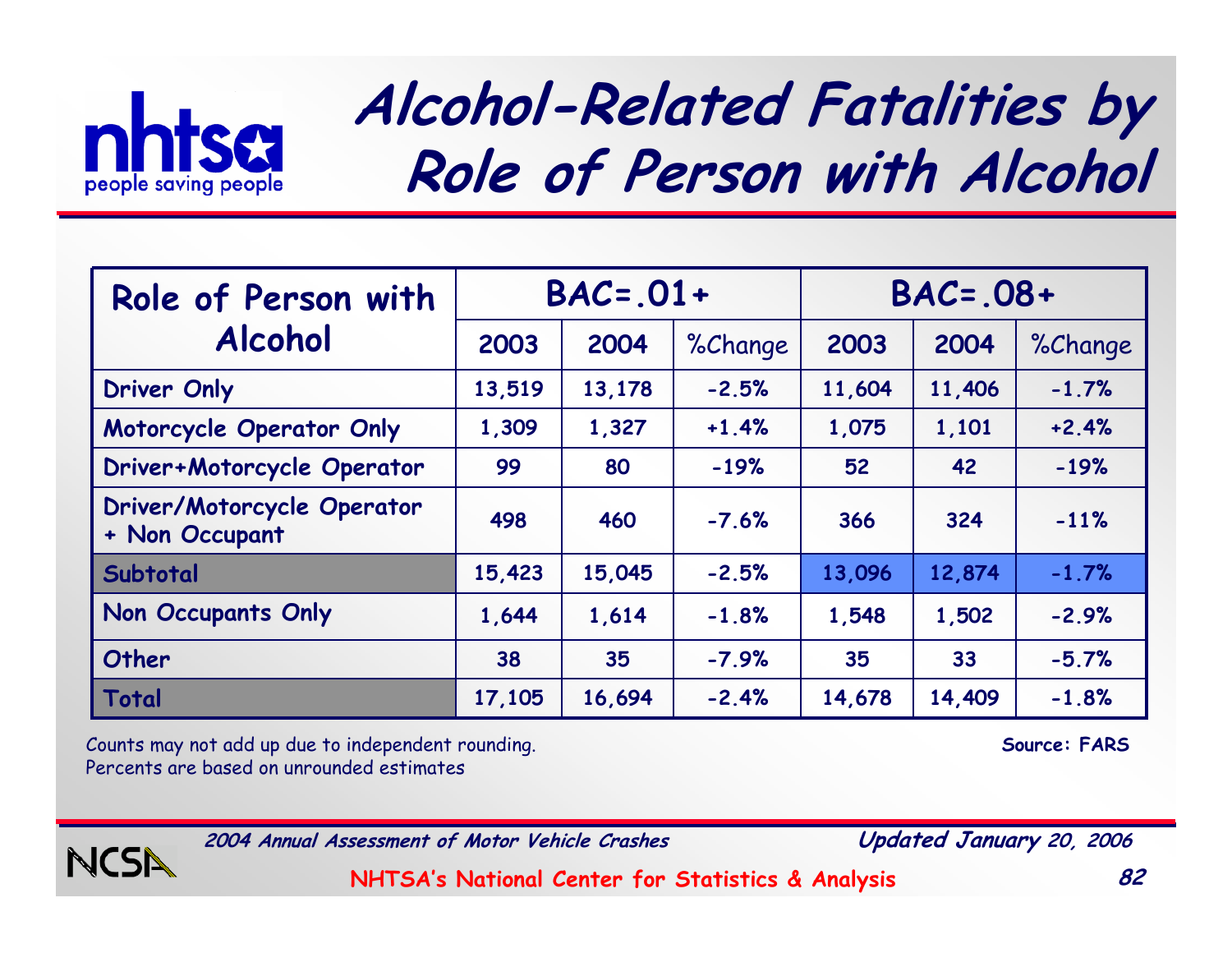# Alcohol-Related Fatalities by Role of Person with Alcohol

| Role of Person with Alcohol | BAC=.01+ | | | BAC=.08+ | | |
|---|---|---|---|---|---|---|
| | 2003 | 2004 | %Change | 2003 | 2004 | %Change |
| Driver Only | 13,519 | 13,178 | -2.5% | 11,604 | 11,406 | -1.7% |
| Motorcycle Operator Only | 1,309 | 1,327 | +1.4% | 1,075 | 1,101 | +2.4% |
| Driver+Motorcycle Operator | 99 | 80 | -19% | 52 | 42 | -19% |
| Driver/Motorcycle Operator + Non Occupant | 498 | 460 | -7.6% | 366 | 324 | -11% |
| **Subtotal** | 15,423 | 15,045 | -2.5% | 13,096 | 12,874 | -1.7% |
| Non Occupants Only | 1,644 | 1,614 | -1.8% | 1,548 | 1,502 | -2.9% |
| Other | 38 | 35 | -7.9% | 35 | 33 | -5.7% |
| **Total** | 17,105 | 16,694 | -2.4% | 14,678 | 14,409 | -1.8% |

Counts may not add up due to independent rounding.
Percents are based on unrounded estimates

**Source: FARS**

*2004 Annual Assessment of Motor Vehicle Crashes* — *Updated January 20, 2006*

NHTSA's National Center for Statistics & Analysis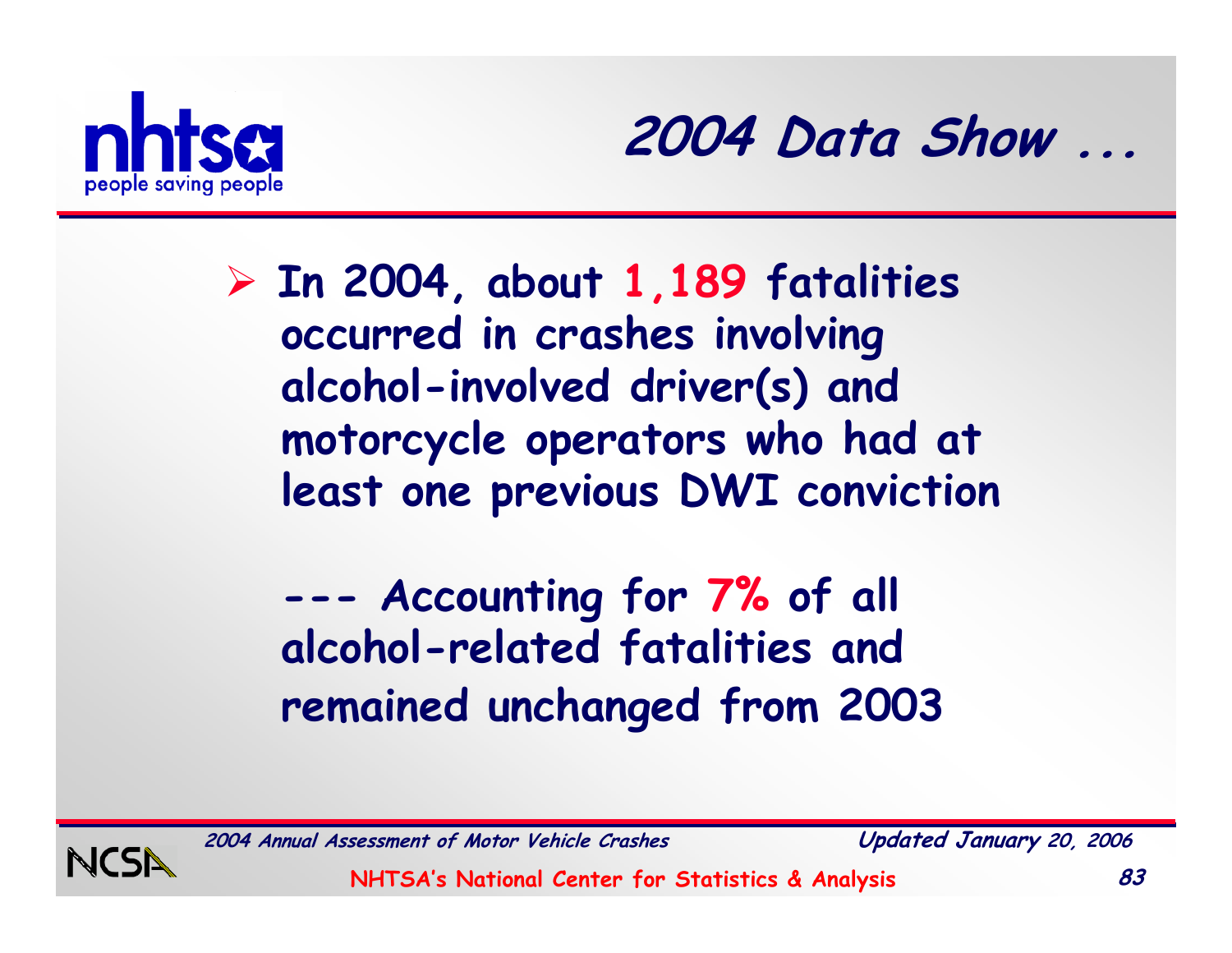# 2004 Data Show ...

- In 2004, about **1,189** fatalities occurred in crashes involving alcohol-involved driver(s) and motorcycle operators who had at least one previous DWI conviction

  --- Accounting for **7%** of all alcohol-related fatalities and remained unchanged from 2003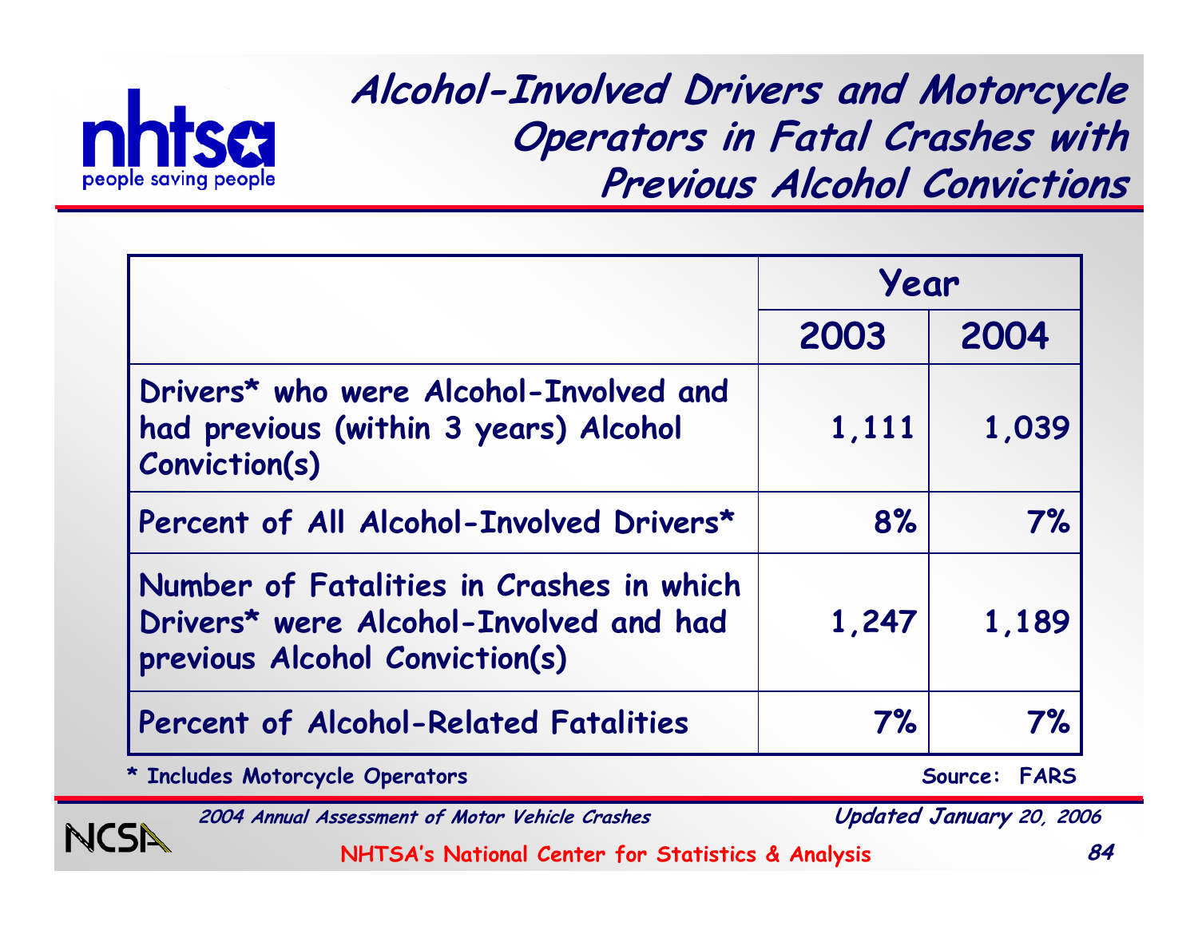# Alcohol-Involved Drivers and Motorcycle Operators in Fatal Crashes with Previous Alcohol Convictions

| | Year | |
|---|---|---|
| | **2003** | **2004** |
| Drivers* who were Alcohol-Involved and had previous (within 3 years) Alcohol Conviction(s) | 1,111 | 1,039 |
| Percent of All Alcohol-Involved Drivers* | 8% | 7% |
| Number of Fatalities in Crashes in which Drivers* were Alcohol-Involved and had previous Alcohol Conviction(s) | 1,247 | 1,189 |
| Percent of Alcohol-Related Fatalities | 7% | 7% |

\* Includes Motorcycle Operators

Source: FARS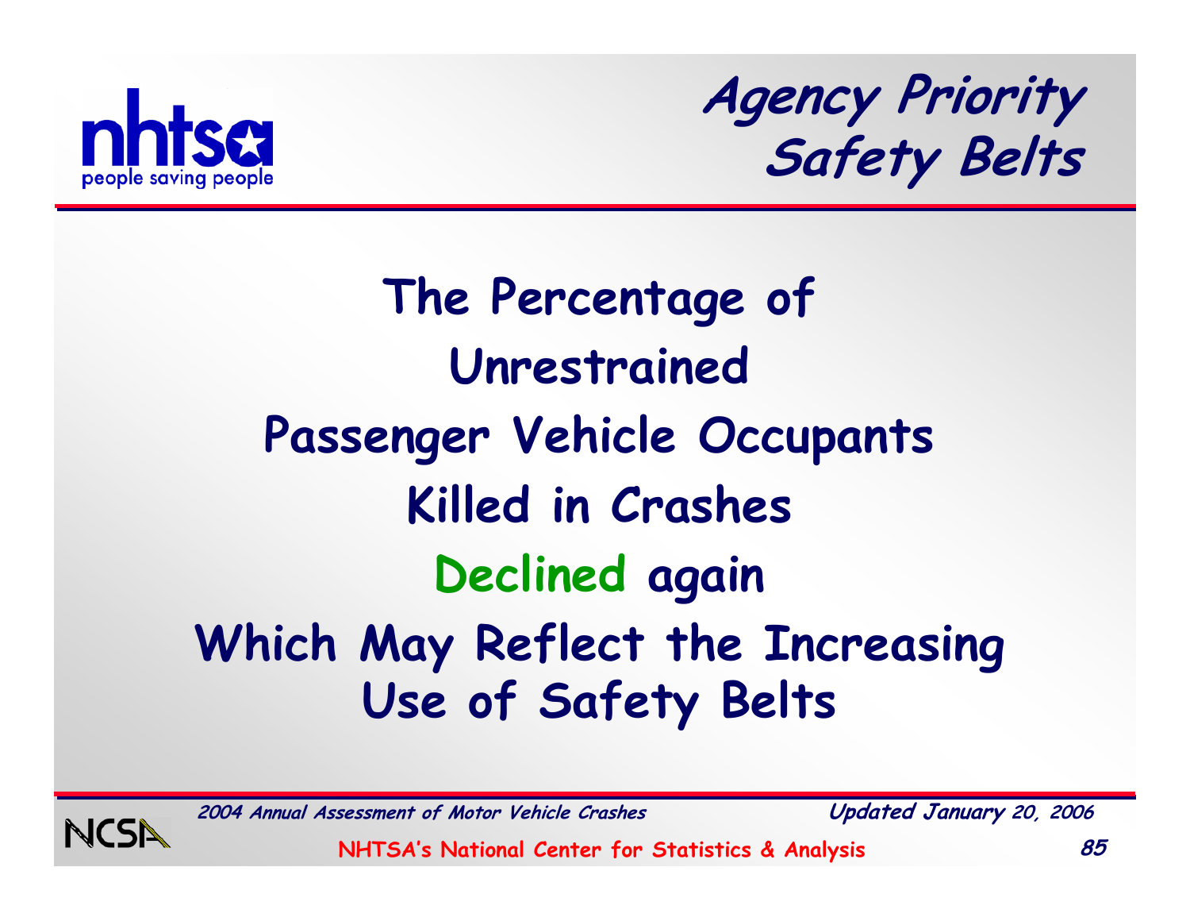## Agency Priority
## Safety Belts

# The Percentage of Unrestrained Passenger Vehicle Occupants Killed in Crashes Declined again Which May Reflect the Increasing Use of Safety Belts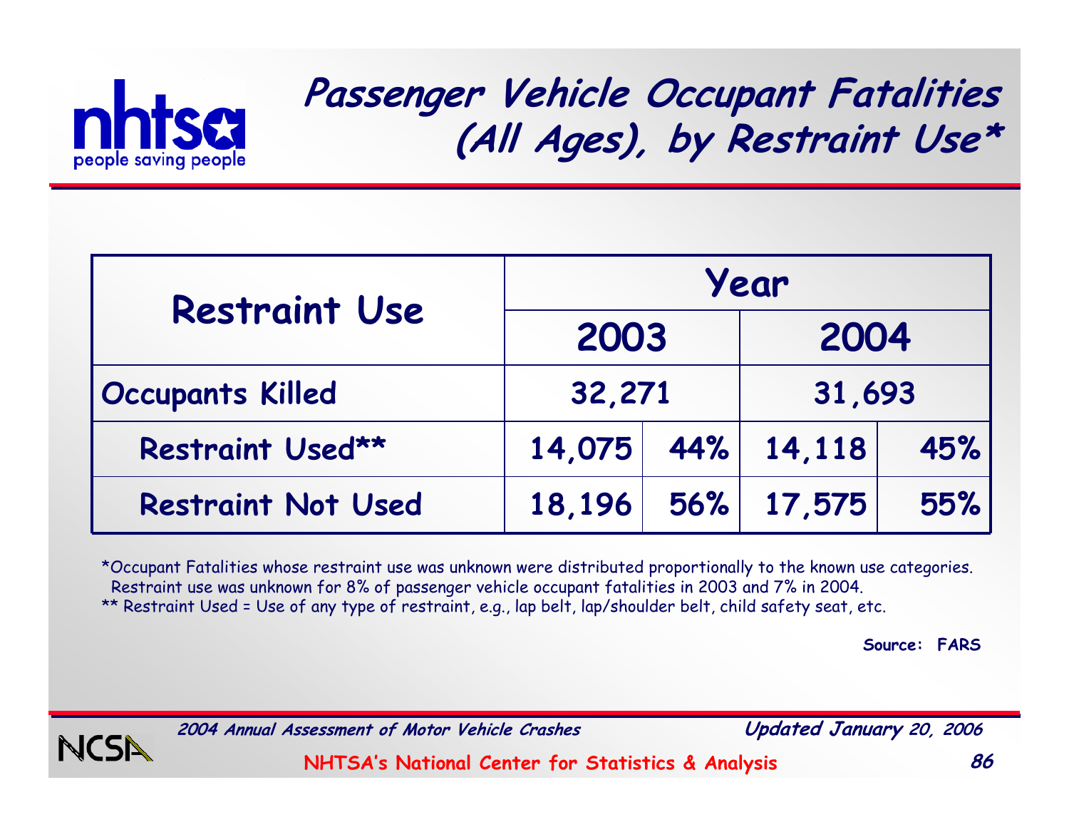# Passenger Vehicle Occupant Fatalities (All Ages), by Restraint Use*

| Restraint Use | Year | | | |
|---|---|---|---|---|
| | 2003 | | 2004 | |
| Occupants Killed | 32,271 | | 31,693 | |
| Restraint Used** | 14,075 | 44% | 14,118 | 45% |
| Restraint Not Used | 18,196 | 56% | 17,575 | 55% |

*Occupant Fatalities whose restraint use was unknown were distributed proportionally to the known use categories. Restraint use was unknown for 8% of passenger vehicle occupant fatalities in 2003 and 7% in 2004.

** Restraint Used = Use of any type of restraint, e.g., lap belt, lap/shoulder belt, child safety seat, etc.

**Source: FARS**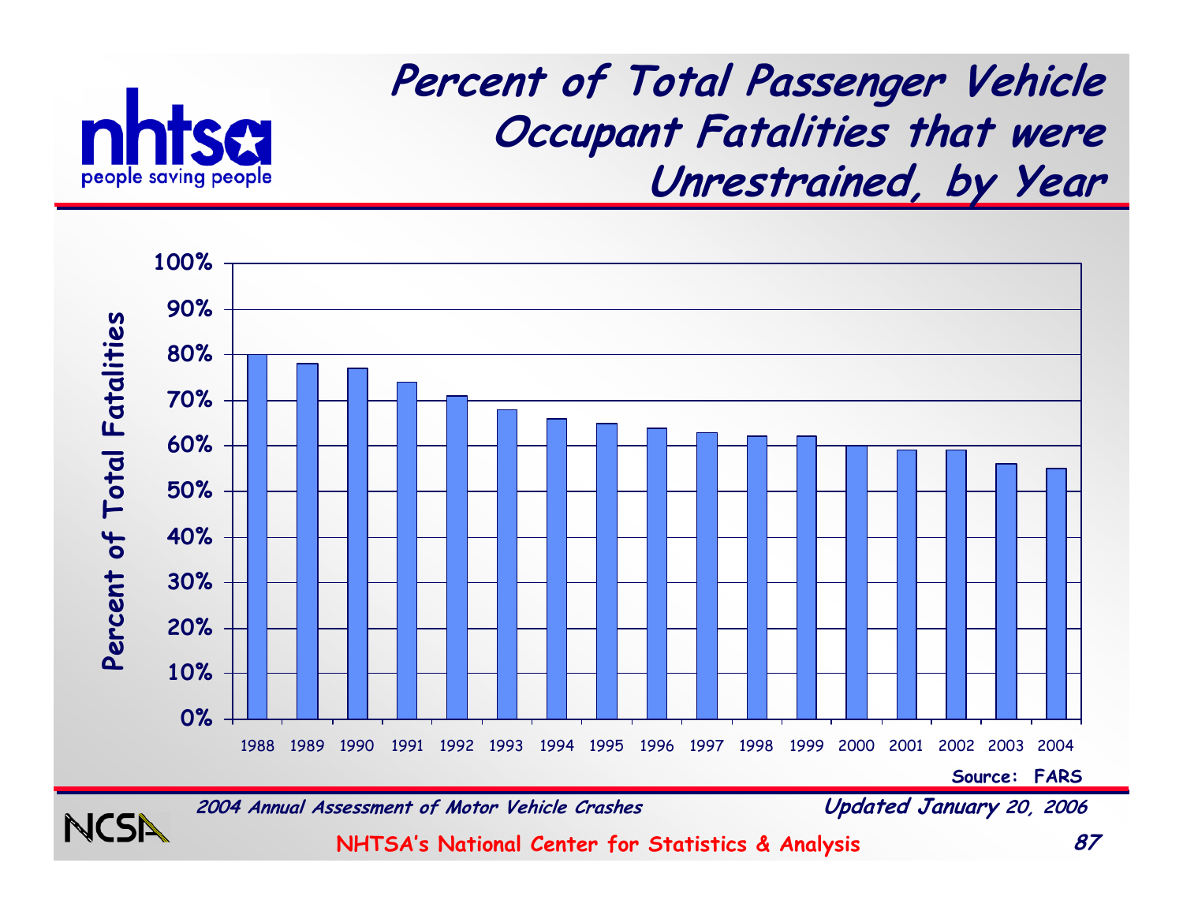# Percent of Total Passenger Vehicle Occupant Fatalities that were Unrestrained, by Year

| Year | Percent of Total Fatalities |
|---|---|
| 1988 | 80% |
| 1989 | 78% |
| 1990 | 77% |
| 1991 | 74% |
| 1992 | 71% |
| 1993 | 68% |
| 1994 | 66% |
| 1995 | 65% |
| 1996 | 64% |
| 1997 | 63% |
| 1998 | 62% |
| 1999 | 62% |
| 2000 | 60% |
| 2001 | 59% |
| 2002 | 59% |
| 2003 | 56% |
| 2004 | 55% |

Source: FARS

*2004 Annual Assessment of Motor Vehicle Crashes*

*Updated January 20, 2006*

NHTSA's National Center for Statistics & Analysis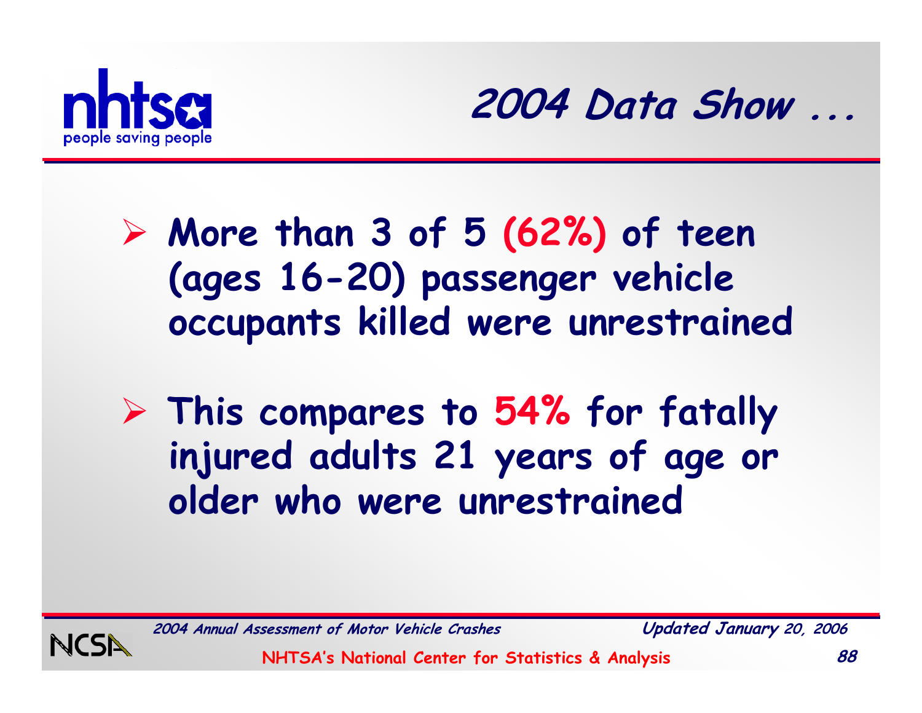## 2004 Data Show ...

- **More than 3 of 5 (62%) of teen (ages 16-20) passenger vehicle occupants killed were unrestrained**
- **This compares to 54% for fatally injured adults 21 years of age or older who were unrestrained**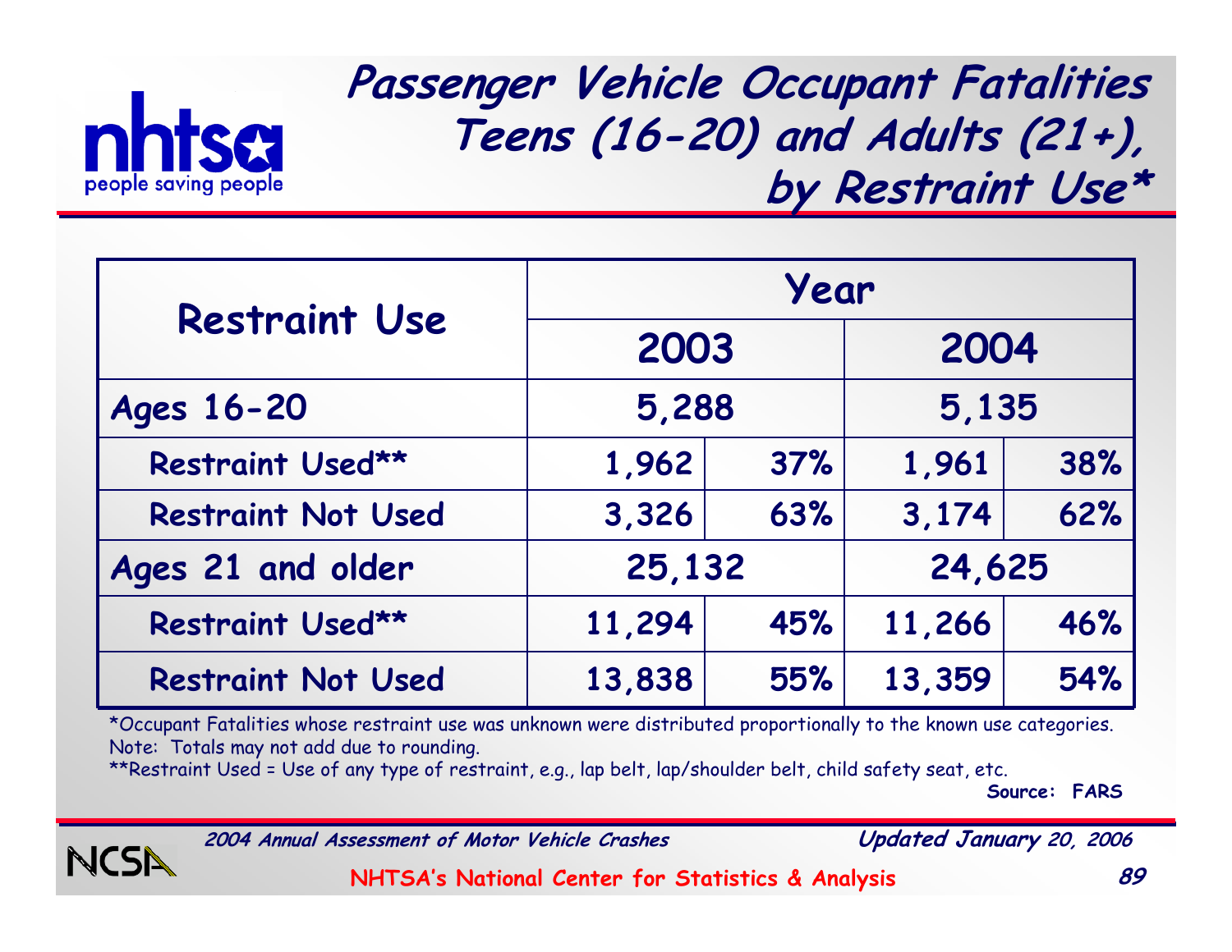# Passenger Vehicle Occupant Fatalities Teens (16-20) and Adults (21+), by Restraint Use*

| Restraint Use | Year | | | |
|---|---|---|---|---|
| | 2003 | | 2004 | |
| **Ages 16-20** | 5,288 | | 5,135 | |
| Restraint Used** | 1,962 | 37% | 1,961 | 38% |
| Restraint Not Used | 3,326 | 63% | 3,174 | 62% |
| **Ages 21 and older** | 25,132 | | 24,625 | |
| Restraint Used** | 11,294 | 45% | 11,266 | 46% |
| Restraint Not Used | 13,838 | 55% | 13,359 | 54% |

*Occupant Fatalities whose restraint use was unknown were distributed proportionally to the known use categories.
Note: Totals may not add due to rounding.
**Restraint Used = Use of any type of restraint, e.g., lap belt, lap/shoulder belt, child safety seat, etc.

**Source: FARS**

*2004 Annual Assessment of Motor Vehicle Crashes* — *Updated January 20, 2006*

NHTSA's National Center for Statistics & Analysis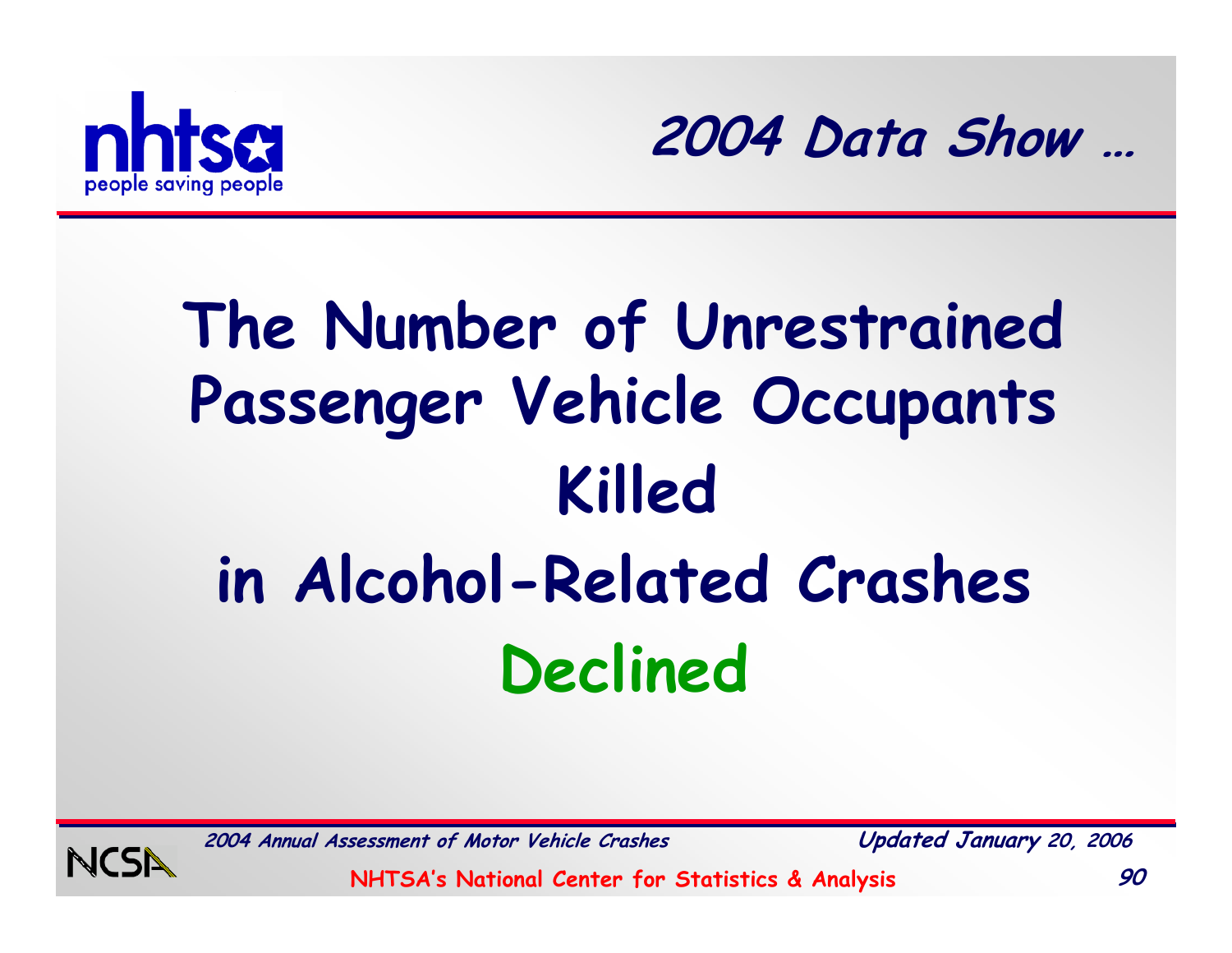## 2004 Data Show …

# The Number of Unrestrained Passenger Vehicle Occupants Killed in Alcohol-Related Crashes Declined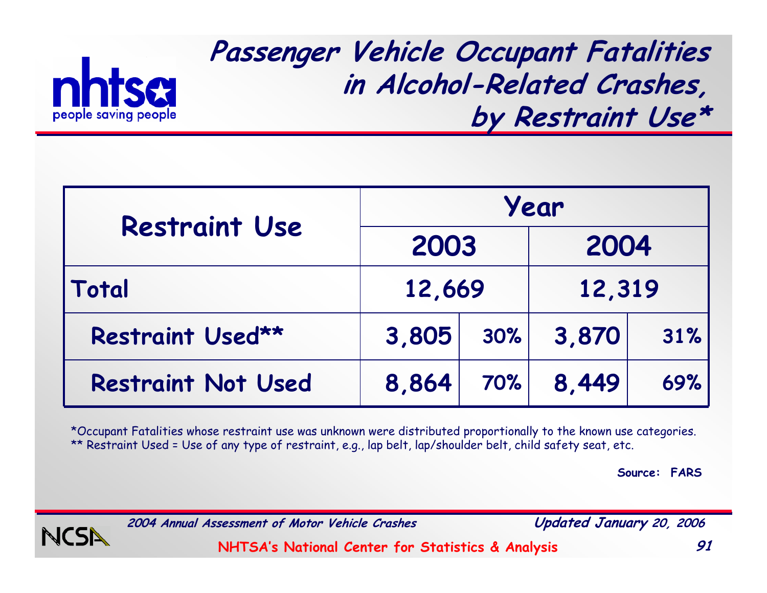# Passenger Vehicle Occupant Fatalities in Alcohol-Related Crashes, by Restraint Use*

| Restraint Use | Year | | | |
|---|---|---|---|---|
| | 2003 | | 2004 | |
| Total | 12,669 | | 12,319 | |
| Restraint Used** | 3,805 | 30% | 3,870 | 31% |
| Restraint Not Used | 8,864 | 70% | 8,449 | 69% |

*Occupant Fatalities whose restraint use was unknown were distributed proportionally to the known use categories.
** Restraint Used = Use of any type of restraint, e.g., lap belt, lap/shoulder belt, child safety seat, etc.

**Source: FARS**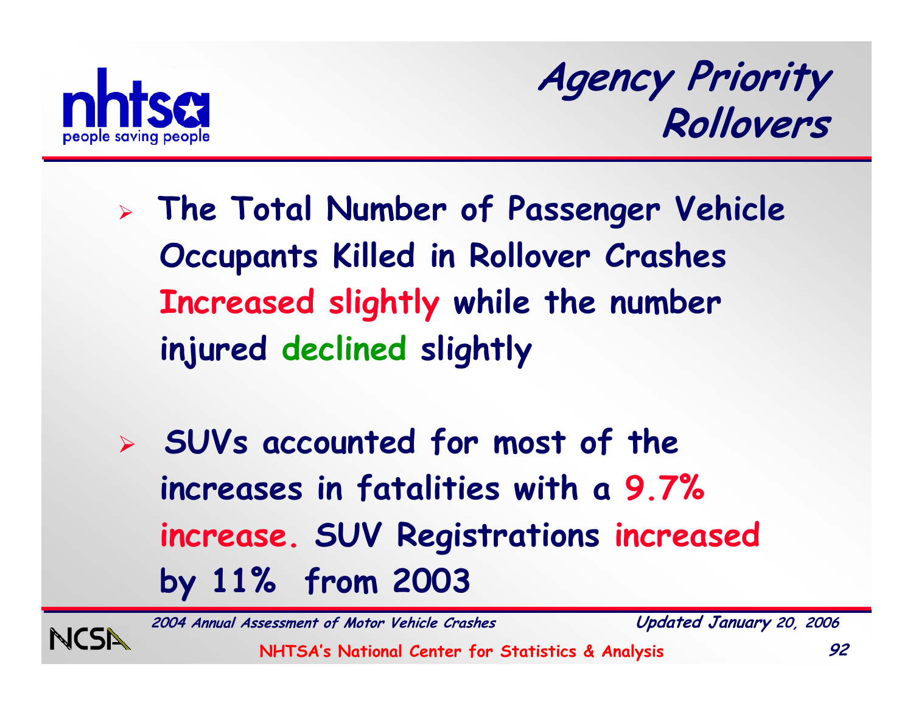# Agency Priority Rollovers

- The Total Number of Passenger Vehicle Occupants Killed in Rollover Crashes Increased slightly while the number injured declined slightly
- SUVs accounted for most of the increases in fatalities with a 9.7% increase. SUV Registrations increased by 11% from 2003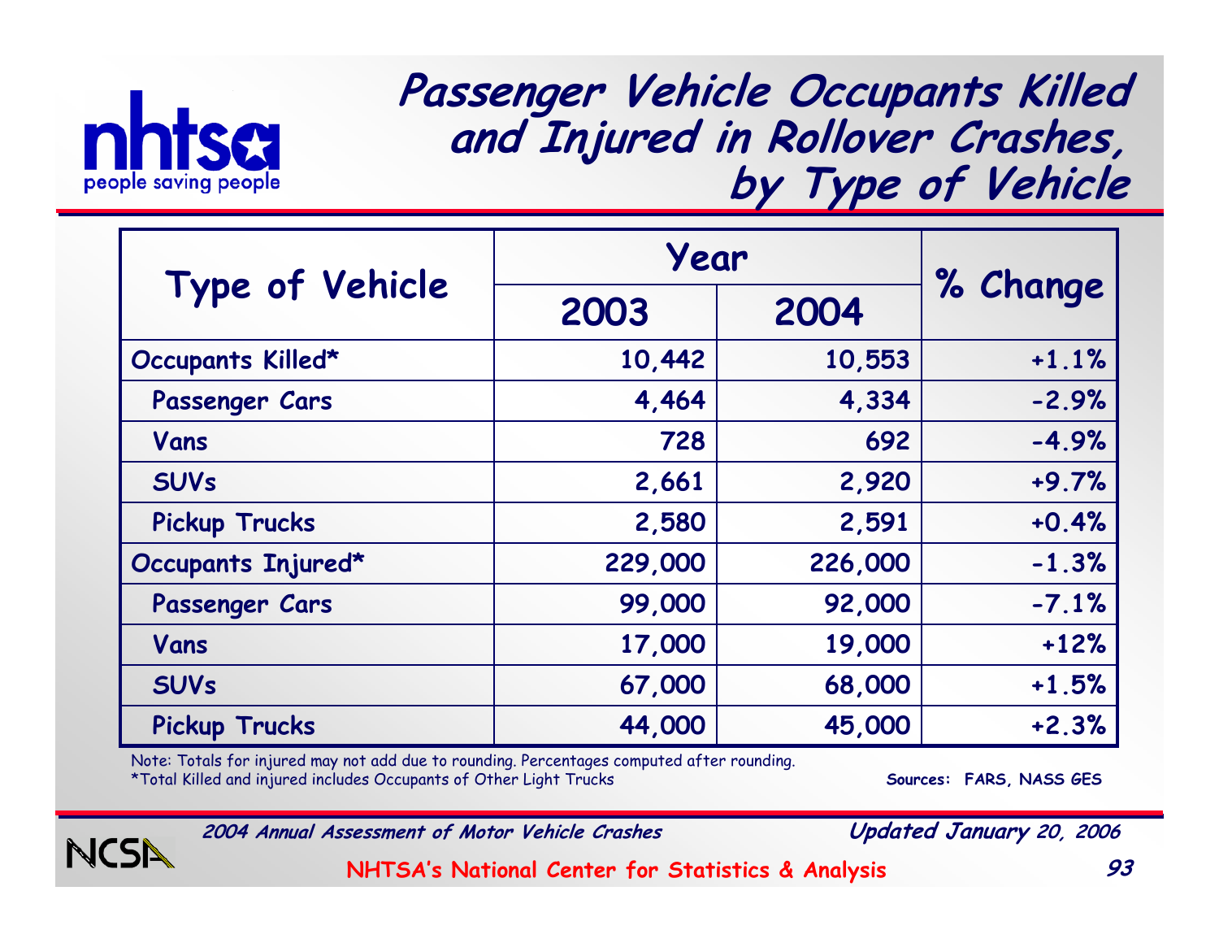# Passenger Vehicle Occupants Killed and Injured in Rollover Crashes, by Type of Vehicle

| Type of Vehicle | Year | | % Change |
|---|---|---|---|
| | 2003 | 2004 | |
| **Occupants Killed*** | 10,442 | 10,553 | +1.1% |
| Passenger Cars | 4,464 | 4,334 | -2.9% |
| Vans | 728 | 692 | -4.9% |
| SUVs | 2,661 | 2,920 | +9.7% |
| Pickup Trucks | 2,580 | 2,591 | +0.4% |
| **Occupants Injured*** | 229,000 | 226,000 | -1.3% |
| Passenger Cars | 99,000 | 92,000 | -7.1% |
| Vans | 17,000 | 19,000 | +12% |
| SUVs | 67,000 | 68,000 | +1.5% |
| Pickup Trucks | 44,000 | 45,000 | +2.3% |

Note: Totals for injured may not add due to rounding. Percentages computed after rounding.
*Total Killed and injured includes Occupants of Other Light Trucks

**Sources: FARS, NASS GES**

*2004 Annual Assessment of Motor Vehicle Crashes* — *Updated January 20, 2006*

NHTSA's National Center for Statistics & Analysis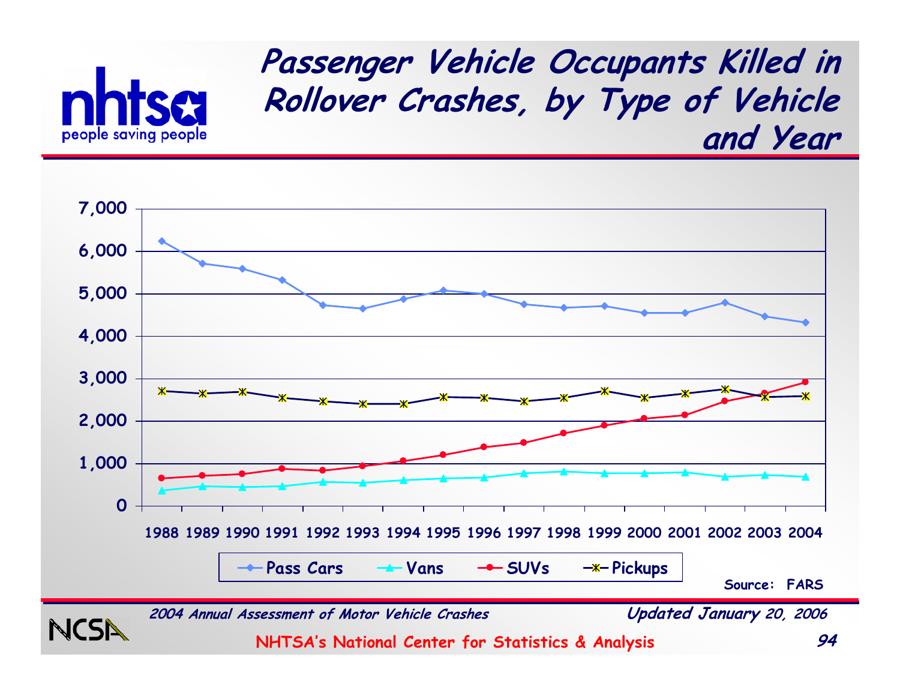# Passenger Vehicle Occupants Killed in Rollover Crashes, by Type of Vehicle and Year

Source: FARS

*2004 Annual Assessment of Motor Vehicle Crashes*

*Updated January 20, 2006*

NHTSA's National Center for Statistics & Analysis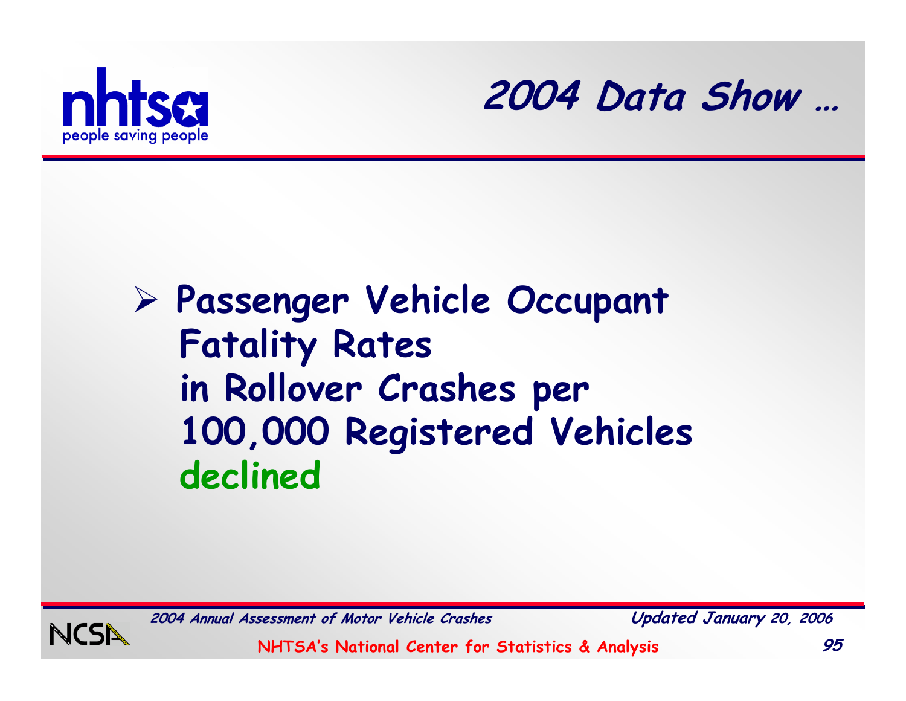# 2004 Data Show …

- **Passenger Vehicle Occupant Fatality Rates in Rollover Crashes per 100,000 Registered Vehicles declined**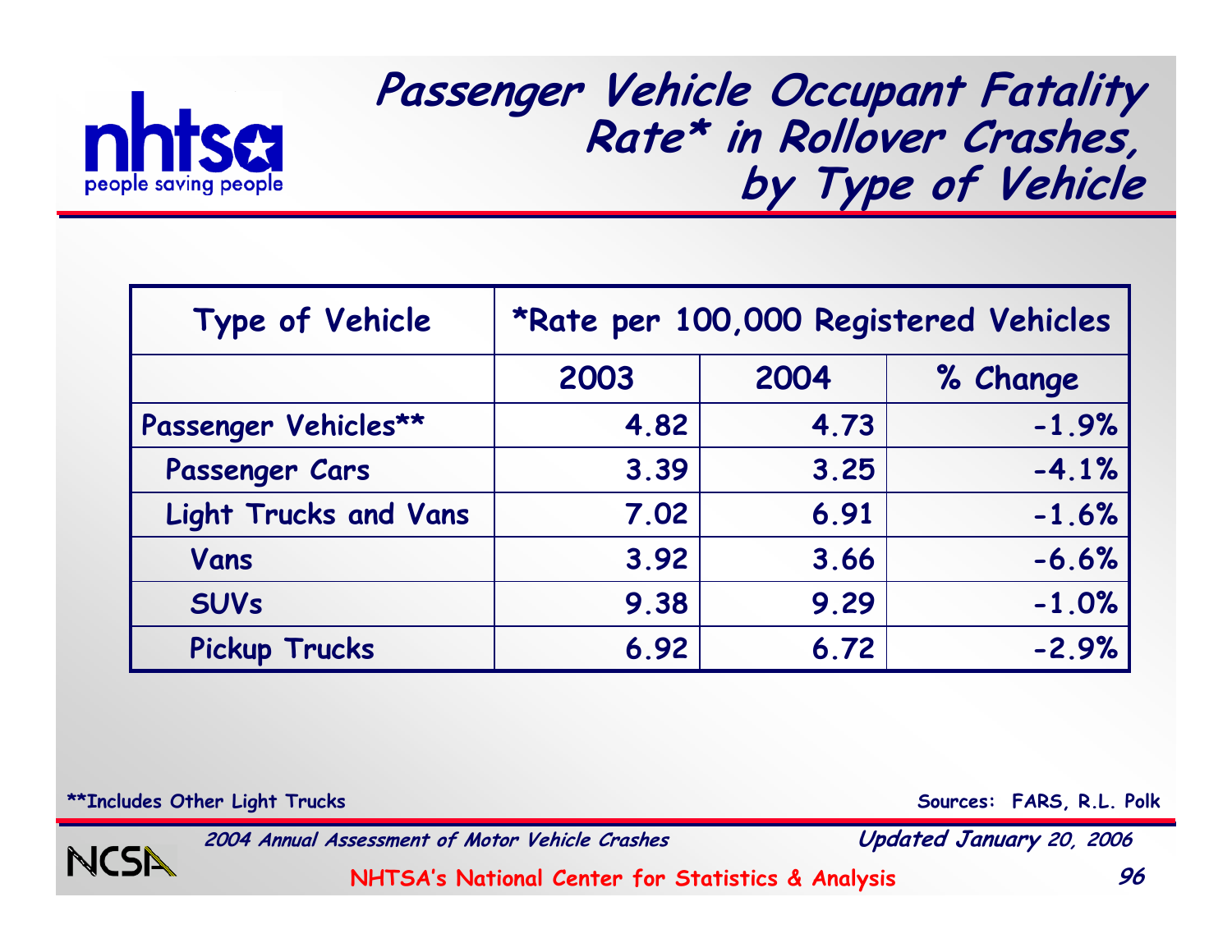# Passenger Vehicle Occupant Fatality Rate* in Rollover Crashes, by Type of Vehicle

| Type of Vehicle | *Rate per 100,000 Registered Vehicles | | |
|---|---|---|---|
| | 2003 | 2004 | % Change |
| Passenger Vehicles** | 4.82 | 4.73 | -1.9% |
| Passenger Cars | 3.39 | 3.25 | -4.1% |
| Light Trucks and Vans | 7.02 | 6.91 | -1.6% |
| Vans | 3.92 | 3.66 | -6.6% |
| SUVs | 9.38 | 9.29 | -1.0% |
| Pickup Trucks | 6.92 | 6.72 | -2.9% |

**Includes Other Light Trucks

Sources: FARS, R.L. Polk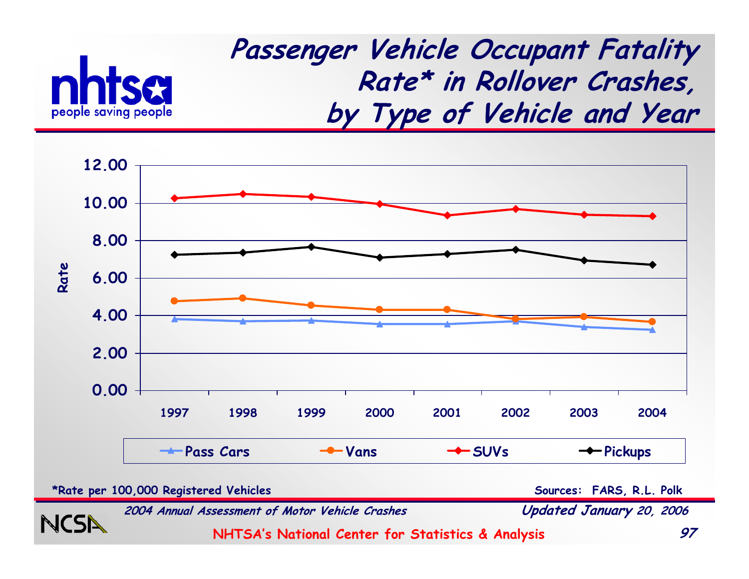# Passenger Vehicle Occupant Fatality Rate* in Rollover Crashes, by Type of Vehicle and Year

Rate

12.00
10.00
8.00
6.00
4.00
2.00
0.00

1997 1998 1999 2000 2001 2002 2003 2004

Pass Cars · Vans · SUVs · Pickups

*Rate per 100,000 Registered Vehicles

Sources: FARS, R.L. Polk

*2004 Annual Assessment of Motor Vehicle Crashes*

*Updated January 20, 2006*

NHTSA's National Center for Statistics & Analysis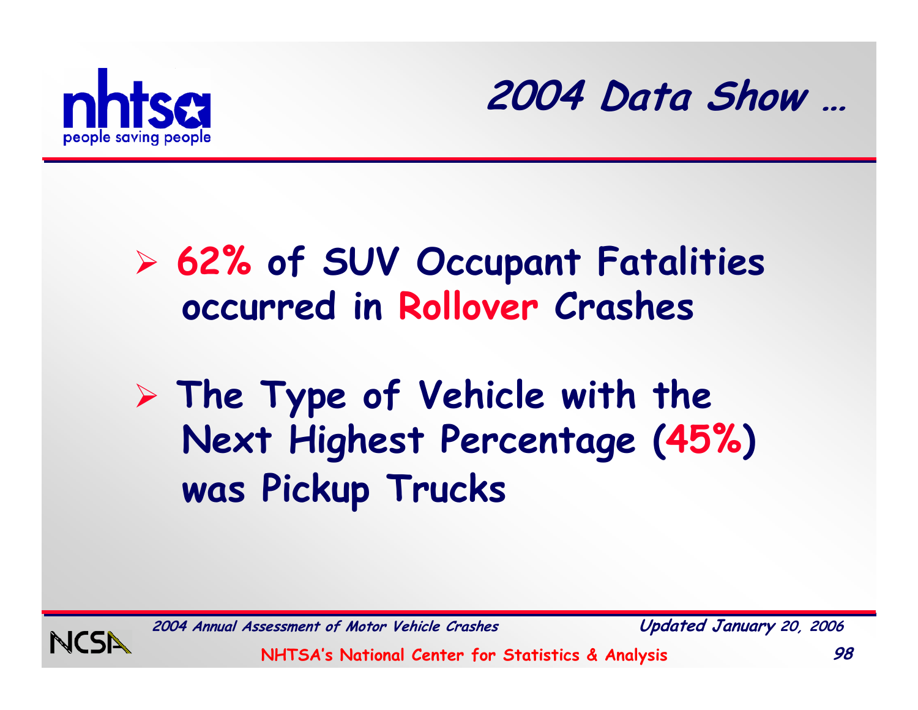## 2004 Data Show …

- **62%** of SUV Occupant Fatalities occurred in **Rollover** Crashes
- The Type of Vehicle with the Next Highest Percentage (**45%**) was Pickup Trucks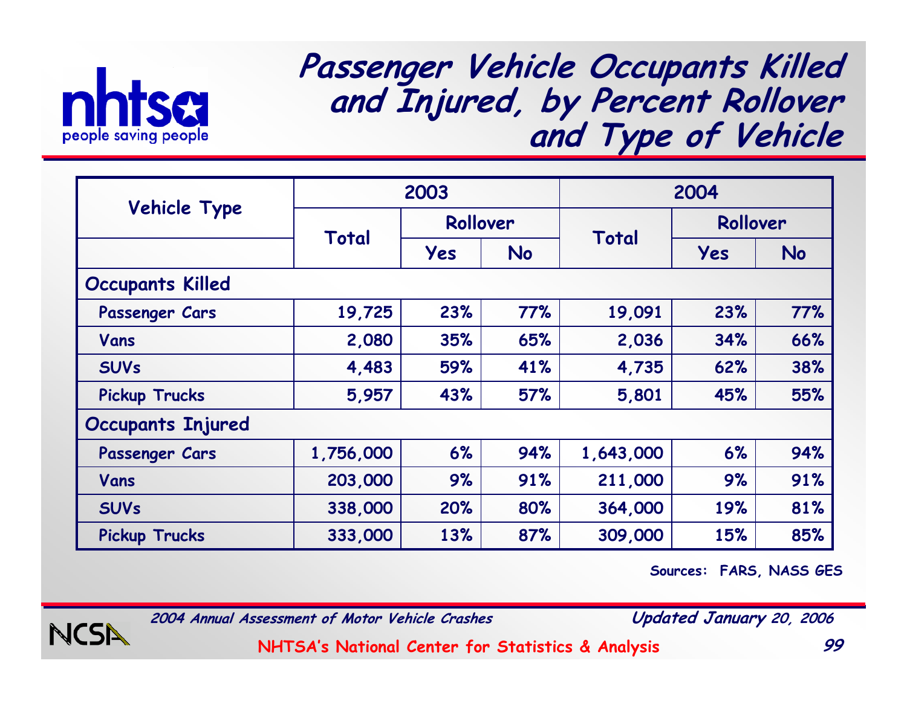# Passenger Vehicle Occupants Killed and Injured, by Percent Rollover and Type of Vehicle

| Vehicle Type | 2003 | | | 2004 | | |
|---|---|---|---|---|---|---|
| | Total | Rollover | | Total | Rollover | |
| | | Yes | No | | Yes | No |
| **Occupants Killed** | | | | | | |
| Passenger Cars | 19,725 | 23% | 77% | 19,091 | 23% | 77% |
| Vans | 2,080 | 35% | 65% | 2,036 | 34% | 66% |
| SUVs | 4,483 | 59% | 41% | 4,735 | 62% | 38% |
| Pickup Trucks | 5,957 | 43% | 57% | 5,801 | 45% | 55% |
| **Occupants Injured** | | | | | | |
| Passenger Cars | 1,756,000 | 6% | 94% | 1,643,000 | 6% | 94% |
| Vans | 203,000 | 9% | 91% | 211,000 | 9% | 91% |
| SUVs | 338,000 | 20% | 80% | 364,000 | 19% | 81% |
| Pickup Trucks | 333,000 | 13% | 87% | 309,000 | 15% | 85% |

Sources: FARS, NASS GES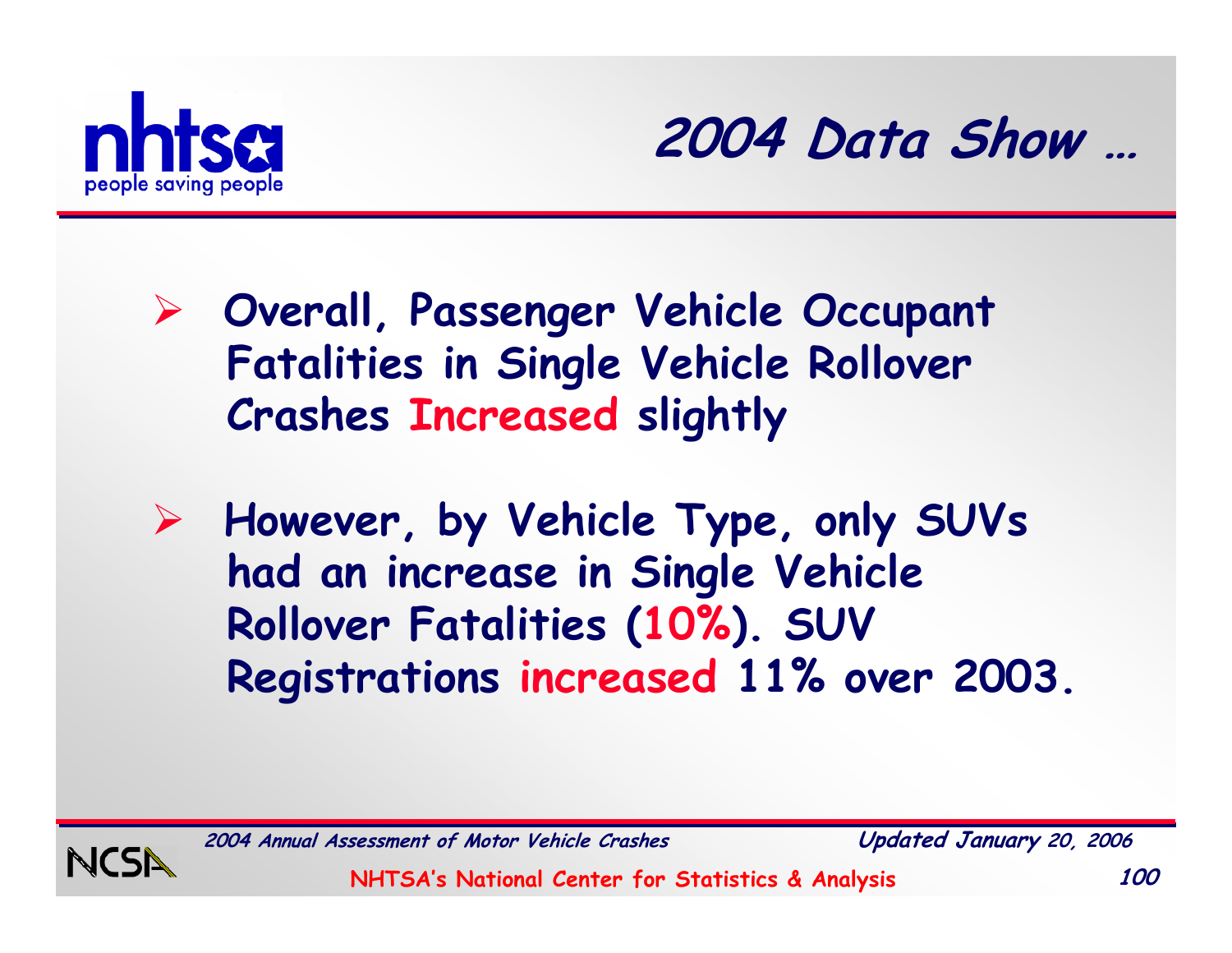# 2004 Data Show …

- Overall, Passenger Vehicle Occupant Fatalities in Single Vehicle Rollover Crashes Increased slightly
- However, by Vehicle Type, only SUVs had an increase in Single Vehicle Rollover Fatalities (10%). SUV Registrations increased 11% over 2003.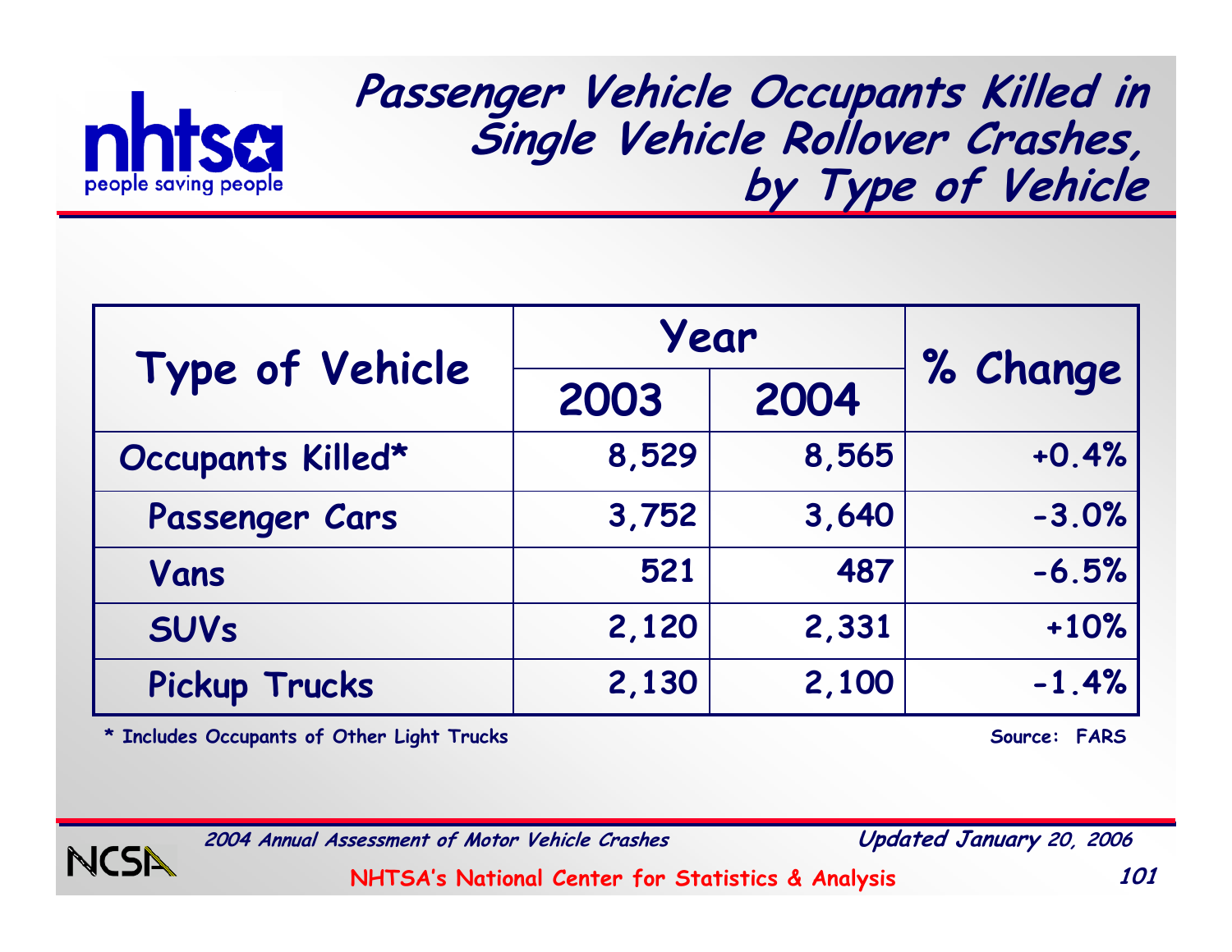# Passenger Vehicle Occupants Killed in Single Vehicle Rollover Crashes, by Type of Vehicle

| Type of Vehicle | Year | | % Change |
|---|---|---|---|
| | 2003 | 2004 | |
| Occupants Killed* | 8,529 | 8,565 | +0.4% |
| Passenger Cars | 3,752 | 3,640 | -3.0% |
| Vans | 521 | 487 | -6.5% |
| SUVs | 2,120 | 2,331 | +10% |
| Pickup Trucks | 2,130 | 2,100 | -1.4% |

* Includes Occupants of Other Light Trucks

Source: FARS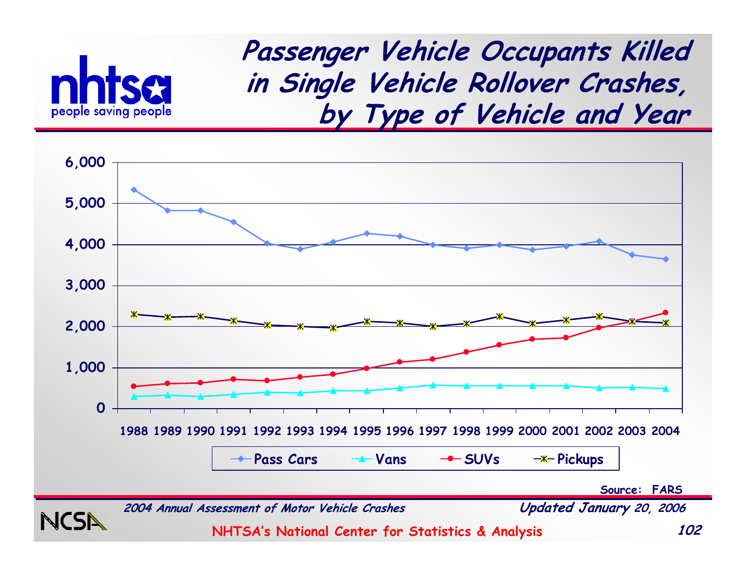# Passenger Vehicle Occupants Killed in Single Vehicle Rollover Crashes, by Type of Vehicle and Year

Source: FARS

*2004 Annual Assessment of Motor Vehicle Crashes*

*Updated January 20, 2006*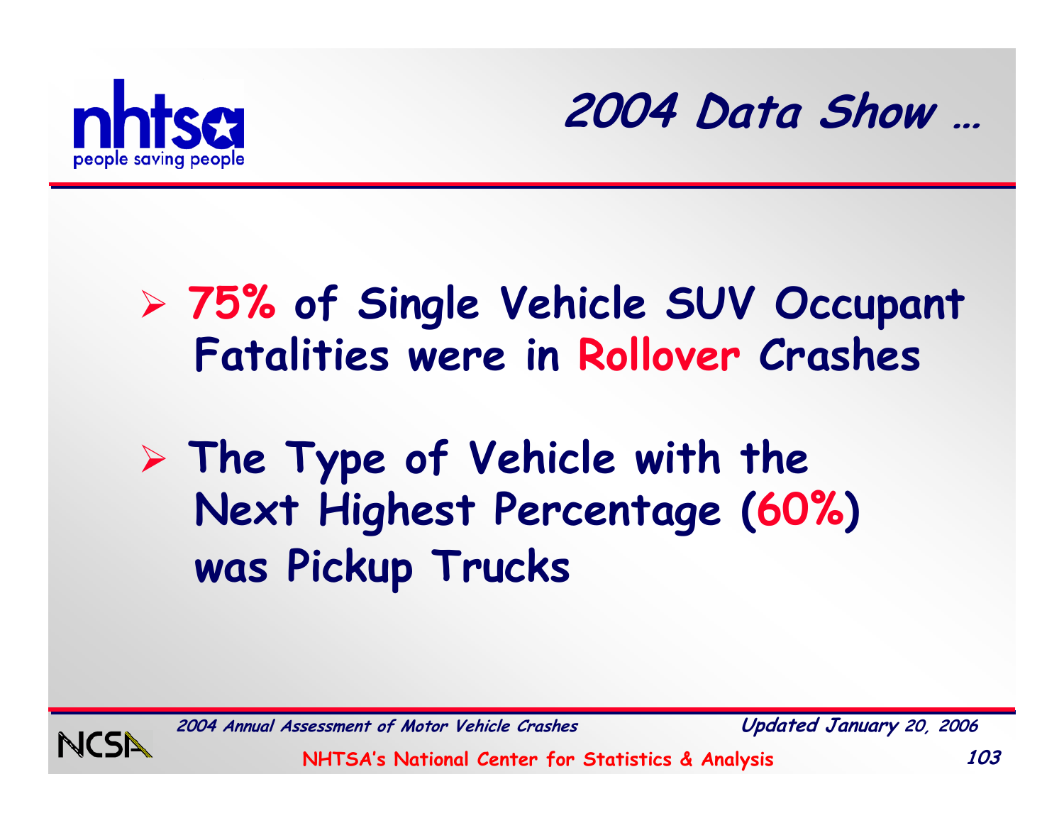# 2004 Data Show …

- **75%** of Single Vehicle SUV Occupant Fatalities were in **Rollover** Crashes

- The Type of Vehicle with the Next Highest Percentage (**60%**) was Pickup Trucks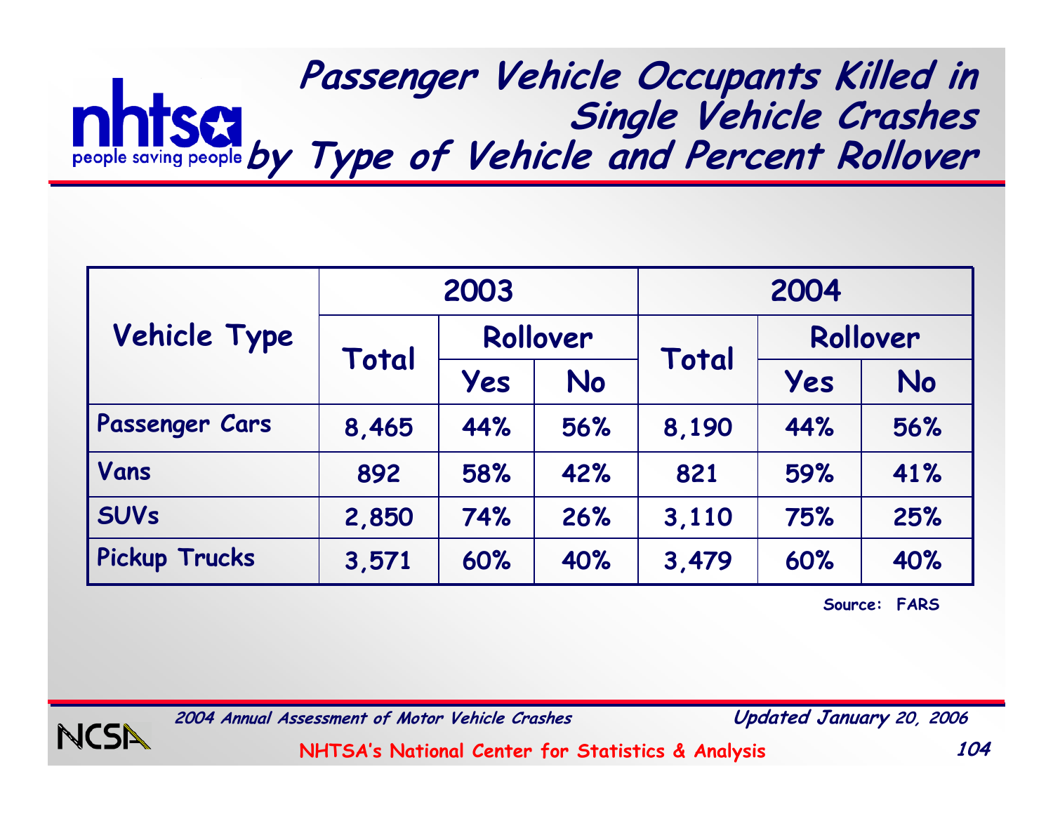# Passenger Vehicle Occupants Killed in Single Vehicle Crashes by Type of Vehicle and Percent Rollover

| Vehicle Type | 2003 | | | 2004 | | |
|---|---|---|---|---|---|---|
| | Total | Rollover | | Total | Rollover | |
| | | Yes | No | | Yes | No |
| Passenger Cars | 8,465 | 44% | 56% | 8,190 | 44% | 56% |
| Vans | 892 | 58% | 42% | 821 | 59% | 41% |
| SUVs | 2,850 | 74% | 26% | 3,110 | 75% | 25% |
| Pickup Trucks | 3,571 | 60% | 40% | 3,479 | 60% | 40% |

Source: FARS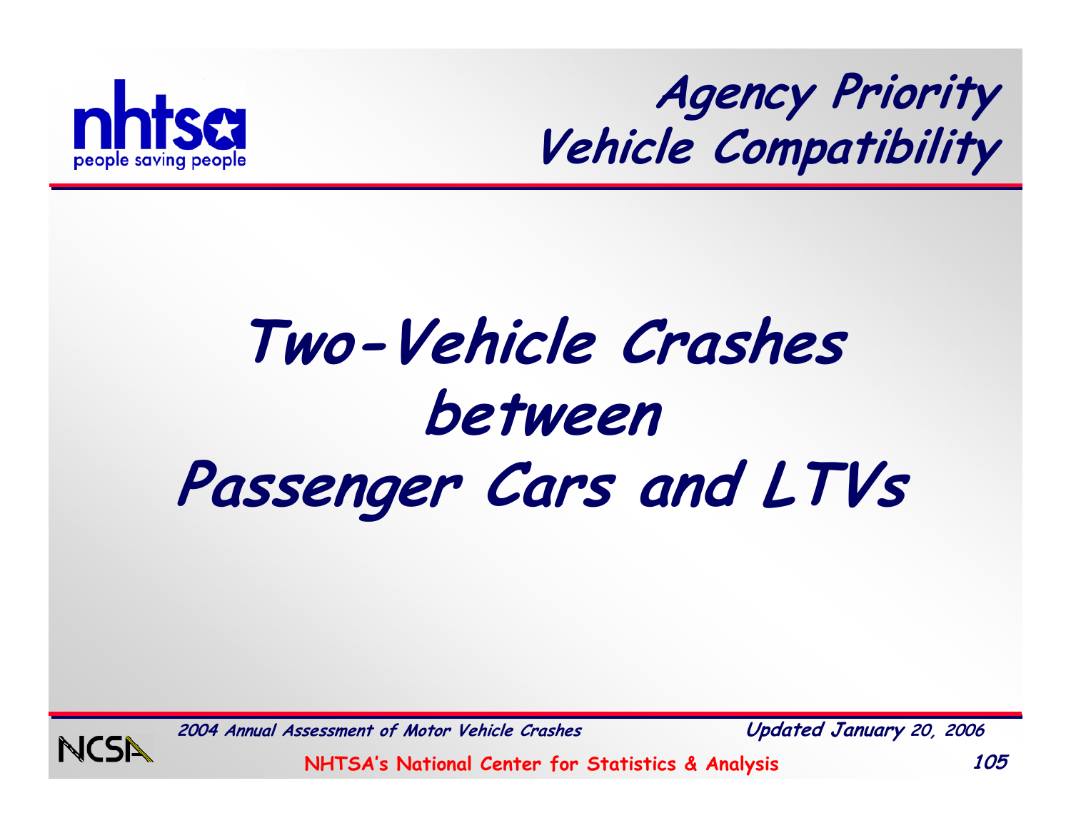# Agency Priority
# Vehicle Compatibility

# Two-Vehicle Crashes between Passenger Cars and LTVs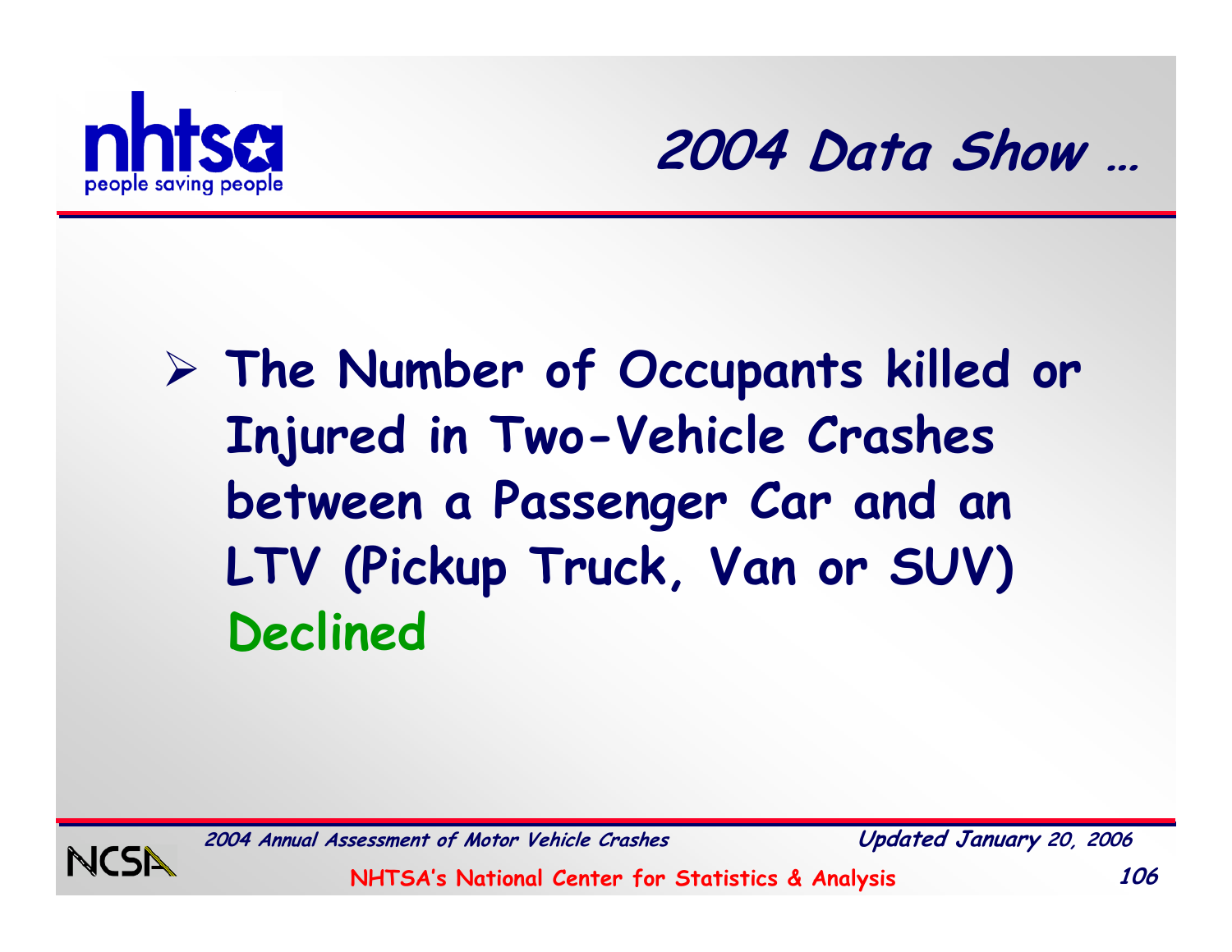# 2004 Data Show …

- **The Number of Occupants killed or Injured in Two-Vehicle Crashes between a Passenger Car and an LTV (Pickup Truck, Van or SUV) Declined**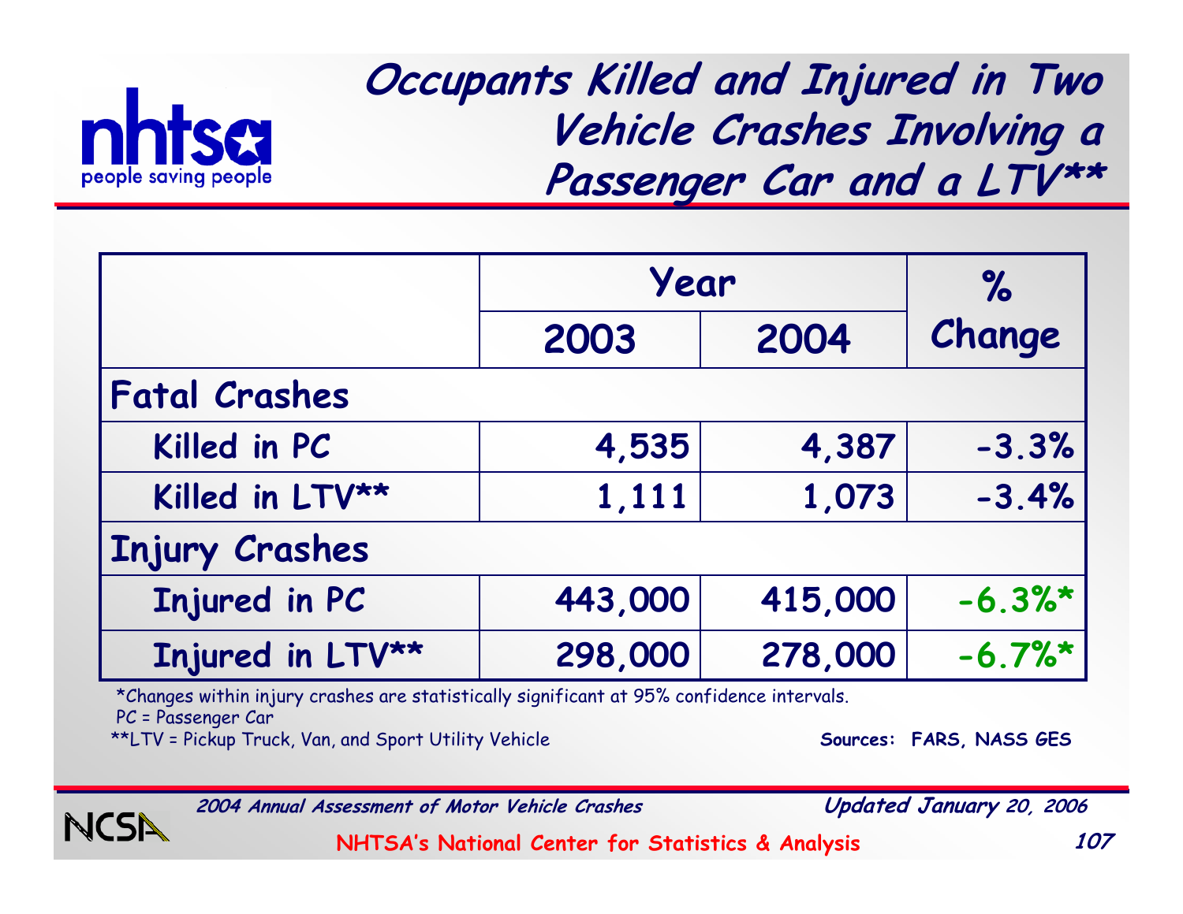# Occupants Killed and Injured in Two Vehicle Crashes Involving a Passenger Car and a LTV**

| | Year | | % Change |
|---|---|---|---|
| | 2003 | 2004 | |
| **Fatal Crashes** | | | |
| Killed in PC | 4,535 | 4,387 | -3.3% |
| Killed in LTV** | 1,111 | 1,073 | -3.4% |
| **Injury Crashes** | | | |
| Injured in PC | 443,000 | 415,000 | -6.3%* |
| Injured in LTV** | 298,000 | 278,000 | -6.7%* |

*Changes within injury crashes are statistically significant at 95% confidence intervals.
PC = Passenger Car
**LTV = Pickup Truck, Van, and Sport Utility Vehicle

**Sources: FARS, NASS GES**

*2004 Annual Assessment of Motor Vehicle Crashes*

*Updated January 20, 2006*

NHTSA's National Center for Statistics & Analysis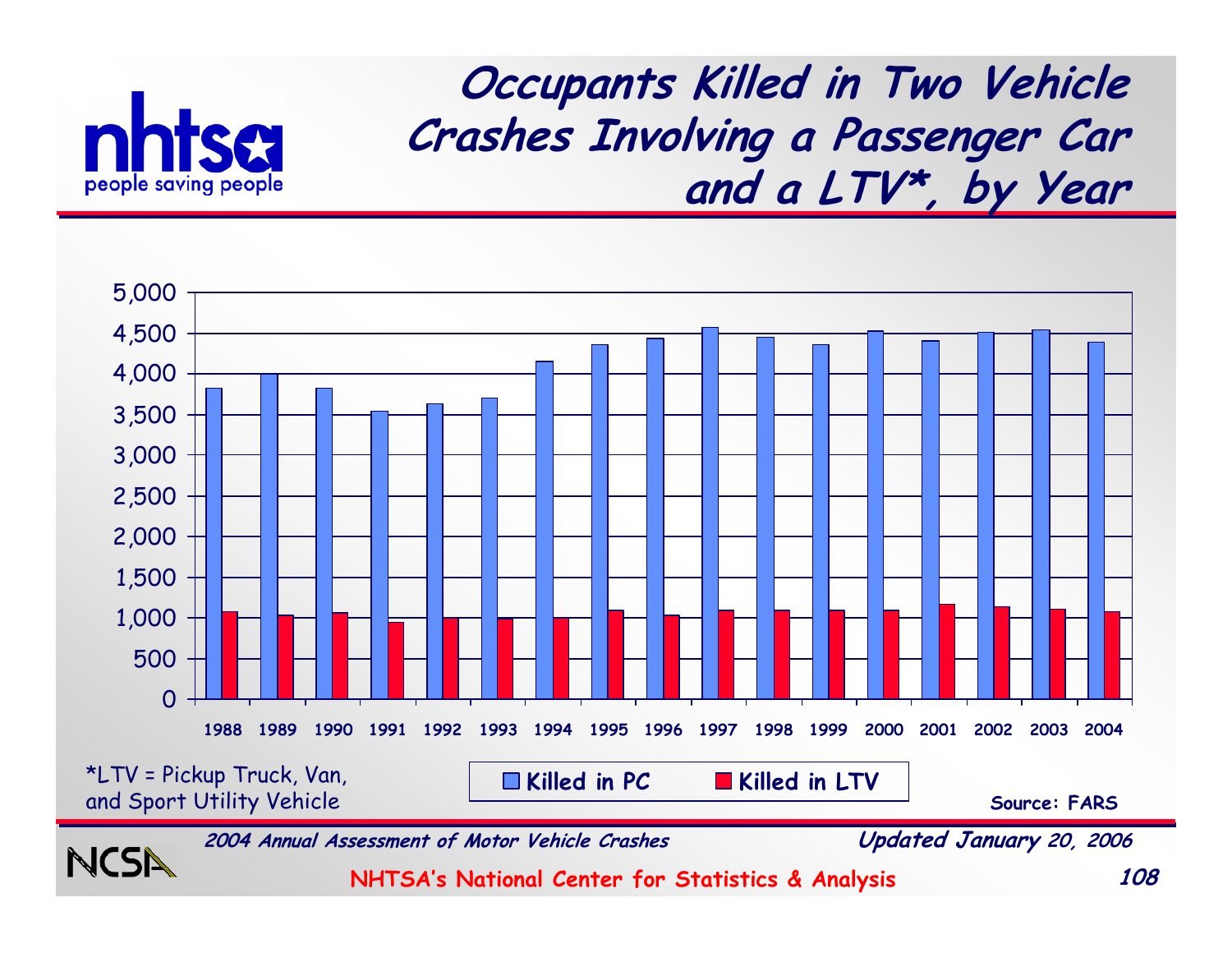# Occupants Killed in Two Vehicle Crashes Involving a Passenger Car and a LTV*, by Year

| Year | Killed in PC | Killed in LTV |
|---|---|---|
| 1988 | | |
| 1989 | | |
| 1990 | | |
| 1991 | | |
| 1992 | | |
| 1993 | | |
| 1994 | | |
| 1995 | | |
| 1996 | | |
| 1997 | | |
| 1998 | | |
| 1999 | | |
| 2000 | | |
| 2001 | | |
| 2002 | | |
| 2003 | | |
| 2004 | | |

*LTV = Pickup Truck, Van, and Sport Utility Vehicle

Source: FARS

*2004 Annual Assessment of Motor Vehicle Crashes* — *Updated January 20, 2006*

NHTSA's National Center for Statistics & Analysis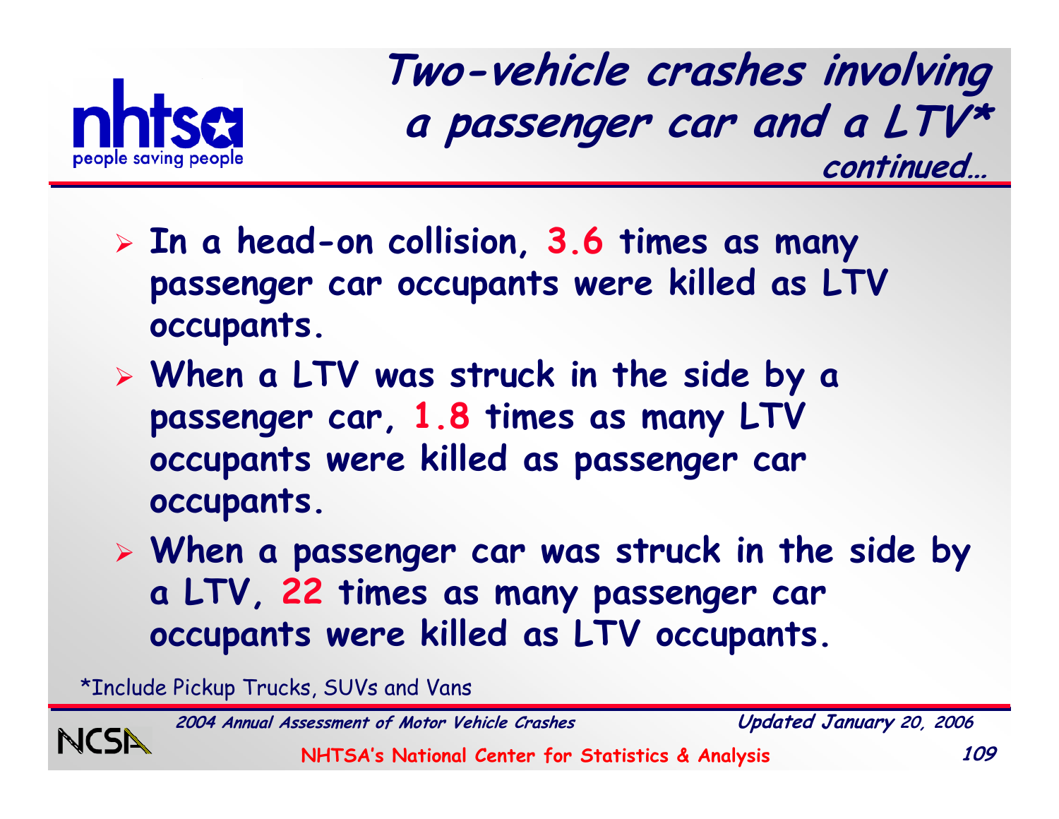# Two-vehicle crashes involving a passenger car and a LTV*

**continued...**

- **In a head-on collision, 3.6 times as many passenger car occupants were killed as LTV occupants.**
- **When a LTV was struck in the side by a passenger car, 1.8 times as many LTV occupants were killed as passenger car occupants.**
- **When a passenger car was struck in the side by a LTV, 22 times as many passenger car occupants were killed as LTV occupants.**

*Include Pickup Trucks, SUVs and Vans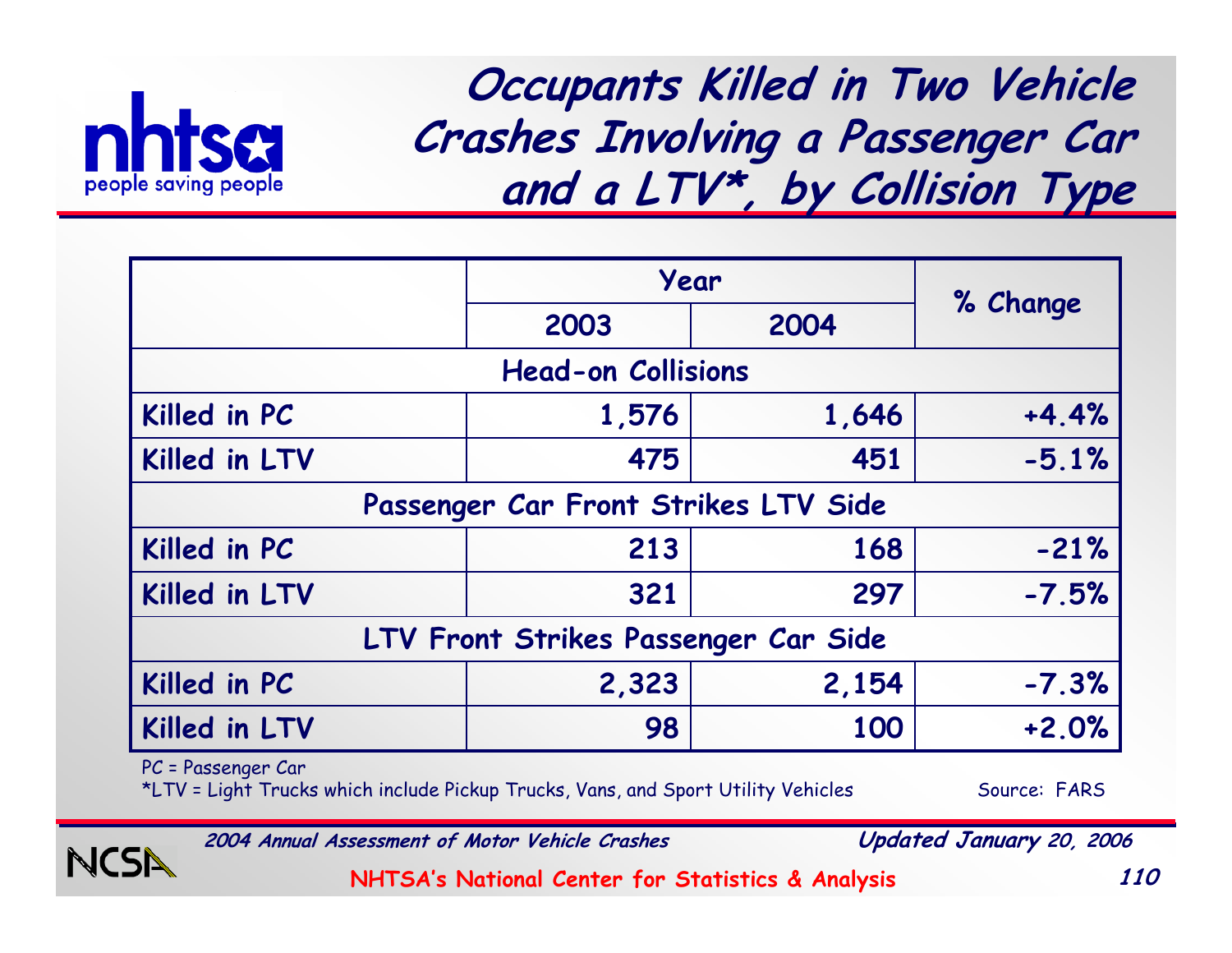# Occupants Killed in Two Vehicle Crashes Involving a Passenger Car and a LTV*, by Collision Type

| | Year | | % Change |
|---|---|---|---|
| | 2003 | 2004 | |
| **Head-on Collisions** | | | |
| Killed in PC | 1,576 | 1,646 | +4.4% |
| Killed in LTV | 475 | 451 | -5.1% |
| **Passenger Car Front Strikes LTV Side** | | | |
| Killed in PC | 213 | 168 | -21% |
| Killed in LTV | 321 | 297 | -7.5% |
| **LTV Front Strikes Passenger Car Side** | | | |
| Killed in PC | 2,323 | 2,154 | -7.3% |
| Killed in LTV | 98 | 100 | +2.0% |

PC = Passenger Car
*LTV = Light Trucks which include Pickup Trucks, Vans, and Sport Utility Vehicles

Source: FARS

*2004 Annual Assessment of Motor Vehicle Crashes* — *Updated January 20, 2006*

NHTSA's National Center for Statistics & Analysis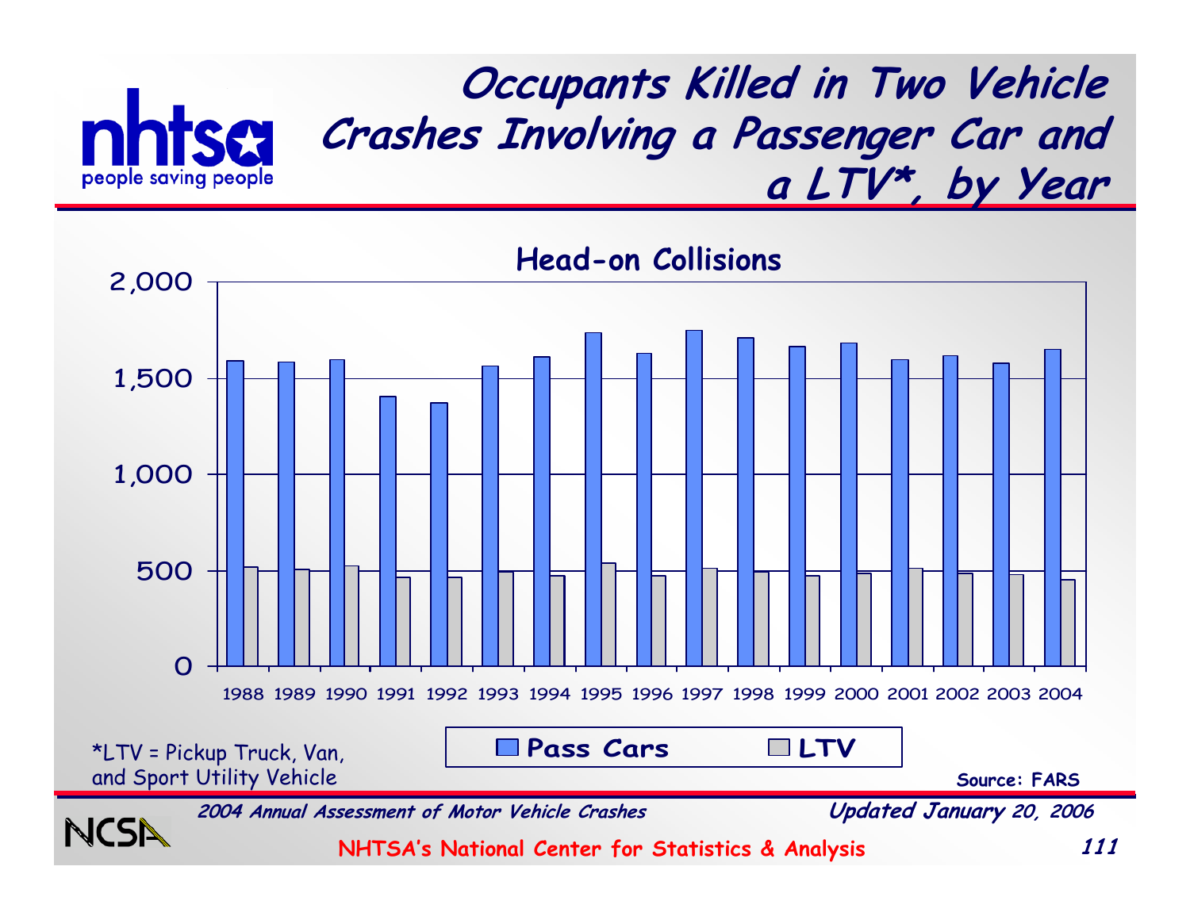# Occupants Killed in Two Vehicle Crashes Involving a Passenger Car and a LTV*, by Year

## Head-on Collisions

| Year | Pass Cars | LTV |
|---|---|---|
| 1988 | 1,590 | 520 |
| 1989 | 1,585 | 505 |
| 1990 | 1,595 | 525 |
| 1991 | 1,405 | 465 |
| 1992 | 1,370 | 465 |
| 1993 | 1,565 | 495 |
| 1994 | 1,610 | 475 |
| 1995 | 1,735 | 540 |
| 1996 | 1,630 | 475 |
| 1997 | 1,750 | 515 |
| 1998 | 1,710 | 495 |
| 1999 | 1,665 | 475 |
| 2000 | 1,685 | 485 |
| 2001 | 1,595 | 510 |
| 2002 | 1,615 | 485 |
| 2003 | 1,580 | 480 |
| 2004 | 1,650 | 455 |

*Values estimated from bar chart.*

*LTV = Pickup Truck, Van, and Sport Utility Vehicle

Source: FARS

*2004 Annual Assessment of Motor Vehicle Crashes*

*Updated January 20, 2006*

NHTSA's National Center for Statistics & Analysis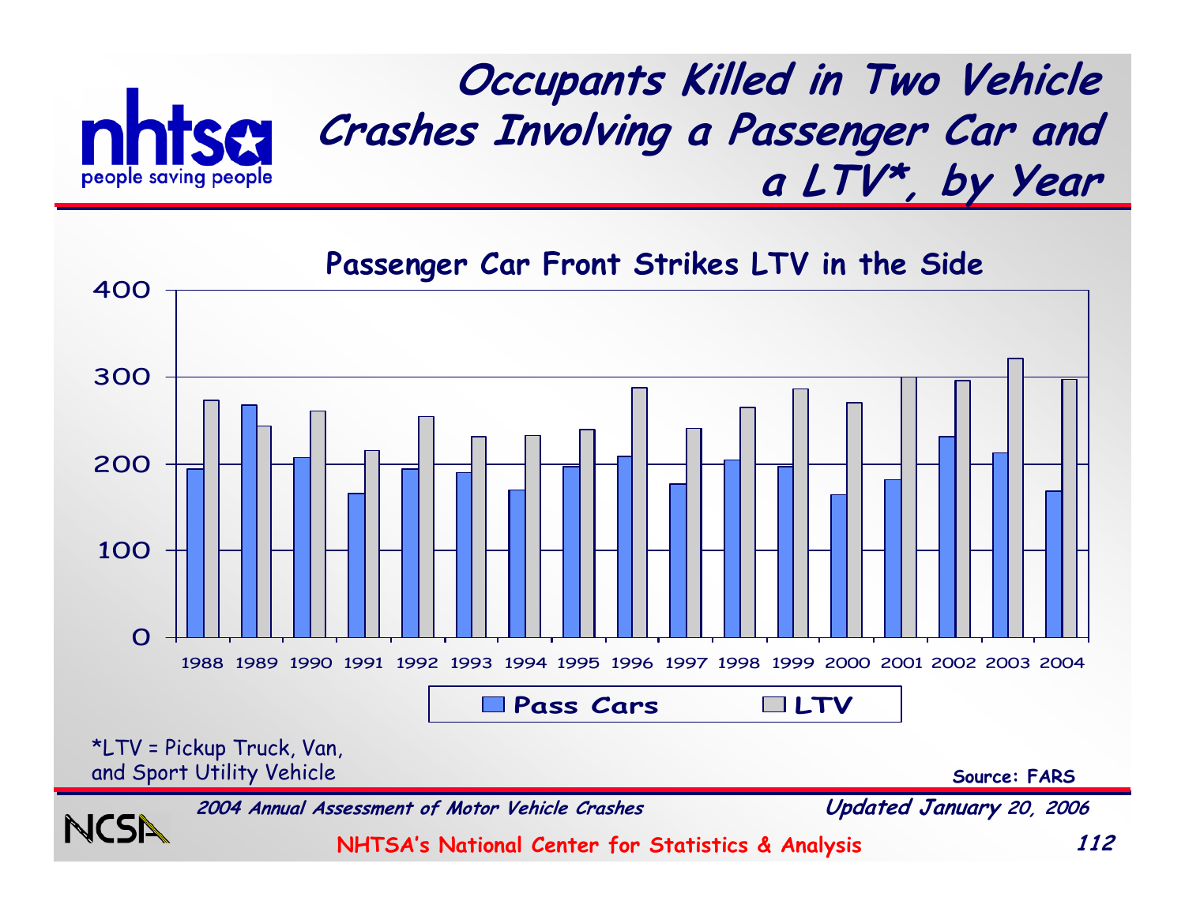# Occupants Killed in Two Vehicle Crashes Involving a Passenger Car and a LTV*, by Year

## Passenger Car Front Strikes LTV in the Side

400
300
200
100
0

1988 1989 1990 1991 1992 1993 1994 1995 1996 1997 1998 1999 2000 2001 2002 2003 2004

Pass Cars | LTV

*LTV = Pickup Truck, Van, and Sport Utility Vehicle

**Source: FARS**

*2004 Annual Assessment of Motor Vehicle Crashes* — *Updated January 20, 2006*

NHTSA's National Center for Statistics & Analysis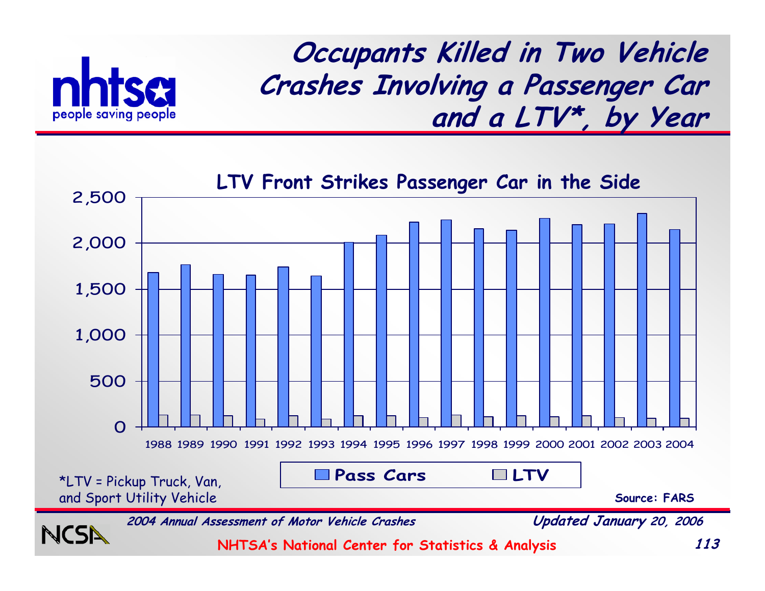# Occupants Killed in Two Vehicle Crashes Involving a Passenger Car and a LTV*, by Year

## LTV Front Strikes Passenger Car in the Side

| Year | Pass Cars | LTV |
|---|---|---|
| 1988 | ~1,680 | ~130 |
| 1989 | ~1,770 | ~130 |
| 1990 | ~1,660 | ~120 |
| 1991 | ~1,650 | ~90 |
| 1992 | ~1,740 | ~120 |
| 1993 | ~1,640 | ~90 |
| 1994 | ~2,010 | ~120 |
| 1995 | ~2,090 | ~120 |
| 1996 | ~2,230 | ~100 |
| 1997 | ~2,250 | ~130 |
| 1998 | ~2,160 | ~110 |
| 1999 | ~2,140 | ~120 |
| 2000 | ~2,270 | ~110 |
| 2001 | ~2,200 | ~120 |
| 2002 | ~2,210 | ~100 |
| 2003 | ~2,320 | ~100 |
| 2004 | ~2,150 | ~100 |

*LTV = Pickup Truck, Van, and Sport Utility Vehicle

Source: FARS

*2004 Annual Assessment of Motor Vehicle Crashes* — *Updated January 20, 2006*

NHTSA's National Center for Statistics & Analysis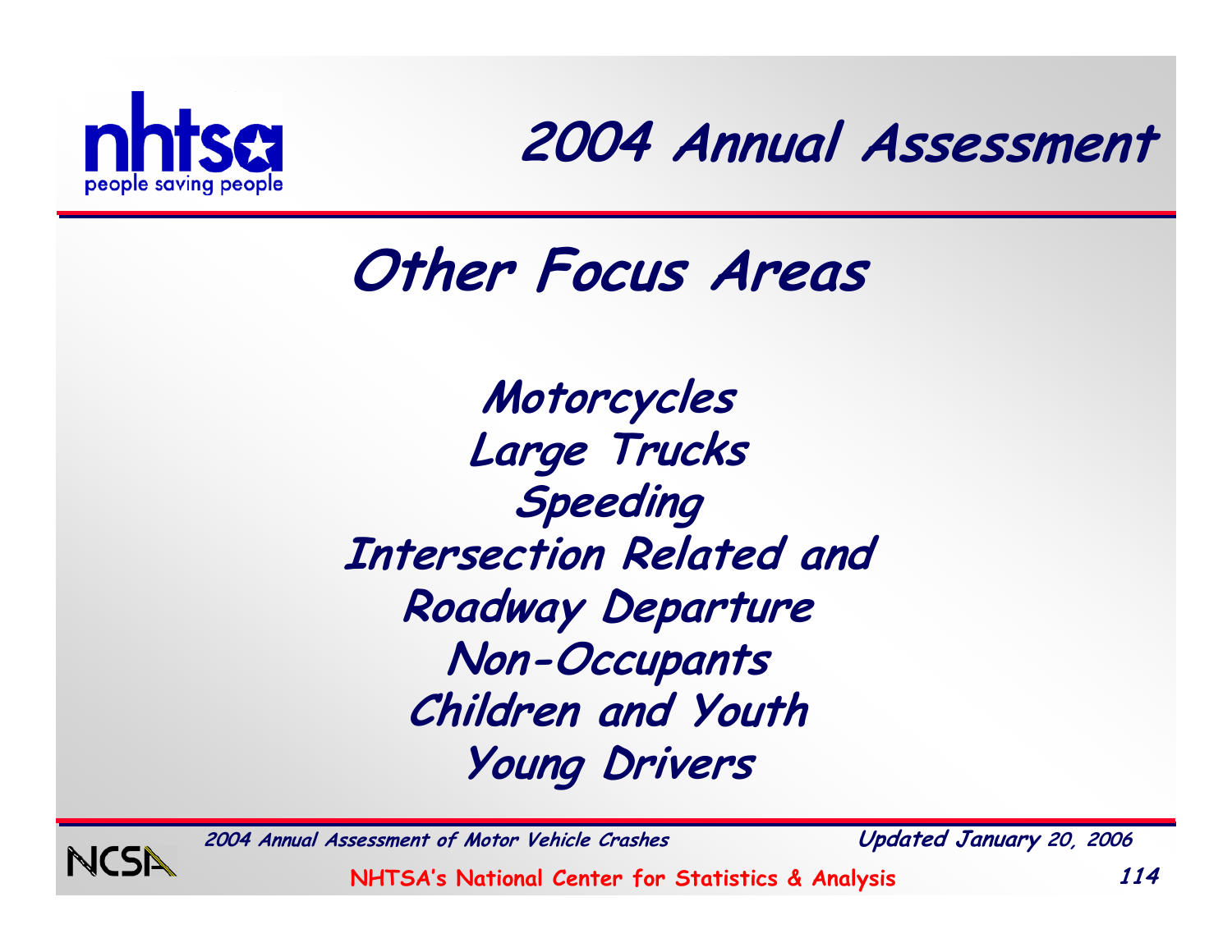# Other Focus Areas

Motorcycles
Large Trucks
Speeding
Intersection Related and
Roadway Departure
Non-Occupants
Children and Youth
Young Drivers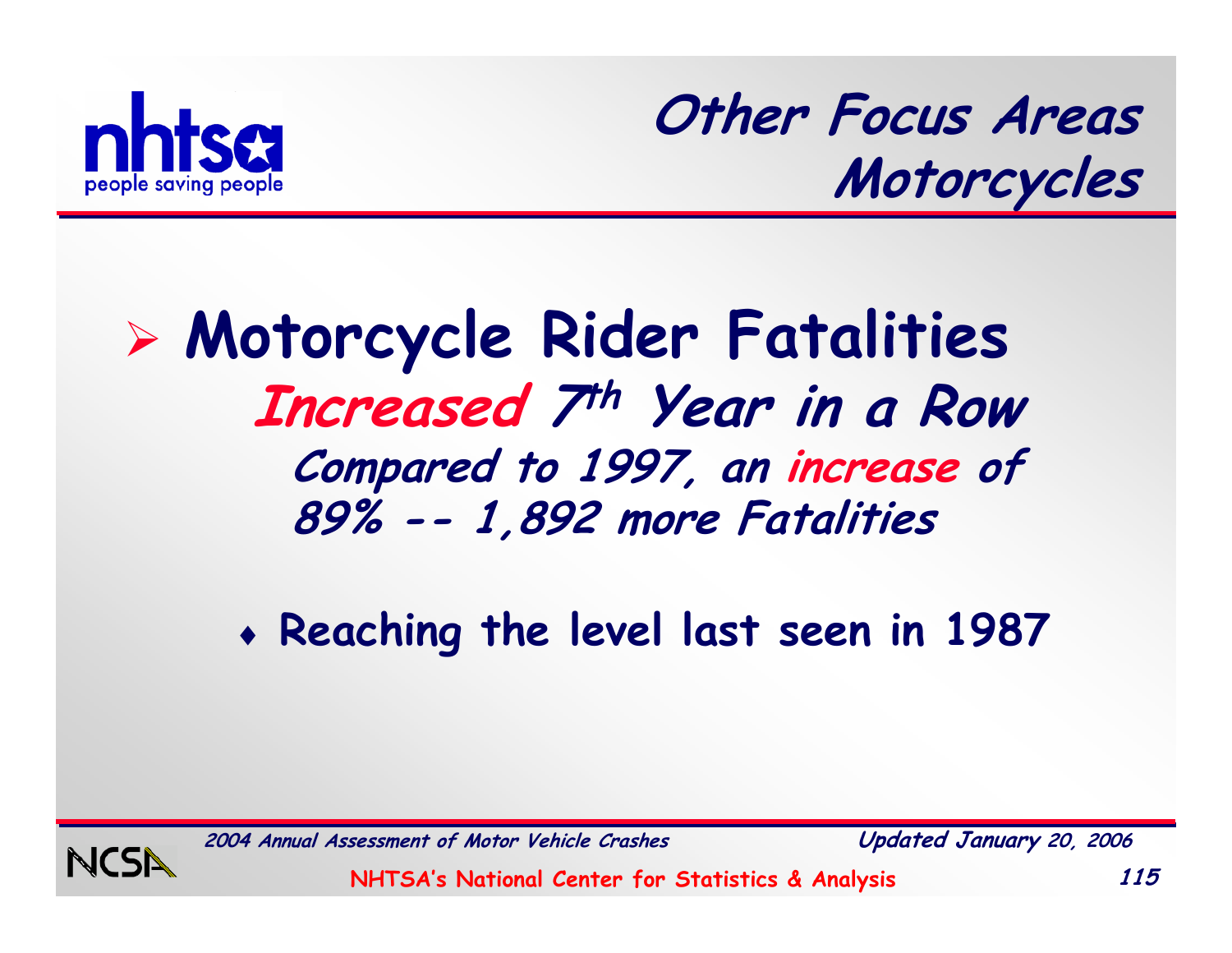## Other Focus Areas
## Motorcycles

- **Motorcycle Rider Fatalities**
  ***Increased 7th Year in a Row***
  ***Compared to 1997, an increase of 89% -- 1,892 more Fatalities***

  - **Reaching the level last seen in 1987**

*2004 Annual Assessment of Motor Vehicle Crashes*

*Updated January 20, 2006*

NHTSA's National Center for Statistics & Analysis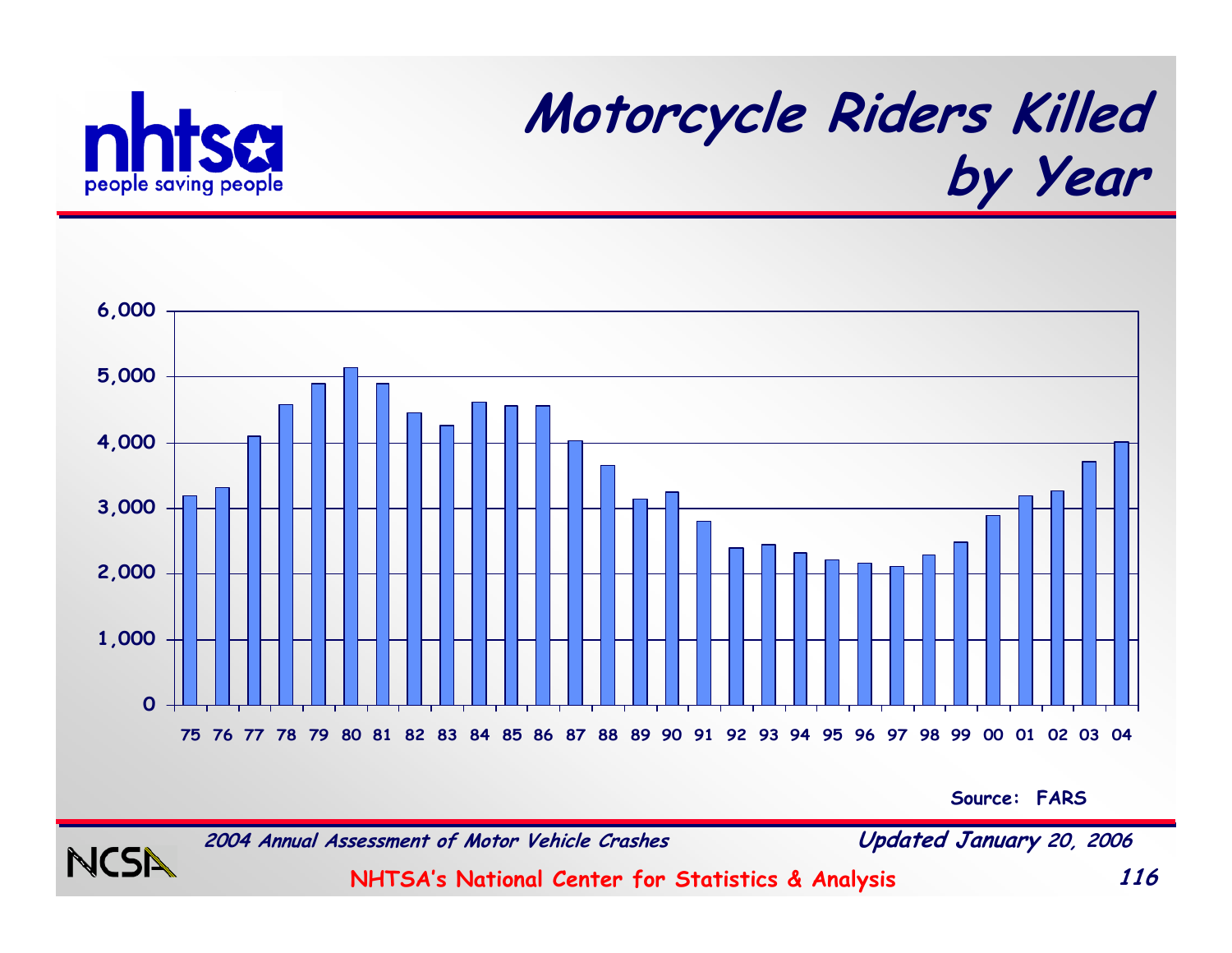# Motorcycle Riders Killed by Year

| Year | Riders Killed (approx.) |
|---|---|
| 75 | 3,200 |
| 76 | 3,300 |
| 77 | 4,100 |
| 78 | 4,600 |
| 79 | 4,900 |
| 80 | 5,150 |
| 81 | 4,900 |
| 82 | 4,450 |
| 83 | 4,250 |
| 84 | 4,600 |
| 85 | 4,550 |
| 86 | 4,550 |
| 87 | 4,050 |
| 88 | 3,650 |
| 89 | 3,150 |
| 90 | 3,250 |
| 91 | 2,800 |
| 92 | 2,400 |
| 93 | 2,450 |
| 94 | 2,300 |
| 95 | 2,200 |
| 96 | 2,150 |
| 97 | 2,100 |
| 98 | 2,300 |
| 99 | 2,500 |
| 00 | 2,900 |
| 01 | 3,200 |
| 02 | 3,250 |
| 03 | 3,700 |
| 04 | 4,000 |

Source: FARS

*2004 Annual Assessment of Motor Vehicle Crashes* — *Updated January 20, 2006*

NHTSA's National Center for Statistics & Analysis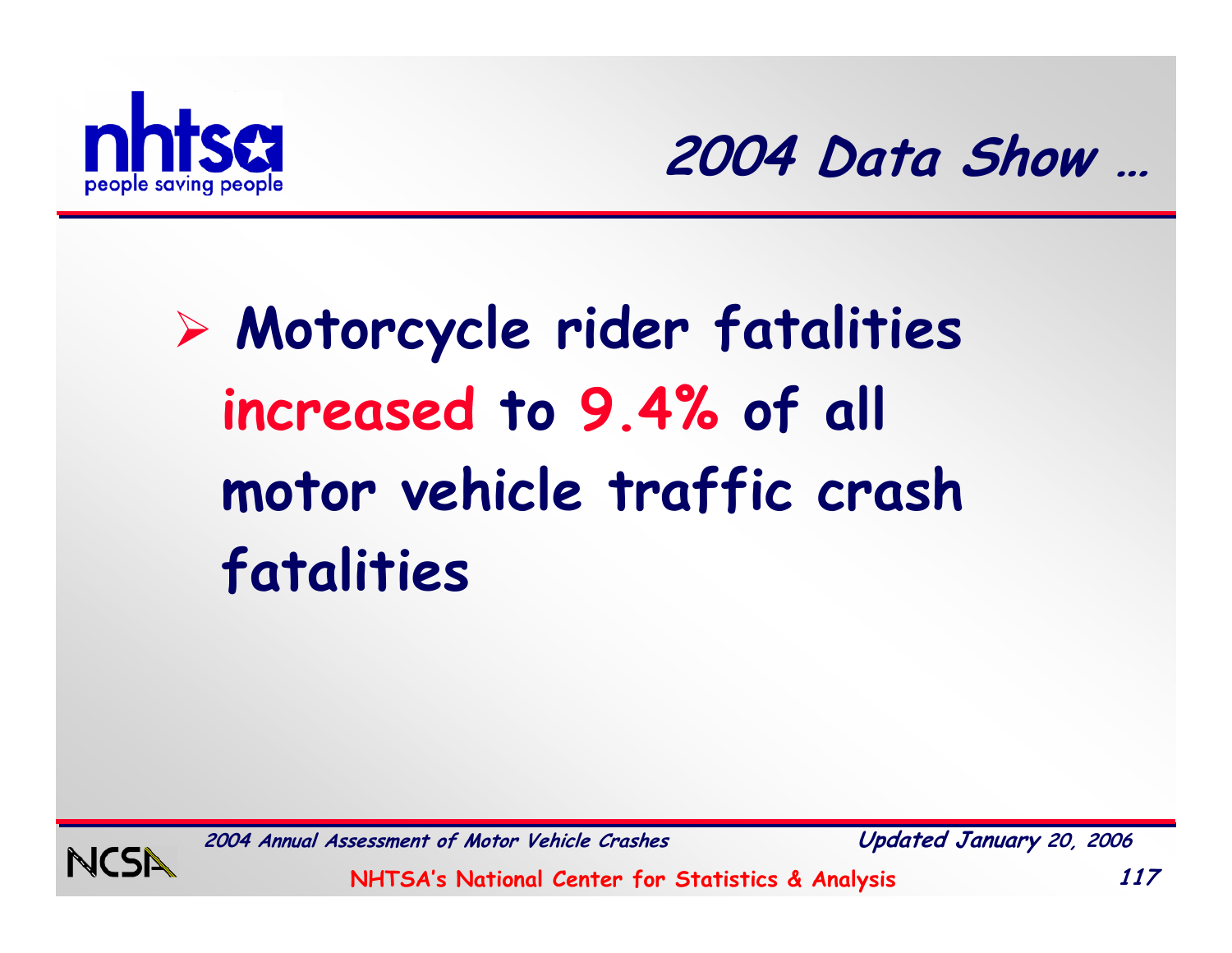## 2004 Data Show …

- Motorcycle rider fatalities **increased** to **9.4%** of all motor vehicle traffic crash fatalities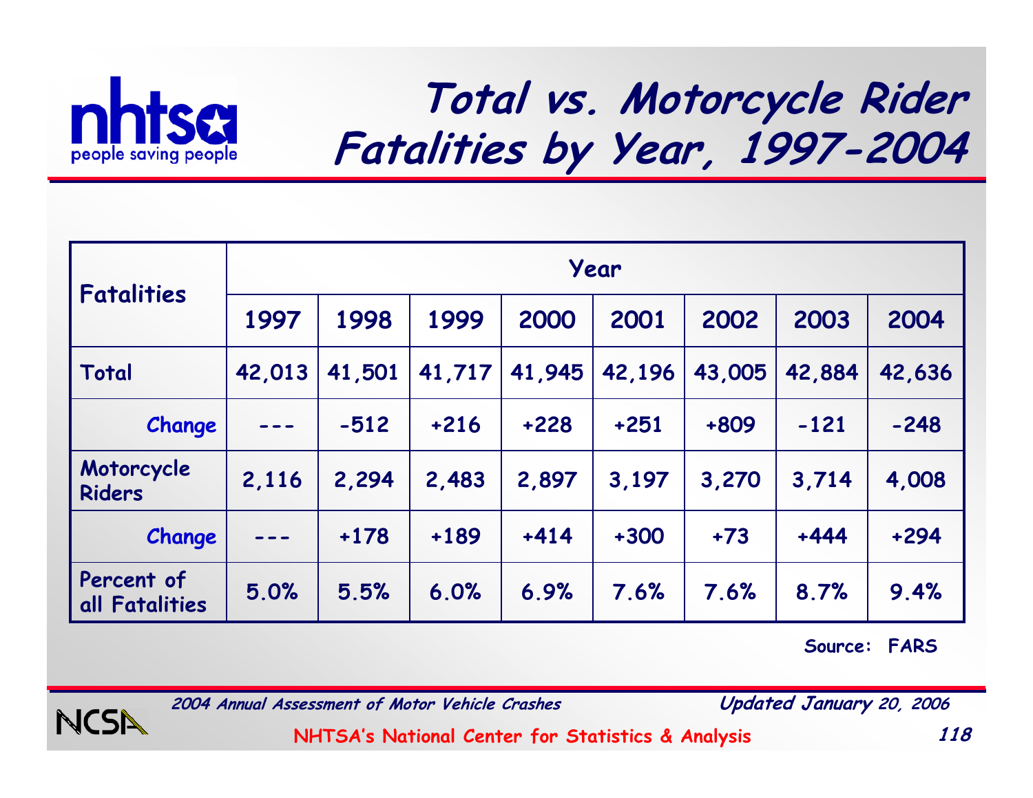# Total vs. Motorcycle Rider Fatalities by Year, 1997-2004

| Fatalities | Year | | | | | | | |
|---|---|---|---|---|---|---|---|---|
| | 1997 | 1998 | 1999 | 2000 | 2001 | 2002 | 2003 | 2004 |
| Total | 42,013 | 41,501 | 41,717 | 41,945 | 42,196 | 43,005 | 42,884 | 42,636 |
| Change | --- | -512 | +216 | +228 | +251 | +809 | -121 | -248 |
| Motorcycle Riders | 2,116 | 2,294 | 2,483 | 2,897 | 3,197 | 3,270 | 3,714 | 4,008 |
| Change | --- | +178 | +189 | +414 | +300 | +73 | +444 | +294 |
| Percent of all Fatalities | 5.0% | 5.5% | 6.0% | 6.9% | 7.6% | 7.6% | 8.7% | 9.4% |

Source: FARS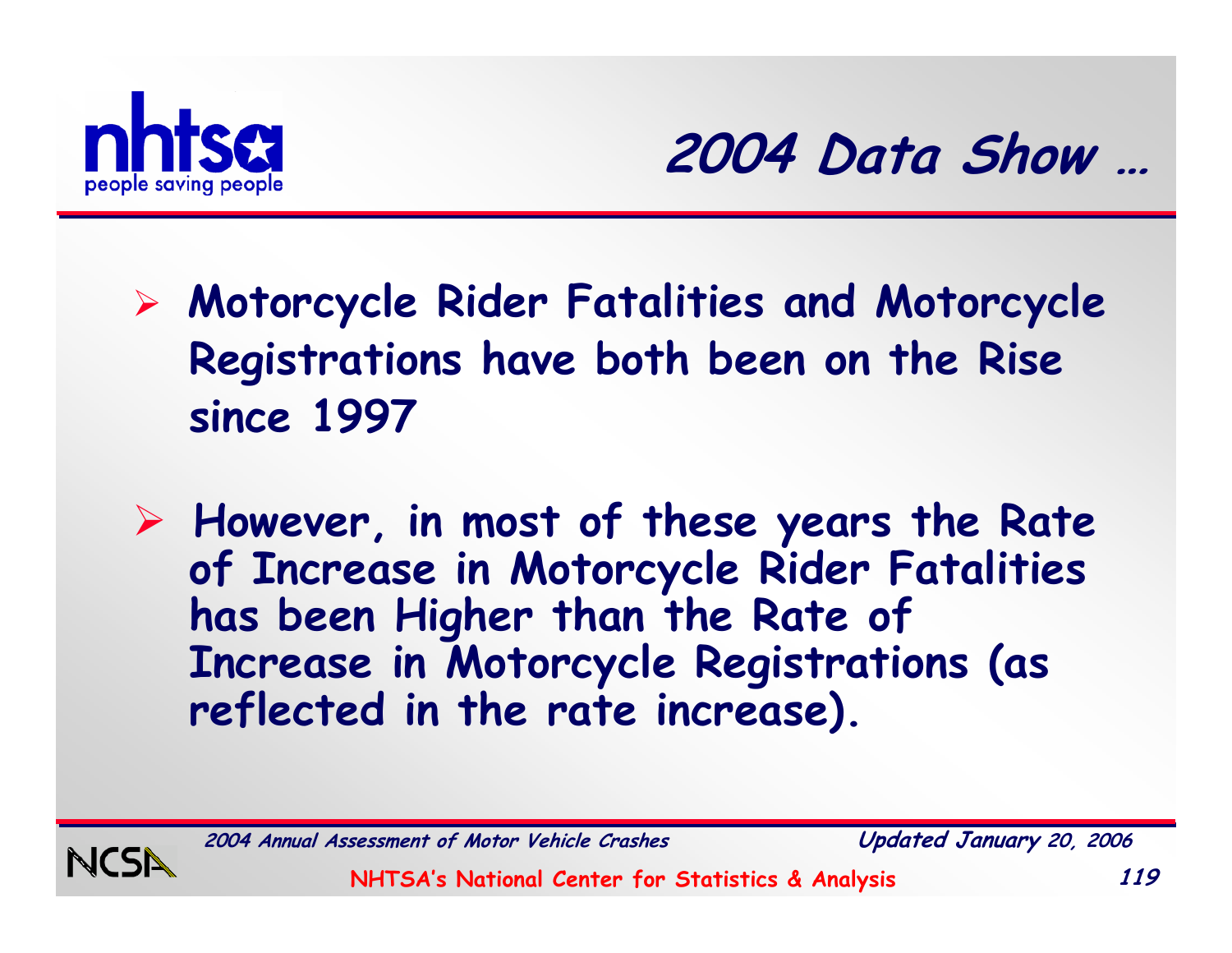# 2004 Data Show …

- **Motorcycle Rider Fatalities and Motorcycle Registrations have both been on the Rise since 1997**

- **However, in most of these years the Rate of Increase in Motorcycle Rider Fatalities has been Higher than the Rate of Increase in Motorcycle Registrations (as reflected in the rate increase).**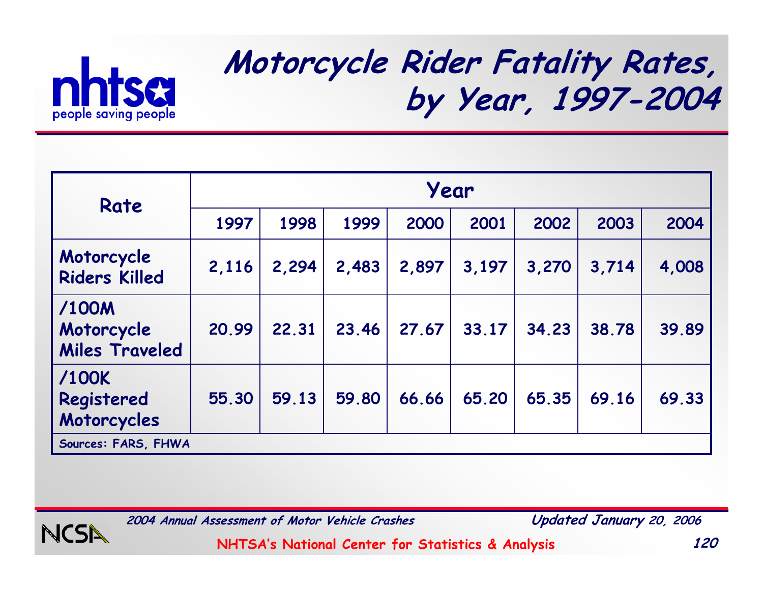# Motorcycle Rider Fatality Rates, by Year, 1997-2004

| Rate | Year | | | | | | | |
|---|---|---|---|---|---|---|---|---|
| | 1997 | 1998 | 1999 | 2000 | 2001 | 2002 | 2003 | 2004 |
| Motorcycle Riders Killed | 2,116 | 2,294 | 2,483 | 2,897 | 3,197 | 3,270 | 3,714 | 4,008 |
| /100M Motorcycle Miles Traveled | 20.99 | 22.31 | 23.46 | 27.67 | 33.17 | 34.23 | 38.78 | 39.89 |
| /100K Registered Motorcycles | 55.30 | 59.13 | 59.80 | 66.66 | 65.20 | 65.35 | 69.16 | 69.33 |

Sources: FARS, FHWA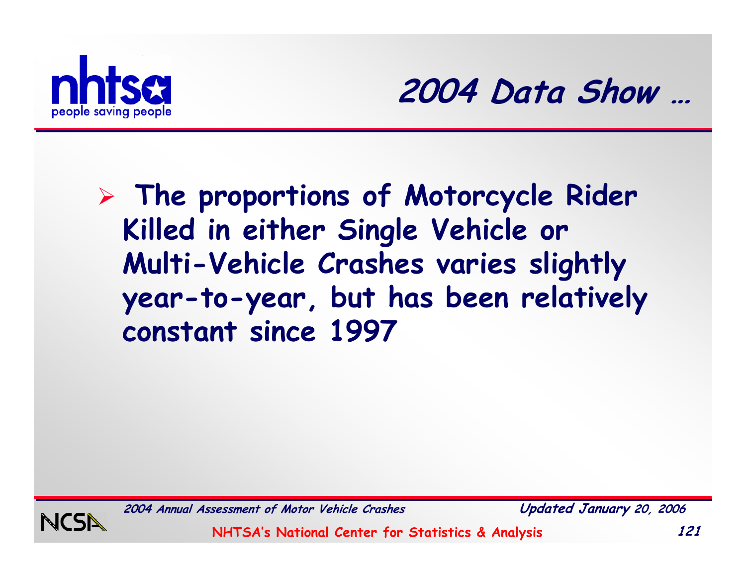## 2004 Data Show …

- The proportions of Motorcycle Rider Killed in either Single Vehicle or Multi-Vehicle Crashes varies slightly year-to-year, but has been relatively constant since 1997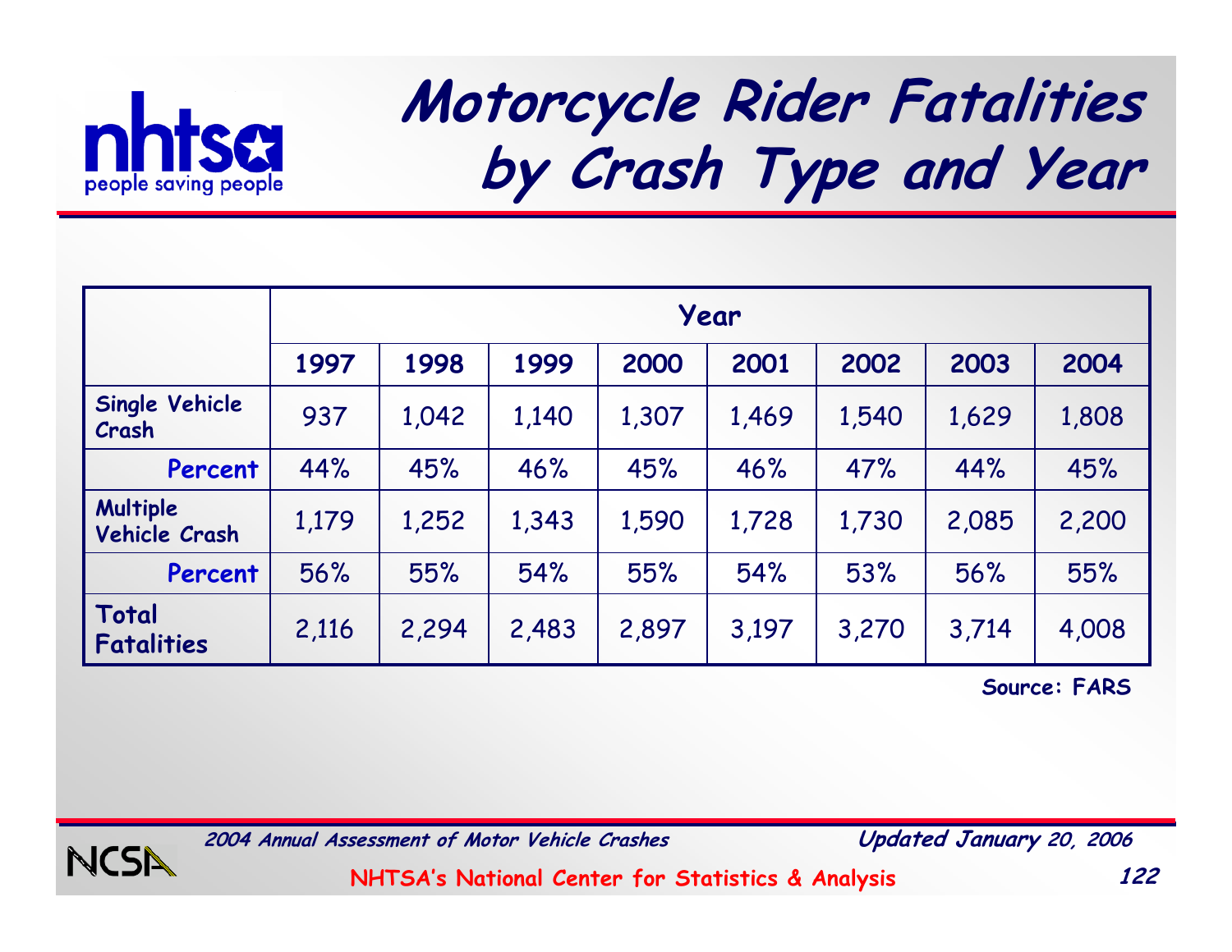# Motorcycle Rider Fatalities by Crash Type and Year

| | Year | | | | | | | |
|---|---|---|---|---|---|---|---|---|
| | 1997 | 1998 | 1999 | 2000 | 2001 | 2002 | 2003 | 2004 |
| **Single Vehicle Crash** | 937 | 1,042 | 1,140 | 1,307 | 1,469 | 1,540 | 1,629 | 1,808 |
| **Percent** | 44% | 45% | 46% | 45% | 46% | 47% | 44% | 45% |
| **Multiple Vehicle Crash** | 1,179 | 1,252 | 1,343 | 1,590 | 1,728 | 1,730 | 2,085 | 2,200 |
| **Percent** | 56% | 55% | 54% | 55% | 54% | 53% | 56% | 55% |
| **Total Fatalities** | 2,116 | 2,294 | 2,483 | 2,897 | 3,197 | 3,270 | 3,714 | 4,008 |

**Source: FARS**

*2004 Annual Assessment of Motor Vehicle Crashes* — *Updated January 20, 2006*

NHTSA's National Center for Statistics & Analysis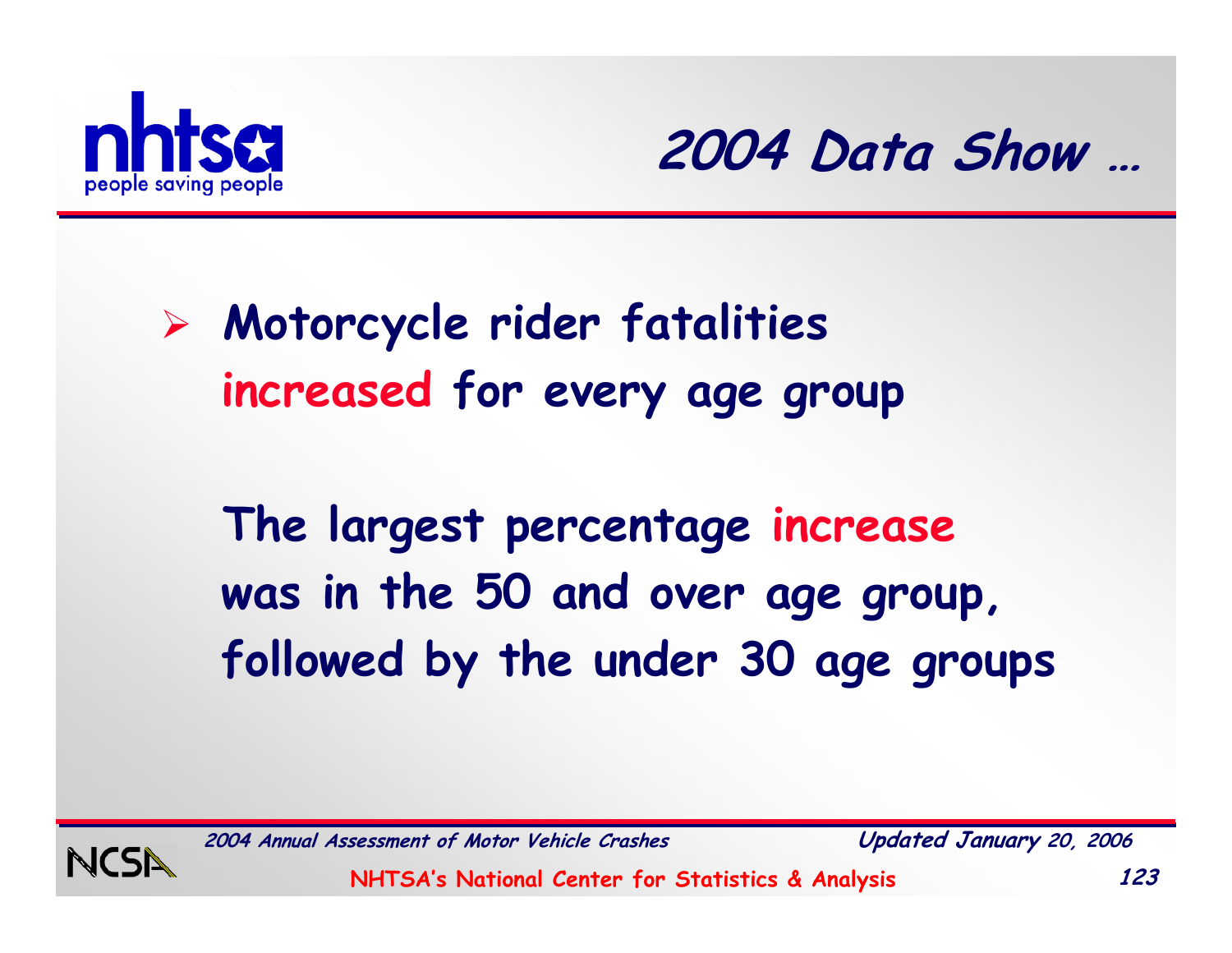# 2004 Data Show …

- **Motorcycle rider fatalities increased for every age group**

**The largest percentage increase was in the 50 and over age group, followed by the under 30 age groups**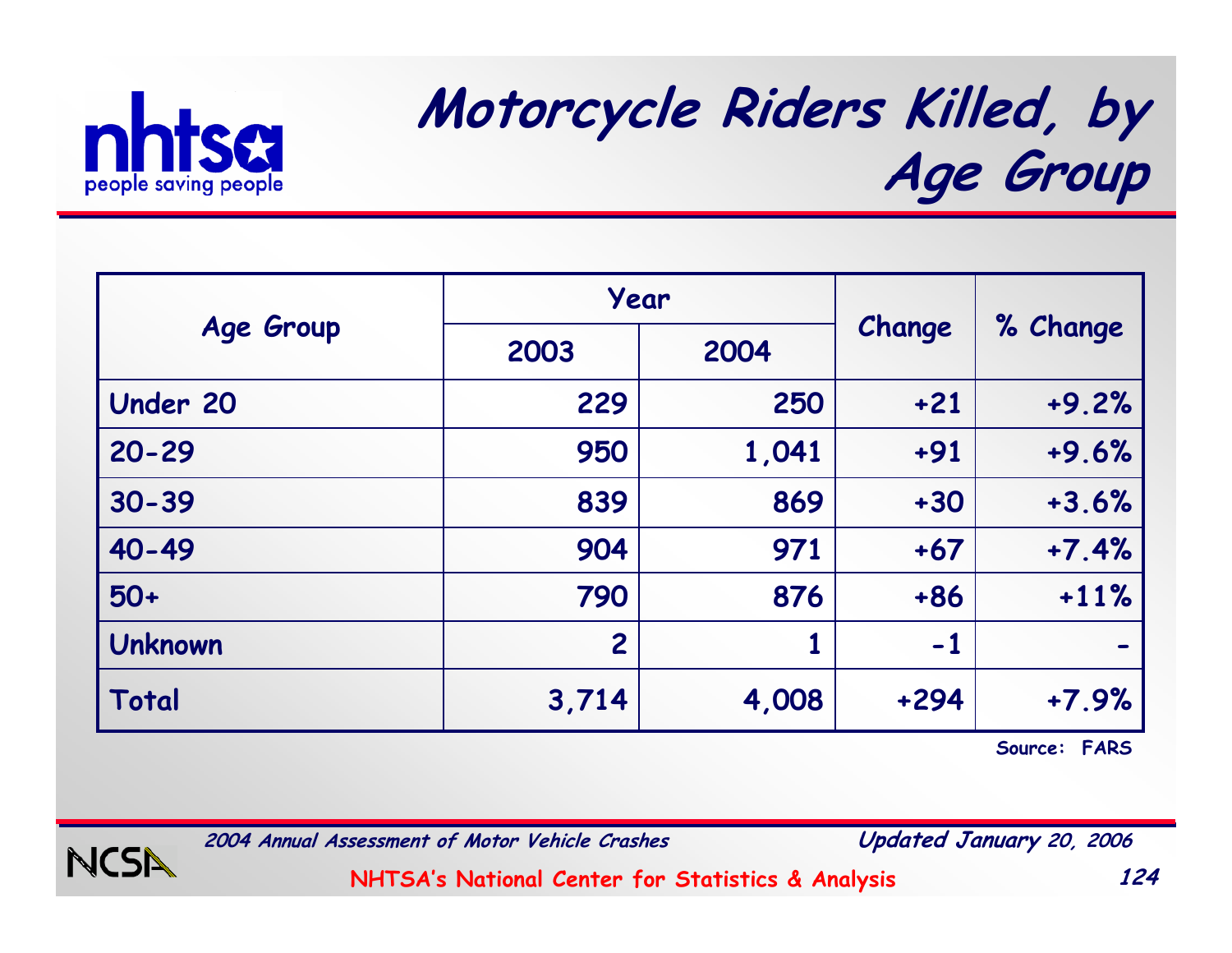# Motorcycle Riders Killed, by Age Group

| Age Group | Year | | Change | % Change |
|---|---|---|---|---|
| | 2003 | 2004 | | |
| Under 20 | 229 | 250 | +21 | +9.2% |
| 20-29 | 950 | 1,041 | +91 | +9.6% |
| 30-39 | 839 | 869 | +30 | +3.6% |
| 40-49 | 904 | 971 | +67 | +7.4% |
| 50+ | 790 | 876 | +86 | +11% |
| Unknown | 2 | 1 | -1 | - |
| Total | 3,714 | 4,008 | +294 | +7.9% |

Source: FARS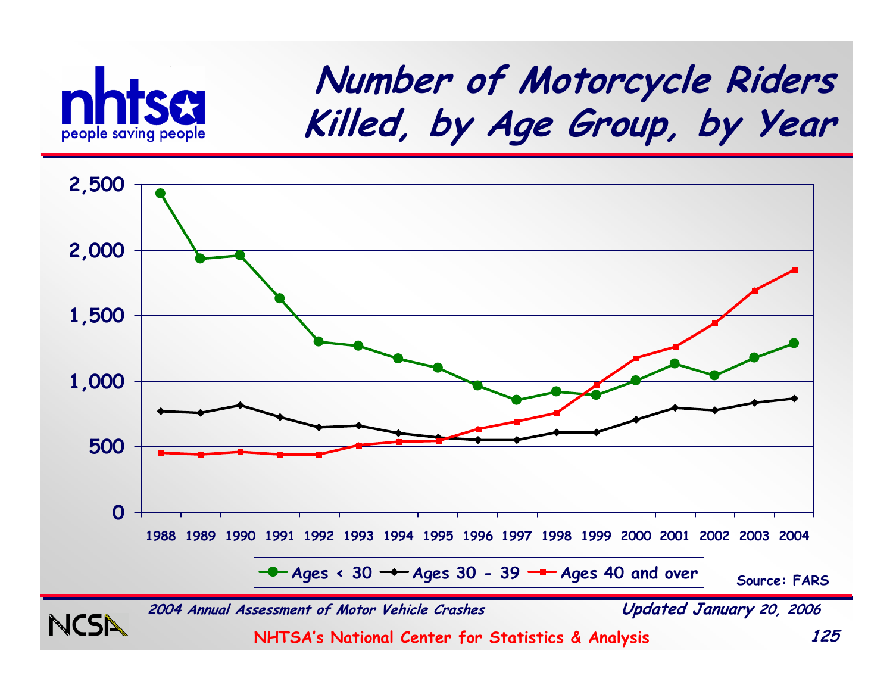# Number of Motorcycle Riders Killed, by Age Group, by Year

Source: FARS

*2004 Annual Assessment of Motor Vehicle Crashes*

*Updated January 20, 2006*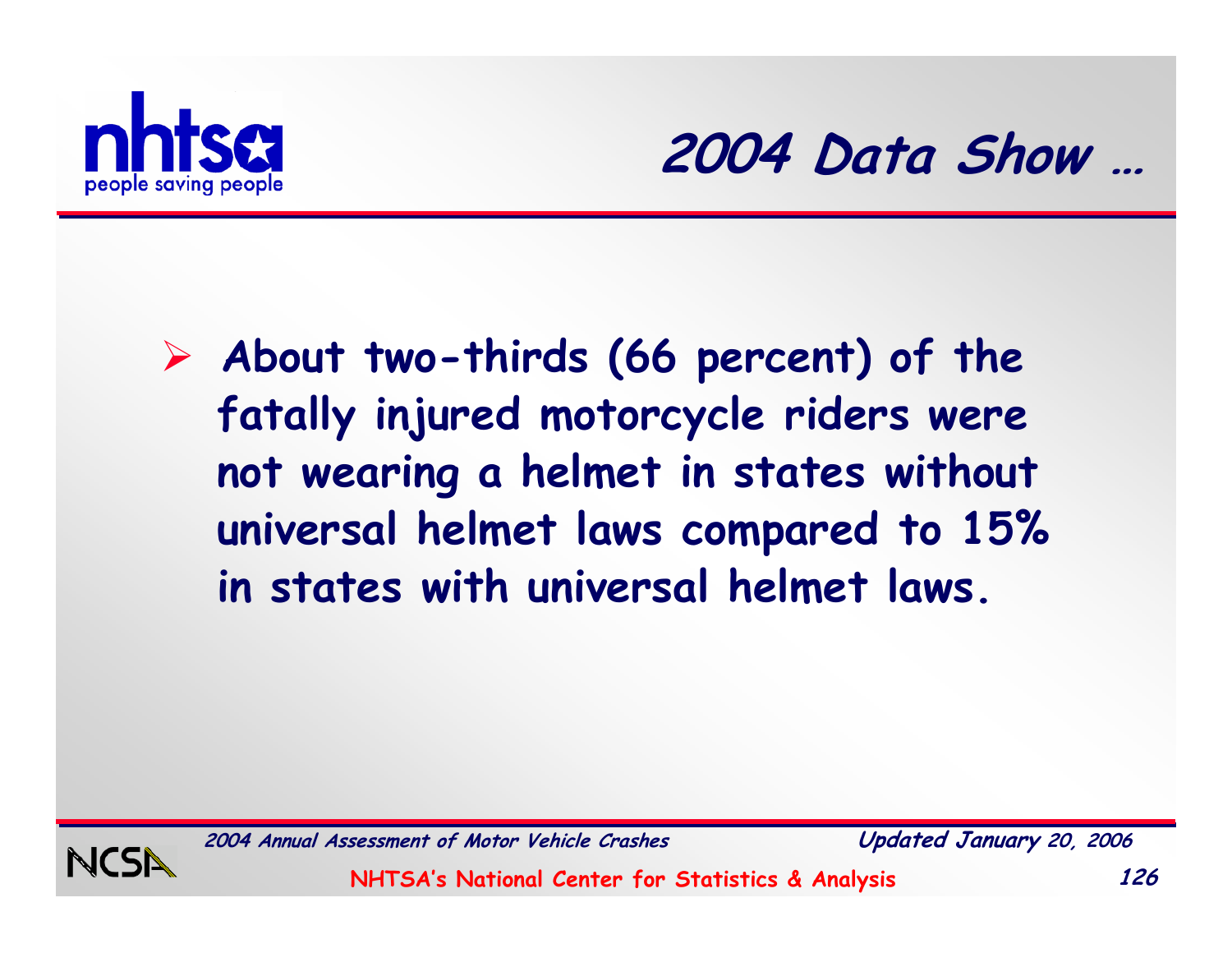# 2004 Data Show …

- **About two-thirds (66 percent) of the fatally injured motorcycle riders were not wearing a helmet in states without universal helmet laws compared to 15% in states with universal helmet laws.**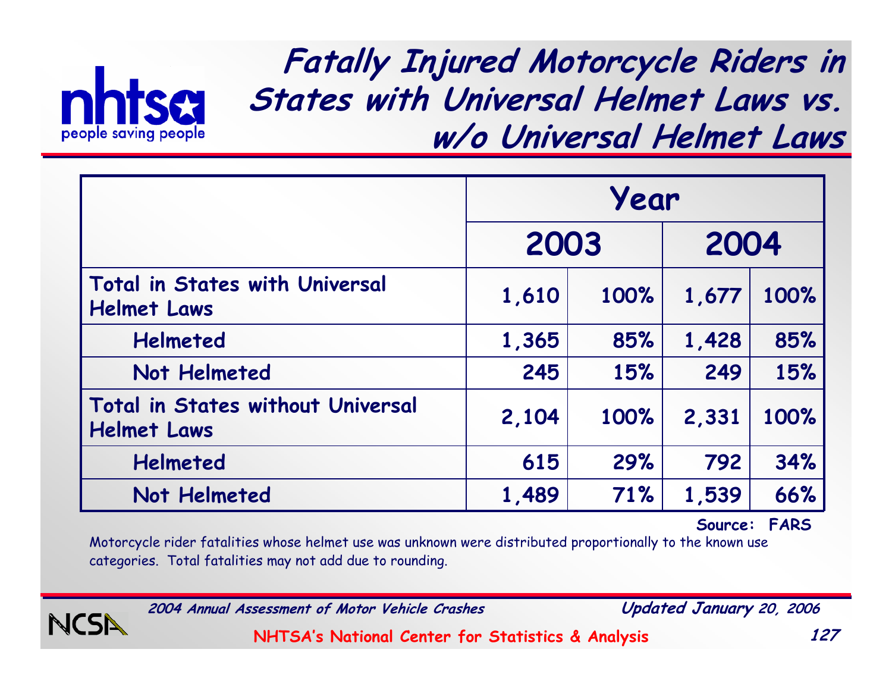# Fatally Injured Motorcycle Riders in States with Universal Helmet Laws vs. w/o Universal Helmet Laws

| | Year | | | |
|---|---|---|---|---|
| | 2003 | | 2004 | |
| Total in States with Universal Helmet Laws | 1,610 | 100% | 1,677 | 100% |
| Helmeted | 1,365 | 85% | 1,428 | 85% |
| Not Helmeted | 245 | 15% | 249 | 15% |
| Total in States without Universal Helmet Laws | 2,104 | 100% | 2,331 | 100% |
| Helmeted | 615 | 29% | 792 | 34% |
| Not Helmeted | 1,489 | 71% | 1,539 | 66% |

Source: FARS

Motorcycle rider fatalities whose helmet use was unknown were distributed proportionally to the known use categories. Total fatalities may not add due to rounding.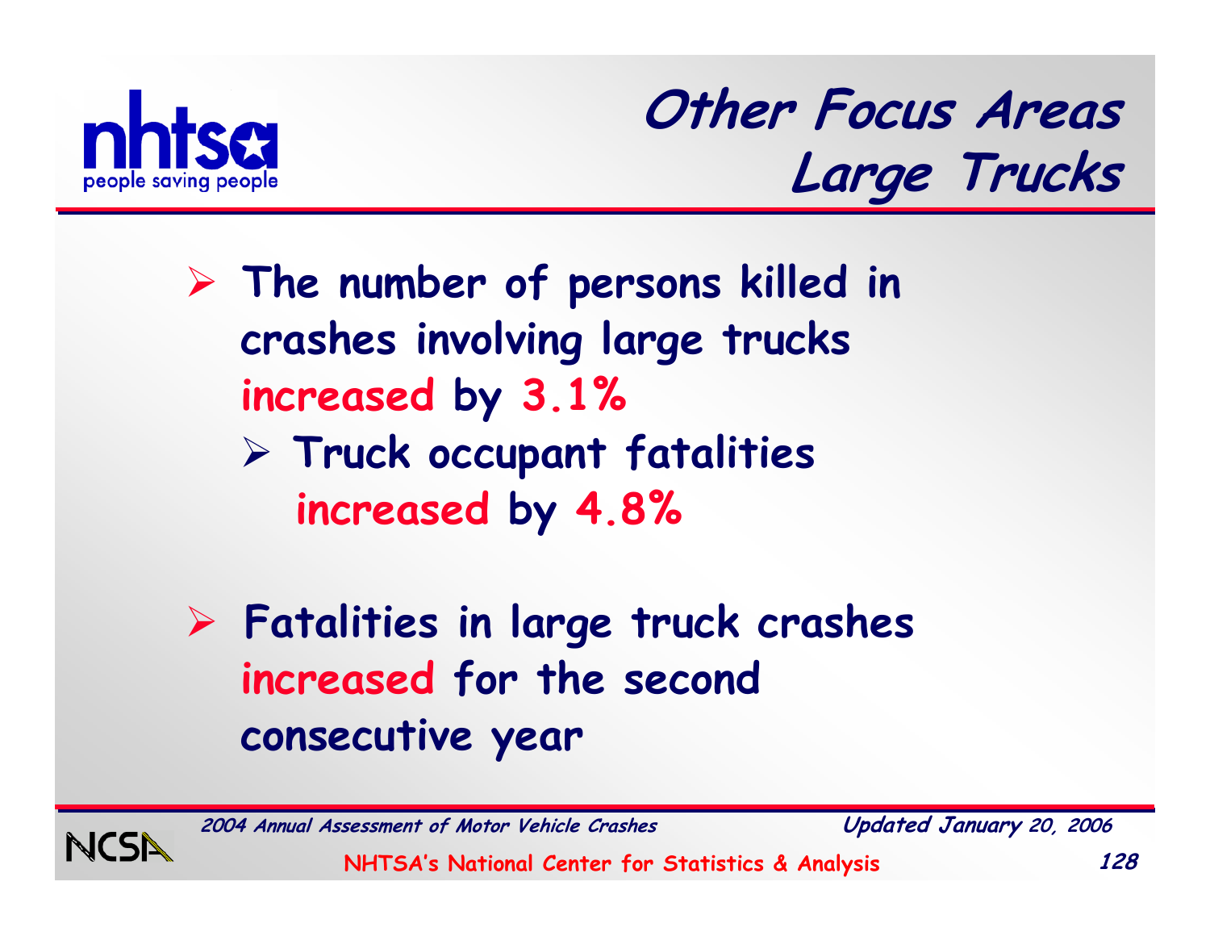# Other Focus Areas
## Large Trucks

- The number of persons killed in crashes involving large trucks **increased** by **3.1%**
  - Truck occupant fatalities **increased** by **4.8%**

- Fatalities in large truck crashes **increased** for the second consecutive year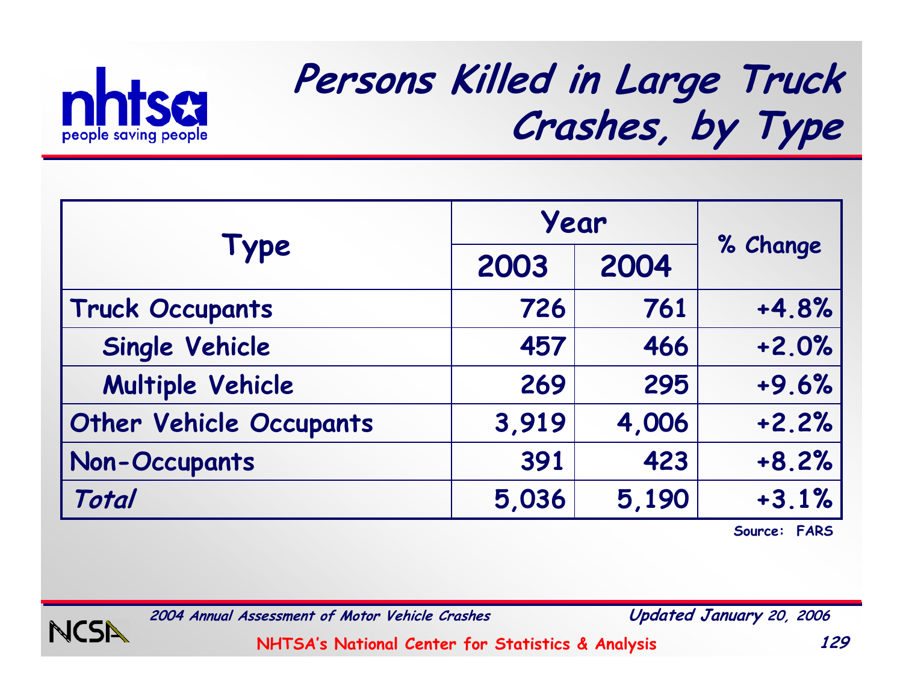# Persons Killed in Large Truck Crashes, by Type

| Type | Year | | % Change |
|---|---|---|---|
| | 2003 | 2004 | |
| Truck Occupants | 726 | 761 | +4.8% |
| Single Vehicle | 457 | 466 | +2.0% |
| Multiple Vehicle | 269 | 295 | +9.6% |
| Other Vehicle Occupants | 3,919 | 4,006 | +2.2% |
| Non-Occupants | 391 | 423 | +8.2% |
| *Total* | 5,036 | 5,190 | +3.1% |

Source: FARS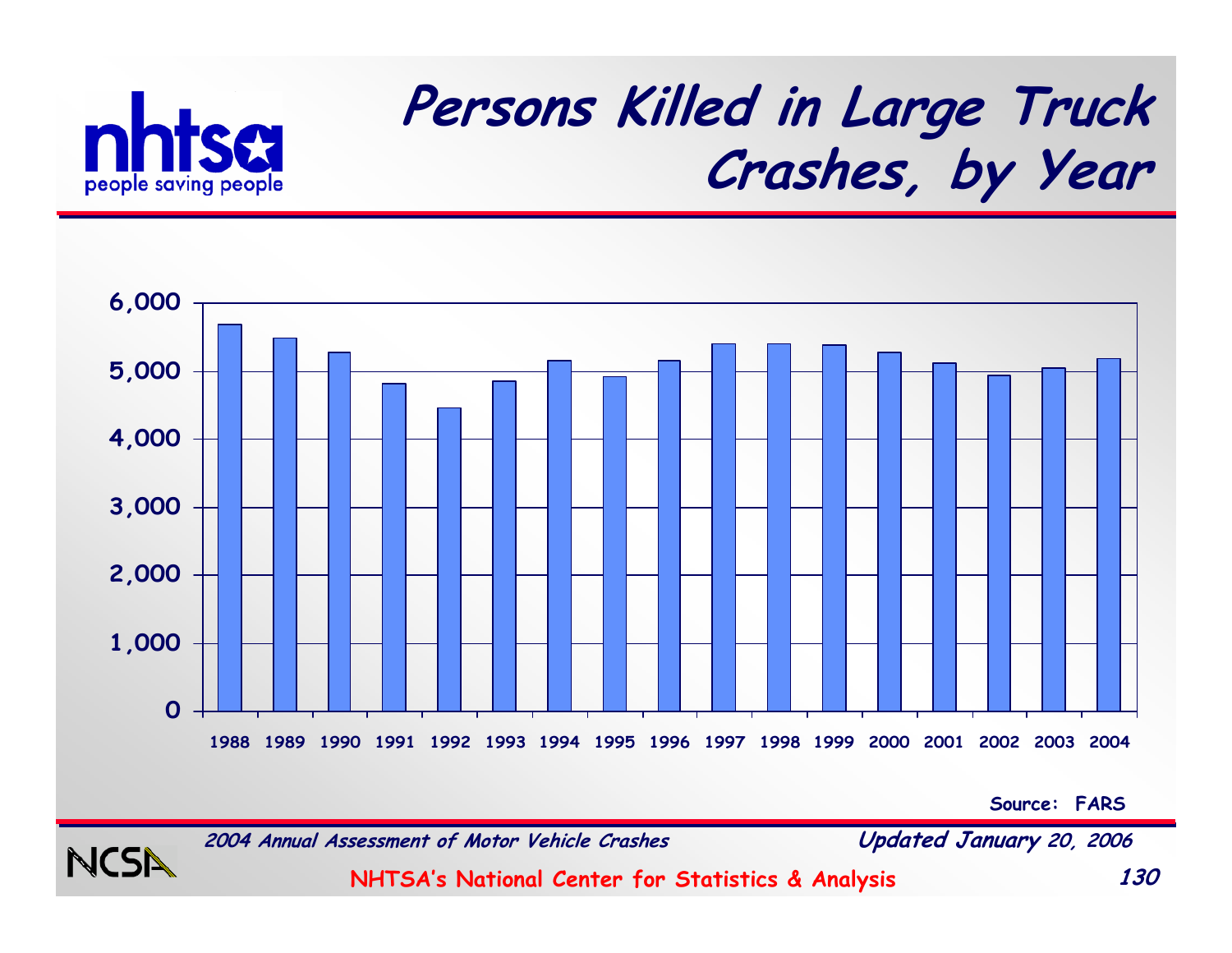# Persons Killed in Large Truck Crashes, by Year

Source: FARS

*2004 Annual Assessment of Motor Vehicle Crashes* — *Updated January 20, 2006*

NHTSA's National Center for Statistics & Analysis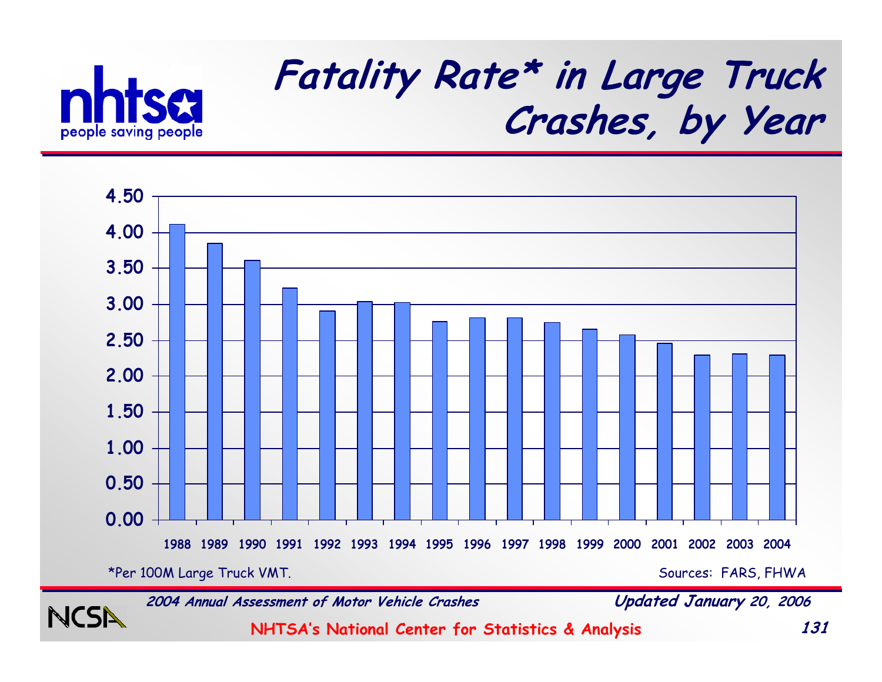# Fatality Rate* in Large Truck Crashes, by Year

| Year | Fatality Rate* |
|---|---|
| 1988 | 4.11 |
| 1989 | 3.85 |
| 1990 | 3.61 |
| 1991 | 3.22 |
| 1992 | 2.91 |
| 1993 | 3.04 |
| 1994 | 3.02 |
| 1995 | 2.76 |
| 1996 | 2.81 |
| 1997 | 2.81 |
| 1998 | 2.75 |
| 1999 | 2.65 |
| 2000 | 2.57 |
| 2001 | 2.45 |
| 2002 | 2.29 |
| 2003 | 2.31 |
| 2004 | 2.29 |

*Per 100M Large Truck VMT.

Sources: FARS, FHWA

*2004 Annual Assessment of Motor Vehicle Crashes* — **Updated January 20, 2006**

NHTSA's National Center for Statistics & Analysis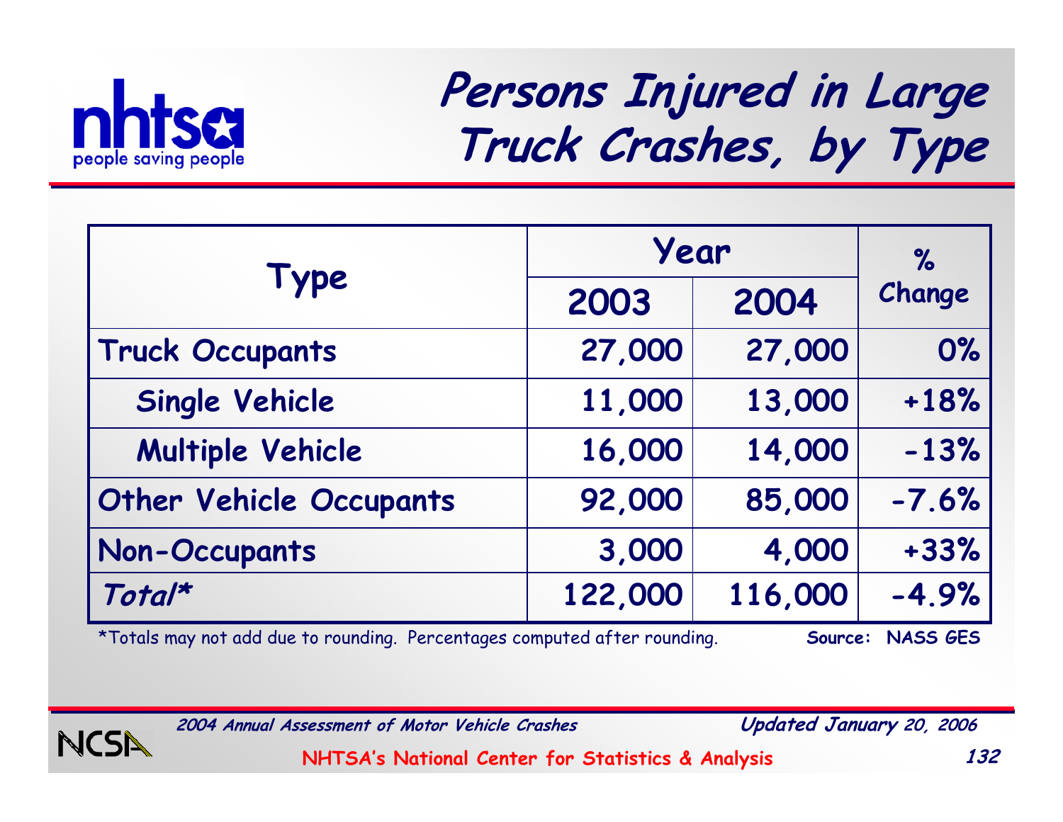# Persons Injured in Large Truck Crashes, by Type

| Type | Year | | % Change |
|---|---|---|---|
| | 2003 | 2004 | |
| Truck Occupants | 27,000 | 27,000 | 0% |
| Single Vehicle | 11,000 | 13,000 | +18% |
| Multiple Vehicle | 16,000 | 14,000 | -13% |
| Other Vehicle Occupants | 92,000 | 85,000 | -7.6% |
| Non-Occupants | 3,000 | 4,000 | +33% |
| *Total** | 122,000 | 116,000 | -4.9% |

*Totals may not add due to rounding. Percentages computed after rounding.

**Source: NASS GES**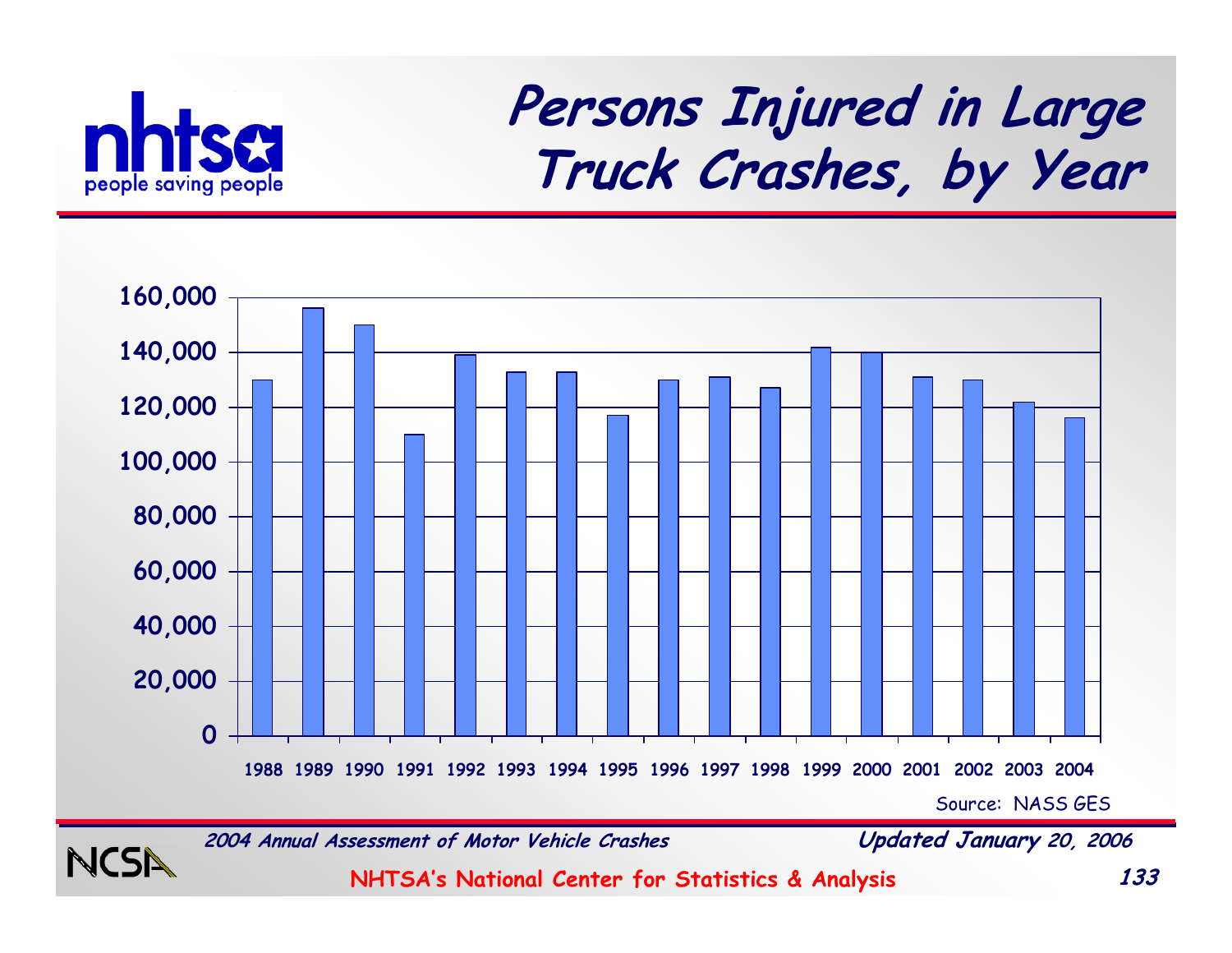# Persons Injured in Large Truck Crashes, by Year

| Year | Persons Injured (approx.) |
|---|---|
| 1988 | 130,000 |
| 1989 | 156,000 |
| 1990 | 150,000 |
| 1991 | 110,000 |
| 1992 | 139,000 |
| 1993 | 133,000 |
| 1994 | 133,000 |
| 1995 | 117,000 |
| 1996 | 130,000 |
| 1997 | 131,000 |
| 1998 | 127,000 |
| 1999 | 142,000 |
| 2000 | 140,000 |
| 2001 | 131,000 |
| 2002 | 130,000 |
| 2003 | 122,000 |
| 2004 | 116,000 |

Source: NASS GES

*2004 Annual Assessment of Motor Vehicle Crashes* — **Updated January 20, 2006**

NHTSA's National Center for Statistics & Analysis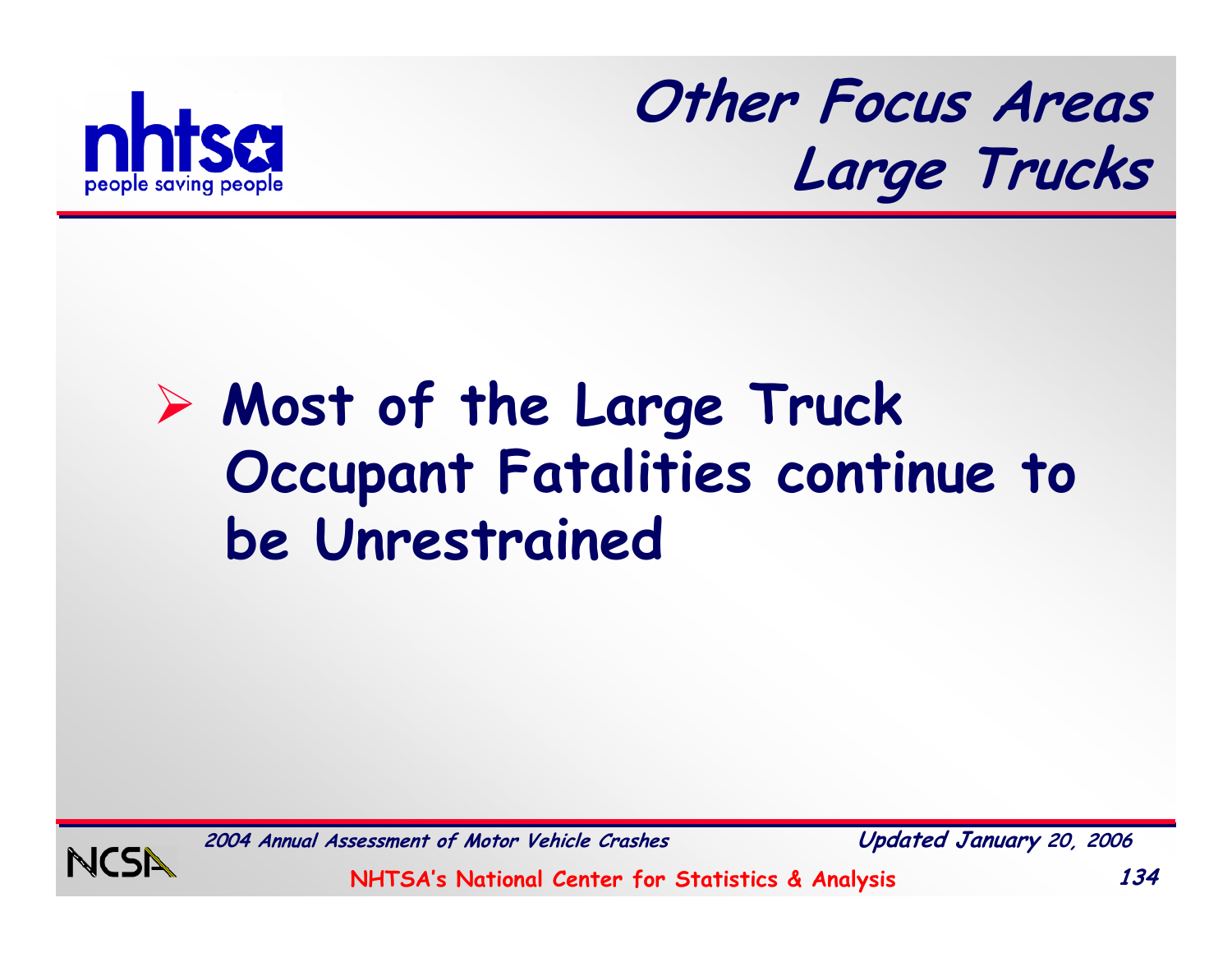# Other Focus Areas
## Large Trucks

- **Most of the Large Truck Occupant Fatalities continue to be Unrestrained**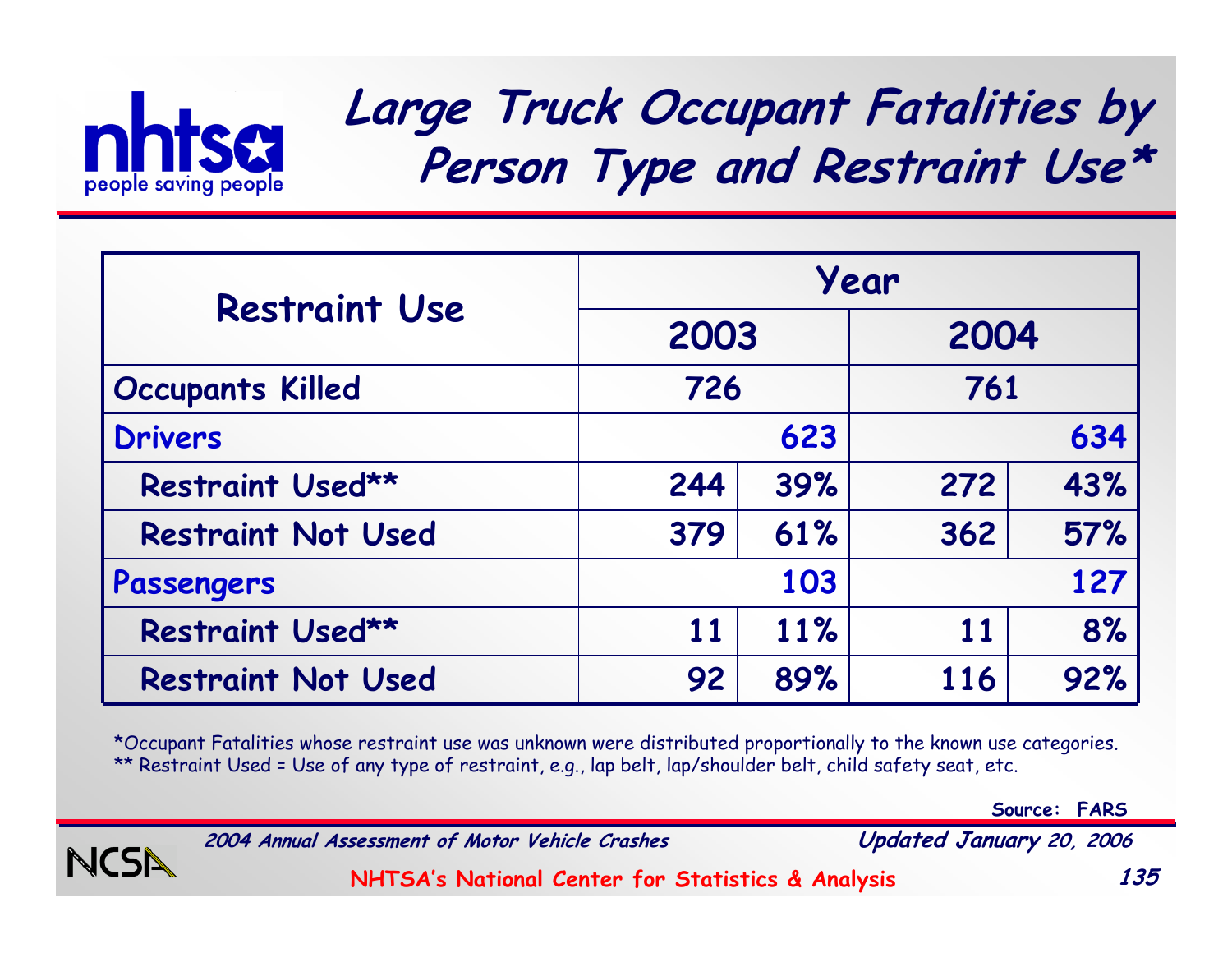# Large Truck Occupant Fatalities by Person Type and Restraint Use*

| Restraint Use | Year | | | |
|---|---|---|---|---|
| | 2003 | | 2004 | |
| Occupants Killed | 726 | | 761 | |
| **Drivers** | | 623 | | 634 |
| Restraint Used** | 244 | 39% | 272 | 43% |
| Restraint Not Used | 379 | 61% | 362 | 57% |
| **Passengers** | | 103 | | 127 |
| Restraint Used** | 11 | 11% | 11 | 8% |
| Restraint Not Used | 92 | 89% | 116 | 92% |

*Occupant Fatalities whose restraint use was unknown were distributed proportionally to the known use categories.
** Restraint Used = Use of any type of restraint, e.g., lap belt, lap/shoulder belt, child safety seat, etc.

Source: FARS

*2004 Annual Assessment of Motor Vehicle Crashes* — *Updated January 20, 2006*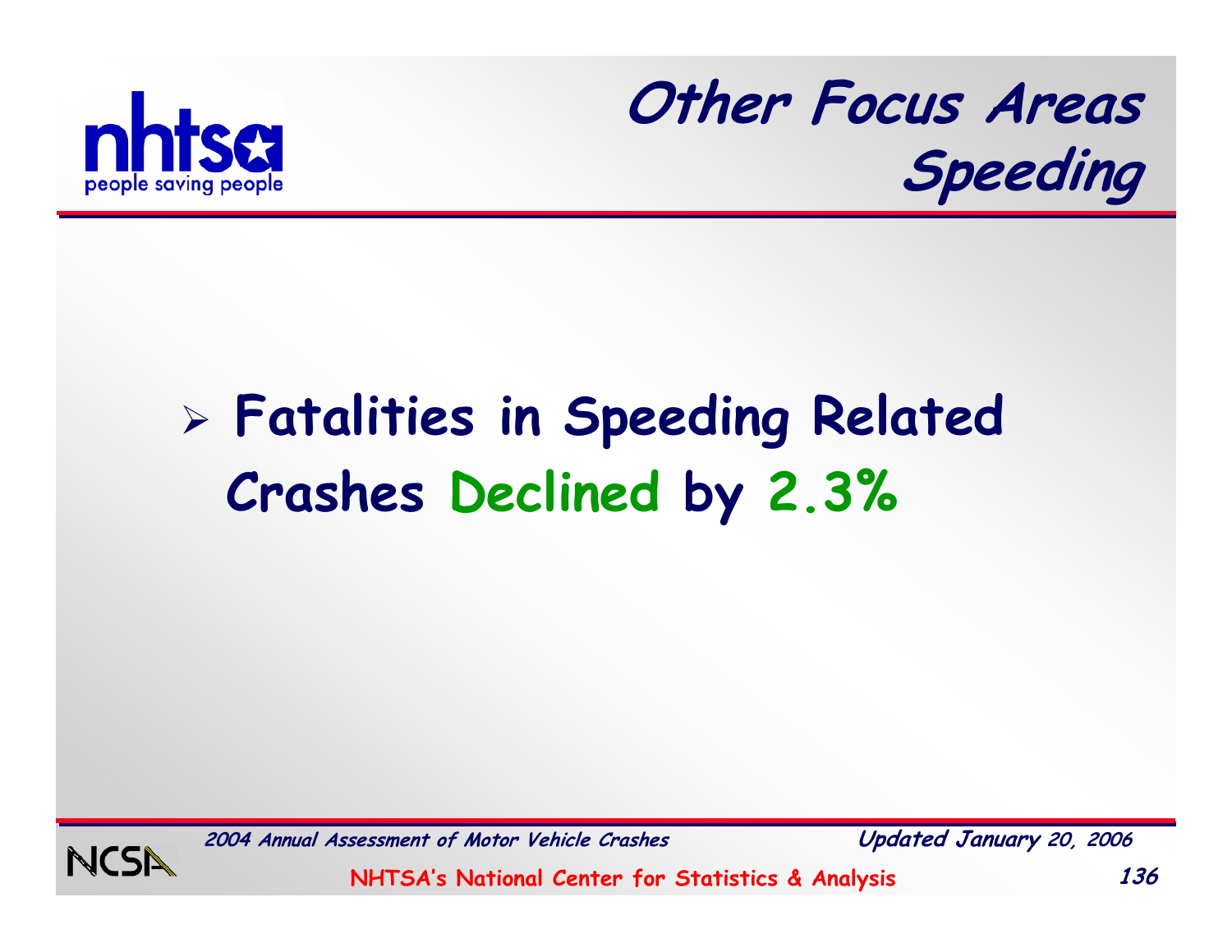# Other Focus Areas
## Speeding

- **Fatalities in Speeding Related Crashes Declined by 2.3%**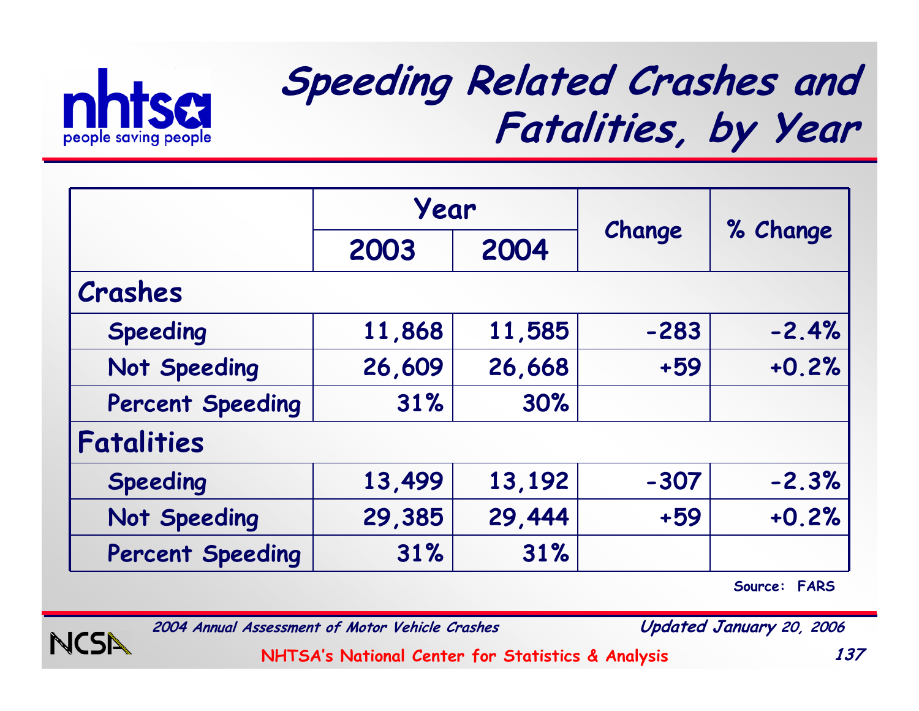# Speeding Related Crashes and Fatalities, by Year

| | Year | | Change | % Change |
|---|---|---|---|---|
| | 2003 | 2004 | | |
| **Crashes** | | | | |
| Speeding | 11,868 | 11,585 | -283 | -2.4% |
| Not Speeding | 26,609 | 26,668 | +59 | +0.2% |
| Percent Speeding | 31% | 30% | | |
| **Fatalities** | | | | |
| Speeding | 13,499 | 13,192 | -307 | -2.3% |
| Not Speeding | 29,385 | 29,444 | +59 | +0.2% |
| Percent Speeding | 31% | 31% | | |

Source: FARS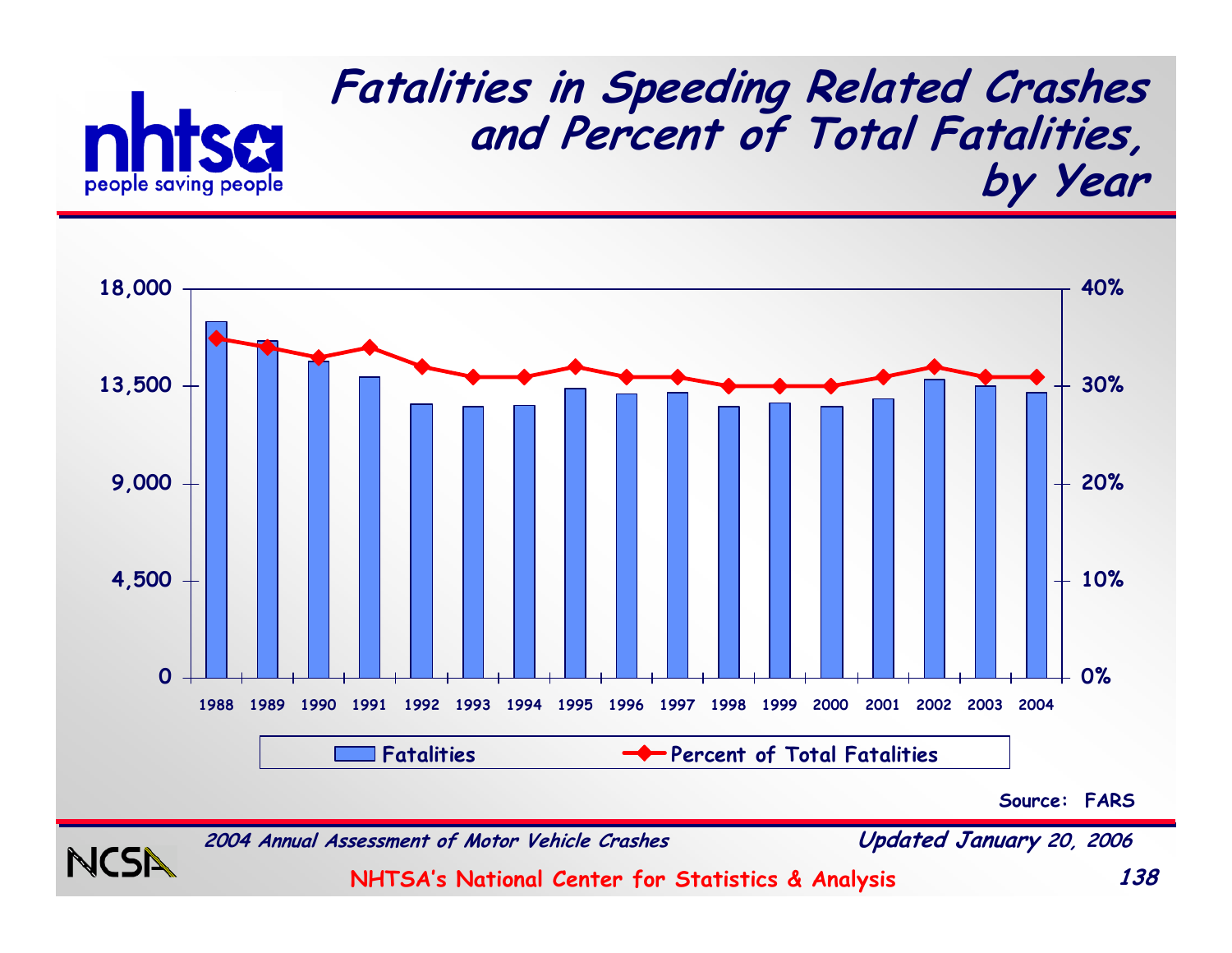# Fatalities in Speeding Related Crashes and Percent of Total Fatalities, by Year

nhtsa — people saving people

18,000 | 13,500 | 9,000 | 4,500 | 0

40% | 30% | 20% | 10% | 0%

1988 1989 1990 1991 1992 1993 1994 1995 1996 1997 1998 1999 2000 2001 2002 2003 2004

Fatalities — Percent of Total Fatalities

Source: FARS

*2004 Annual Assessment of Motor Vehicle Crashes* — *Updated January 20, 2006*

NCSA — NHTSA's National Center for Statistics & Analysis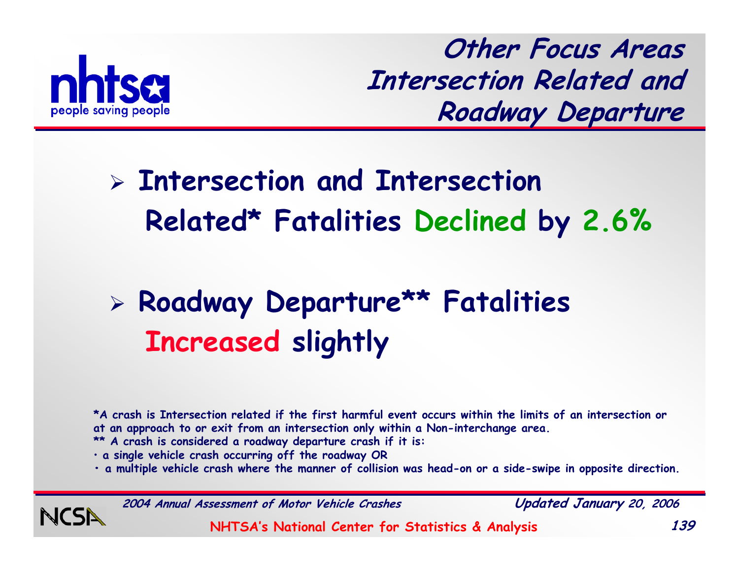# Other Focus Areas Intersection Related and Roadway Departure

- **Intersection and Intersection Related* Fatalities Declined by 2.6%**

- **Roadway Departure** Fatalities Increased slightly**

*A crash is Intersection related if the first harmful event occurs within the limits of an intersection or at an approach to or exit from an intersection only within a Non-interchange area.

** A crash is considered a roadway departure crash if it is:

- a single vehicle crash occurring off the roadway OR
- a multiple vehicle crash where the manner of collision was head-on or a side-swipe in opposite direction.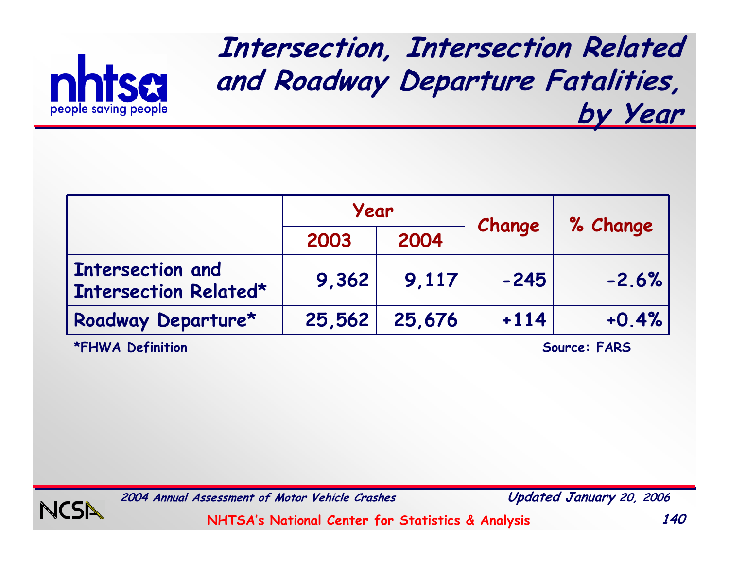# Intersection, Intersection Related and Roadway Departure Fatalities, by Year

| | Year | | Change | % Change |
|---|---|---|---|---|
| | 2003 | 2004 | | |
| Intersection and Intersection Related* | 9,362 | 9,117 | -245 | -2.6% |
| Roadway Departure* | 25,562 | 25,676 | +114 | +0.4% |

*FHWA Definition

Source: FARS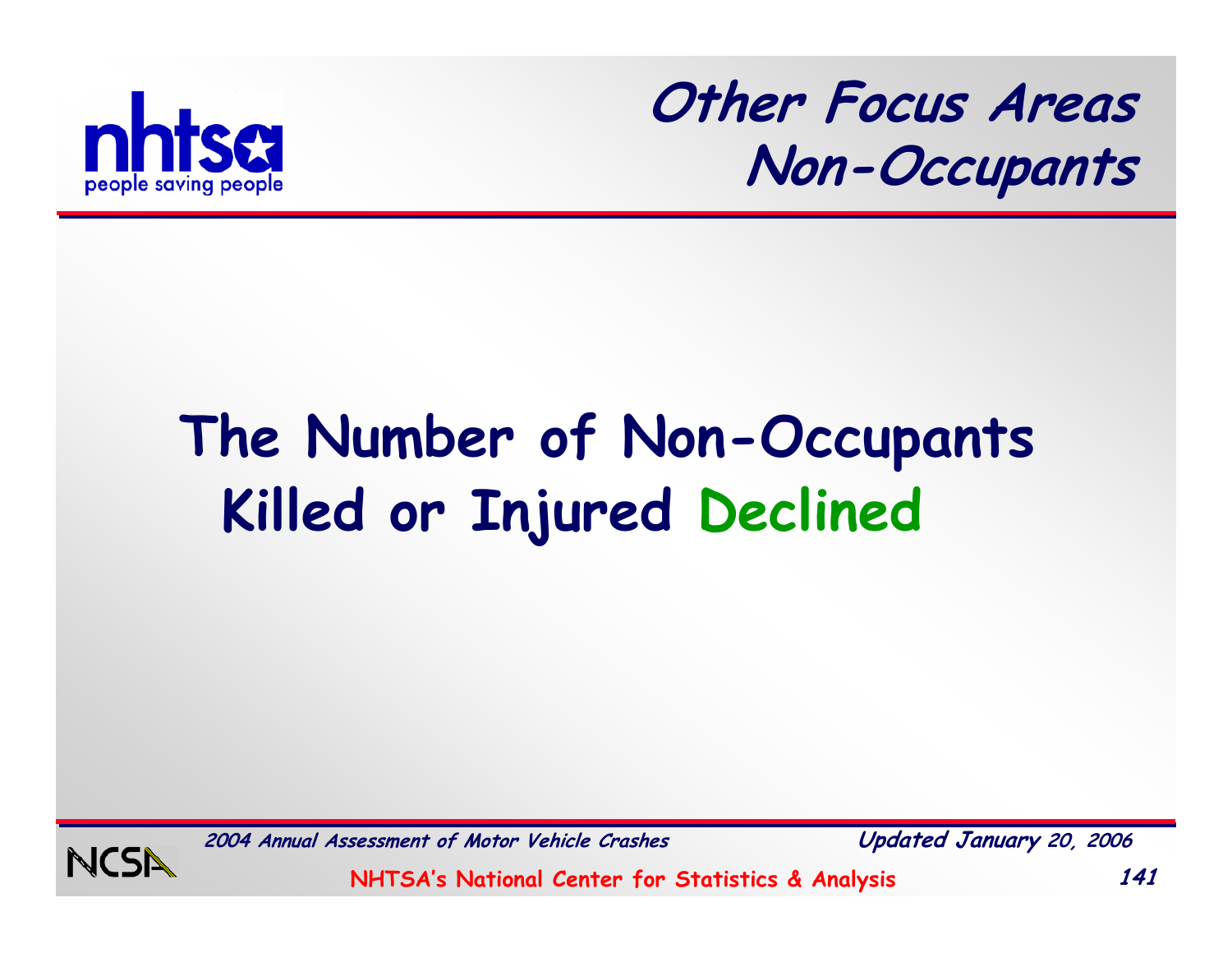# Other Focus Areas
## Non-Occupants

**The Number of Non-Occupants Killed or Injured Declined**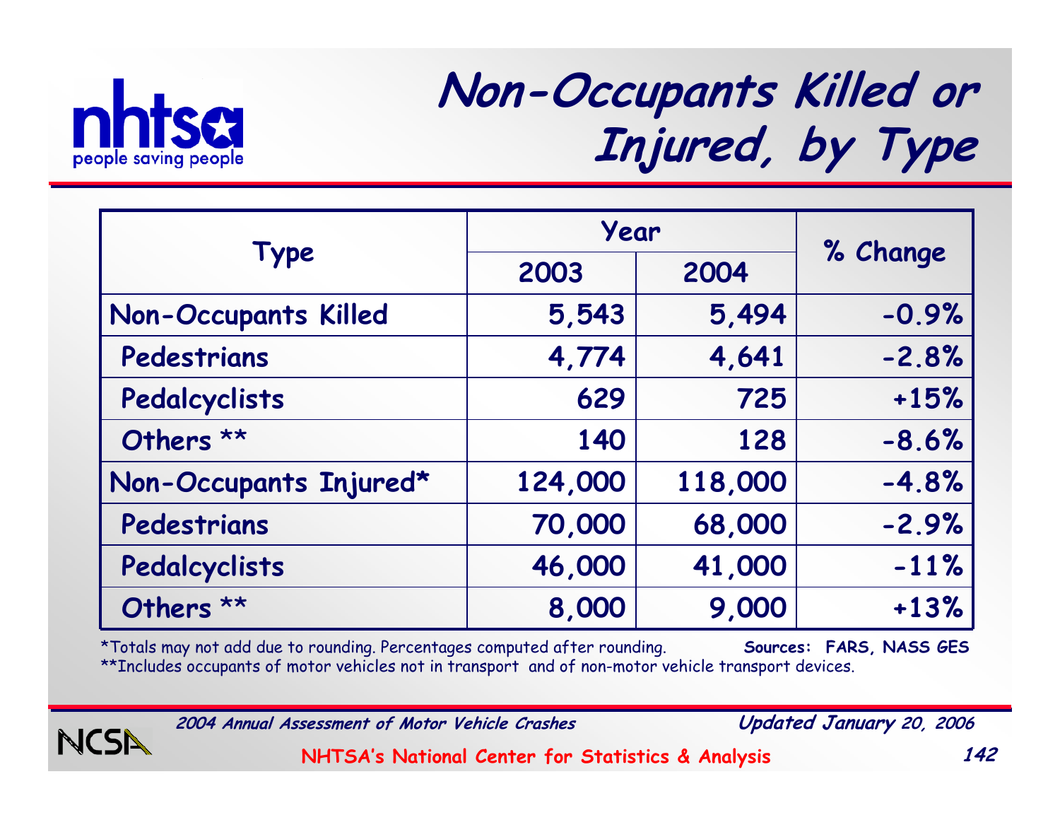# Non-Occupants Killed or Injured, by Type

| Type | Year | | % Change |
|---|---|---|---|
| | 2003 | 2004 | |
| **Non-Occupants Killed** | 5,543 | 5,494 | -0.9% |
| Pedestrians | 4,774 | 4,641 | -2.8% |
| Pedalcyclists | 629 | 725 | +15% |
| Others ** | 140 | 128 | -8.6% |
| **Non-Occupants Injured*** | 124,000 | 118,000 | -4.8% |
| Pedestrians | 70,000 | 68,000 | -2.9% |
| Pedalcyclists | 46,000 | 41,000 | -11% |
| Others ** | 8,000 | 9,000 | +13% |

*Totals may not add due to rounding. Percentages computed after rounding.

**Includes occupants of motor vehicles not in transport and of non-motor vehicle transport devices.

**Sources: FARS, NASS GES**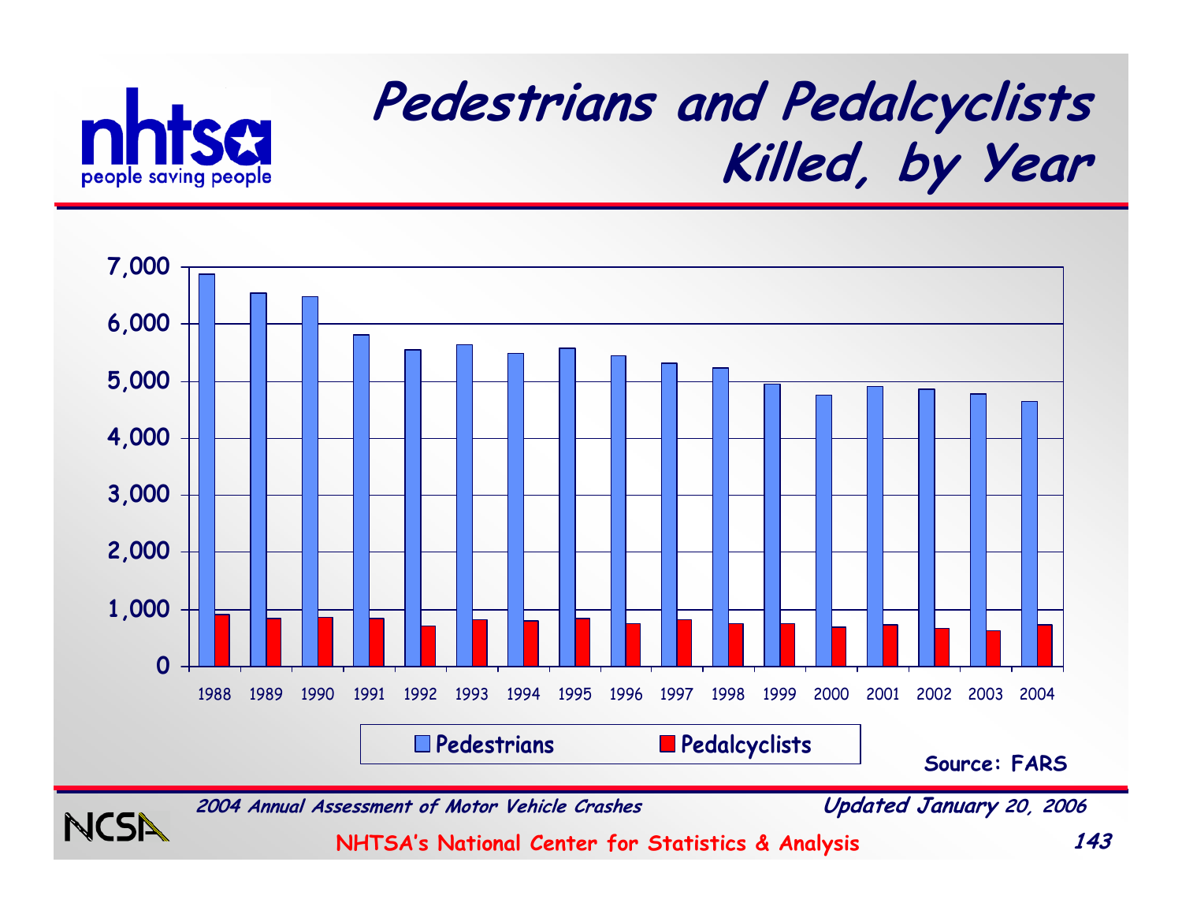# Pedestrians and Pedalcyclists Killed, by Year

Source: FARS

*2004 Annual Assessment of Motor Vehicle Crashes*

*Updated January 20, 2006*

NHTSA's National Center for Statistics & Analysis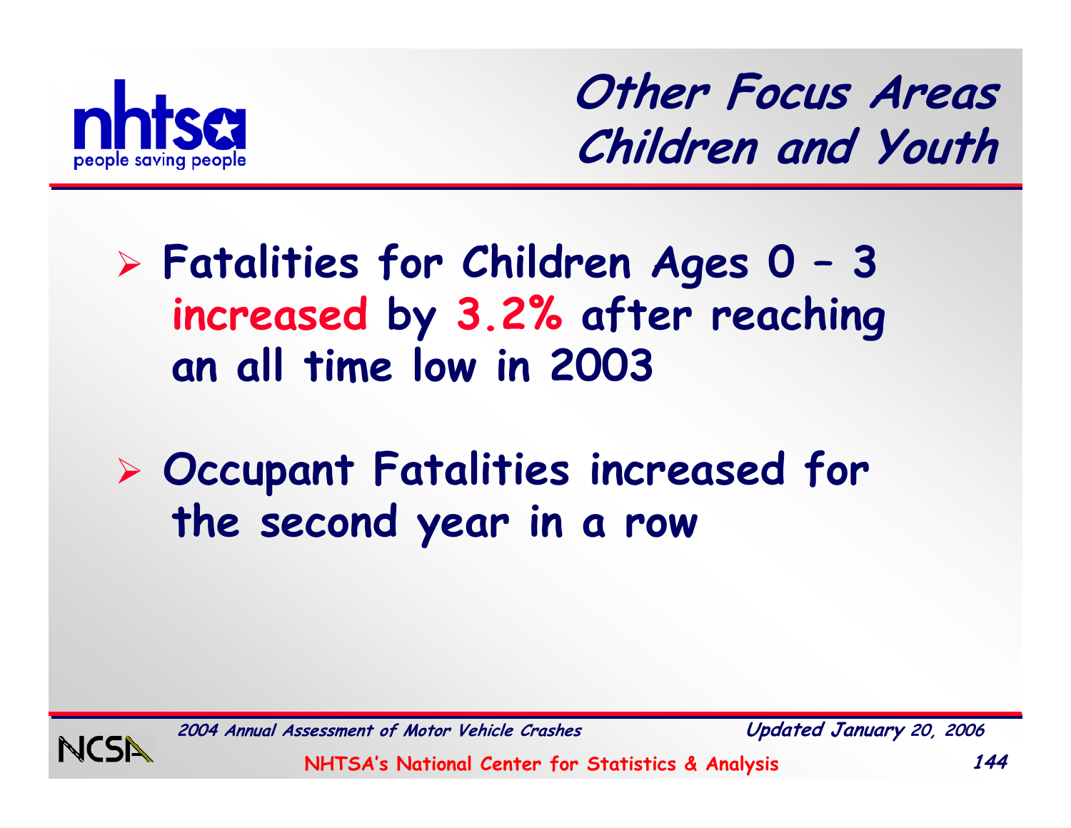# Other Focus Areas
## Children and Youth

- **Fatalities for Children Ages 0 – 3 increased by 3.2% after reaching an all time low in 2003**

- **Occupant Fatalities increased for the second year in a row**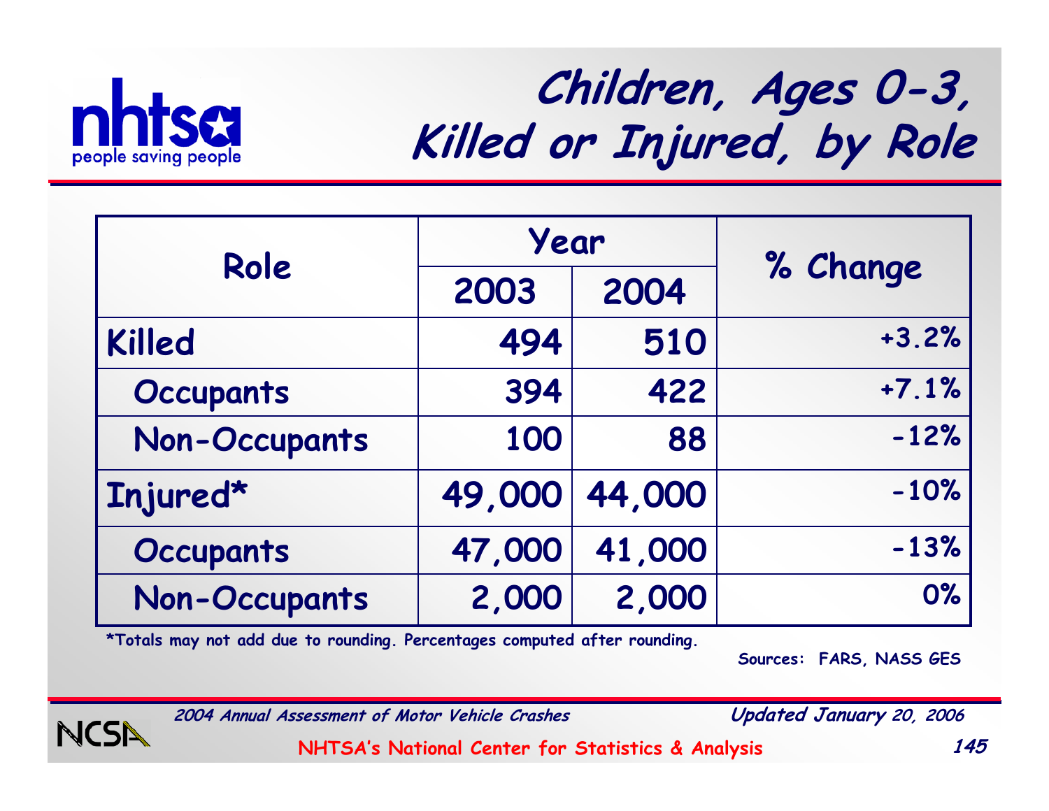# Children, Ages 0-3, Killed or Injured, by Role

| Role | Year | | % Change |
|---|---|---|---|
| | 2003 | 2004 | |
| Killed | 494 | 510 | +3.2% |
| Occupants | 394 | 422 | +7.1% |
| Non-Occupants | 100 | 88 | -12% |
| Injured* | 49,000 | 44,000 | -10% |
| Occupants | 47,000 | 41,000 | -13% |
| Non-Occupants | 2,000 | 2,000 | 0% |

*Totals may not add due to rounding. Percentages computed after rounding.

Sources: FARS, NASS GES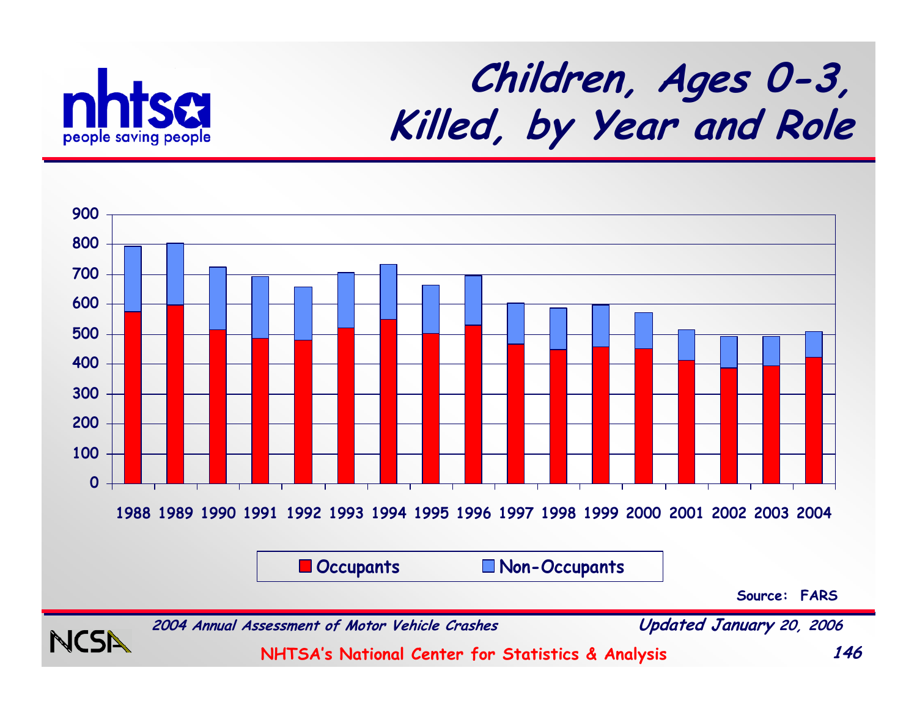# Children, Ages 0-3, Killed, by Year and Role

Source: FARS

*2004 Annual Assessment of Motor Vehicle Crashes*

*Updated January 20, 2006*

NHTSA's National Center for Statistics & Analysis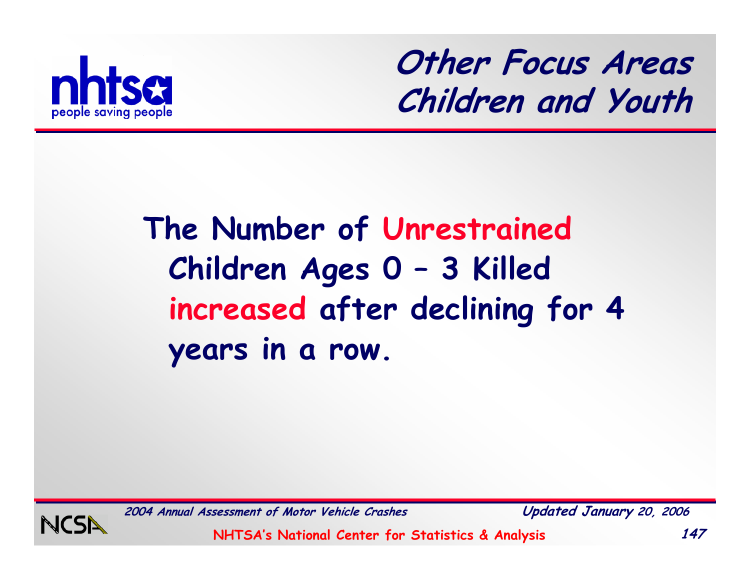# Other Focus Areas
## Children and Youth

**The Number of Unrestrained Children Ages 0 – 3 Killed increased after declining for 4 years in a row.**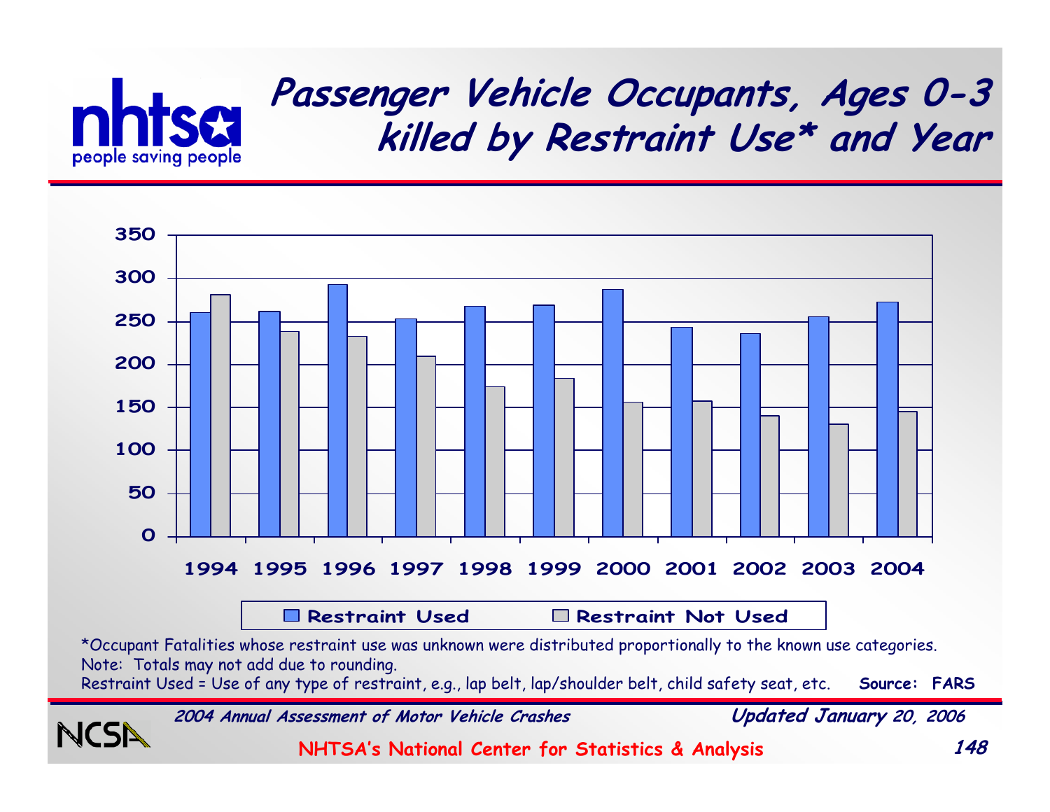# Passenger Vehicle Occupants, Ages 0-3 killed by Restraint Use* and Year

350
300
250
200
150
100
50
0

1994 1995 1996 1997 1998 1999 2000 2001 2002 2003 2004

Restraint Used    Restraint Not Used

*Occupant Fatalities whose restraint use was unknown were distributed proportionally to the known use categories.
Note: Totals may not add due to rounding.
Restraint Used = Use of any type of restraint, e.g., lap belt, lap/shoulder belt, child safety seat, etc. **Source: FARS**

*2004 Annual Assessment of Motor Vehicle Crashes* *Updated January 20, 2006*

**NHTSA's National Center for Statistics & Analysis**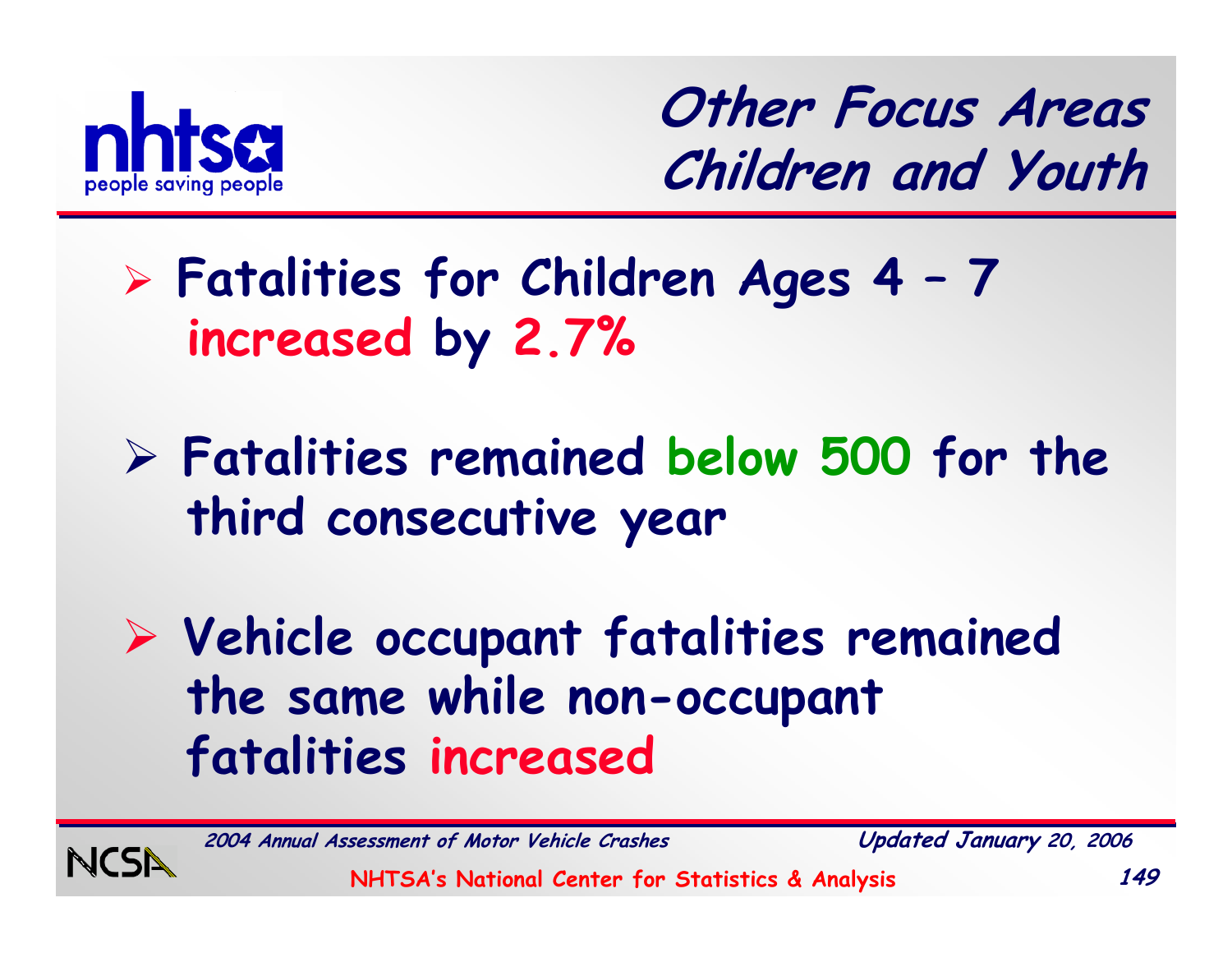# Other Focus Areas
## Children and Youth

- **Fatalities for Children Ages 4 – 7 increased by 2.7%**
- **Fatalities remained below 500 for the third consecutive year**
- **Vehicle occupant fatalities remained the same while non-occupant fatalities increased**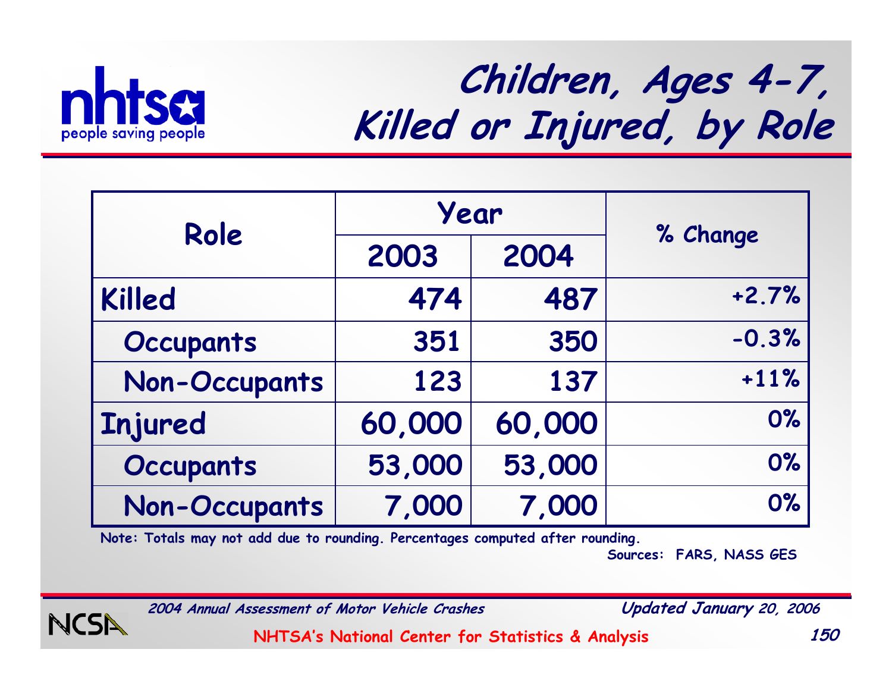# Children, Ages 4-7, Killed or Injured, by Role

| Role | Year | | % Change |
|---|---|---|---|
| | 2003 | 2004 | |
| Killed | 474 | 487 | +2.7% |
| Occupants | 351 | 350 | -0.3% |
| Non-Occupants | 123 | 137 | +11% |
| Injured | 60,000 | 60,000 | 0% |
| Occupants | 53,000 | 53,000 | 0% |
| Non-Occupants | 7,000 | 7,000 | 0% |

Note: Totals may not add due to rounding. Percentages computed after rounding.

Sources: FARS, NASS GES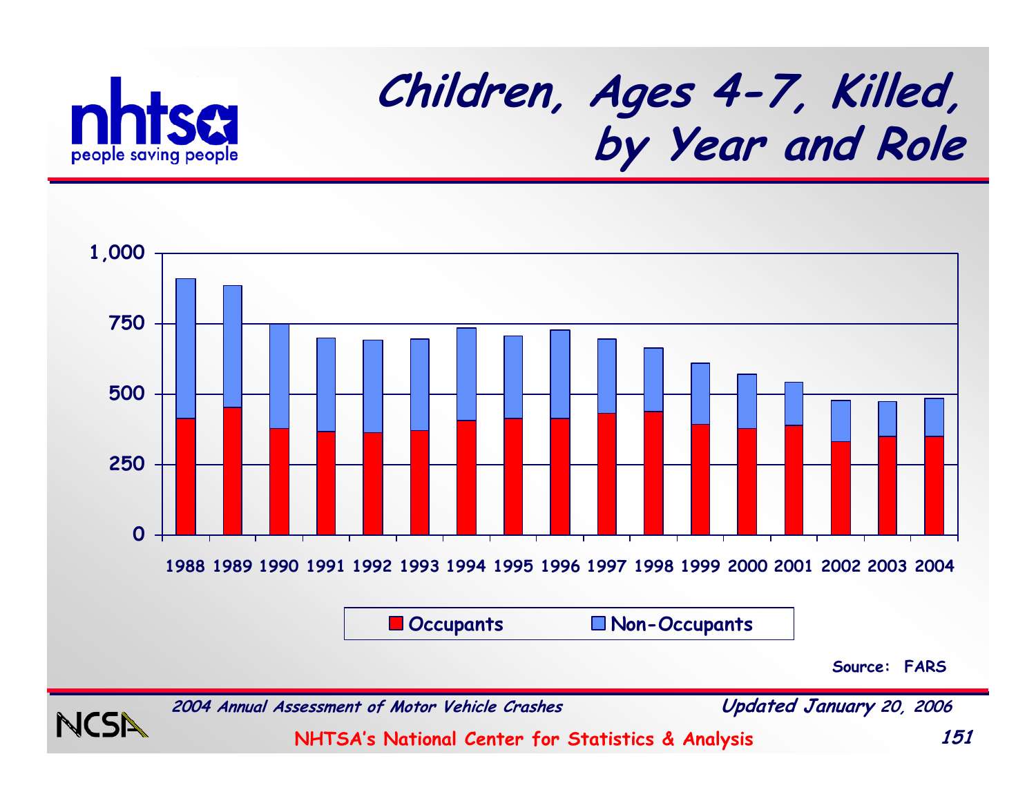# Children, Ages 4-7, Killed, by Year and Role

| Year | 1988 | 1989 | 1990 | 1991 | 1992 | 1993 | 1994 | 1995 | 1996 | 1997 | 1998 | 1999 | 2000 | 2001 | 2002 | 2003 | 2004 |
|---|---|---|---|---|---|---|---|---|---|---|---|---|---|---|---|---|---|

Legend: Occupants, Non-Occupants

Axis values: 0, 250, 500, 750, 1,000

Source: FARS

*2004 Annual Assessment of Motor Vehicle Crashes* — *Updated January 20, 2006*

NHTSA's National Center for Statistics & Analysis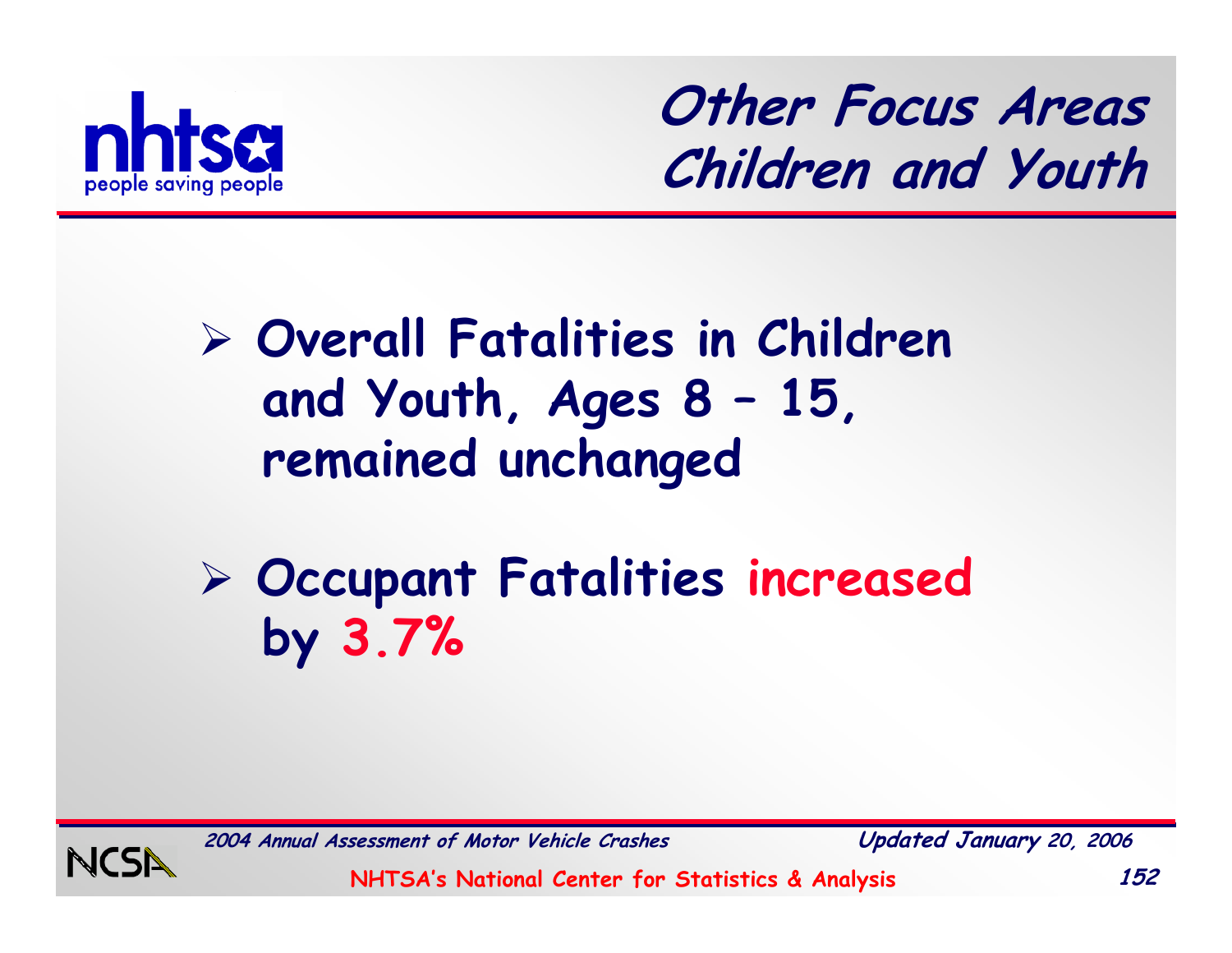# Other Focus Areas
## Children and Youth

- **Overall Fatalities in Children and Youth, Ages 8 – 15, remained unchanged**
- **Occupant Fatalities increased by 3.7%**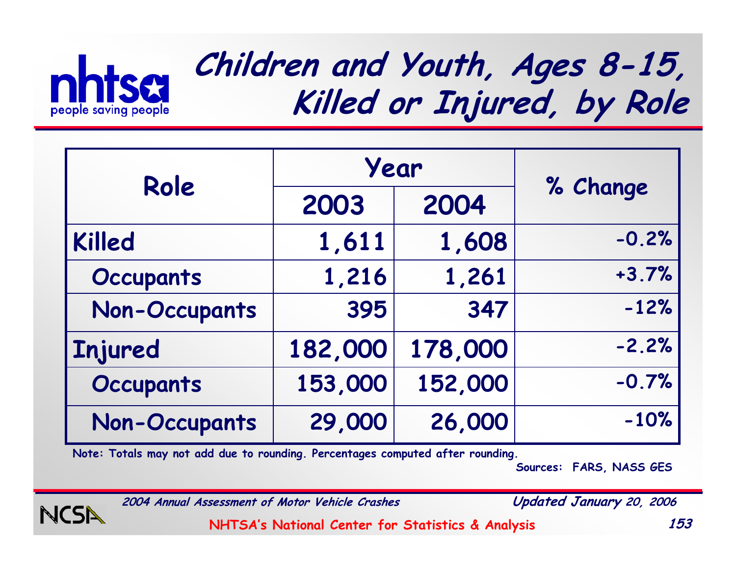# Children and Youth, Ages 8-15, Killed or Injured, by Role

| Role | Year | | % Change |
|---|---|---|---|
| | 2003 | 2004 | |
| Killed | 1,611 | 1,608 | -0.2% |
| Occupants | 1,216 | 1,261 | +3.7% |
| Non-Occupants | 395 | 347 | -12% |
| Injured | 182,000 | 178,000 | -2.2% |
| Occupants | 153,000 | 152,000 | -0.7% |
| Non-Occupants | 29,000 | 26,000 | -10% |

Note: Totals may not add due to rounding. Percentages computed after rounding.

Sources: FARS, NASS GES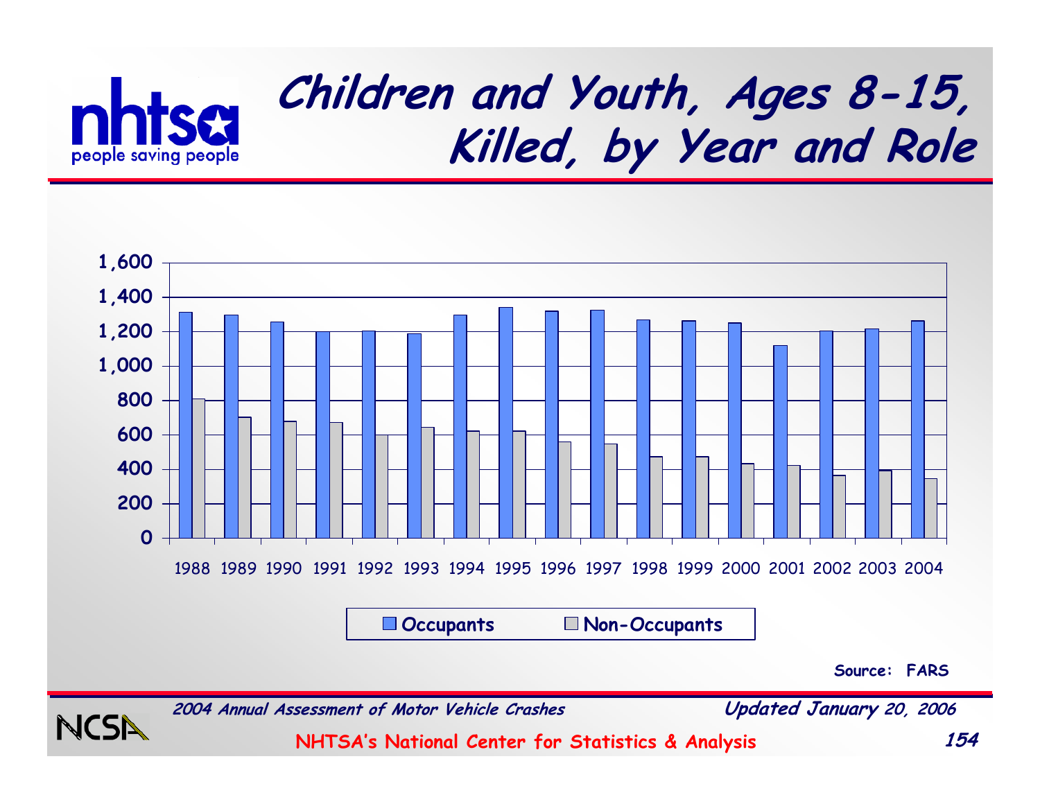# Children and Youth, Ages 8-15, Killed, by Year and Role

1,600
1,400
1,200
1,000
800
600
400
200
0

1988 1989 1990 1991 1992 1993 1994 1995 1996 1997 1998 1999 2000 2001 2002 2003 2004

Occupants | Non-Occupants

Source: FARS

*2004 Annual Assessment of Motor Vehicle Crashes* — *Updated January 20, 2006*

NHTSA's National Center for Statistics & Analysis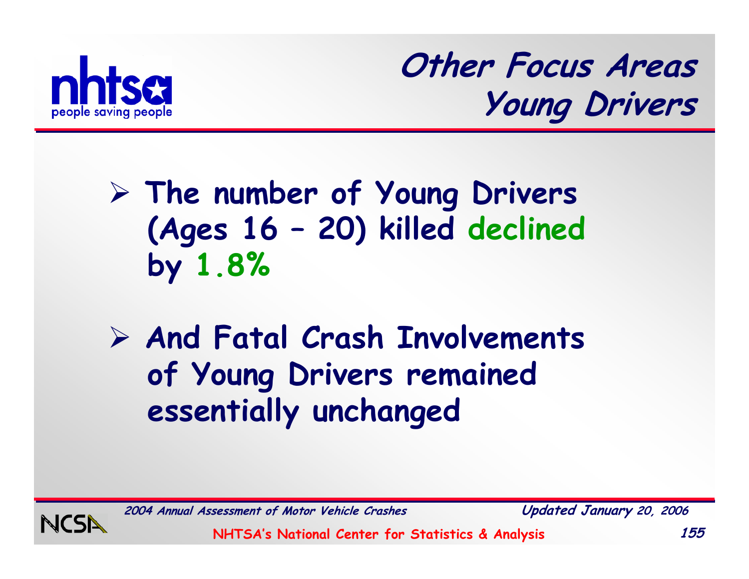# Other Focus Areas
## Young Drivers

- The number of Young Drivers (Ages 16 – 20) killed declined by 1.8%

- And Fatal Crash Involvements of Young Drivers remained essentially unchanged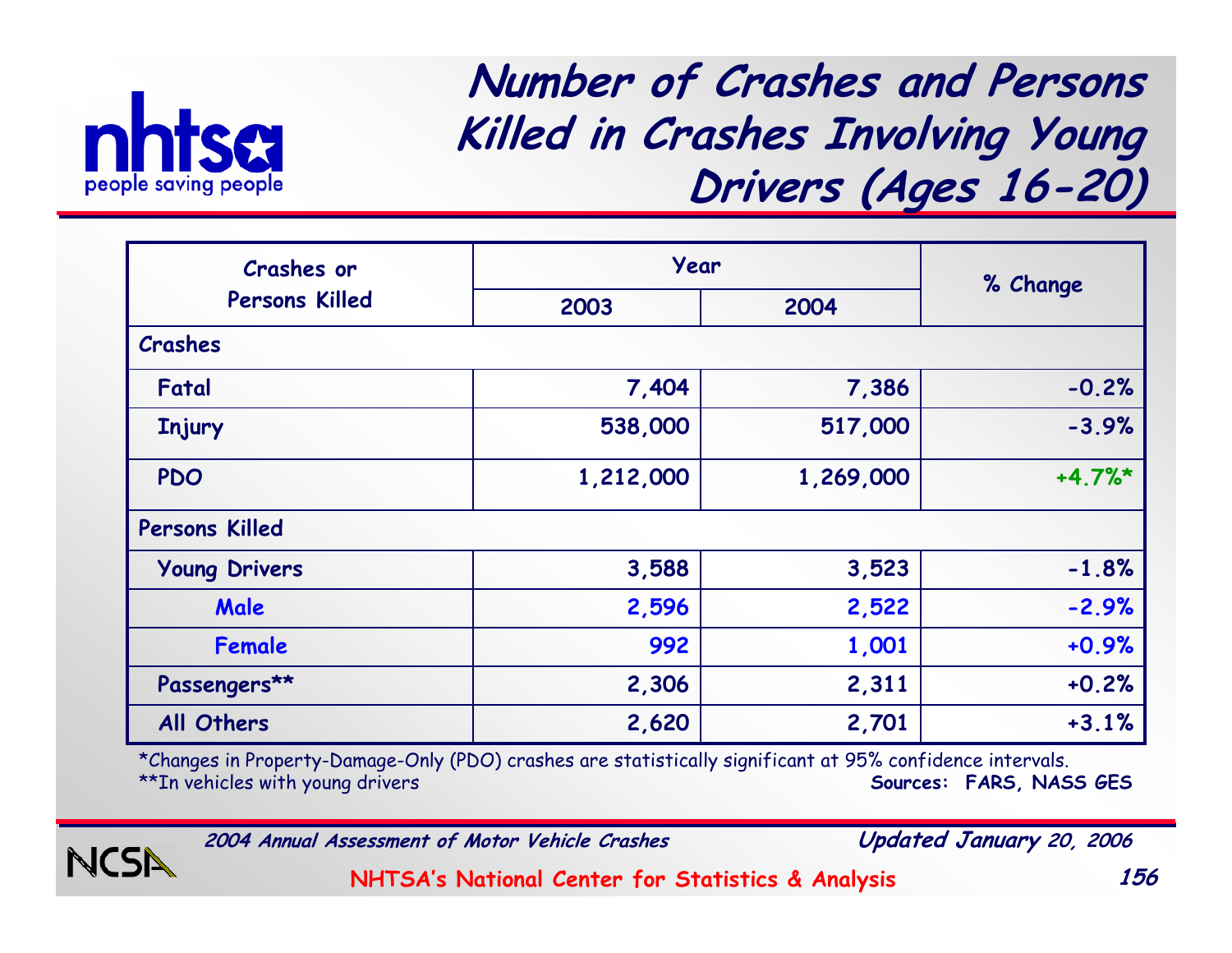# Number of Crashes and Persons Killed in Crashes Involving Young Drivers (Ages 16-20)

| Crashes or Persons Killed | Year | | % Change |
|---|---|---|---|
| | 2003 | 2004 | |
| **Crashes** | | | |
| Fatal | 7,404 | 7,386 | -0.2% |
| Injury | 538,000 | 517,000 | -3.9% |
| PDO | 1,212,000 | 1,269,000 | +4.7%* |
| **Persons Killed** | | | |
| Young Drivers | 3,588 | 3,523 | -1.8% |
| Male | 2,596 | 2,522 | -2.9% |
| Female | 992 | 1,001 | +0.9% |
| Passengers** | 2,306 | 2,311 | +0.2% |
| All Others | 2,620 | 2,701 | +3.1% |

*Changes in Property-Damage-Only (PDO) crashes are statistically significant at 95% confidence intervals.
**In vehicles with young drivers

**Sources: FARS, NASS GES**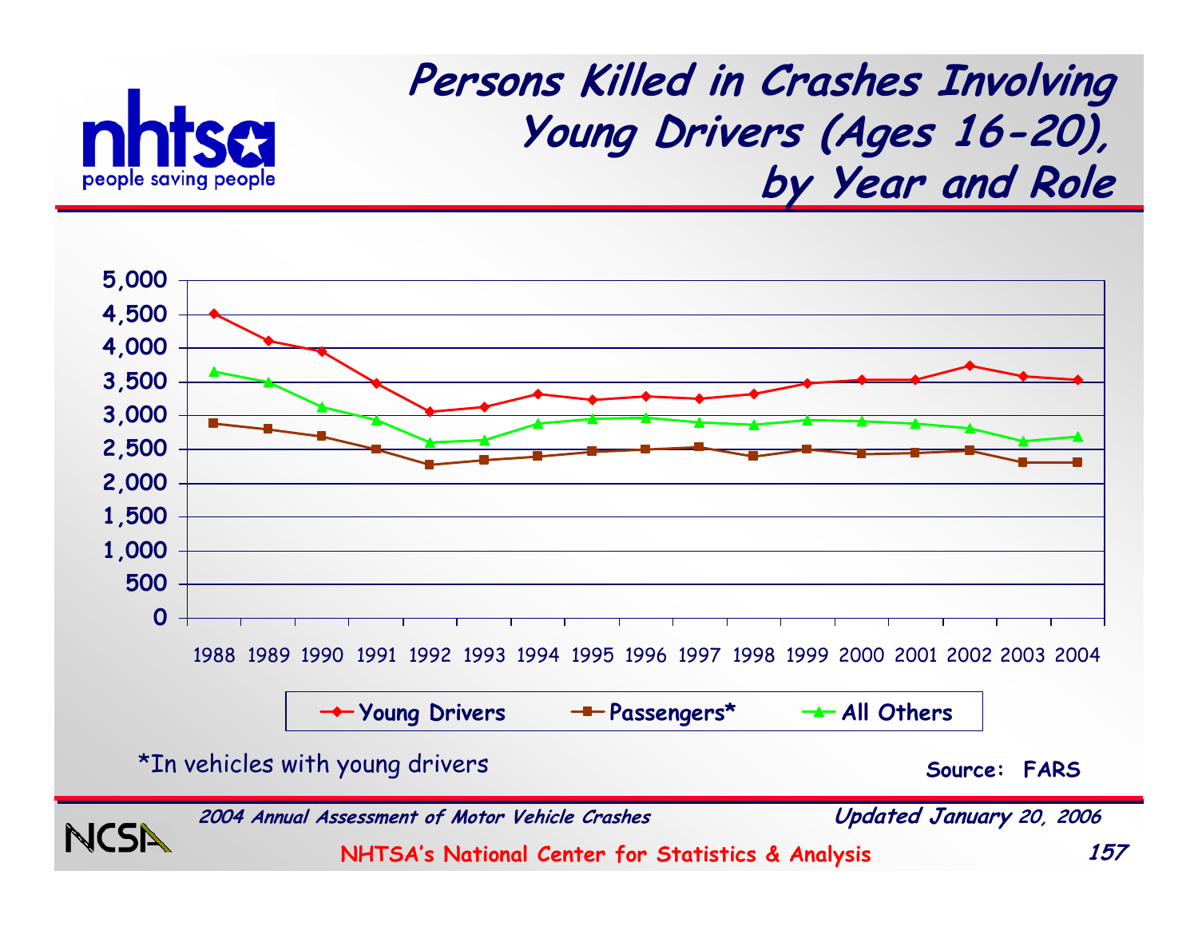# Persons Killed in Crashes Involving Young Drivers (Ages 16-20), by Year and Role

5,000
4,500
4,000
3,500
3,000
2,500
2,000
1,500
1,000
500
0

1988 1989 1990 1991 1992 1993 1994 1995 1996 1997 1998 1999 2000 2001 2002 2003 2004

Young Drivers — Passengers* — All Others

*In vehicles with young drivers

**Source: FARS**

*2004 Annual Assessment of Motor Vehicle Crashes* — *Updated January 20, 2006*

NHTSA's National Center for Statistics & Analysis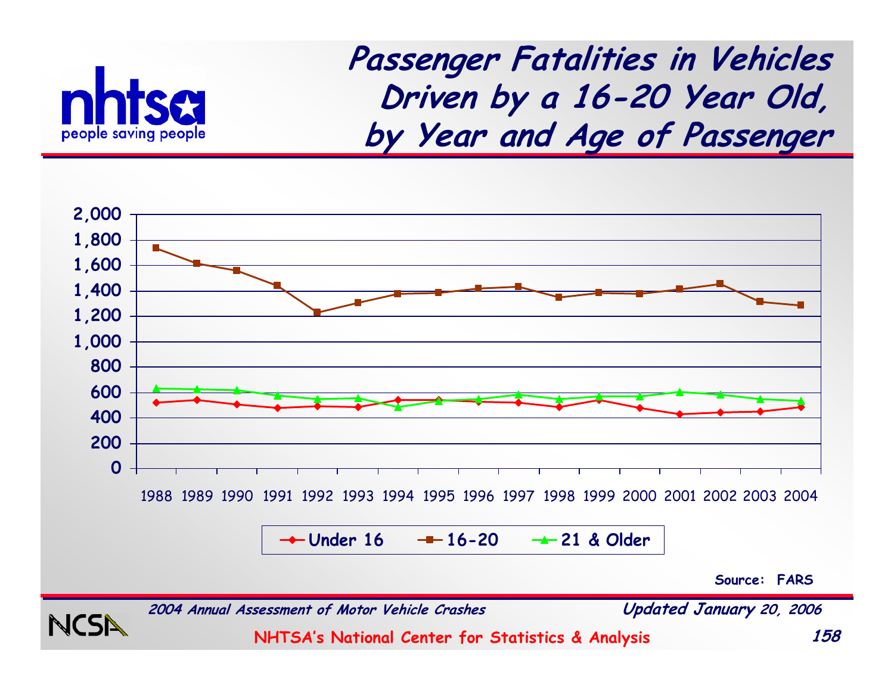# Passenger Fatalities in Vehicles Driven by a 16-20 Year Old, by Year and Age of Passenger

2,000
1,800
1,600
1,400
1,200
1,000
800
600
400
200
0

1988 1989 1990 1991 1992 1993 1994 1995 1996 1997 1998 1999 2000 2001 2002 2003 2004

Under 16 | 16-20 | 21 & Older

Source: FARS

*2004 Annual Assessment of Motor Vehicle Crashes* *Updated January 20, 2006*

NHTSA's National Center for Statistics & Analysis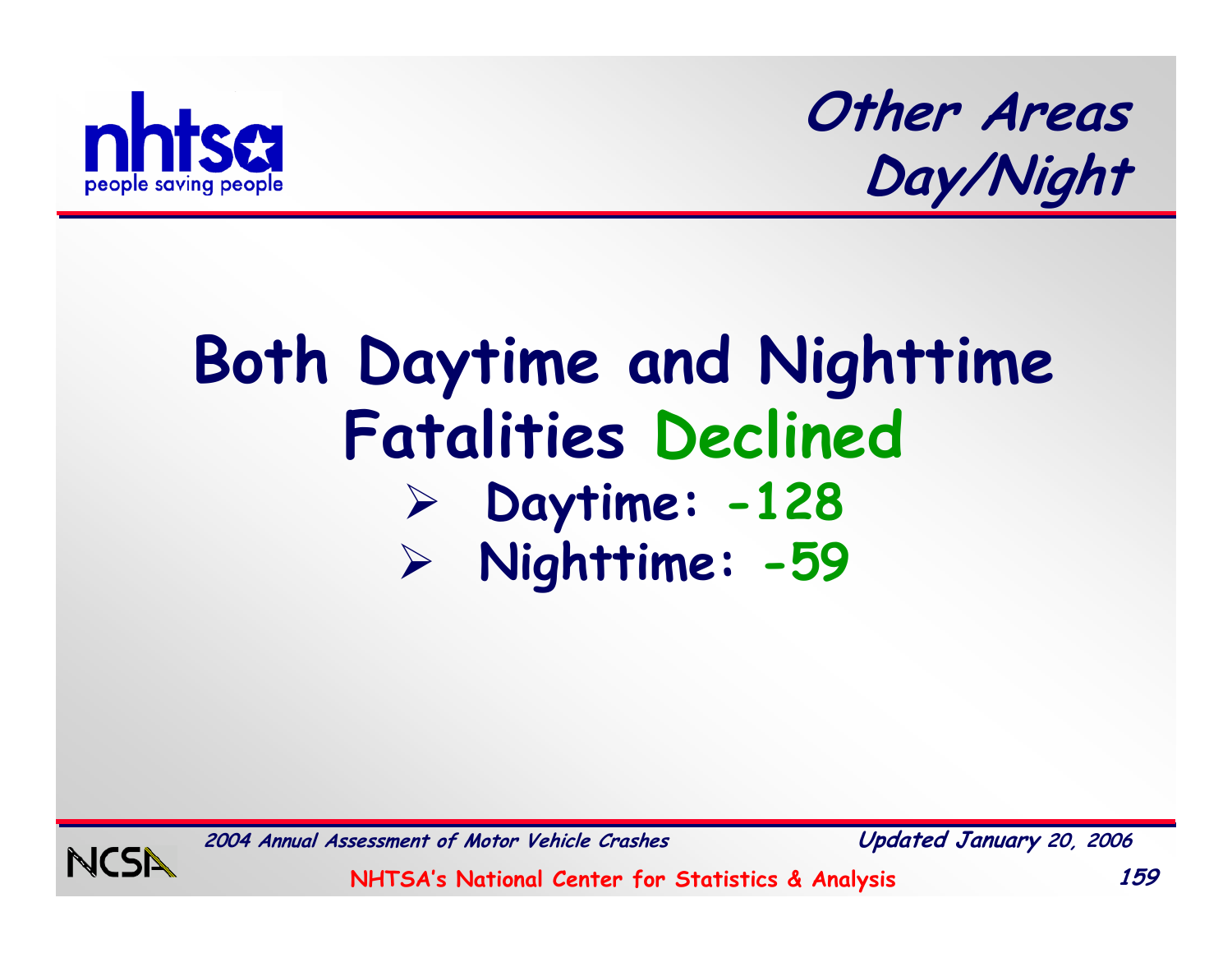# Other Areas Day/Night

## Both Daytime and Nighttime Fatalities Declined

- Daytime: -128
- Nighttime: -59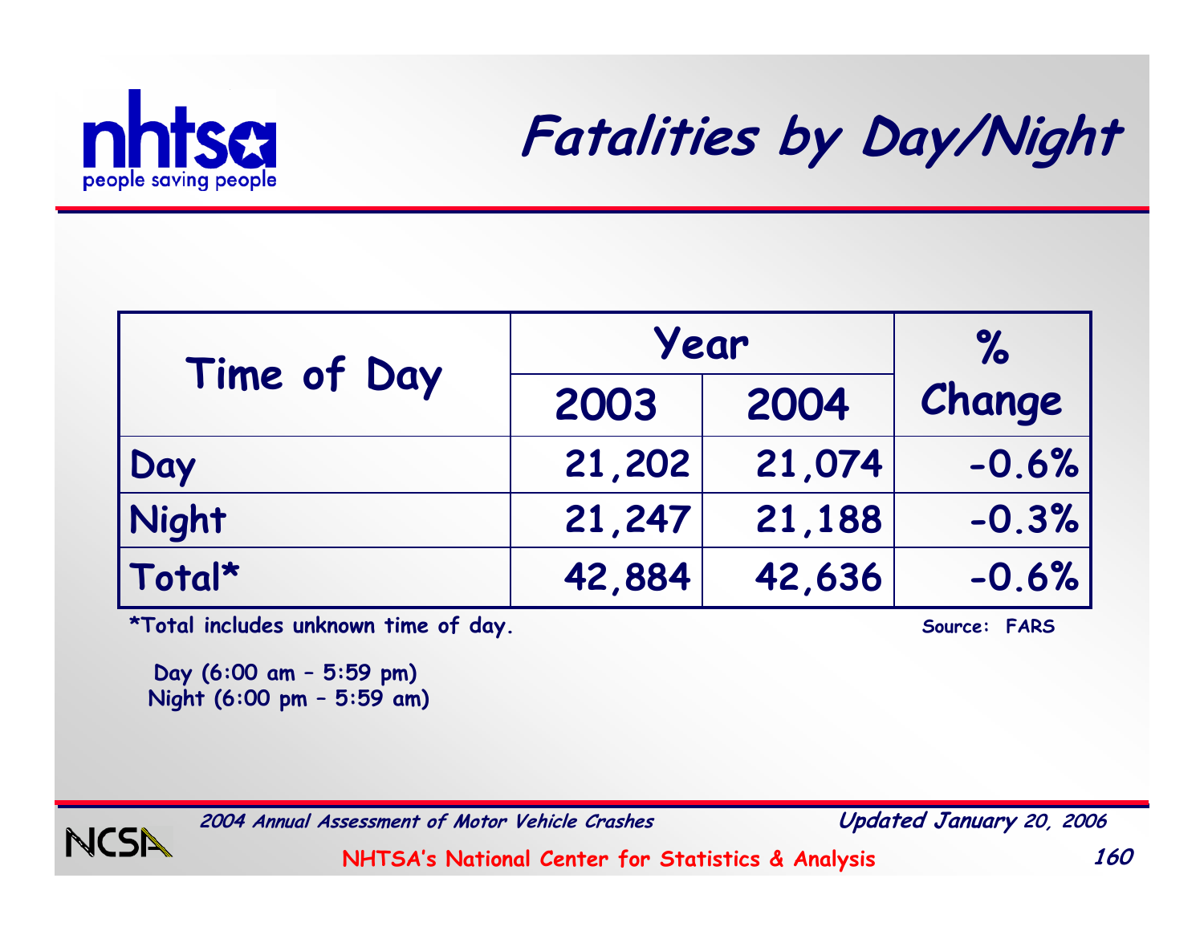# Fatalities by Day/Night

| Time of Day | Year | | % Change |
|---|---|---|---|
| | 2003 | 2004 | |
| Day | 21,202 | 21,074 | -0.6% |
| Night | 21,247 | 21,188 | -0.3% |
| Total* | 42,884 | 42,636 | -0.6% |

*Total includes unknown time of day.

Source: FARS

Day (6:00 am – 5:59 pm)
Night (6:00 pm – 5:59 am)

*2004 Annual Assessment of Motor Vehicle Crashes*

*Updated January 20, 2006*

NHTSA's National Center for Statistics & Analysis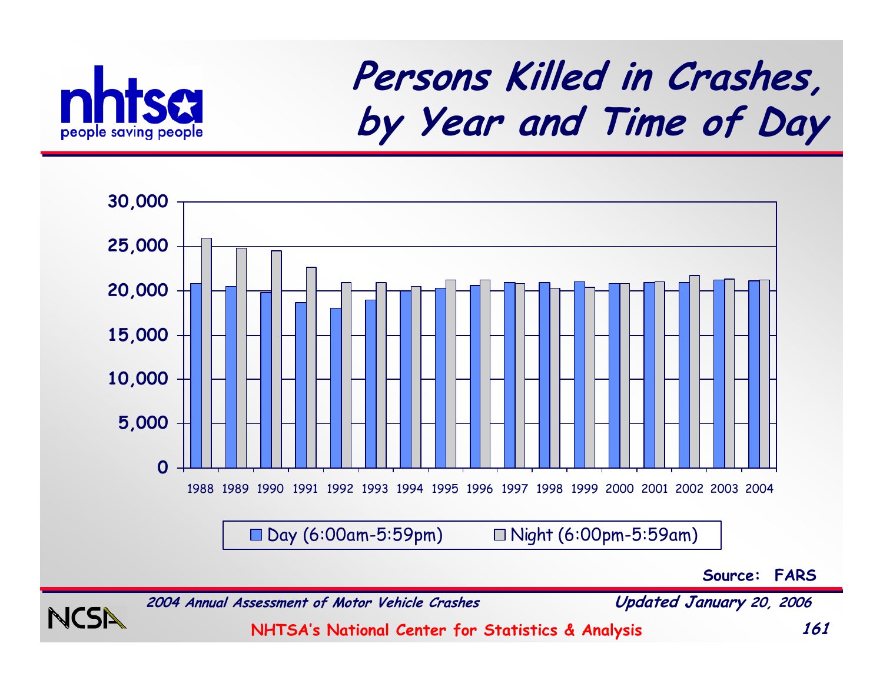# Persons Killed in Crashes, by Year and Time of Day

30,000
25,000
20,000
15,000
10,000
5,000
0

1988 1989 1990 1991 1992 1993 1994 1995 1996 1997 1998 1999 2000 2001 2002 2003 2004

Day (6:00am-5:59pm) | Night (6:00pm-5:59am)

**Source: FARS**

*2004 Annual Assessment of Motor Vehicle Crashes* — *Updated January 20, 2006*

**NHTSA's National Center for Statistics & Analysis**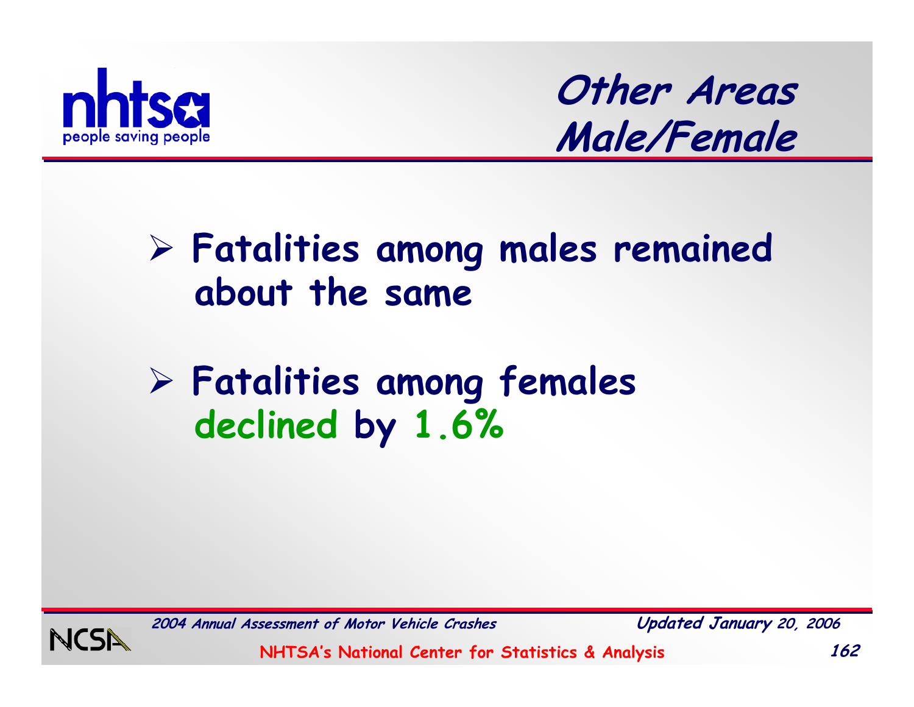# Other Areas Male/Female

- **Fatalities among males remained about the same**

- **Fatalities among females declined by 1.6%**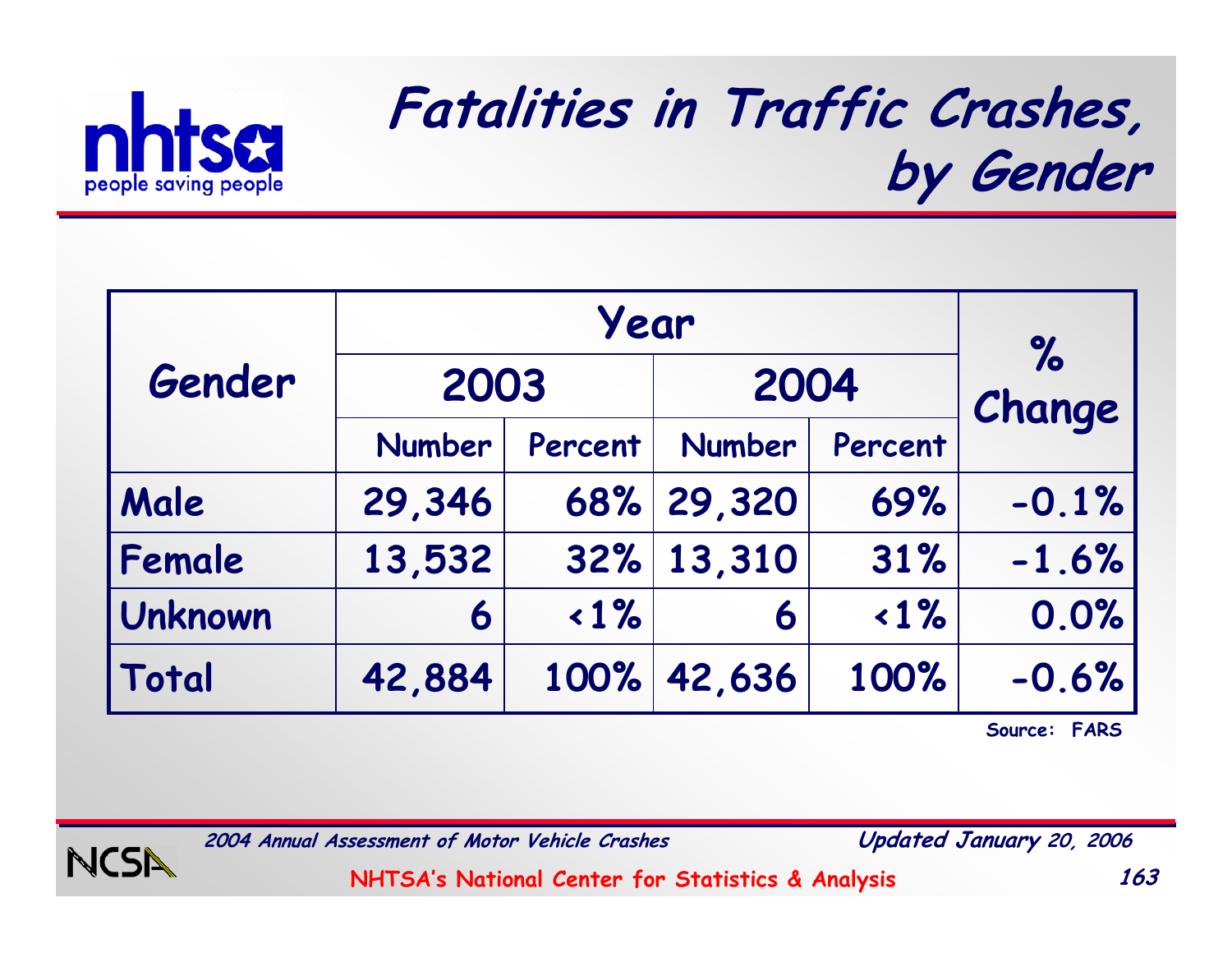# Fatalities in Traffic Crashes, by Gender

| Gender | Year | | | | % Change |
|---|---|---|---|---|---|
| | 2003 | | 2004 | | |
| | Number | Percent | Number | Percent | |
| Male | 29,346 | 68% | 29,320 | 69% | -0.1% |
| Female | 13,532 | 32% | 13,310 | 31% | -1.6% |
| Unknown | 6 | <1% | 6 | <1% | 0.0% |
| Total | 42,884 | 100% | 42,636 | 100% | -0.6% |

Source: FARS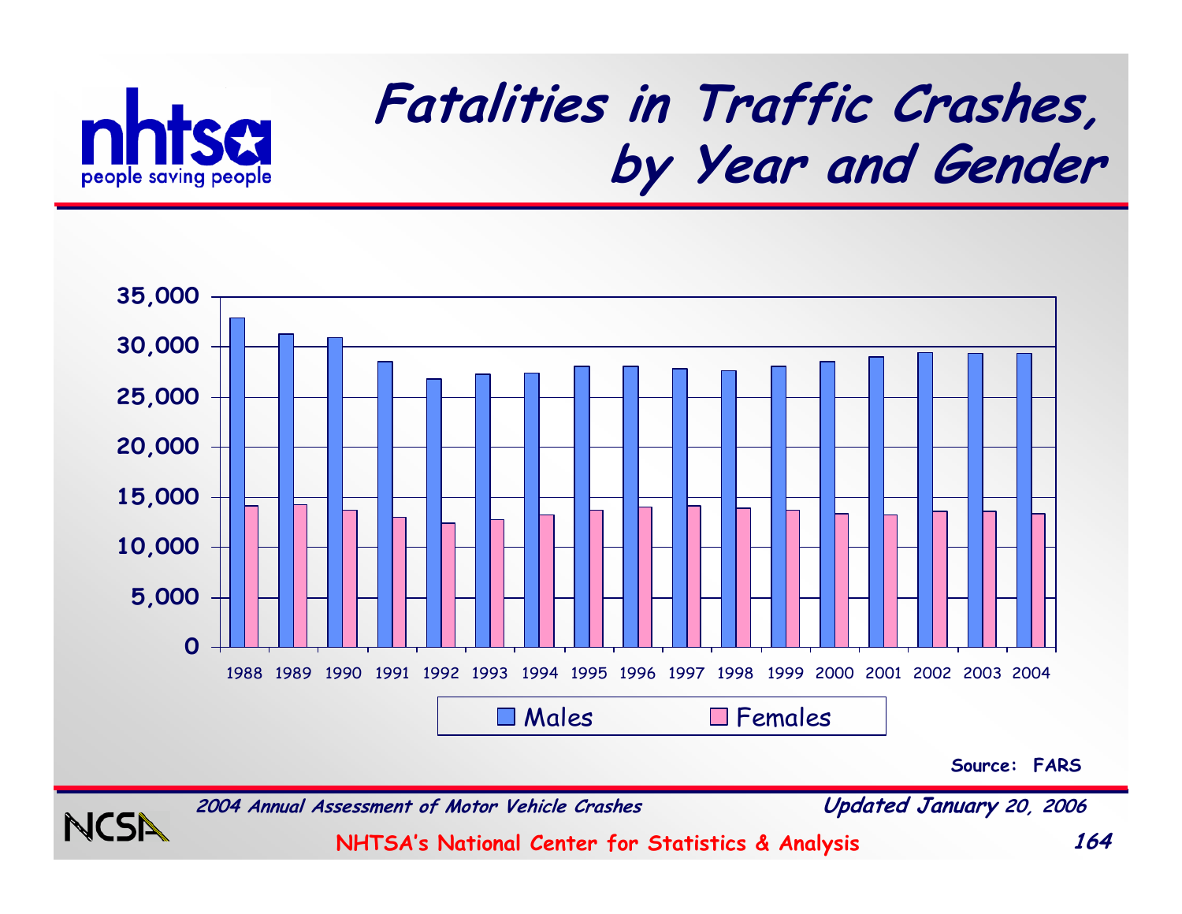# Fatalities in Traffic Crashes, by Year and Gender

35,000
30,000
25,000
20,000
15,000
10,000
5,000
0

1988 1989 1990 1991 1992 1993 1994 1995 1996 1997 1998 1999 2000 2001 2002 2003 2004

Males Females

**Source: FARS**

*2004 Annual Assessment of Motor Vehicle Crashes* *Updated January 20, 2006*

NHTSA's National Center for Statistics & Analysis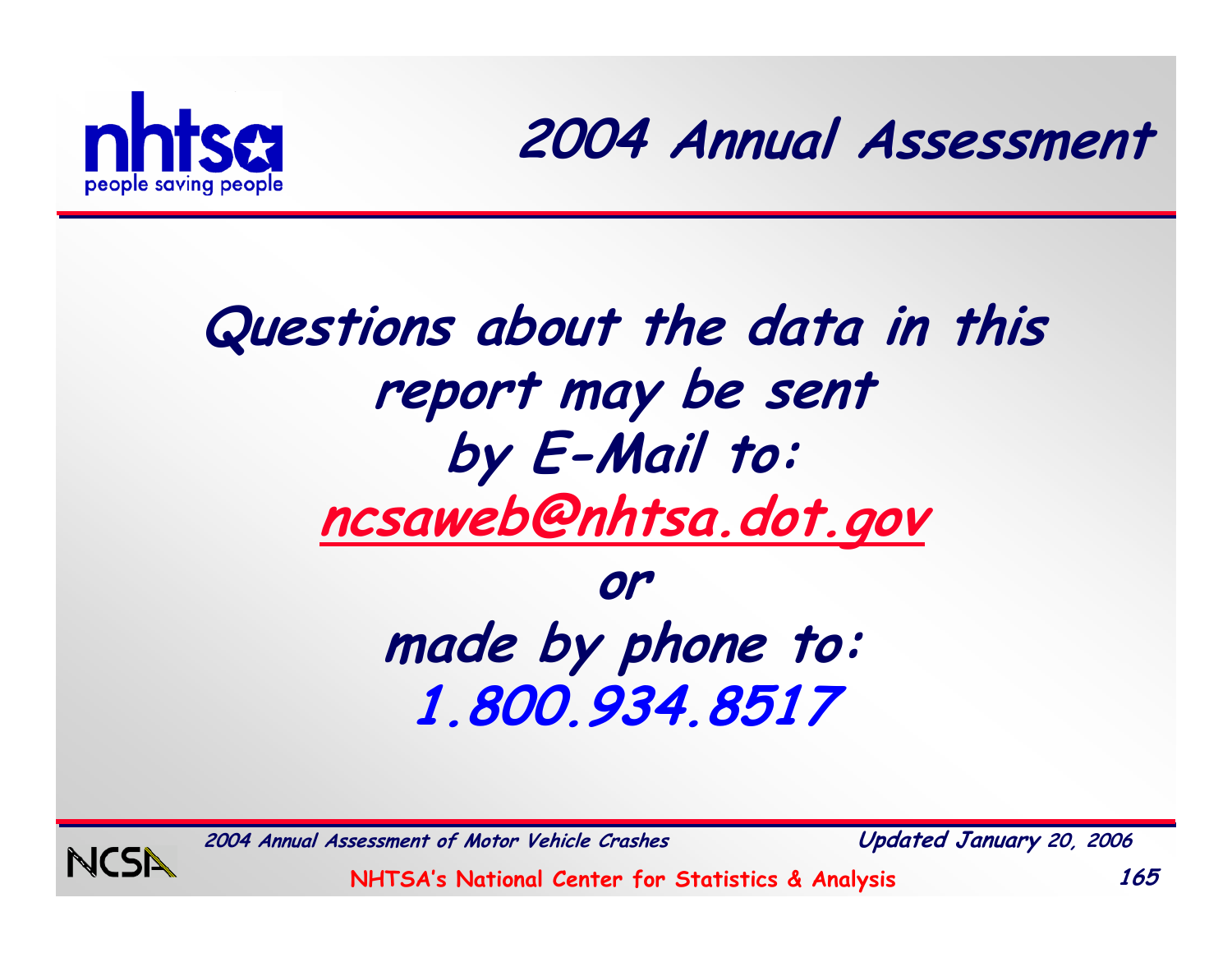# 2004 Annual Assessment

## *Questions about the data in this report may be sent by E-Mail to:*

## *ncsaweb@nhtsa.dot.gov*

## *or*

## *made by phone to:*

## *1.800.934.8517*